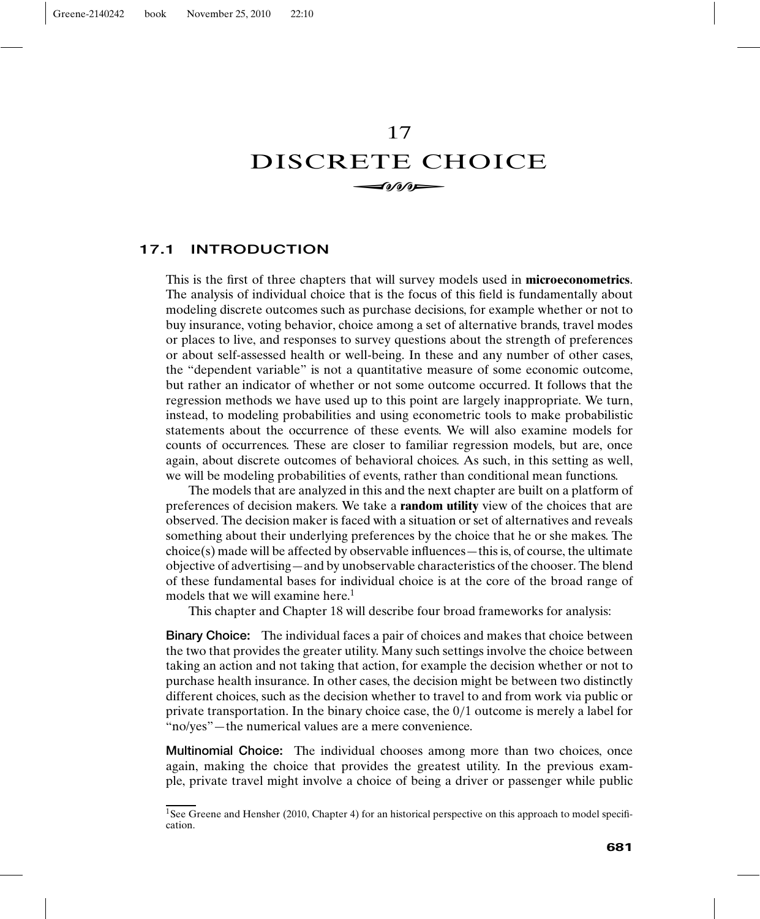# 17 DISCRETE CHOICE

## 17.1 INTRODUCTION

This is the first of three chapters that will survey models used in **microeconometrics**. The analysis of individual choice that is the focus of this field is fundamentally about modeling discrete outcomes such as purchase decisions, for example whether or not to buy insurance, voting behavior, choice among a set of alternative brands, travel modes or places to live, and responses to survey questions about the strength of preferences or about self-assessed health or well-being. In these and any number of other cases, the "dependent variable" is not a quantitative measure of some economic outcome, but rather an indicator of whether or not some outcome occurred. It follows that the regression methods we have used up to this point are largely inappropriate. We turn, instead, to modeling probabilities and using econometric tools to make probabilistic statements about the occurrence of these events. We will also examine models for counts of occurrences. These are closer to familiar regression models, but are, once again, about discrete outcomes of behavioral choices. As such, in this setting as well, we will be modeling probabilities of events, rather than conditional mean functions.

The models that are analyzed in this and the next chapter are built on a platform of preferences of decision makers. We take a **random utility** view of the choices that are observed. The decision maker is faced with a situation or set of alternatives and reveals something about their underlying preferences by the choice that he or she makes. The choice(s) made will be affected by observable influences—this is, of course, the ultimate objective of advertising—and by unobservable characteristics of the chooser. The blend of these fundamental bases for individual choice is at the core of the broad range of models that we will examine here.[1]

This chapter and Chapter 18 will describe four broad frameworks for analysis:

**Binary Choice:** The individual faces a pair of choices and makes that choice between the two that provides the greater utility. Many such settings involve the choice between taking an action and not taking that action, for example the decision whether or not to purchase health insurance. In other cases, the decision might be between two distinctly different choices, such as the decision whether to travel to and from work via public or private transportation. In the binary choice case, the 0/1 outcome is merely a label for "no/yes"—the numerical values are a mere convenience.

**Multinomial Choice:** The individual chooses among more than two choices, once again, making the choice that provides the greatest utility. In the previous example, private travel might involve a choice of being a driver or passenger while public

[1] See Greene and Hensher (2010, Chapter 4) for an historical perspective on this approach to model specification.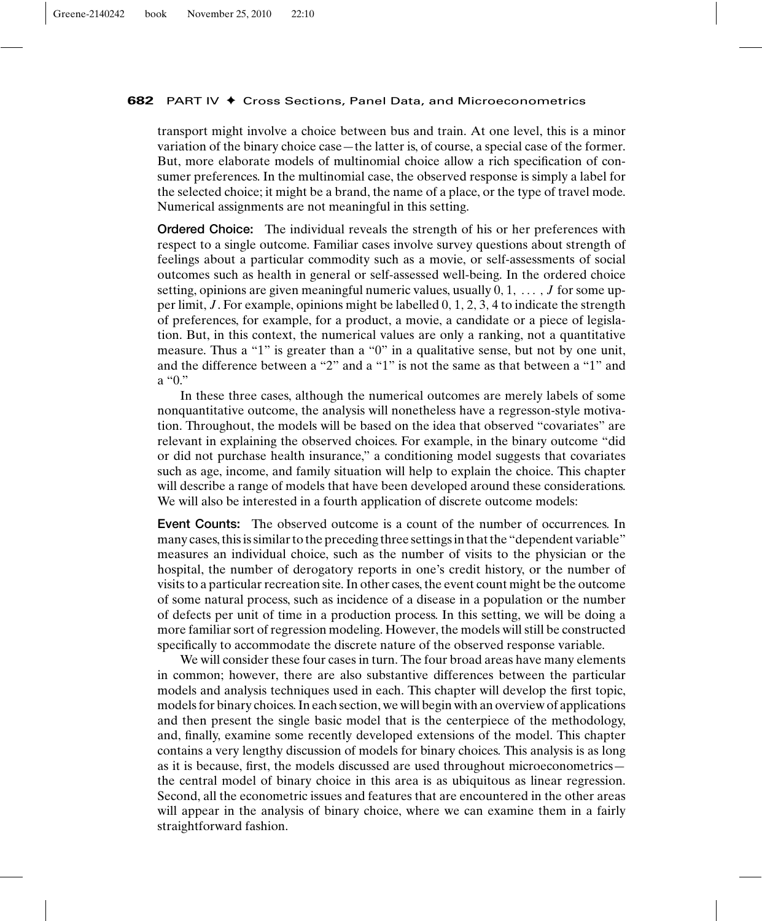transport might involve a choice between bus and train. At one level, this is a minor variation of the binary choice case—the latter is, of course, a special case of the former. But, more elaborate models of multinomial choice allow a rich specification of consumer preferences. In the multinomial case, the observed response is simply a label for the selected choice; it might be a brand, the name of a place, or the type of travel mode. Numerical assignments are not meaningful in this setting.

**Ordered Choice:** The individual reveals the strength of his or her preferences with respect to a single outcome. Familiar cases involve survey questions about strength of feelings about a particular commodity such as a movie, or self-assessments of social outcomes such as health in general or self-assessed well-being. In the ordered choice setting, opinions are given meaningful numeric values, usually $0, 1, \ldots, J$ for some upper limit, $J$. For example, opinions might be labelled 0, 1, 2, 3, 4 to indicate the strength of preferences, for example, for a product, a movie, a candidate or a piece of legislation. But, in this context, the numerical values are only a ranking, not a quantitative measure. Thus a "1" is greater than a "0" in a qualitative sense, but not by one unit, and the difference between a "2" and a "1" is not the same as that between a "1" and a "0."

In these three cases, although the numerical outcomes are merely labels of some nonquantitative outcome, the analysis will nonetheless have a regresson-style motivation. Throughout, the models will be based on the idea that observed "covariates" are relevant in explaining the observed choices. For example, in the binary outcome "did or did not purchase health insurance," a conditioning model suggests that covariates such as age, income, and family situation will help to explain the choice. This chapter will describe a range of models that have been developed around these considerations. We will also be interested in a fourth application of discrete outcome models:

**Event Counts:** The observed outcome is a count of the number of occurrences. In many cases, this is similar to the preceding three settings in that the "dependent variable" measures an individual choice, such as the number of visits to the physician or the hospital, the number of derogatory reports in one's credit history, or the number of visits to a particular recreation site. In other cases, the event count might be the outcome of some natural process, such as incidence of a disease in a population or the number of defects per unit of time in a production process. In this setting, we will be doing a more familiar sort of regression modeling. However, the models will still be constructed specifically to accommodate the discrete nature of the observed response variable.

We will consider these four cases in turn. The four broad areas have many elements in common; however, there are also substantive differences between the particular models and analysis techniques used in each. This chapter will develop the first topic, models for binary choices. In each section, we will begin with an overview of applications and then present the single basic model that is the centerpiece of the methodology, and, finally, examine some recently developed extensions of the model. This chapter contains a very lengthy discussion of models for binary choices. This analysis is as long as it is because, first, the models discussed are used throughout microeconometrics—the central model of binary choice in this area is as ubiquitous as linear regression. Second, all the econometric issues and features that are encountered in the other areas will appear in the analysis of binary choice, where we can examine them in a fairly straightforward fashion.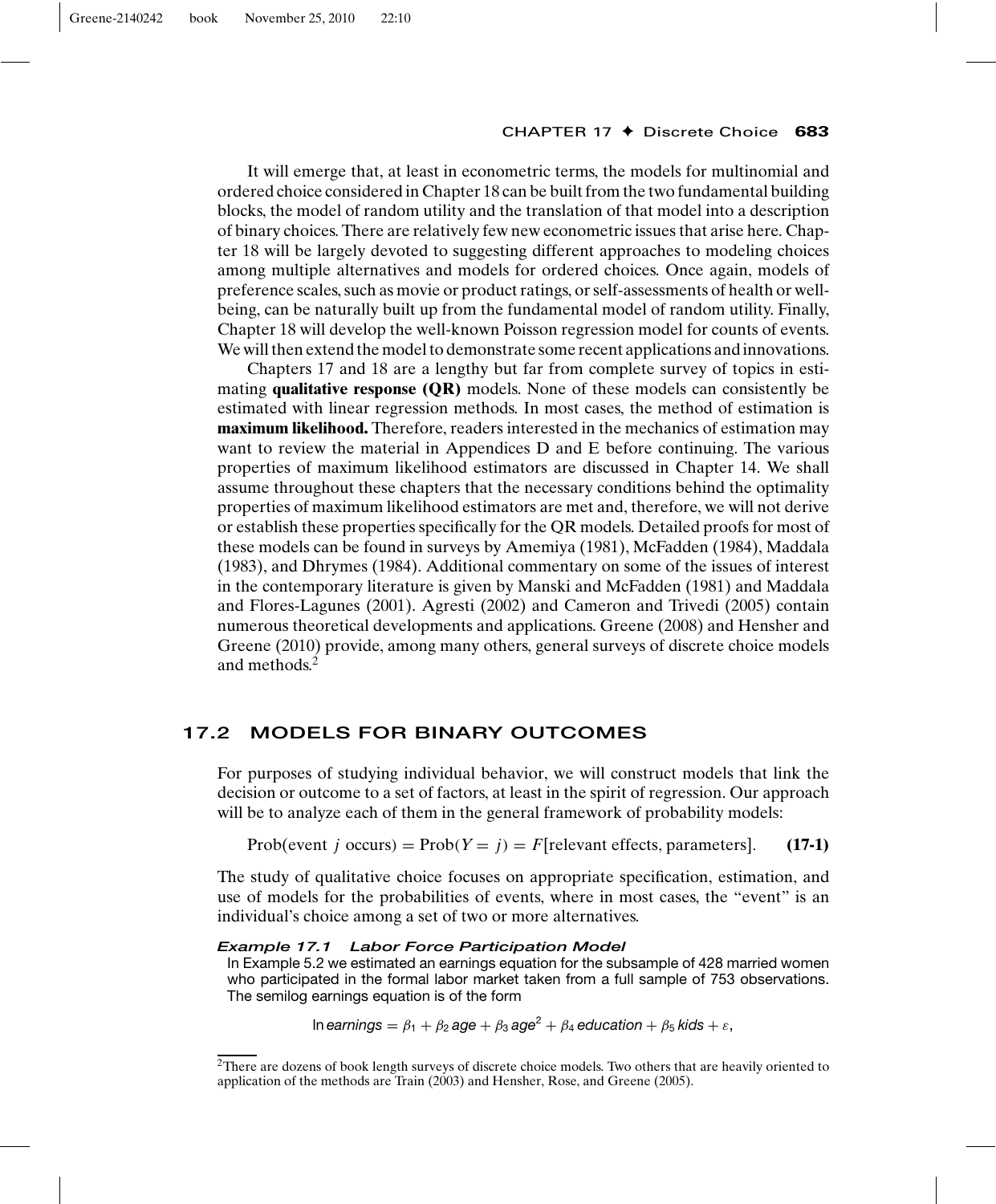It will emerge that, at least in econometric terms, the models for multinomial and ordered choice considered in Chapter 18 can be built from the two fundamental building blocks, the model of random utility and the translation of that model into a description of binary choices. There are relatively few new econometric issues that arise here. Chapter 18 will be largely devoted to suggesting different approaches to modeling choices among multiple alternatives and models for ordered choices. Once again, models of preference scales, such as movie or product ratings, or self-assessments of health or well-being, can be naturally built up from the fundamental model of random utility. Finally, Chapter 18 will develop the well-known Poisson regression model for counts of events. We will then extend the model to demonstrate some recent applications and innovations.

Chapters 17 and 18 are a lengthy but far from complete survey of topics in estimating **qualitative response (QR)** models. None of these models can consistently be estimated with linear regression methods. In most cases, the method of estimation is **maximum likelihood.** Therefore, readers interested in the mechanics of estimation may want to review the material in Appendices D and E before continuing. The various properties of maximum likelihood estimators are discussed in Chapter 14. We shall assume throughout these chapters that the necessary conditions behind the optimality properties of maximum likelihood estimators are met and, therefore, we will not derive or establish these properties specifically for the QR models. Detailed proofs for most of these models can be found in surveys by Amemiya (1981), McFadden (1984), Maddala (1983), and Dhrymes (1984). Additional commentary on some of the issues of interest in the contemporary literature is given by Manski and McFadden (1981) and Maddala and Flores-Lagunes (2001). Agresti (2002) and Cameron and Trivedi (2005) contain numerous theoretical developments and applications. Greene (2008) and Hensher and Greene (2010) provide, among many others, general surveys of discrete choice models and methods.[2]

## 17.2 MODELS FOR BINARY OUTCOMES

For purposes of studying individual behavior, we will construct models that link the decision or outcome to a set of factors, at least in the spirit of regression. Our approach will be to analyze each of them in the general framework of probability models:

$$\text{Prob(event } j \text{ occurs)} = \text{Prob}(Y = j) = F[\text{relevant effects, parameters}]. \quad \textbf{(17-1)}$$

The study of qualitative choice focuses on appropriate specification, estimation, and use of models for the probabilities of events, where in most cases, the "event" is an individual's choice among a set of two or more alternatives.

***Example 17.1 Labor Force Participation Model***

In Example 5.2 we estimated an earnings equation for the subsample of 428 married women who participated in the formal labor market taken from a full sample of 753 observations. The semilog earnings equation is of the form

$$\ln earnings = \beta_1 + \beta_2\, age + \beta_3\, age^2 + \beta_4\, education + \beta_5\, kids + \varepsilon,$$

[2]There are dozens of book length surveys of discrete choice models. Two others that are heavily oriented to application of the methods are Train (2003) and Hensher, Rose, and Greene (2005).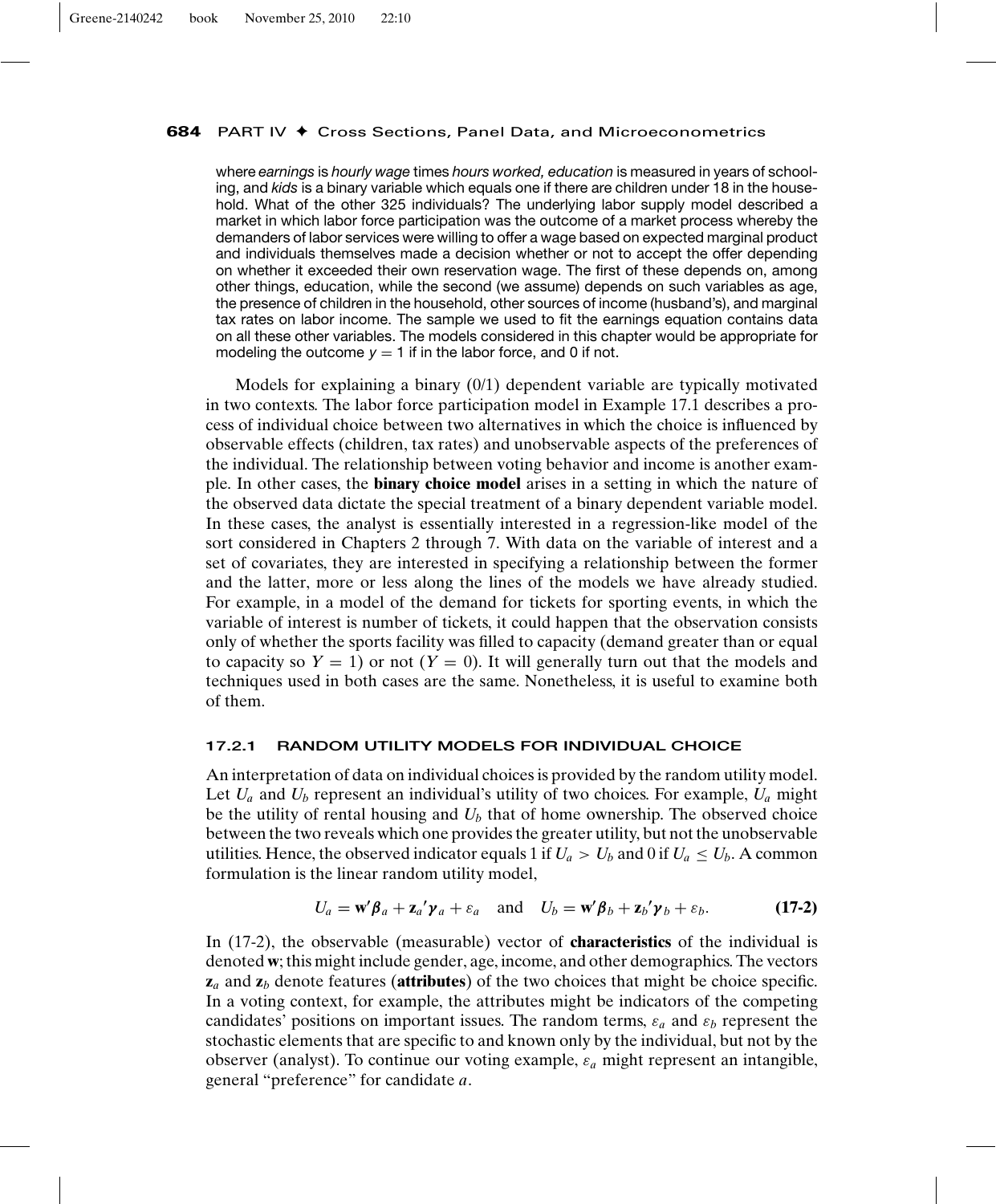where *earnings* is *hourly wage* times *hours worked, education* is measured in years of schooling, and *kids* is a binary variable which equals one if there are children under 18 in the household. What of the other 325 individuals? The underlying labor supply model described a market in which labor force participation was the outcome of a market process whereby the demanders of labor services were willing to offer a wage based on expected marginal product and individuals themselves made a decision whether or not to accept the offer depending on whether it exceeded their own reservation wage. The first of these depends on, among other things, education, while the second (we assume) depends on such variables as age, the presence of children in the household, other sources of income (husband's), and marginal tax rates on labor income. The sample we used to fit the earnings equation contains data on all these other variables. The models considered in this chapter would be appropriate for modeling the outcome $y = 1$ if in the labor force, and 0 if not.

Models for explaining a binary (0/1) dependent variable are typically motivated in two contexts. The labor force participation model in Example 17.1 describes a process of individual choice between two alternatives in which the choice is influenced by observable effects (children, tax rates) and unobservable aspects of the preferences of the individual. The relationship between voting behavior and income is another example. In other cases, the **binary choice model** arises in a setting in which the nature of the observed data dictate the special treatment of a binary dependent variable model. In these cases, the analyst is essentially interested in a regression-like model of the sort considered in Chapters 2 through 7. With data on the variable of interest and a set of covariates, they are interested in specifying a relationship between the former and the latter, more or less along the lines of the models we have already studied. For example, in a model of the demand for tickets for sporting events, in which the variable of interest is number of tickets, it could happen that the observation consists only of whether the sports facility was filled to capacity (demand greater than or equal to capacity so $Y = 1$) or not ($Y = 0$). It will generally turn out that the models and techniques used in both cases are the same. Nonetheless, it is useful to examine both of them.

### 17.2.1 RANDOM UTILITY MODELS FOR INDIVIDUAL CHOICE

An interpretation of data on individual choices is provided by the random utility model. Let $U_a$ and $U_b$ represent an individual's utility of two choices. For example, $U_a$ might be the utility of rental housing and $U_b$ that of home ownership. The observed choice between the two reveals which one provides the greater utility, but not the unobservable utilities. Hence, the observed indicator equals 1 if $U_a > U_b$ and 0 if $U_a \leq U_b$. A common formulation is the linear random utility model,

$$U_a = \mathbf{w}'\boldsymbol{\beta}_a + \mathbf{z}_a{}'\boldsymbol{\gamma}_a + \varepsilon_a \quad \text{and} \quad U_b = \mathbf{w}'\boldsymbol{\beta}_b + \mathbf{z}_b{}'\boldsymbol{\gamma}_b + \varepsilon_b. \tag{17-2}$$

In (17-2), the observable (measurable) vector of **characteristics** of the individual is denoted $\mathbf{w}$; this might include gender, age, income, and other demographics. The vectors $\mathbf{z}_a$ and $\mathbf{z}_b$ denote features (**attributes**) of the two choices that might be choice specific. In a voting context, for example, the attributes might be indicators of the competing candidates' positions on important issues. The random terms, $\varepsilon_a$ and $\varepsilon_b$ represent the stochastic elements that are specific to and known only by the individual, but not by the observer (analyst). To continue our voting example, $\varepsilon_a$ might represent an intangible, general "preference" for candidate $a$.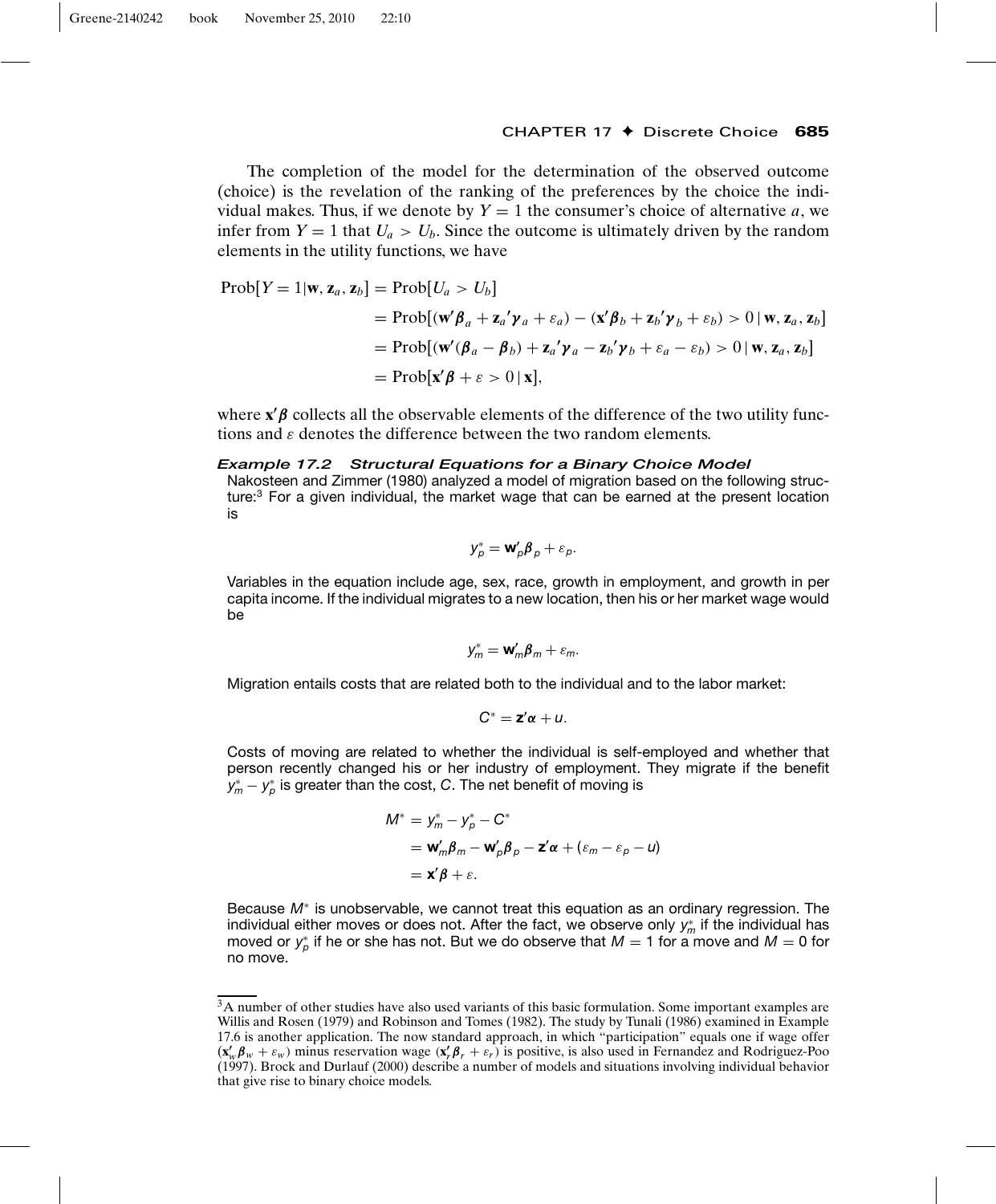The completion of the model for the determination of the observed outcome (choice) is the revelation of the ranking of the preferences by the choice the individual makes. Thus, if we denote by $Y = 1$ the consumer's choice of alternative $a$, we infer from $Y = 1$ that $U_a > U_b$. Since the outcome is ultimately driven by the random elements in the utility functions, we have

$$
\begin{aligned}
\text{Prob}[Y = 1|\mathbf{w}, \mathbf{z}_a, \mathbf{z}_b] &= \text{Prob}[U_a > U_b] \\
&= \text{Prob}[(\mathbf{w}'\boldsymbol{\beta}_a + \mathbf{z}_a{}'\boldsymbol{\gamma}_a + \varepsilon_a) - (\mathbf{x}'\boldsymbol{\beta}_b + \mathbf{z}_b{}'\boldsymbol{\gamma}_b + \varepsilon_b) > 0 \,|\, \mathbf{w}, \mathbf{z}_a, \mathbf{z}_b] \\
&= \text{Prob}[(\mathbf{w}'(\boldsymbol{\beta}_a - \boldsymbol{\beta}_b) + \mathbf{z}_a{}'\boldsymbol{\gamma}_a - \mathbf{z}_b{}'\boldsymbol{\gamma}_b + \varepsilon_a - \varepsilon_b) > 0 \,|\, \mathbf{w}, \mathbf{z}_a, \mathbf{z}_b] \\
&= \text{Prob}[\mathbf{x}'\boldsymbol{\beta} + \varepsilon > 0 \,|\, \mathbf{x}],
\end{aligned}
$$

where $\mathbf{x}'\boldsymbol{\beta}$ collects all the observable elements of the difference of the two utility functions and $\varepsilon$ denotes the difference between the two random elements.

***Example 17.2 Structural Equations for a Binary Choice Model***

Nakosteen and Zimmer (1980) analyzed a model of migration based on the following structure:[3] For a given individual, the market wage that can be earned at the present location is

$$y_p^* = \mathbf{w}_p'\boldsymbol{\beta}_p + \varepsilon_p.$$

Variables in the equation include age, sex, race, growth in employment, and growth in per capita income. If the individual migrates to a new location, then his or her market wage would be

$$y_m^* = \mathbf{w}_m'\boldsymbol{\beta}_m + \varepsilon_m.$$

Migration entails costs that are related both to the individual and to the labor market:

$$C^* = \mathbf{z}'\boldsymbol{\alpha} + u.$$

Costs of moving are related to whether the individual is self-employed and whether that person recently changed his or her industry of employment. They migrate if the benefit $y_m^* - y_p^*$ is greater than the cost, $C$. The net benefit of moving is

$$
\begin{aligned}
M^* &= y_m^* - y_p^* - C^* \\
&= \mathbf{w}_m'\boldsymbol{\beta}_m - \mathbf{w}_p'\boldsymbol{\beta}_p - \mathbf{z}'\boldsymbol{\alpha} + (\varepsilon_m - \varepsilon_p - u) \\
&= \mathbf{x}'\boldsymbol{\beta} + \varepsilon.
\end{aligned}
$$

Because $M^*$ is unobservable, we cannot treat this equation as an ordinary regression. The individual either moves or does not. After the fact, we observe only $y_m^*$ if the individual has moved or $y_p^*$ if he or she has not. But we do observe that $M = 1$ for a move and $M = 0$ for no move.

[3] A number of other studies have also used variants of this basic formulation. Some important examples are Willis and Rosen (1979) and Robinson and Tomes (1982). The study by Tunali (1986) examined in Example 17.6 is another application. The now standard approach, in which "participation" equals one if wage offer $(\mathbf{x}_w'\boldsymbol{\beta}_w + \varepsilon_w)$ minus reservation wage $(\mathbf{x}_r'\boldsymbol{\beta}_r + \varepsilon_r)$ is positive, is also used in Fernandez and Rodriguez-Poo (1997). Brock and Durlauf (2000) describe a number of models and situations involving individual behavior that give rise to binary choice models.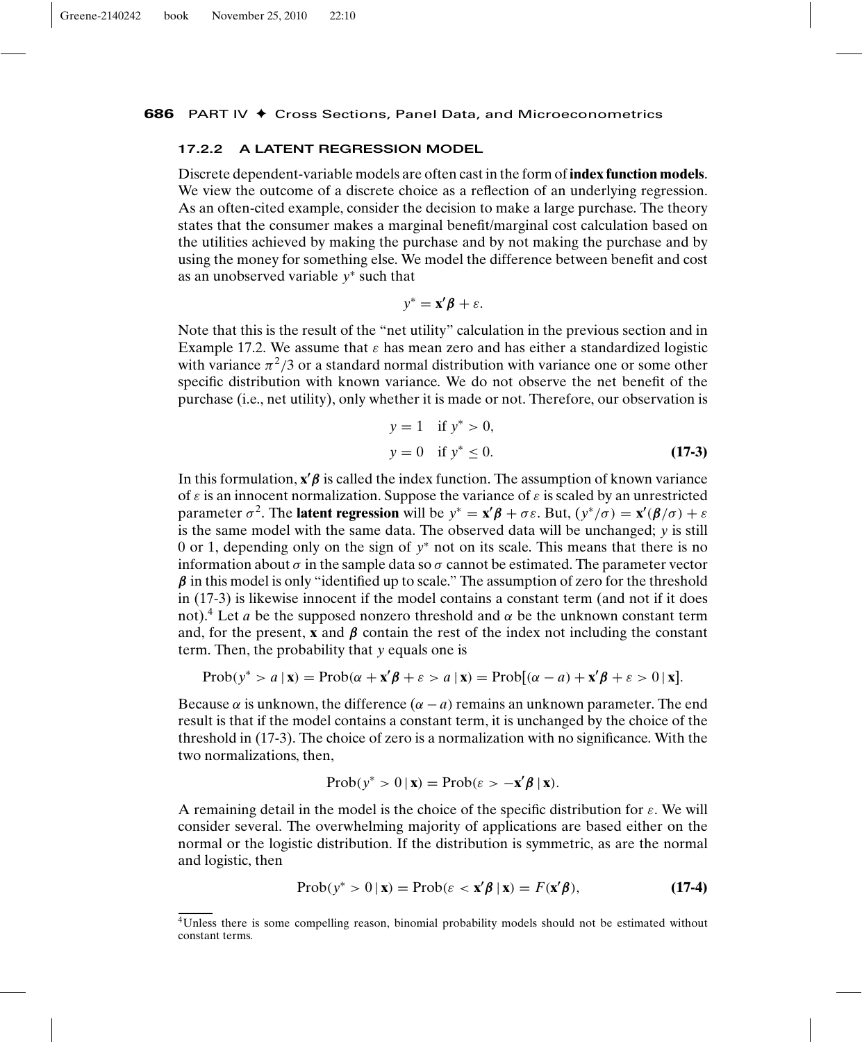### 17.2.2 A LATENT REGRESSION MODEL

Discrete dependent-variable models are often cast in the form of **index function models**. We view the outcome of a discrete choice as a reflection of an underlying regression. As an often-cited example, consider the decision to make a large purchase. The theory states that the consumer makes a marginal benefit/marginal cost calculation based on the utilities achieved by making the purchase and by not making the purchase and by using the money for something else. We model the difference between benefit and cost as an unobserved variable $y^*$ such that

$$y^* = \mathbf{x}'\boldsymbol{\beta} + \varepsilon.$$

Note that this is the result of the "net utility" calculation in the previous section and in Example 17.2. We assume that $\varepsilon$ has mean zero and has either a standardized logistic with variance $\pi^2/3$ or a standard normal distribution with variance one or some other specific distribution with known variance. We do not observe the net benefit of the purchase (i.e., net utility), only whether it is made or not. Therefore, our observation is

$$\begin{aligned} y &= 1 \quad \text{if } y^* > 0, \\ y &= 0 \quad \text{if } y^* \leq 0. \end{aligned} \tag{17-3}$$

In this formulation, $\mathbf{x}'\boldsymbol{\beta}$ is called the index function. The assumption of known variance of $\varepsilon$ is an innocent normalization. Suppose the variance of $\varepsilon$ is scaled by an unrestricted parameter $\sigma^2$. The **latent regression** will be $y^* = \mathbf{x}'\boldsymbol{\beta} + \sigma\varepsilon$. But, $(y^*/\sigma) = \mathbf{x}'(\boldsymbol{\beta}/\sigma) + \varepsilon$ is the same model with the same data. The observed data will be unchanged; $y$ is still 0 or 1, depending only on the sign of $y^*$ not on its scale. This means that there is no information about $\sigma$ in the sample data so $\sigma$ cannot be estimated. The parameter vector $\boldsymbol{\beta}$ in this model is only "identified up to scale." The assumption of zero for the threshold in (17-3) is likewise innocent if the model contains a constant term (and not if it does not).[4] Let $a$ be the supposed nonzero threshold and $\alpha$ be the unknown constant term and, for the present, $\mathbf{x}$ and $\boldsymbol{\beta}$ contain the rest of the index not including the constant term. Then, the probability that $y$ equals one is

$$\text{Prob}(y^* > a \mid \mathbf{x}) = \text{Prob}(\alpha + \mathbf{x}'\boldsymbol{\beta} + \varepsilon > a \mid \mathbf{x}) = \text{Prob}[(\alpha - a) + \mathbf{x}'\boldsymbol{\beta} + \varepsilon > 0 \mid \mathbf{x}].$$

Because $\alpha$ is unknown, the difference $(\alpha - a)$ remains an unknown parameter. The end result is that if the model contains a constant term, it is unchanged by the choice of the threshold in (17-3). The choice of zero is a normalization with no significance. With the two normalizations, then,

$$\text{Prob}(y^* > 0 \mid \mathbf{x}) = \text{Prob}(\varepsilon > -\mathbf{x}'\boldsymbol{\beta} \mid \mathbf{x}).$$

A remaining detail in the model is the choice of the specific distribution for $\varepsilon$. We will consider several. The overwhelming majority of applications are based either on the normal or the logistic distribution. If the distribution is symmetric, as are the normal and logistic, then

$$\text{Prob}(y^* > 0 \mid \mathbf{x}) = \text{Prob}(\varepsilon < \mathbf{x}'\boldsymbol{\beta} \mid \mathbf{x}) = F(\mathbf{x}'\boldsymbol{\beta}), \tag{17-4}$$

[4] Unless there is some compelling reason, binomial probability models should not be estimated without constant terms.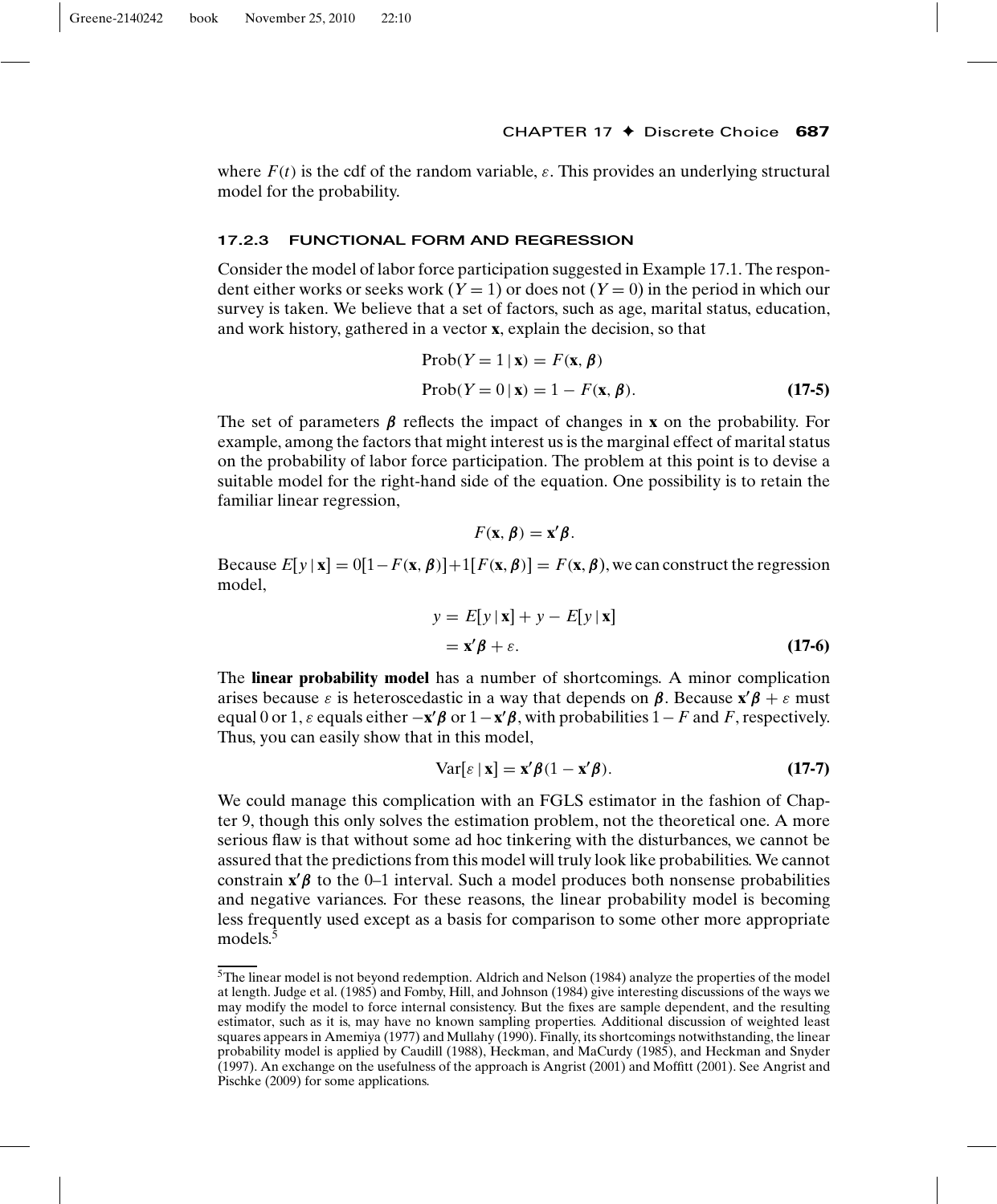where $F(t)$ is the cdf of the random variable, $\varepsilon$. This provides an underlying structural model for the probability.

### 17.2.3 FUNCTIONAL FORM AND REGRESSION

Consider the model of labor force participation suggested in Example 17.1. The respondent either works or seeks work ($Y = 1$) or does not ($Y = 0$) in the period in which our survey is taken. We believe that a set of factors, such as age, marital status, education, and work history, gathered in a vector $\mathbf{x}$, explain the decision, so that

$$
\begin{aligned}
\text{Prob}(Y = 1 \mid \mathbf{x}) &= F(\mathbf{x}, \boldsymbol{\beta}) \\
\text{Prob}(Y = 0 \mid \mathbf{x}) &= 1 - F(\mathbf{x}, \boldsymbol{\beta}).
\end{aligned} \tag{17-5}
$$

The set of parameters $\boldsymbol{\beta}$ reflects the impact of changes in $\mathbf{x}$ on the probability. For example, among the factors that might interest us is the marginal effect of marital status on the probability of labor force participation. The problem at this point is to devise a suitable model for the right-hand side of the equation. One possibility is to retain the familiar linear regression,

$$
F(\mathbf{x}, \boldsymbol{\beta}) = \mathbf{x}'\boldsymbol{\beta}.
$$

Because $E[y \mid \mathbf{x}] = 0[1 - F(\mathbf{x}, \boldsymbol{\beta})] + 1[F(\mathbf{x}, \boldsymbol{\beta})] = F(\mathbf{x}, \boldsymbol{\beta})$, we can construct the regression model,

$$
\begin{aligned}
y &= E[y \mid \mathbf{x}] + y - E[y \mid \mathbf{x}] \\
&= \mathbf{x}'\boldsymbol{\beta} + \varepsilon.
\end{aligned} \tag{17-6}
$$

The **linear probability model** has a number of shortcomings. A minor complication arises because $\varepsilon$ is heteroscedastic in a way that depends on $\boldsymbol{\beta}$. Because $\mathbf{x}'\boldsymbol{\beta} + \varepsilon$ must equal 0 or 1, $\varepsilon$ equals either $-\mathbf{x}'\boldsymbol{\beta}$ or $1 - \mathbf{x}'\boldsymbol{\beta}$, with probabilities $1 - F$ and $F$, respectively. Thus, you can easily show that in this model,

$$
\text{Var}[\varepsilon \mid \mathbf{x}] = \mathbf{x}'\boldsymbol{\beta}(1 - \mathbf{x}'\boldsymbol{\beta}). \tag{17-7}
$$

We could manage this complication with an FGLS estimator in the fashion of Chapter 9, though this only solves the estimation problem, not the theoretical one. A more serious flaw is that without some ad hoc tinkering with the disturbances, we cannot be assured that the predictions from this model will truly look like probabilities. We cannot constrain $\mathbf{x}'\boldsymbol{\beta}$ to the 0–1 interval. Such a model produces both nonsense probabilities and negative variances. For these reasons, the linear probability model is becoming less frequently used except as a basis for comparison to some other more appropriate models.[5]

---

[5] The linear model is not beyond redemption. Aldrich and Nelson (1984) analyze the properties of the model at length. Judge et al. (1985) and Fomby, Hill, and Johnson (1984) give interesting discussions of the ways we may modify the model to force internal consistency. But the fixes are sample dependent, and the resulting estimator, such as it is, may have no known sampling properties. Additional discussion of weighted least squares appears in Amemiya (1977) and Mullahy (1990). Finally, its shortcomings notwithstanding, the linear probability model is applied by Caudill (1988), Heckman, and MaCurdy (1985), and Heckman and Snyder (1997). An exchange on the usefulness of the approach is Angrist (2001) and Moffitt (2001). See Angrist and Pischke (2009) for some applications.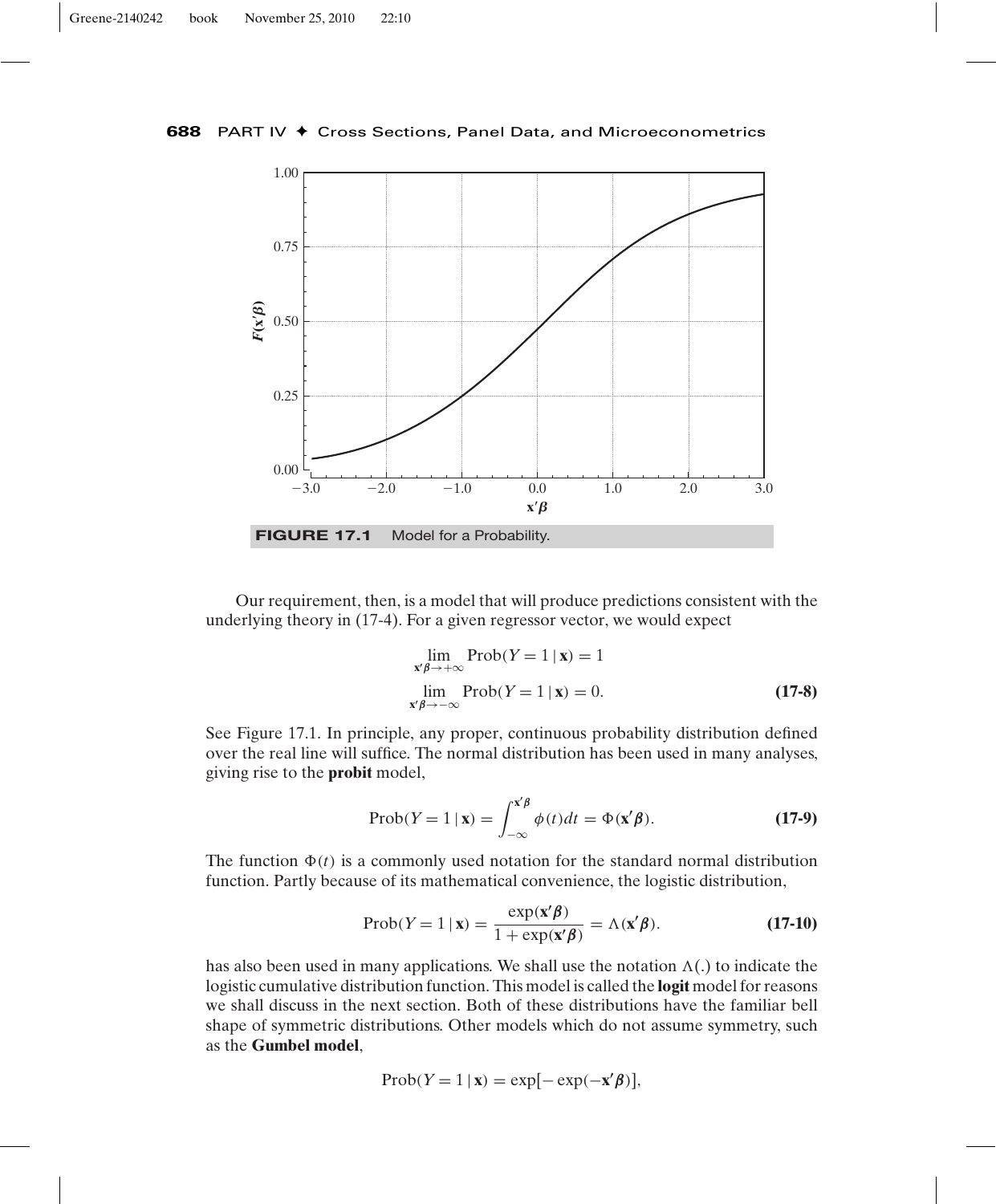FIGURE 17.1 Model for a Probability.

Our requirement, then, is a model that will produce predictions consistent with the underlying theory in (17-4). For a given regressor vector, we would expect

$$\lim_{\mathbf{x}'\boldsymbol{\beta}\to+\infty} \text{Prob}(Y = 1 \mid \mathbf{x}) = 1$$
$$\lim_{\mathbf{x}'\boldsymbol{\beta}\to-\infty} \text{Prob}(Y = 1 \mid \mathbf{x}) = 0. \qquad \textbf{(17-8)}$$

See Figure 17.1. In principle, any proper, continuous probability distribution defined over the real line will suffice. The normal distribution has been used in many analyses, giving rise to the **probit** model,

$$\text{Prob}(Y = 1 \mid \mathbf{x}) = \int_{-\infty}^{\mathbf{x}'\boldsymbol{\beta}} \phi(t)dt = \Phi(\mathbf{x}'\boldsymbol{\beta}). \qquad \textbf{(17-9)}$$

The function $\Phi(t)$ is a commonly used notation for the standard normal distribution function. Partly because of its mathematical convenience, the logistic distribution,

$$\text{Prob}(Y = 1 \mid \mathbf{x}) = \frac{\exp(\mathbf{x}'\boldsymbol{\beta})}{1 + \exp(\mathbf{x}'\boldsymbol{\beta})} = \Lambda(\mathbf{x}'\boldsymbol{\beta}). \qquad \textbf{(17-10)}$$

has also been used in many applications. We shall use the notation $\Lambda(.)$ to indicate the logistic cumulative distribution function. This model is called the **logit** model for reasons we shall discuss in the next section. Both of these distributions have the familiar bell shape of symmetric distributions. Other models which do not assume symmetry, such as the **Gumbel model**,

$$\text{Prob}(Y = 1 \mid \mathbf{x}) = \exp[-\exp(-\mathbf{x}'\boldsymbol{\beta})],$$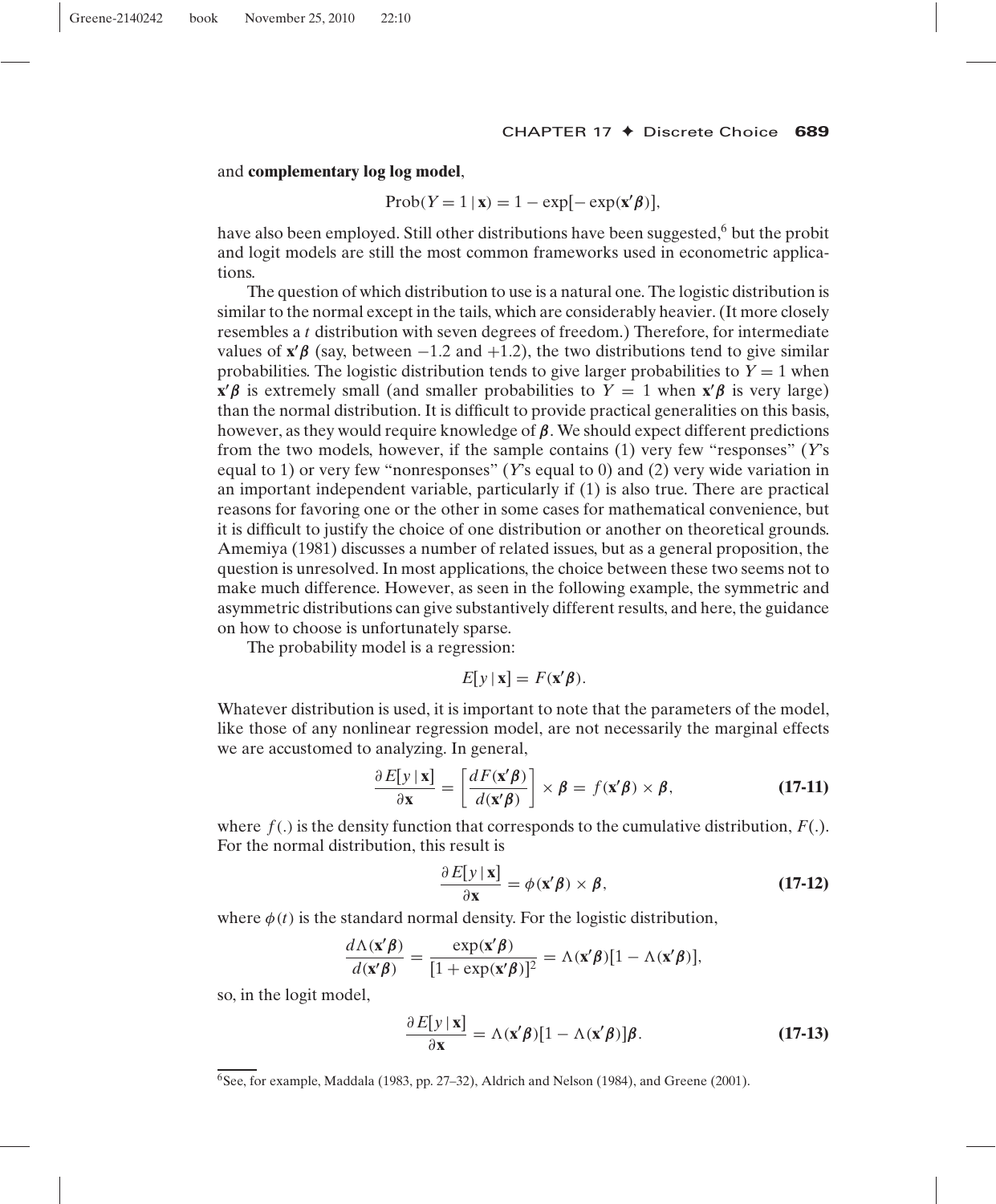and **complementary log log model**,

$$\text{Prob}(Y = 1 \mid \mathbf{x}) = 1 - \exp[-\exp(\mathbf{x}'\boldsymbol{\beta})],$$

have also been employed. Still other distributions have been suggested,[6] but the probit and logit models are still the most common frameworks used in econometric applications.

The question of which distribution to use is a natural one. The logistic distribution is similar to the normal except in the tails, which are considerably heavier. (It more closely resembles a $t$ distribution with seven degrees of freedom.) Therefore, for intermediate values of $\mathbf{x}'\boldsymbol{\beta}$ (say, between $-1.2$ and $+1.2$), the two distributions tend to give similar probabilities. The logistic distribution tends to give larger probabilities to $Y = 1$ when $\mathbf{x}'\boldsymbol{\beta}$ is extremely small (and smaller probabilities to $Y = 1$ when $\mathbf{x}'\boldsymbol{\beta}$ is very large) than the normal distribution. It is difficult to provide practical generalities on this basis, however, as they would require knowledge of $\boldsymbol{\beta}$. We should expect different predictions from the two models, however, if the sample contains (1) very few "responses" ($Y$'s equal to 1) or very few "nonresponses" ($Y$'s equal to 0) and (2) very wide variation in an important independent variable, particularly if (1) is also true. There are practical reasons for favoring one or the other in some cases for mathematical convenience, but it is difficult to justify the choice of one distribution or another on theoretical grounds. Amemiya (1981) discusses a number of related issues, but as a general proposition, the question is unresolved. In most applications, the choice between these two seems not to make much difference. However, as seen in the following example, the symmetric and asymmetric distributions can give substantively different results, and here, the guidance on how to choose is unfortunately sparse.

The probability model is a regression:

$$E[y \mid \mathbf{x}] = F(\mathbf{x}'\boldsymbol{\beta}).$$

Whatever distribution is used, it is important to note that the parameters of the model, like those of any nonlinear regression model, are not necessarily the marginal effects we are accustomed to analyzing. In general,

$$\frac{\partial E[y \mid \mathbf{x}]}{\partial \mathbf{x}} = \left[\frac{dF(\mathbf{x}'\boldsymbol{\beta})}{d(\mathbf{x}'\boldsymbol{\beta})}\right] \times \boldsymbol{\beta} = f(\mathbf{x}'\boldsymbol{\beta}) \times \boldsymbol{\beta}, \tag{17-11}$$

where $f(.)$ is the density function that corresponds to the cumulative distribution, $F(.)$. For the normal distribution, this result is

$$\frac{\partial E[y \mid \mathbf{x}]}{\partial \mathbf{x}} = \phi(\mathbf{x}'\boldsymbol{\beta}) \times \boldsymbol{\beta}, \tag{17-12}$$

where $\phi(t)$ is the standard normal density. For the logistic distribution,

$$\frac{d\Lambda(\mathbf{x}'\boldsymbol{\beta})}{d(\mathbf{x}'\boldsymbol{\beta})} = \frac{\exp(\mathbf{x}'\boldsymbol{\beta})}{[1 + \exp(\mathbf{x}'\boldsymbol{\beta})]^2} = \Lambda(\mathbf{x}'\boldsymbol{\beta})[1 - \Lambda(\mathbf{x}'\boldsymbol{\beta})],$$

so, in the logit model,

$$\frac{\partial E[y \mid \mathbf{x}]}{\partial \mathbf{x}} = \Lambda(\mathbf{x}'\boldsymbol{\beta})[1 - \Lambda(\mathbf{x}'\boldsymbol{\beta})]\boldsymbol{\beta}. \tag{17-13}$$

---

[6] See, for example, Maddala (1983, pp. 27–32), Aldrich and Nelson (1984), and Greene (2001).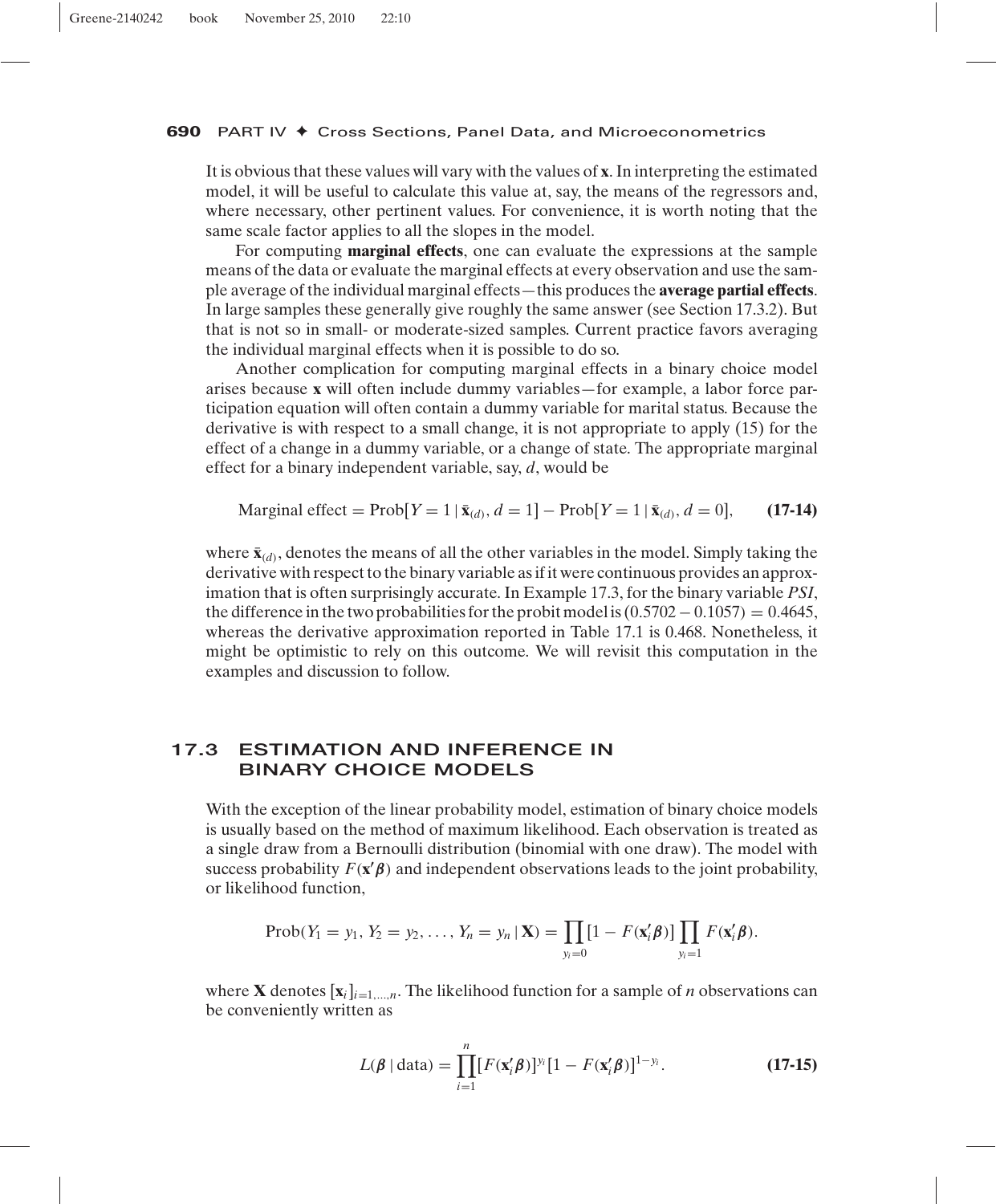It is obvious that these values will vary with the values of $\mathbf{x}$. In interpreting the estimated model, it will be useful to calculate this value at, say, the means of the regressors and, where necessary, other pertinent values. For convenience, it is worth noting that the same scale factor applies to all the slopes in the model.

For computing **marginal effects**, one can evaluate the expressions at the sample means of the data or evaluate the marginal effects at every observation and use the sample average of the individual marginal effects—this produces the **average partial effects**. In large samples these generally give roughly the same answer (see Section 17.3.2). But that is not so in small- or moderate-sized samples. Current practice favors averaging the individual marginal effects when it is possible to do so.

Another complication for computing marginal effects in a binary choice model arises because $\mathbf{x}$ will often include dummy variables—for example, a labor force participation equation will often contain a dummy variable for marital status. Because the derivative is with respect to a small change, it is not appropriate to apply (15) for the effect of a change in a dummy variable, or a change of state. The appropriate marginal effect for a binary independent variable, say, $d$, would be

$$\text{Marginal effect} = \text{Prob}[Y = 1 \mid \bar{\mathbf{x}}_{(d)}, d = 1] - \text{Prob}[Y = 1 \mid \bar{\mathbf{x}}_{(d)}, d = 0], \qquad \textbf{(17-14)}$$

where $\bar{\mathbf{x}}_{(d)}$, denotes the means of all the other variables in the model. Simply taking the derivative with respect to the binary variable as if it were continuous provides an approximation that is often surprisingly accurate. In Example 17.3, for the binary variable *PSI*, the difference in the two probabilities for the probit model is $(0.5702 - 0.1057) = 0.4645$, whereas the derivative approximation reported in Table 17.1 is 0.468. Nonetheless, it might be optimistic to rely on this outcome. We will revisit this computation in the examples and discussion to follow.

## 17.3 ESTIMATION AND INFERENCE IN BINARY CHOICE MODELS

With the exception of the linear probability model, estimation of binary choice models is usually based on the method of maximum likelihood. Each observation is treated as a single draw from a Bernoulli distribution (binomial with one draw). The model with success probability $F(\mathbf{x}'\boldsymbol{\beta})$ and independent observations leads to the joint probability, or likelihood function,

$$\text{Prob}(Y_1 = y_1, Y_2 = y_2, \ldots, Y_n = y_n \mid \mathbf{X}) = \prod_{y_i=0} [1 - F(\mathbf{x}_i'\boldsymbol{\beta})] \prod_{y_i=1} F(\mathbf{x}_i'\boldsymbol{\beta}).$$

where $\mathbf{X}$ denotes $[\mathbf{x}_i]_{i=1,\ldots,n}$. The likelihood function for a sample of $n$ observations can be conveniently written as

$$L(\boldsymbol{\beta} \mid \text{data}) = \prod_{i=1}^{n} [F(\mathbf{x}_i'\boldsymbol{\beta})]^{y_i} [1 - F(\mathbf{x}_i'\boldsymbol{\beta})]^{1-y_i}. \qquad \textbf{(17-15)}$$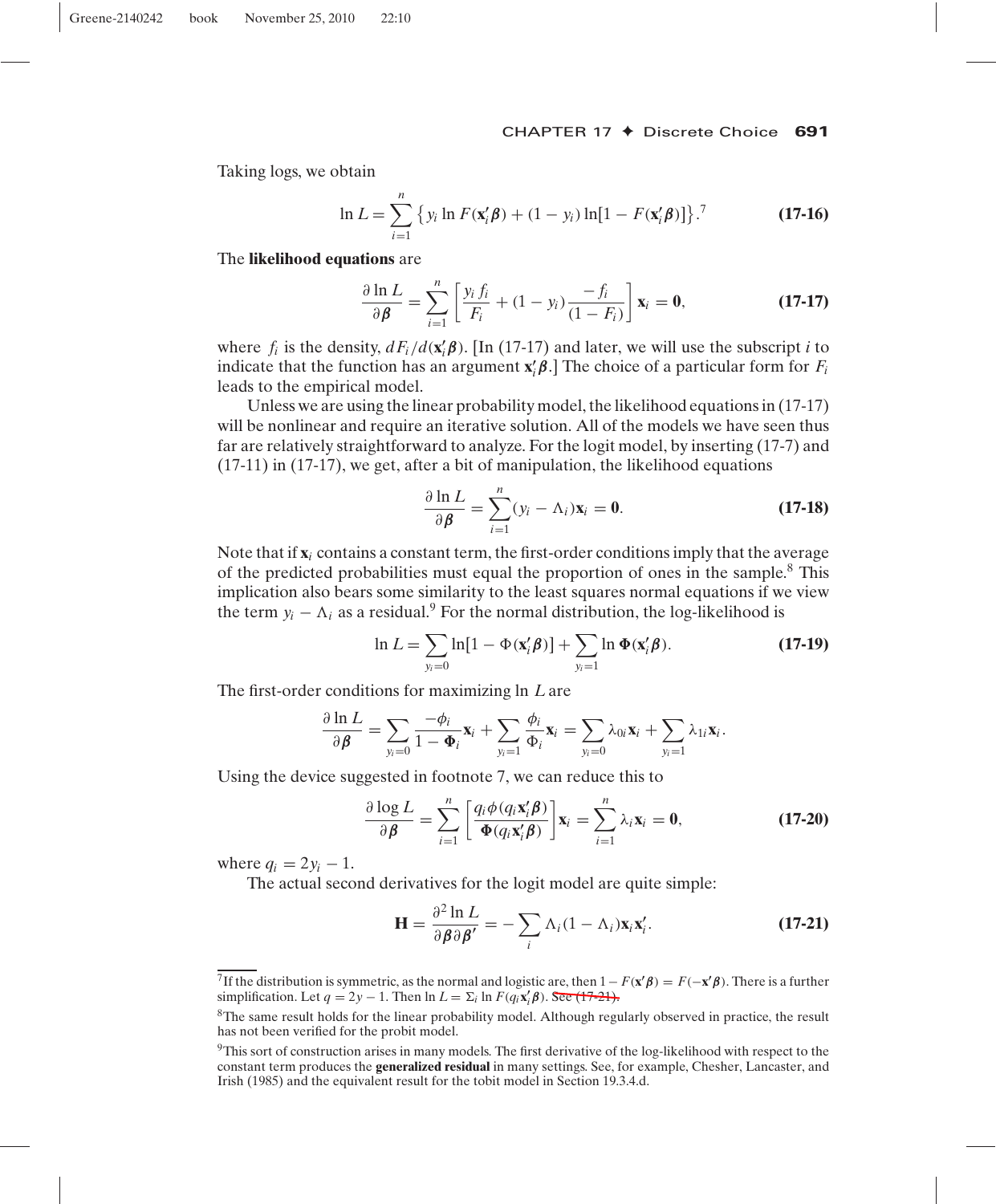Taking logs, we obtain

$$\ln L = \sum_{i=1}^{n} \left\{ y_i \ln F(\mathbf{x}_i'\boldsymbol{\beta}) + (1 - y_i) \ln[1 - F(\mathbf{x}_i'\boldsymbol{\beta})] \right\}.^{7} \tag{17-16}$$

The **likelihood equations** are

$$\frac{\partial \ln L}{\partial \boldsymbol{\beta}} = \sum_{i=1}^{n} \left[ \frac{y_i f_i}{F_i} + (1 - y_i) \frac{-f_i}{(1 - F_i)} \right] \mathbf{x}_i = \mathbf{0}, \tag{17-17}$$

where $f_i$ is the density, $dF_i/d(\mathbf{x}_i'\boldsymbol{\beta})$. [In (17-17) and later, we will use the subscript $i$ to indicate that the function has an argument $\mathbf{x}_i'\boldsymbol{\beta}$.] The choice of a particular form for $F_i$ leads to the empirical model.

Unless we are using the linear probability model, the likelihood equations in (17-17) will be nonlinear and require an iterative solution. All of the models we have seen thus far are relatively straightforward to analyze. For the logit model, by inserting (17-7) and (17-11) in (17-17), we get, after a bit of manipulation, the likelihood equations

$$\frac{\partial \ln L}{\partial \boldsymbol{\beta}} = \sum_{i=1}^{n} (y_i - \Lambda_i)\mathbf{x}_i = \mathbf{0}. \tag{17-18}$$

Note that if $\mathbf{x}_i$ contains a constant term, the first-order conditions imply that the average of the predicted probabilities must equal the proportion of ones in the sample.[8] This implication also bears some similarity to the least squares normal equations if we view the term $y_i - \Lambda_i$ as a residual.[9] For the normal distribution, the log-likelihood is

$$\ln L = \sum_{y_i=0} \ln[1 - \Phi(\mathbf{x}_i'\boldsymbol{\beta})] + \sum_{y_i=1} \ln \boldsymbol{\Phi}(\mathbf{x}_i'\boldsymbol{\beta}). \tag{17-19}$$

The first-order conditions for maximizing $\ln L$ are

$$\frac{\partial \ln L}{\partial \boldsymbol{\beta}} = \sum_{y_i=0} \frac{-\phi_i}{1 - \boldsymbol{\Phi}_i}\mathbf{x}_i + \sum_{y_i=1} \frac{\phi_i}{\Phi_i}\mathbf{x}_i = \sum_{y_i=0} \lambda_{0i}\mathbf{x}_i + \sum_{y_i=1} \lambda_{1i}\mathbf{x}_i.$$

Using the device suggested in footnote 7, we can reduce this to

$$\frac{\partial \log L}{\partial \boldsymbol{\beta}} = \sum_{i=1}^{n} \left[ \frac{q_i \phi(q_i \mathbf{x}_i'\boldsymbol{\beta})}{\boldsymbol{\Phi}(q_i \mathbf{x}_i'\boldsymbol{\beta})} \right] \mathbf{x}_i = \sum_{i=1}^{n} \lambda_i \mathbf{x}_i = \mathbf{0}, \tag{17-20}$$

where $q_i = 2y_i - 1$.

The actual second derivatives for the logit model are quite simple:

$$\mathbf{H} = \frac{\partial^2 \ln L}{\partial \boldsymbol{\beta} \partial \boldsymbol{\beta}'} = -\sum_i \Lambda_i(1 - \Lambda_i)\mathbf{x}_i\mathbf{x}_i'. \tag{17-21}$$

---

[7] If the distribution is symmetric, as the normal and logistic are, then $1 - F(\mathbf{x}'\boldsymbol{\beta}) = F(-\mathbf{x}'\boldsymbol{\beta})$. There is a further simplification. Let $q = 2y - 1$. Then $\ln L = \Sigma_i \ln F(q_i \mathbf{x}_i'\boldsymbol{\beta})$. ~~See (17-21).~~

[8] The same result holds for the linear probability model. Although regularly observed in practice, the result has not been verified for the probit model.

[9] This sort of construction arises in many models. The first derivative of the log-likelihood with respect to the constant term produces the **generalized residual** in many settings. See, for example, Chesher, Lancaster, and Irish (1985) and the equivalent result for the tobit model in Section 19.3.4.d.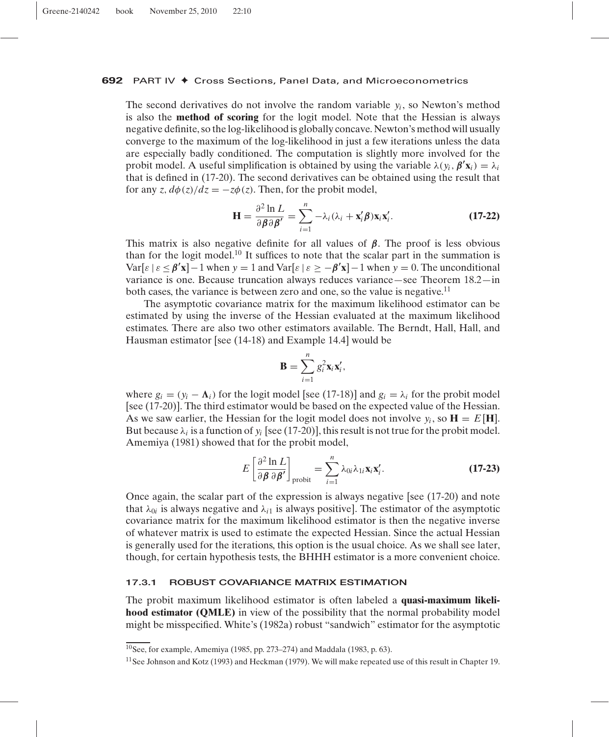The second derivatives do not involve the random variable $y_i$, so Newton's method is also the **method of scoring** for the logit model. Note that the Hessian is always negative definite, so the log-likelihood is globally concave. Newton's method will usually converge to the maximum of the log-likelihood in just a few iterations unless the data are especially badly conditioned. The computation is slightly more involved for the probit model. A useful simplification is obtained by using the variable $\lambda(y_i, \boldsymbol{\beta}'\mathbf{x}_i) = \lambda_i$ that is defined in (17-20). The second derivatives can be obtained using the result that for any $z$, $d\phi(z)/dz = -z\phi(z)$. Then, for the probit model,

$$\mathbf{H} = \frac{\partial^2 \ln L}{\partial \boldsymbol{\beta} \partial \boldsymbol{\beta}'} = \sum_{i=1}^{n} -\lambda_i(\lambda_i + \mathbf{x}_i'\boldsymbol{\beta})\mathbf{x}_i\mathbf{x}_i'. \tag{17-22}$$

This matrix is also negative definite for all values of $\boldsymbol{\beta}$. The proof is less obvious than for the logit model.[10] It suffices to note that the scalar part in the summation is $\text{Var}[\varepsilon \mid \varepsilon \leq \boldsymbol{\beta}'\mathbf{x}] - 1$ when $y = 1$ and $\text{Var}[\varepsilon \mid \varepsilon \geq -\boldsymbol{\beta}'\mathbf{x}] - 1$ when $y = 0$. The unconditional variance is one. Because truncation always reduces variance—see Theorem 18.2—in both cases, the variance is between zero and one, so the value is negative.[11]

The asymptotic covariance matrix for the maximum likelihood estimator can be estimated by using the inverse of the Hessian evaluated at the maximum likelihood estimates. There are also two other estimators available. The Berndt, Hall, Hall, and Hausman estimator [see (14-18) and Example 14.4] would be

$$\mathbf{B} = \sum_{i=1}^{n} g_i^2 \mathbf{x}_i\mathbf{x}_i',$$

where $g_i = (y_i - \boldsymbol{\Lambda}_i)$ for the logit model [see (17-18)] and $g_i = \lambda_i$ for the probit model [see (17-20)]. The third estimator would be based on the expected value of the Hessian. As we saw earlier, the Hessian for the logit model does not involve $y_i$, so $\mathbf{H} = E[\mathbf{H}]$. But because $\lambda_i$ is a function of $y_i$ [see (17-20)], this result is not true for the probit model. Amemiya (1981) showed that for the probit model,

$$E\left[\frac{\partial^2 \ln L}{\partial \boldsymbol{\beta}\, \partial \boldsymbol{\beta}'}\right]_{\text{probit}} = \sum_{i=1}^{n} \lambda_{0i}\lambda_{1i}\mathbf{x}_i\mathbf{x}_i'. \tag{17-23}$$

Once again, the scalar part of the expression is always negative [see (17-20) and note that $\lambda_{0i}$ is always negative and $\lambda_{i1}$ is always positive]. The estimator of the asymptotic covariance matrix for the maximum likelihood estimator is then the negative inverse of whatever matrix is used to estimate the expected Hessian. Since the actual Hessian is generally used for the iterations, this option is the usual choice. As we shall see later, though, for certain hypothesis tests, the BHHH estimator is a more convenient choice.

### 17.3.1 ROBUST COVARIANCE MATRIX ESTIMATION

The probit maximum likelihood estimator is often labeled a **quasi-maximum likelihood estimator (QMLE)** in view of the possibility that the normal probability model might be misspecified. White's (1982a) robust "sandwich" estimator for the asymptotic

---

[10] See, for example, Amemiya (1985, pp. 273–274) and Maddala (1983, p. 63).

[11] See Johnson and Kotz (1993) and Heckman (1979). We will make repeated use of this result in Chapter 19.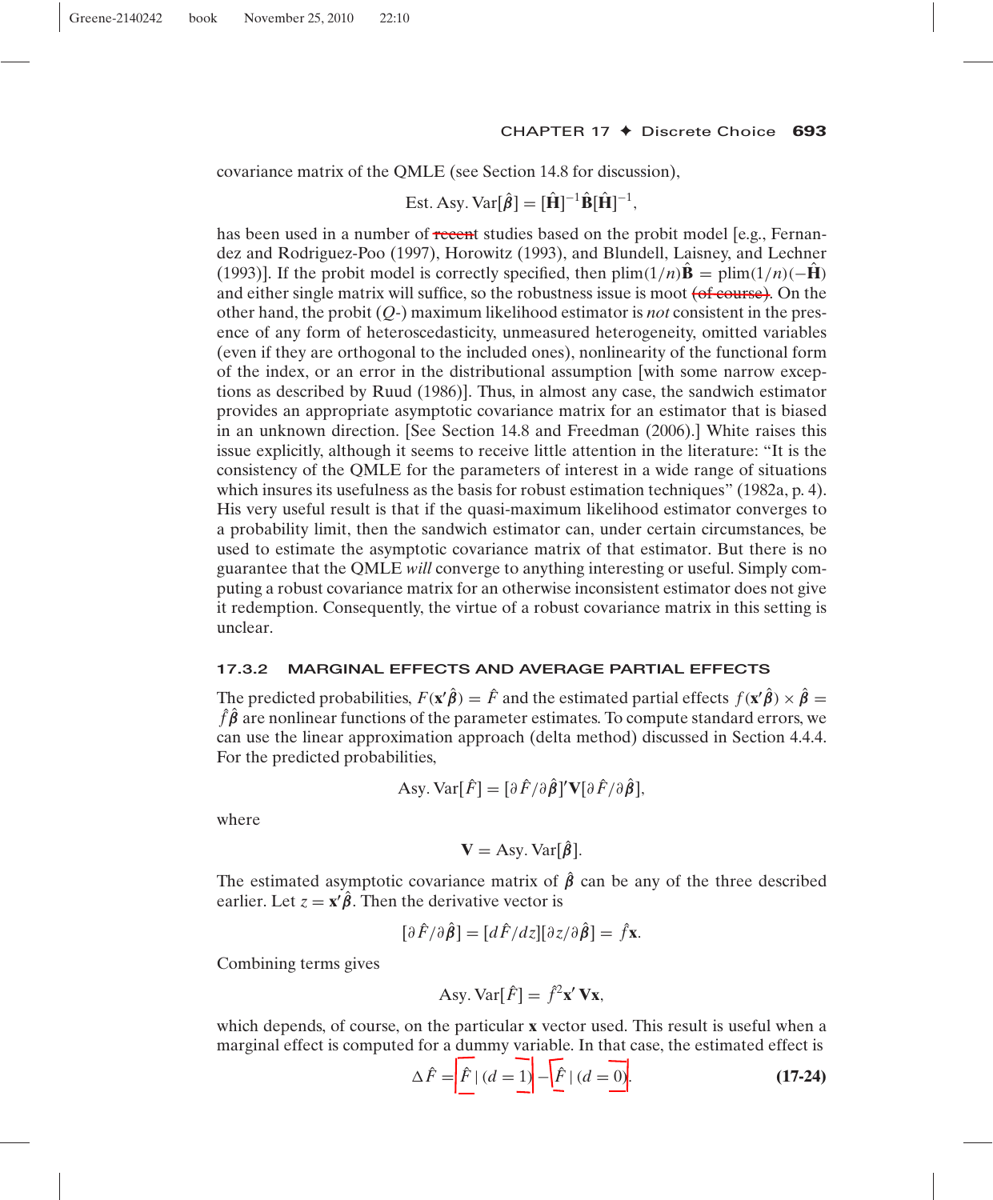covariance matrix of the QMLE (see Section 14.8 for discussion),

$$\text{Est. Asy. Var}[\hat{\boldsymbol{\beta}}] = [\hat{\mathbf{H}}]^{-1}\hat{\mathbf{B}}[\hat{\mathbf{H}}]^{-1},$$

has been used in a number of ~~recent~~ studies based on the probit model [e.g., Fernandez and Rodriguez-Poo (1997), Horowitz (1993), and Blundell, Laisney, and Lechner (1993)]. If the probit model is correctly specified, then $\text{plim}(1/n)\hat{\mathbf{B}} = \text{plim}(1/n)(-\hat{\mathbf{H}})$ and either single matrix will suffice, so the robustness issue is moot ~~(of course)~~. On the other hand, the probit ($Q$-) maximum likelihood estimator is *not* consistent in the presence of any form of heteroscedasticity, unmeasured heterogeneity, omitted variables (even if they are orthogonal to the included ones), nonlinearity of the functional form of the index, or an error in the distributional assumption [with some narrow exceptions as described by Ruud (1986)]. Thus, in almost any case, the sandwich estimator provides an appropriate asymptotic covariance matrix for an estimator that is biased in an unknown direction. [See Section 14.8 and Freedman (2006).] White raises this issue explicitly, although it seems to receive little attention in the literature: "It is the consistency of the QMLE for the parameters of interest in a wide range of situations which insures its usefulness as the basis for robust estimation techniques" (1982a, p. 4). His very useful result is that if the quasi-maximum likelihood estimator converges to a probability limit, then the sandwich estimator can, under certain circumstances, be used to estimate the asymptotic covariance matrix of that estimator. But there is no guarantee that the QMLE *will* converge to anything interesting or useful. Simply computing a robust covariance matrix for an otherwise inconsistent estimator does not give it redemption. Consequently, the virtue of a robust covariance matrix in this setting is unclear.

### 17.3.2 MARGINAL EFFECTS AND AVERAGE PARTIAL EFFECTS

The predicted probabilities, $F(\mathbf{x}'\hat{\boldsymbol{\beta}}) = \hat{F}$ and the estimated partial effects $f(\mathbf{x}'\hat{\boldsymbol{\beta}}) \times \hat{\boldsymbol{\beta}} = \hat{f}\hat{\boldsymbol{\beta}}$ are nonlinear functions of the parameter estimates. To compute standard errors, we can use the linear approximation approach (delta method) discussed in Section 4.4.4. For the predicted probabilities,

$$\text{Asy. Var}[\hat{F}] = [\partial\hat{F}/\partial\hat{\boldsymbol{\beta}}]'\mathbf{V}[\partial\hat{F}/\partial\hat{\boldsymbol{\beta}}],$$

where

$$\mathbf{V} = \text{Asy. Var}[\hat{\boldsymbol{\beta}}].$$

The estimated asymptotic covariance matrix of $\hat{\boldsymbol{\beta}}$ can be any of the three described earlier. Let $z = \mathbf{x}'\hat{\boldsymbol{\beta}}$. Then the derivative vector is

$$[\partial\hat{F}/\partial\hat{\boldsymbol{\beta}}] = [d\hat{F}/dz][\partial z/\partial\hat{\boldsymbol{\beta}}] = \hat{f}\mathbf{x}.$$

Combining terms gives

$$\text{Asy. Var}[\hat{F}] = \hat{f}^2\mathbf{x}'\,\mathbf{V}\mathbf{x},$$

which depends, of course, on the particular $\mathbf{x}$ vector used. This result is useful when a marginal effect is computed for a dummy variable. In that case, the estimated effect is

$$\Delta\hat{F} = [\hat{F}\,|\,(d=1)] - [\hat{F}\,|\,(d=0)]. \qquad \textbf{(17-24)}$$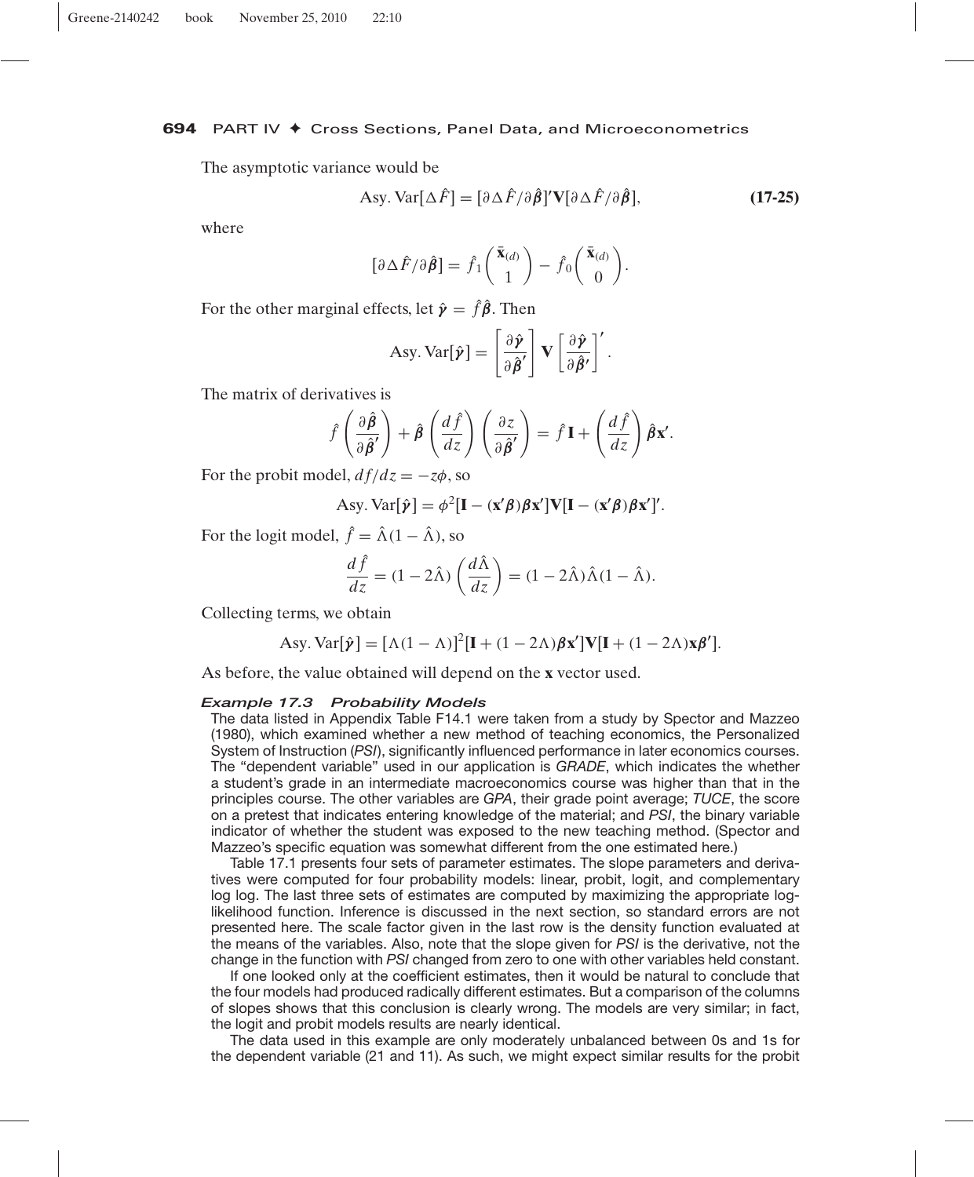The asymptotic variance would be

$$\text{Asy. Var}[\Delta \hat{F}] = [\partial \Delta \hat{F}/\partial \hat{\boldsymbol{\beta}}]' \mathbf{V} [\partial \Delta \hat{F}/\partial \hat{\boldsymbol{\beta}}], \tag{17-25}$$

where

$$[\partial \Delta \hat{F}/\partial \hat{\boldsymbol{\beta}}] = \hat{f}_1 \begin{pmatrix} \bar{\mathbf{x}}_{(d)} \\ 1 \end{pmatrix} - \hat{f}_0 \begin{pmatrix} \bar{\mathbf{x}}_{(d)} \\ 0 \end{pmatrix}.$$

For the other marginal effects, let $\hat{\boldsymbol{\gamma}} = \hat{f}\hat{\boldsymbol{\beta}}$. Then

$$\text{Asy. Var}[\hat{\boldsymbol{\gamma}}] = \left[\frac{\partial \hat{\boldsymbol{\gamma}}}{\partial \hat{\boldsymbol{\beta}}'}\right] \mathbf{V} \left[\frac{\partial \hat{\boldsymbol{\gamma}}}{\partial \hat{\boldsymbol{\beta}}'}\right]'.$$

The matrix of derivatives is

$$\hat{f}\left(\frac{\partial \hat{\boldsymbol{\beta}}}{\partial \hat{\boldsymbol{\beta}}'}\right) + \hat{\boldsymbol{\beta}}\left(\frac{d\hat{f}}{dz}\right)\left(\frac{\partial z}{\partial \hat{\boldsymbol{\beta}}'}\right) = \hat{f}\,\mathbf{I} + \left(\frac{d\hat{f}}{dz}\right)\hat{\boldsymbol{\beta}}\mathbf{x}'.$$

For the probit model, $df/dz = -z\phi$, so

$$\text{Asy. Var}[\hat{\boldsymbol{\gamma}}] = \phi^2[\mathbf{I} - (\mathbf{x}'\boldsymbol{\beta})\boldsymbol{\beta}\mathbf{x}']\mathbf{V}[\mathbf{I} - (\mathbf{x}'\boldsymbol{\beta})\boldsymbol{\beta}\mathbf{x}']'.$$

For the logit model, $\hat{f} = \hat{\Lambda}(1 - \hat{\Lambda})$, so

$$\frac{d\hat{f}}{dz} = (1 - 2\hat{\Lambda})\left(\frac{d\hat{\Lambda}}{dz}\right) = (1 - 2\hat{\Lambda})\hat{\Lambda}(1 - \hat{\Lambda}).$$

Collecting terms, we obtain

$$\text{Asy. Var}[\hat{\boldsymbol{\gamma}}] = [\Lambda(1 - \Lambda)]^2[\mathbf{I} + (1 - 2\Lambda)\boldsymbol{\beta}\mathbf{x}']\mathbf{V}[\mathbf{I} + (1 - 2\Lambda)\mathbf{x}\boldsymbol{\beta}'].$$

As before, the value obtained will depend on the **x** vector used.

### *Example 17.3 Probability Models*

The data listed in Appendix Table F14.1 were taken from a study by Spector and Mazzeo (1980), which examined whether a new method of teaching economics, the Personalized System of Instruction (*PSI*), significantly influenced performance in later economics courses. The "dependent variable" used in our application is *GRADE*, which indicates the whether a student's grade in an intermediate macroeconomics course was higher than that in the principles course. The other variables are *GPA*, their grade point average; *TUCE*, the score on a pretest that indicates entering knowledge of the material; and *PSI*, the binary variable indicator of whether the student was exposed to the new teaching method. (Spector and Mazzeo's specific equation was somewhat different from the one estimated here.)

Table 17.1 presents four sets of parameter estimates. The slope parameters and derivatives were computed for four probability models: linear, probit, logit, and complementary log log. The last three sets of estimates are computed by maximizing the appropriate log-likelihood function. Inference is discussed in the next section, so standard errors are not presented here. The scale factor given in the last row is the density function evaluated at the means of the variables. Also, note that the slope given for *PSI* is the derivative, not the change in the function with *PSI* changed from zero to one with other variables held constant.

If one looked only at the coefficient estimates, then it would be natural to conclude that the four models had produced radically different estimates. But a comparison of the columns of slopes shows that this conclusion is clearly wrong. The models are very similar; in fact, the logit and probit models results are nearly identical.

The data used in this example are only moderately unbalanced between 0s and 1s for the dependent variable (21 and 11). As such, we might expect similar results for the probit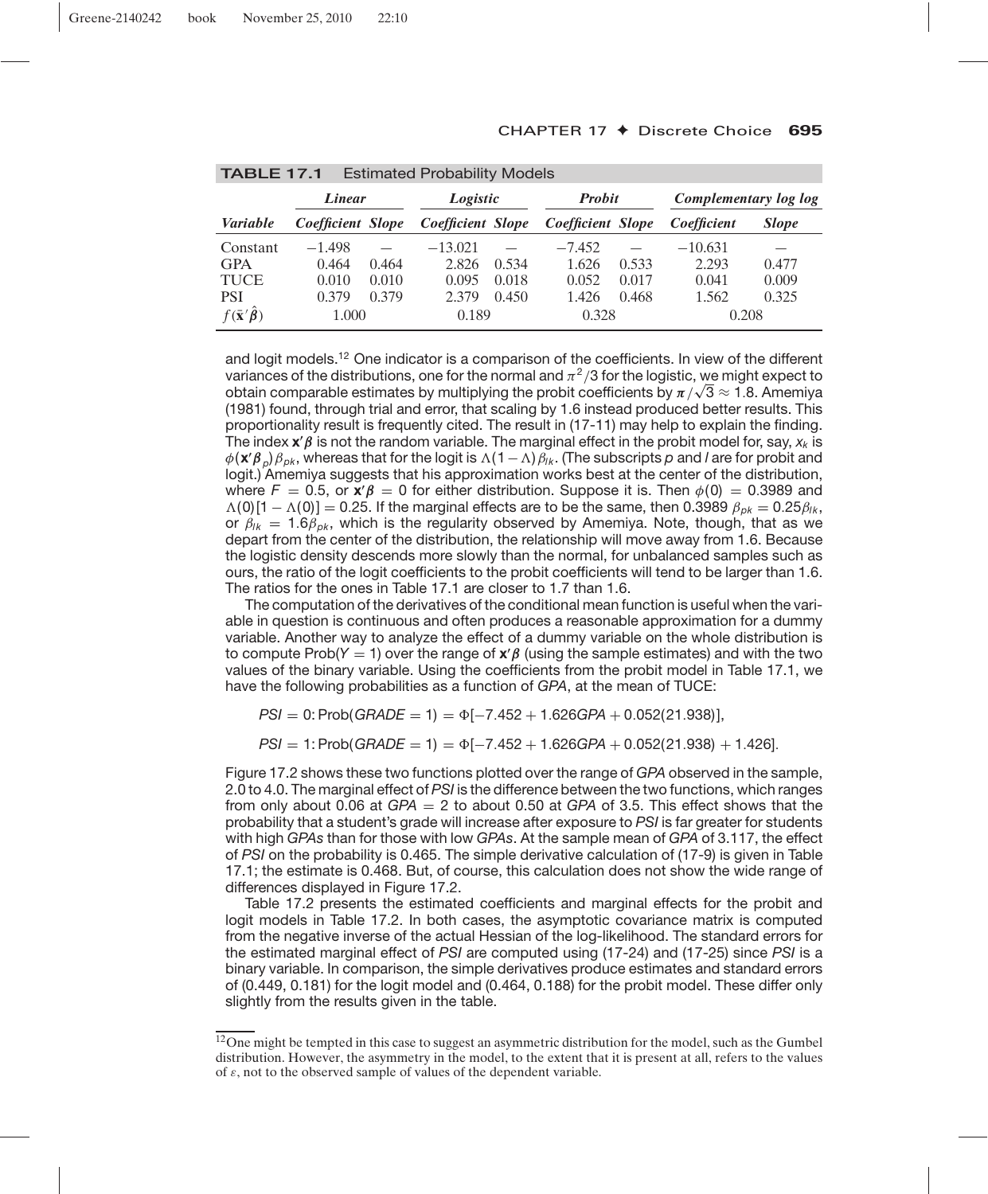**TABLE 17.1** Estimated Probability Models

| | Linear | | Logistic | | Probit | | Complementary log log | |
|---|---|---|---|---|---|---|---|---|
| *Variable* | *Coefficient* | *Slope* | *Coefficient* | *Slope* | *Coefficient* | *Slope* | *Coefficient* | *Slope* |
| Constant | −1.498 | — | −13.021 | — | −7.452 | — | −10.631 | — |
| GPA | 0.464 | 0.464 | 2.826 | 0.534 | 1.626 | 0.533 | 2.293 | 0.477 |
| TUCE | 0.010 | 0.010 | 0.095 | 0.018 | 0.052 | 0.017 | 0.041 | 0.009 |
| PSI | 0.379 | 0.379 | 2.379 | 0.450 | 1.426 | 0.468 | 1.562 | 0.325 |
| $f(\bar{\mathbf{x}}'\hat{\boldsymbol{\beta}})$ | 1.000 | | 0.189 | | 0.328 | | 0.208 | |

and logit models.[12] One indicator is a comparison of the coefficients. In view of the different variances of the distributions, one for the normal and $\pi^2/3$ for the logistic, we might expect to obtain comparable estimates by multiplying the probit coefficients by $\pi/\sqrt{3} \approx 1.8$. Amemiya (1981) found, through trial and error, that scaling by 1.6 instead produced better results. This proportionality result is frequently cited. The result in (17-11) may help to explain the finding. The index $\mathbf{x}'\boldsymbol{\beta}$ is not the random variable. The marginal effect in the probit model for, say, $x_k$ is $\phi(\mathbf{x}'\boldsymbol{\beta}_p)\beta_{pk}$, whereas that for the logit is $\Lambda(1-\Lambda)\beta_{lk}$. (The subscripts $p$ and $l$ are for probit and logit.) Amemiya suggests that his approximation works best at the center of the distribution, where $F = 0.5$, or $\mathbf{x}'\boldsymbol{\beta} = 0$ for either distribution. Suppose it is. Then $\phi(0) = 0.3989$ and $\Lambda(0)[1 - \Lambda(0)] = 0.25$. If the marginal effects are to be the same, then $0.3989\ \beta_{pk} = 0.25\beta_{lk}$, or $\beta_{lk} = 1.6\beta_{pk}$, which is the regularity observed by Amemiya. Note, though, that as we depart from the center of the distribution, the relationship will move away from 1.6. Because the logistic density descends more slowly than the normal, for unbalanced samples such as ours, the ratio of the logit coefficients to the probit coefficients will tend to be larger than 1.6. The ratios for the ones in Table 17.1 are closer to 1.7 than 1.6.

The computation of the derivatives of the conditional mean function is useful when the variable in question is continuous and often produces a reasonable approximation for a dummy variable. Another way to analyze the effect of a dummy variable on the whole distribution is to compute $\text{Prob}(Y = 1)$ over the range of $\mathbf{x}'\boldsymbol{\beta}$ (using the sample estimates) and with the two values of the binary variable. Using the coefficients from the probit model in Table 17.1, we have the following probabilities as a function of *GPA*, at the mean of TUCE:

$$PSI = 0: \text{Prob}(GRADE = 1) = \Phi[-7.452 + 1.626GPA + 0.052(21.938)],$$

$$PSI = 1: \text{Prob}(GRADE = 1) = \Phi[-7.452 + 1.626GPA + 0.052(21.938) + 1.426].$$

Figure 17.2 shows these two functions plotted over the range of *GPA* observed in the sample, 2.0 to 4.0. The marginal effect of *PSI* is the difference between the two functions, which ranges from only about 0.06 at $GPA = 2$ to about 0.50 at *GPA* of 3.5. This effect shows that the probability that a student's grade will increase after exposure to *PSI* is far greater for students with high *GPAs* than for those with low *GPAs*. At the sample mean of *GPA* of 3.117, the effect of *PSI* on the probability is 0.465. The simple derivative calculation of (17-9) is given in Table 17.1; the estimate is 0.468. But, of course, this calculation does not show the wide range of differences displayed in Figure 17.2.

Table 17.2 presents the estimated coefficients and marginal effects for the probit and logit models in Table 17.2. In both cases, the asymptotic covariance matrix is computed from the negative inverse of the actual Hessian of the log-likelihood. The standard errors for the estimated marginal effect of *PSI* are computed using (17-24) and (17-25) since *PSI* is a binary variable. In comparison, the simple derivatives produce estimates and standard errors of (0.449, 0.181) for the logit model and (0.464, 0.188) for the probit model. These differ only slightly from the results given in the table.

---

[12] One might be tempted in this case to suggest an asymmetric distribution for the model, such as the Gumbel distribution. However, the asymmetry in the model, to the extent that it is present at all, refers to the values of $\varepsilon$, not to the observed sample of values of the dependent variable.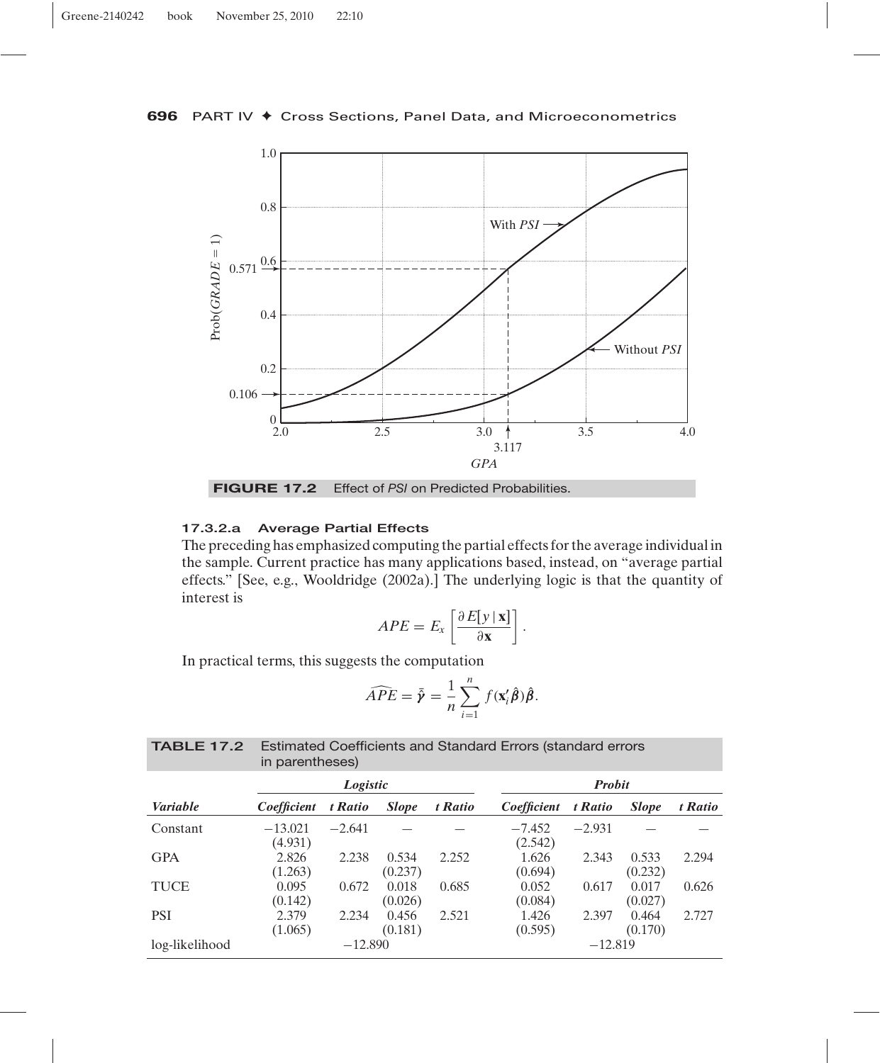FIGURE 17.2 Effect of *PSI* on Predicted Probabilities.

#### 17.3.2.a Average Partial Effects

The preceding has emphasized computing the partial effects for the average individual in the sample. Current practice has many applications based, instead, on "average partial effects." [See, e.g., Wooldridge (2002a).] The underlying logic is that the quantity of interest is

$$APE = E_x\left[\frac{\partial E[y \mid \mathbf{x}]}{\partial \mathbf{x}}\right].$$

In practical terms, this suggests the computation

$$\widehat{APE} = \hat{\bar{\boldsymbol{\gamma}}} = \frac{1}{n}\sum_{i=1}^{n} f(\mathbf{x}_i'\hat{\boldsymbol{\beta}})\hat{\boldsymbol{\beta}}.$$

**TABLE 17.2** Estimated Coefficients and Standard Errors (standard errors in parentheses)

| | Logistic | | | | Probit | | | |
|---|---|---|---|---|---|---|---|---|
| *Variable* | *Coefficient* | *t Ratio* | *Slope* | *t Ratio* | *Coefficient* | *t Ratio* | *Slope* | *t Ratio* |
| Constant | −13.021 (4.931) | −2.641 | — | — | −7.452 (2.542) | −2.931 | — | — |
| GPA | 2.826 (1.263) | 2.238 | 0.534 (0.237) | 2.252 | 1.626 (0.694) | 2.343 | 0.533 (0.232) | 2.294 |
| TUCE | 0.095 (0.142) | 0.672 | 0.018 (0.026) | 0.685 | 0.052 (0.084) | 0.617 | 0.017 (0.027) | 0.626 |
| PSI | 2.379 (1.065) | 2.234 | 0.456 (0.181) | 2.521 | 1.426 (0.595) | 2.397 | 0.464 (0.170) | 2.727 |
| log-likelihood | | −12.890 | | | | −12.819 | | |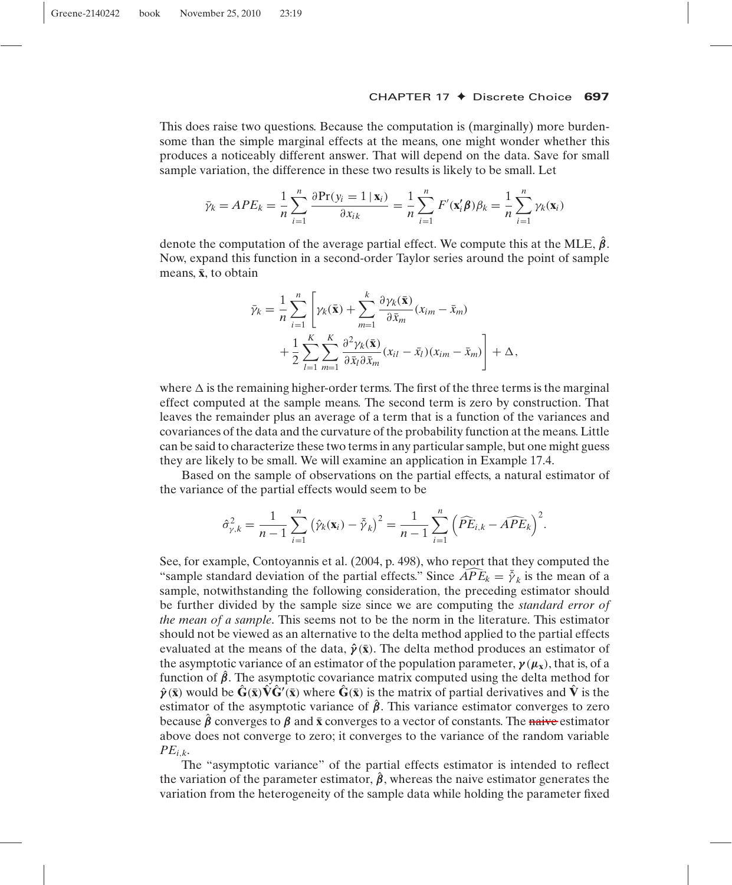This does raise two questions. Because the computation is (marginally) more burdensome than the simple marginal effects at the means, one might wonder whether this produces a noticeably different answer. That will depend on the data. Save for small sample variation, the difference in these two results is likely to be small. Let

$$\bar{\gamma}_k = APE_k = \frac{1}{n}\sum_{i=1}^{n} \frac{\partial \Pr(y_i = 1 \mid \mathbf{x}_i)}{\partial x_{ik}} = \frac{1}{n}\sum_{i=1}^{n} F'(\mathbf{x}_i'\boldsymbol{\beta})\beta_k = \frac{1}{n}\sum_{i=1}^{n} \gamma_k(\mathbf{x}_i)$$

denote the computation of the average partial effect. We compute this at the MLE, $\hat{\boldsymbol{\beta}}$. Now, expand this function in a second-order Taylor series around the point of sample means, $\bar{\mathbf{x}}$, to obtain

$$\bar{\gamma}_k = \frac{1}{n}\sum_{i=1}^{n} \left[ \gamma_k(\bar{\mathbf{x}}) + \sum_{m=1}^{k} \frac{\partial \gamma_k(\bar{\mathbf{x}})}{\partial \bar{x}_m}(x_{im} - \bar{x}_m) + \frac{1}{2}\sum_{l=1}^{K}\sum_{m=1}^{K} \frac{\partial^2 \gamma_k(\bar{\mathbf{x}})}{\partial \bar{x}_l \partial \bar{x}_m}(x_{il} - \bar{x}_l)(x_{im} - \bar{x}_m) \right] + \Delta,$$

where $\Delta$ is the remaining higher-order terms. The first of the three terms is the marginal effect computed at the sample means. The second term is zero by construction. That leaves the remainder plus an average of a term that is a function of the variances and covariances of the data and the curvature of the probability function at the means. Little can be said to characterize these two terms in any particular sample, but one might guess they are likely to be small. We will examine an application in Example 17.4.

Based on the sample of observations on the partial effects, a natural estimator of the variance of the partial effects would seem to be

$$\hat{\sigma}^2_{\gamma,k} = \frac{1}{n-1}\sum_{i=1}^{n} \left(\hat{\gamma}_k(\mathbf{x}_i) - \bar{\hat{\gamma}}_k\right)^2 = \frac{1}{n-1}\sum_{i=1}^{n} \left(\widehat{PE}_{i,k} - \widehat{APE}_k\right)^2.$$

See, for example, Contoyannis et al. (2004, p. 498), who report that they computed the "sample standard deviation of the partial effects." Since $\widehat{APE}_k = \bar{\hat{\gamma}}_k$ is the mean of a sample, notwithstanding the following consideration, the preceding estimator should be further divided by the sample size since we are computing the *standard error of the mean of a sample*. This seems not to be the norm in the literature. This estimator should not be viewed as an alternative to the delta method applied to the partial effects evaluated at the means of the data, $\hat{\boldsymbol{\gamma}}(\bar{\mathbf{x}})$. The delta method produces an estimator of the asymptotic variance of an estimator of the population parameter, $\boldsymbol{\gamma}(\boldsymbol{\mu}_\mathbf{x})$, that is, of a function of $\hat{\boldsymbol{\beta}}$. The asymptotic covariance matrix computed using the delta method for $\hat{\boldsymbol{\gamma}}(\bar{\mathbf{x}})$ would be $\hat{\mathbf{G}}(\bar{\mathbf{x}})\hat{\mathbf{V}}\hat{\mathbf{G}}'(\bar{\mathbf{x}})$ where $\hat{\mathbf{G}}(\bar{\mathbf{x}})$ is the matrix of partial derivatives and $\hat{\mathbf{V}}$ is the estimator of the asymptotic variance of $\hat{\boldsymbol{\beta}}$. This variance estimator converges to zero because $\hat{\boldsymbol{\beta}}$ converges to $\boldsymbol{\beta}$ and $\bar{\mathbf{x}}$ converges to a vector of constants. The ~~naive~~ estimator above does not converge to zero; it converges to the variance of the random variable $PE_{i,k}$.

The "asymptotic variance" of the partial effects estimator is intended to reflect the variation of the parameter estimator, $\hat{\boldsymbol{\beta}}$, whereas the naive estimator generates the variation from the heterogeneity of the sample data while holding the parameter fixed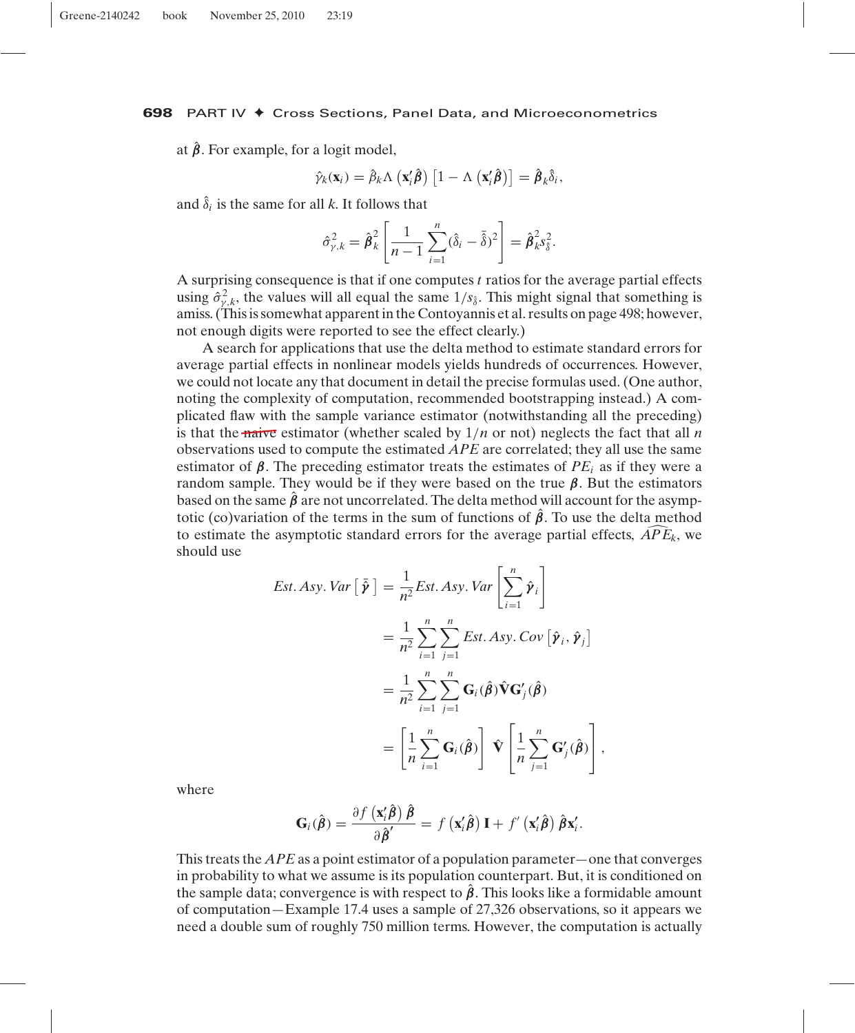at $\hat{\boldsymbol{\beta}}$. For example, for a logit model,

$$\hat{\gamma}_k(\mathbf{x}_i) = \hat{\beta}_k \Lambda\left(\mathbf{x}_i'\hat{\boldsymbol{\beta}}\right)\left[1 - \Lambda\left(\mathbf{x}_i'\hat{\boldsymbol{\beta}}\right)\right] = \hat{\boldsymbol{\beta}}_k \hat{\delta}_i,$$

and $\hat{\delta}_i$ is the same for all $k$. It follows that

$$\hat{\sigma}^2_{\gamma,k} = \hat{\boldsymbol{\beta}}_k^2 \left[\frac{1}{n-1}\sum_{i=1}^{n}(\hat{\delta}_i - \bar{\hat{\delta}})^2\right] = \hat{\boldsymbol{\beta}}_k^2 s_{\hat{\delta}}^2.$$

A surprising consequence is that if one computes $t$ ratios for the average partial effects using $\hat{\sigma}^2_{\gamma,k}$, the values will all equal the same $1/s_{\hat{\delta}}$. This might signal that something is amiss. (This is somewhat apparent in the Contoyannis et al. results on page 498; however, not enough digits were reported to see the effect clearly.)

A search for applications that use the delta method to estimate standard errors for average partial effects in nonlinear models yields hundreds of occurrences. However, we could not locate any that document in detail the precise formulas used. (One author, noting the complexity of computation, recommended bootstrapping instead.) A complicated flaw with the sample variance estimator (notwithstanding all the preceding) is that the naive estimator (whether scaled by $1/n$ or not) neglects the fact that all $n$ observations used to compute the estimated $APE$ are correlated; they all use the same estimator of $\boldsymbol{\beta}$. The preceding estimator treats the estimates of $PE_i$ as if they were a random sample. They would be if they were based on the true $\boldsymbol{\beta}$. But the estimators based on the same $\hat{\boldsymbol{\beta}}$ are not uncorrelated. The delta method will account for the asymptotic (co)variation of the terms in the sum of functions of $\hat{\boldsymbol{\beta}}$. To use the delta method to estimate the asymptotic standard errors for the average partial effects, $\widehat{APE}_k$, we should use

$$\begin{aligned}
Est.Asy.Var\left[\bar{\hat{\boldsymbol{\gamma}}}\right] &= \frac{1}{n^2} Est.Asy.Var\left[\sum_{i=1}^{n}\hat{\boldsymbol{\gamma}}_i\right] \\
&= \frac{1}{n^2}\sum_{i=1}^{n}\sum_{j=1}^{n} Est.Asy.Cov\left[\hat{\boldsymbol{\gamma}}_i, \hat{\boldsymbol{\gamma}}_j\right] \\
&= \frac{1}{n^2}\sum_{i=1}^{n}\sum_{j=1}^{n}\mathbf{G}_i(\hat{\boldsymbol{\beta}})\hat{\mathbf{V}}\mathbf{G}_j'(\hat{\boldsymbol{\beta}}) \\
&= \left[\frac{1}{n}\sum_{i=1}^{n}\mathbf{G}_i(\hat{\boldsymbol{\beta}})\right]\hat{\mathbf{V}}\left[\frac{1}{n}\sum_{j=1}^{n}\mathbf{G}_j'(\hat{\boldsymbol{\beta}})\right],
\end{aligned}$$

where

$$\mathbf{G}_i(\hat{\boldsymbol{\beta}}) = \frac{\partial f\left(\mathbf{x}_i'\hat{\boldsymbol{\beta}}\right)\hat{\boldsymbol{\beta}}}{\partial \hat{\boldsymbol{\beta}}'} = f\left(\mathbf{x}_i'\hat{\boldsymbol{\beta}}\right)\mathbf{I} + f'\left(\mathbf{x}_i'\hat{\boldsymbol{\beta}}\right)\hat{\boldsymbol{\beta}}\mathbf{x}_i'.$$

This treats the $APE$ as a point estimator of a population parameter—one that converges in probability to what we assume is its population counterpart. But, it is conditioned on the sample data; convergence is with respect to $\hat{\boldsymbol{\beta}}$. This looks like a formidable amount of computation—Example 17.4 uses a sample of 27,326 observations, so it appears we need a double sum of roughly 750 million terms. However, the computation is actually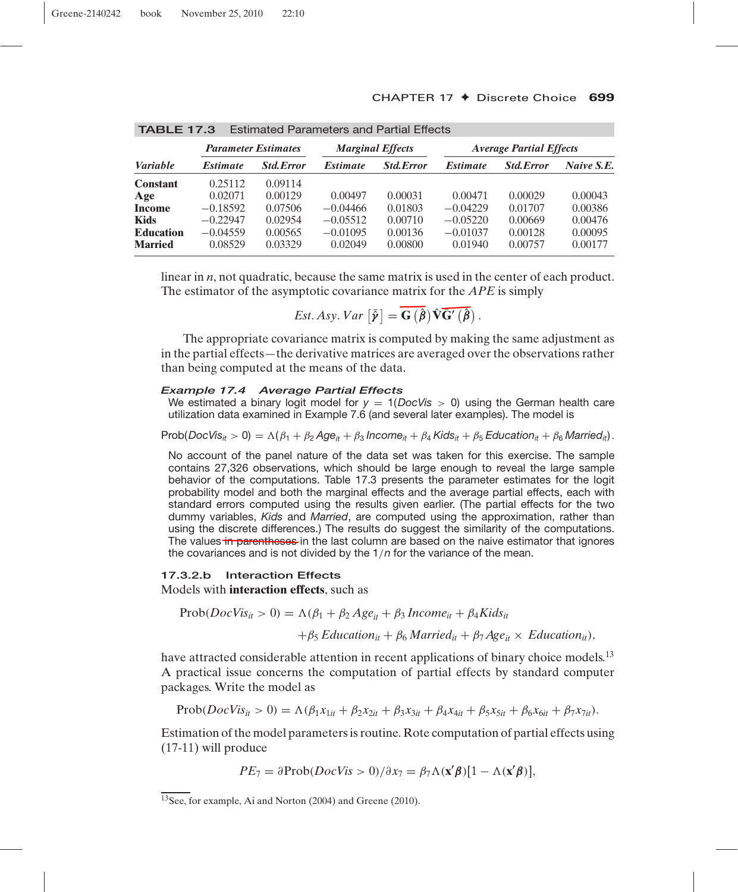**TABLE 17.3** Estimated Parameters and Partial Effects

| | *Parameter Estimates* | | *Marginal Effects* | | *Average Partial Effects* | | |
|---|---|---|---|---|---|---|---|
| *Variable* | *Estimate* | *Std.Error* | *Estimate* | *Std.Error* | *Estimate* | *Std.Error* | *Naive S.E.* |
| **Constant** | 0.25112 | 0.09114 | | | | | |
| **Age** | 0.02071 | 0.00129 | 0.00497 | 0.00031 | 0.00471 | 0.00029 | 0.00043 |
| **Income** | −0.18592 | 0.07506 | −0.04466 | 0.01803 | −0.04229 | 0.01707 | 0.00386 |
| **Kids** | −0.22947 | 0.02954 | −0.05512 | 0.00710 | −0.05220 | 0.00669 | 0.00476 |
| **Education** | −0.04559 | 0.00565 | −0.01095 | 0.00136 | −0.01037 | 0.00128 | 0.00095 |
| **Married** | 0.08529 | 0.03329 | 0.02049 | 0.00800 | 0.01940 | 0.00757 | 0.00177 |

linear in $n$, not quadratic, because the same matrix is used in the center of each product. The estimator of the asymptotic covariance matrix for the *APE* is simply

$$Est.\,Asy.\,Var\left[\bar{\hat{\gamma}}\right] = \overline{\mathbf{G}}\left(\hat{\boldsymbol{\beta}}\right)\hat{\mathbf{V}}\overline{\mathbf{G}}'\left(\hat{\boldsymbol{\beta}}\right).$$

The appropriate covariance matrix is computed by making the same adjustment as in the partial effects—the derivative matrices are averaged over the observations rather than being computed at the means of the data.

### *Example 17.4 Average Partial Effects*

We estimated a binary logit model for $y = 1(DocVis > 0)$ using the German health care utilization data examined in Example 7.6 (and several later examples). The model is

$$\text{Prob}(DocVis_{it} > 0) = \Lambda(\beta_1 + \beta_2\, Age_{it} + \beta_3\, Income_{it} + \beta_4\, Kids_{it} + \beta_5\, Education_{it} + \beta_6\, Married_{it}).$$

No account of the panel nature of the data set was taken for this exercise. The sample contains 27,326 observations, which should be large enough to reveal the large sample behavior of the computations. Table 17.3 presents the parameter estimates for the logit probability model and both the marginal effects and the average partial effects, each with standard errors computed using the results given earlier. (The partial effects for the two dummy variables, *Kids* and *Married*, are computed using the approximation, rather than using the discrete differences.) The results do suggest the similarity of the computations. The values ~~in parentheses~~ in the last column are based on the naive estimator that ignores the covariances and is not divided by the $1/n$ for the variance of the mean.

### 17.3.2.b Interaction Effects

Models with **interaction effects**, such as

$$\text{Prob}(DocVis_{it} > 0) = \Lambda(\beta_1 + \beta_2\, Age_{it} + \beta_3\, Income_{it} + \beta_4 Kids_{it} + \beta_5\, Education_{it} + \beta_6\, Married_{it} + \beta_7 Age_{it} \times\, Education_{it}),$$

have attracted considerable attention in recent applications of binary choice models.[13] A practical issue concerns the computation of partial effects by standard computer packages. Write the model as

$$\text{Prob}(DocVis_{it} > 0) = \Lambda(\beta_1 x_{1it} + \beta_2 x_{2it} + \beta_3 x_{3it} + \beta_4 x_{4it} + \beta_5 x_{5it} + \beta_6 x_{6it} + \beta_7 x_{7it}).$$

Estimation of the model parameters is routine. Rote computation of partial effects using (17-11) will produce

$$PE_7 = \partial \text{Prob}(DocVis > 0)/\partial x_7 = \beta_7 \Lambda(\mathbf{x}'\boldsymbol{\beta})[1 - \Lambda(\mathbf{x}'\boldsymbol{\beta})],$$

[13] See, for example, Ai and Norton (2004) and Greene (2010).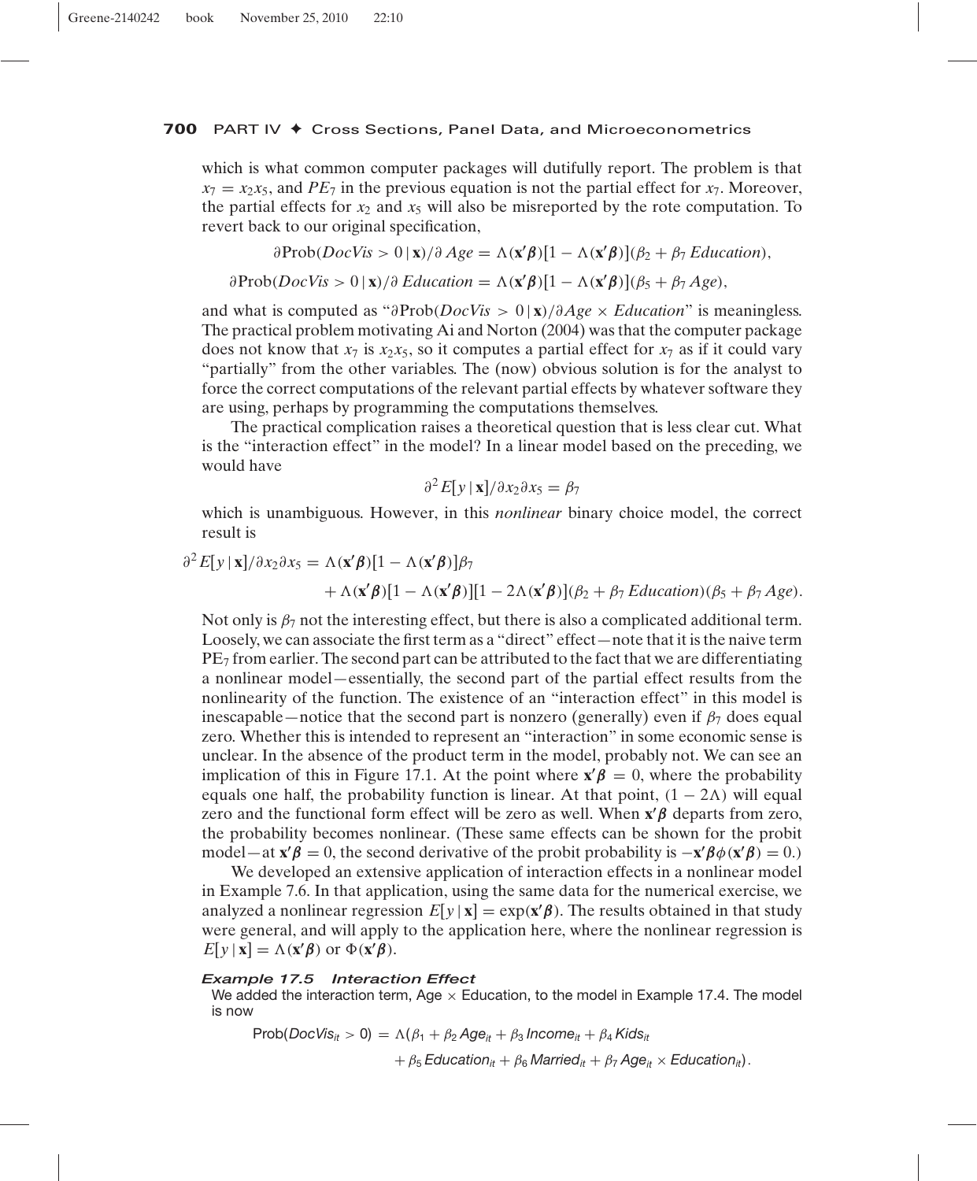which is what common computer packages will dutifully report. The problem is that $x_7 = x_2 x_5$, and $PE_7$ in the previous equation is not the partial effect for $x_7$. Moreover, the partial effects for $x_2$ and $x_5$ will also be misreported by the rote computation. To revert back to our original specification,

$$\partial \text{Prob}(DocVis > 0 \,|\, \mathbf{x})/\partial\, Age = \Lambda(\mathbf{x}'\boldsymbol{\beta})[1 - \Lambda(\mathbf{x}'\boldsymbol{\beta})](\beta_2 + \beta_7\, Education),$$

$$\partial \text{Prob}(DocVis > 0 \,|\, \mathbf{x})/\partial\, Education = \Lambda(\mathbf{x}'\boldsymbol{\beta})[1 - \Lambda(\mathbf{x}'\boldsymbol{\beta})](\beta_5 + \beta_7\, Age),$$

and what is computed as "$\partial \text{Prob}(DocVis > 0 \,|\, \mathbf{x})/\partial Age \times Education$" is meaningless. The practical problem motivating Ai and Norton (2004) was that the computer package does not know that $x_7$ is $x_2 x_5$, so it computes a partial effect for $x_7$ as if it could vary "partially" from the other variables. The (now) obvious solution is for the analyst to force the correct computations of the relevant partial effects by whatever software they are using, perhaps by programming the computations themselves.

The practical complication raises a theoretical question that is less clear cut. What is the "interaction effect" in the model? In a linear model based on the preceding, we would have

$$\partial^2 E[y \,|\, \mathbf{x}]/\partial x_2 \partial x_5 = \beta_7$$

which is unambiguous. However, in this *nonlinear* binary choice model, the correct result is

$$\begin{aligned}\partial^2 E[y \,|\, \mathbf{x}]/\partial x_2 \partial x_5 = {} & \Lambda(\mathbf{x}'\boldsymbol{\beta})[1 - \Lambda(\mathbf{x}'\boldsymbol{\beta})]\beta_7 \\ & + \Lambda(\mathbf{x}'\boldsymbol{\beta})[1 - \Lambda(\mathbf{x}'\boldsymbol{\beta})][1 - 2\Lambda(\mathbf{x}'\boldsymbol{\beta})](\beta_2 + \beta_7\, Education)(\beta_5 + \beta_7\, Age).\end{aligned}$$

Not only is $\beta_7$ not the interesting effect, but there is also a complicated additional term. Loosely, we can associate the first term as a "direct" effect—note that it is the naive term $\text{PE}_7$ from earlier. The second part can be attributed to the fact that we are differentiating a nonlinear model—essentially, the second part of the partial effect results from the nonlinearity of the function. The existence of an "interaction effect" in this model is inescapable—notice that the second part is nonzero (generally) even if $\beta_7$ does equal zero. Whether this is intended to represent an "interaction" in some economic sense is unclear. In the absence of the product term in the model, probably not. We can see an implication of this in Figure 17.1. At the point where $\mathbf{x}'\boldsymbol{\beta} = 0$, where the probability equals one half, the probability function is linear. At that point, $(1 - 2\Lambda)$ will equal zero and the functional form effect will be zero as well. When $\mathbf{x}'\boldsymbol{\beta}$ departs from zero, the probability becomes nonlinear. (These same effects can be shown for the probit model—at $\mathbf{x}'\boldsymbol{\beta} = 0$, the second derivative of the probit probability is $-\mathbf{x}'\boldsymbol{\beta}\phi(\mathbf{x}'\boldsymbol{\beta}) = 0$.)

We developed an extensive application of interaction effects in a nonlinear model in Example 7.6. In that application, using the same data for the numerical exercise, we analyzed a nonlinear regression $E[y \,|\, \mathbf{x}] = \exp(\mathbf{x}'\boldsymbol{\beta})$. The results obtained in that study were general, and will apply to the application here, where the nonlinear regression is $E[y \,|\, \mathbf{x}] = \Lambda(\mathbf{x}'\boldsymbol{\beta})$ or $\Phi(\mathbf{x}'\boldsymbol{\beta})$.

***Example 17.5 Interaction Effect***

We added the interaction term, Age $\times$ Education, to the model in Example 17.4. The model is now

$$\begin{aligned}\text{Prob}(DocVis_{it} > 0) = \Lambda(& \beta_1 + \beta_2\, Age_{it} + \beta_3\, Income_{it} + \beta_4\, Kids_{it} \\ & + \beta_5\, Education_{it} + \beta_6\, Married_{it} + \beta_7\, Age_{it} \times Education_{it}).\end{aligned}$$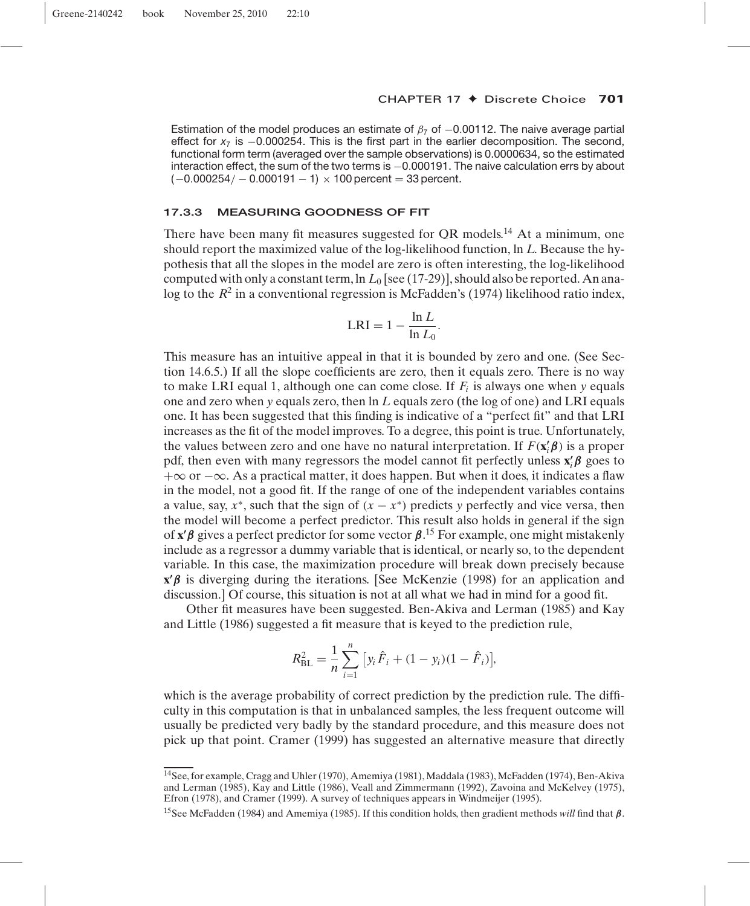Estimation of the model produces an estimate of $\beta_7$ of $-0.00112$. The naive average partial effect for $x_7$ is $-0.000254$. This is the first part in the earlier decomposition. The second, functional form term (averaged over the sample observations) is 0.0000634, so the estimated interaction effect, the sum of the two terms is $-0.000191$. The naive calculation errs by about $(-0.000254/-0.000191 - 1) \times 100$ percent $= 33$ percent.

### 17.3.3 MEASURING GOODNESS OF FIT

There have been many fit measures suggested for QR models.[14] At a minimum, one should report the maximized value of the log-likelihood function, $\ln L$. Because the hypothesis that all the slopes in the model are zero is often interesting, the log-likelihood computed with only a constant term, $\ln L_0$ [see (17-29)], should also be reported. An analog to the $R^2$ in a conventional regression is McFadden's (1974) likelihood ratio index,

$$\text{LRI} = 1 - \frac{\ln L}{\ln L_0}.$$

This measure has an intuitive appeal in that it is bounded by zero and one. (See Section 14.6.5.) If all the slope coefficients are zero, then it equals zero. There is no way to make LRI equal 1, although one can come close. If $F_i$ is always one when $y$ equals one and zero when $y$ equals zero, then $\ln L$ equals zero (the log of one) and LRI equals one. It has been suggested that this finding is indicative of a "perfect fit" and that LRI increases as the fit of the model improves. To a degree, this point is true. Unfortunately, the values between zero and one have no natural interpretation. If $F(\mathbf{x}_i'\boldsymbol{\beta})$ is a proper pdf, then even with many regressors the model cannot fit perfectly unless $\mathbf{x}_i'\boldsymbol{\beta}$ goes to $+\infty$ or $-\infty$. As a practical matter, it does happen. But when it does, it indicates a flaw in the model, not a good fit. If the range of one of the independent variables contains a value, say, $x^*$, such that the sign of $(x - x^*)$ predicts $y$ perfectly and vice versa, then the model will become a perfect predictor. This result also holds in general if the sign of $\mathbf{x}'\boldsymbol{\beta}$ gives a perfect predictor for some vector $\boldsymbol{\beta}$.[15] For example, one might mistakenly include as a regressor a dummy variable that is identical, or nearly so, to the dependent variable. In this case, the maximization procedure will break down precisely because $\mathbf{x}'\boldsymbol{\beta}$ is diverging during the iterations. [See McKenzie (1998) for an application and discussion.] Of course, this situation is not at all what we had in mind for a good fit.

Other fit measures have been suggested. Ben-Akiva and Lerman (1985) and Kay and Little (1986) suggested a fit measure that is keyed to the prediction rule,

$$R^2_{\text{BL}} = \frac{1}{n}\sum_{i=1}^{n}\left[y_i\hat{F}_i + (1 - y_i)(1 - \hat{F}_i)\right],$$

which is the average probability of correct prediction by the prediction rule. The difficulty in this computation is that in unbalanced samples, the less frequent outcome will usually be predicted very badly by the standard procedure, and this measure does not pick up that point. Cramer (1999) has suggested an alternative measure that directly

---

[14] See, for example, Cragg and Uhler (1970), Amemiya (1981), Maddala (1983), McFadden (1974), Ben-Akiva and Lerman (1985), Kay and Little (1986), Veall and Zimmermann (1992), Zavoina and McKelvey (1975), Efron (1978), and Cramer (1999). A survey of techniques appears in Windmeijer (1995).

[15] See McFadden (1984) and Amemiya (1985). If this condition holds, then gradient methods *will* find that $\boldsymbol{\beta}$.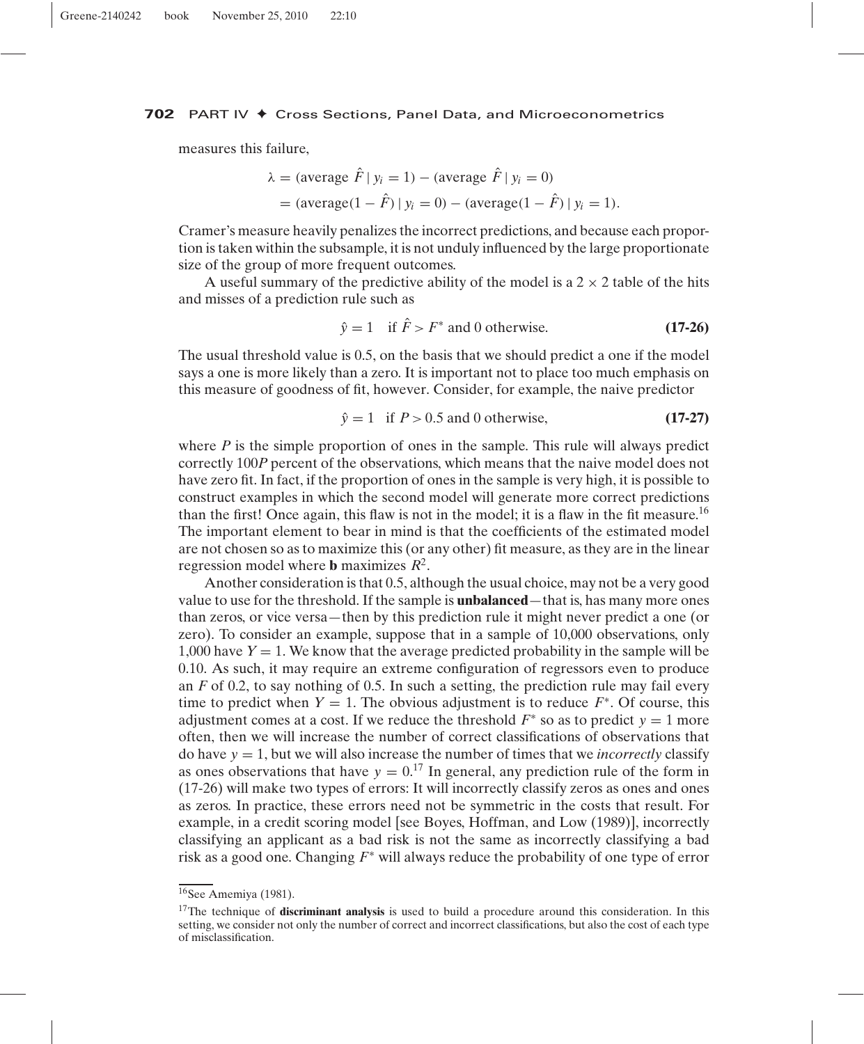measures this failure,

$$\begin{aligned}\lambda &= (\text{average } \hat{F} \mid y_i = 1) - (\text{average } \hat{F} \mid y_i = 0) \\ &= (\text{average}(1 - \hat{F}) \mid y_i = 0) - (\text{average}(1 - \hat{F}) \mid y_i = 1).\end{aligned}$$

Cramer's measure heavily penalizes the incorrect predictions, and because each proportion is taken within the subsample, it is not unduly influenced by the large proportionate size of the group of more frequent outcomes.

A useful summary of the predictive ability of the model is a $2 \times 2$ table of the hits and misses of a prediction rule such as

$$\hat{y} = 1 \quad \text{if } \hat{F} > F^* \text{ and 0 otherwise.} \tag{17-26}$$

The usual threshold value is 0.5, on the basis that we should predict a one if the model says a one is more likely than a zero. It is important not to place too much emphasis on this measure of goodness of fit, however. Consider, for example, the naive predictor

$$\hat{y} = 1 \quad \text{if } P > 0.5 \text{ and 0 otherwise,} \tag{17-27}$$

where $P$ is the simple proportion of ones in the sample. This rule will always predict correctly $100P$ percent of the observations, which means that the naive model does not have zero fit. In fact, if the proportion of ones in the sample is very high, it is possible to construct examples in which the second model will generate more correct predictions than the first! Once again, this flaw is not in the model; it is a flaw in the fit measure.[16] The important element to bear in mind is that the coefficients of the estimated model are not chosen so as to maximize this (or any other) fit measure, as they are in the linear regression model where **b** maximizes $R^2$.

Another consideration is that 0.5, although the usual choice, may not be a very good value to use for the threshold. If the sample is **unbalanced**—that is, has many more ones than zeros, or vice versa—then by this prediction rule it might never predict a one (or zero). To consider an example, suppose that in a sample of 10,000 observations, only 1,000 have $Y = 1$. We know that the average predicted probability in the sample will be 0.10. As such, it may require an extreme configuration of regressors even to produce an $F$ of 0.2, to say nothing of 0.5. In such a setting, the prediction rule may fail every time to predict when $Y = 1$. The obvious adjustment is to reduce $F^*$. Of course, this adjustment comes at a cost. If we reduce the threshold $F^*$ so as to predict $y = 1$ more often, then we will increase the number of correct classifications of observations that do have $y = 1$, but we will also increase the number of times that we *incorrectly* classify as ones observations that have $y = 0$.[17] In general, any prediction rule of the form in (17-26) will make two types of errors: It will incorrectly classify zeros as ones and ones as zeros. In practice, these errors need not be symmetric in the costs that result. For example, in a credit scoring model [see Boyes, Hoffman, and Low (1989)], incorrectly classifying an applicant as a bad risk is not the same as incorrectly classifying a bad risk as a good one. Changing $F^*$ will always reduce the probability of one type of error

---

[16] See Amemiya (1981).

[17] The technique of **discriminant analysis** is used to build a procedure around this consideration. In this setting, we consider not only the number of correct and incorrect classifications, but also the cost of each type of misclassification.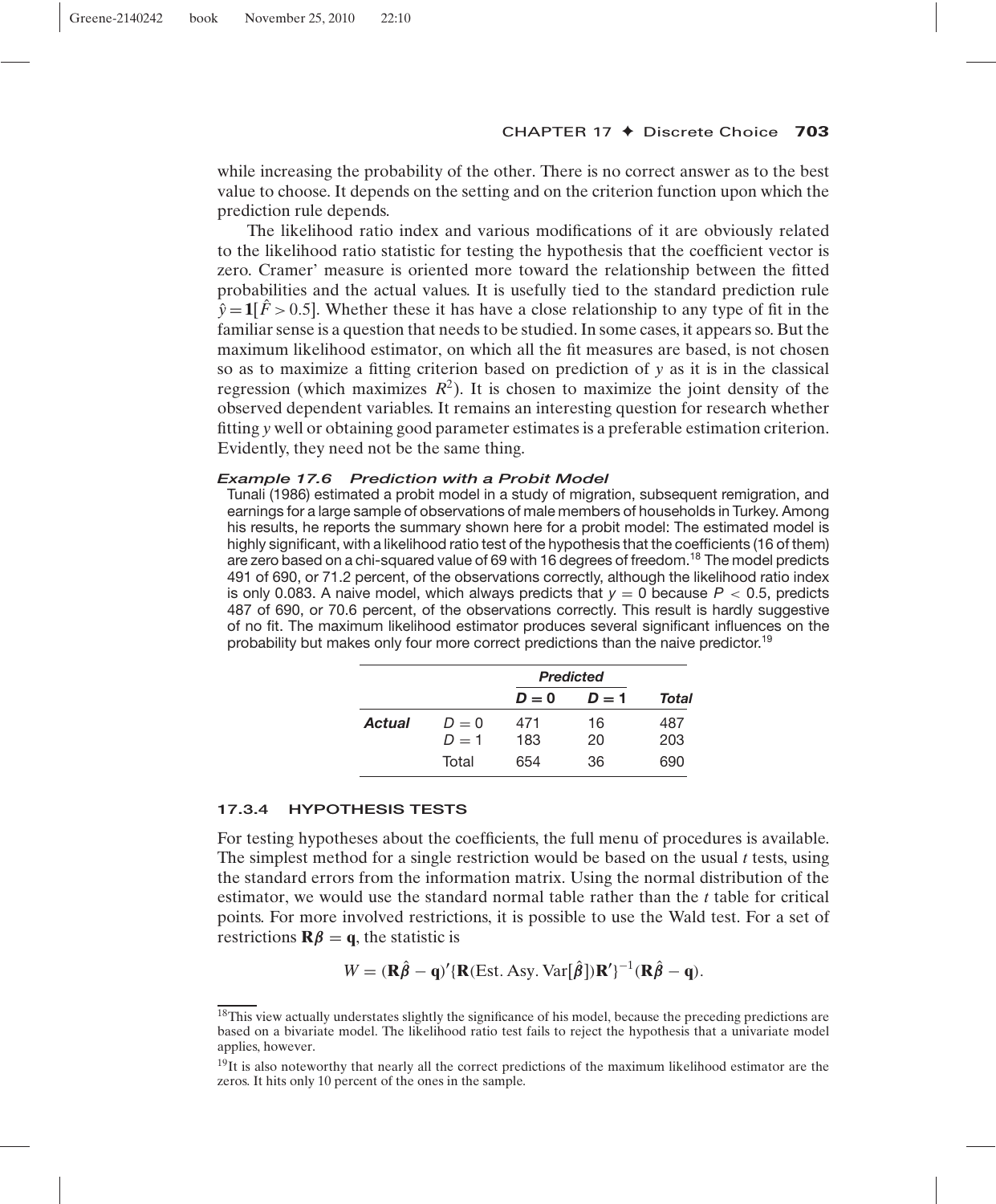while increasing the probability of the other. There is no correct answer as to the best value to choose. It depends on the setting and on the criterion function upon which the prediction rule depends.

The likelihood ratio index and various modifications of it are obviously related to the likelihood ratio statistic for testing the hypothesis that the coefficient vector is zero. Cramer' measure is oriented more toward the relationship between the fitted probabilities and the actual values. It is usefully tied to the standard prediction rule $\hat{y} = \mathbf{1}[\hat{F} > 0.5]$. Whether these it has have a close relationship to any type of fit in the familiar sense is a question that needs to be studied. In some cases, it appears so. But the maximum likelihood estimator, on which all the fit measures are based, is not chosen so as to maximize a fitting criterion based on prediction of $y$ as it is in the classical regression (which maximizes $R^2$). It is chosen to maximize the joint density of the observed dependent variables. It remains an interesting question for research whether fitting $y$ well or obtaining good parameter estimates is a preferable estimation criterion. Evidently, they need not be the same thing.

***Example 17.6 Prediction with a Probit Model***

Tunali (1986) estimated a probit model in a study of migration, subsequent remigration, and earnings for a large sample of observations of male members of households in Turkey. Among his results, he reports the summary shown here for a probit model: The estimated model is highly significant, with a likelihood ratio test of the hypothesis that the coefficients (16 of them) are zero based on a chi-squared value of 69 with 16 degrees of freedom.[18] The model predicts 491 of 690, or 71.2 percent, of the observations correctly, although the likelihood ratio index is only 0.083. A naive model, which always predicts that $y = 0$ because $P < 0.5$, predicts 487 of 690, or 70.6 percent, of the observations correctly. This result is hardly suggestive of no fit. The maximum likelihood estimator produces several significant influences on the probability but makes only four more correct predictions than the naive predictor.[19]

| | | ***Predicted*** | | |
|---|---|---|---|---|
| | | $D = 0$ | $D = 1$ | ***Total*** |
| ***Actual*** | $D = 0$ | 471 | 16 | 487 |
| | $D = 1$ | 183 | 20 | 203 |
| | Total | 654 | 36 | 690 |

### 17.3.4 HYPOTHESIS TESTS

For testing hypotheses about the coefficients, the full menu of procedures is available. The simplest method for a single restriction would be based on the usual $t$ tests, using the standard errors from the information matrix. Using the normal distribution of the estimator, we would use the standard normal table rather than the $t$ table for critical points. For more involved restrictions, it is possible to use the Wald test. For a set of restrictions $\mathbf{R}\boldsymbol{\beta} = \mathbf{q}$, the statistic is

$$W = (\mathbf{R}\hat{\boldsymbol{\beta}} - \mathbf{q})'\{\mathbf{R}(\text{Est. Asy. Var}[\hat{\boldsymbol{\beta}}])\mathbf{R}'\}^{-1}(\mathbf{R}\hat{\boldsymbol{\beta}} - \mathbf{q}).$$

[18] This view actually understates slightly the significance of his model, because the preceding predictions are based on a bivariate model. The likelihood ratio test fails to reject the hypothesis that a univariate model applies, however.

[19] It is also noteworthy that nearly all the correct predictions of the maximum likelihood estimator are the zeros. It hits only 10 percent of the ones in the sample.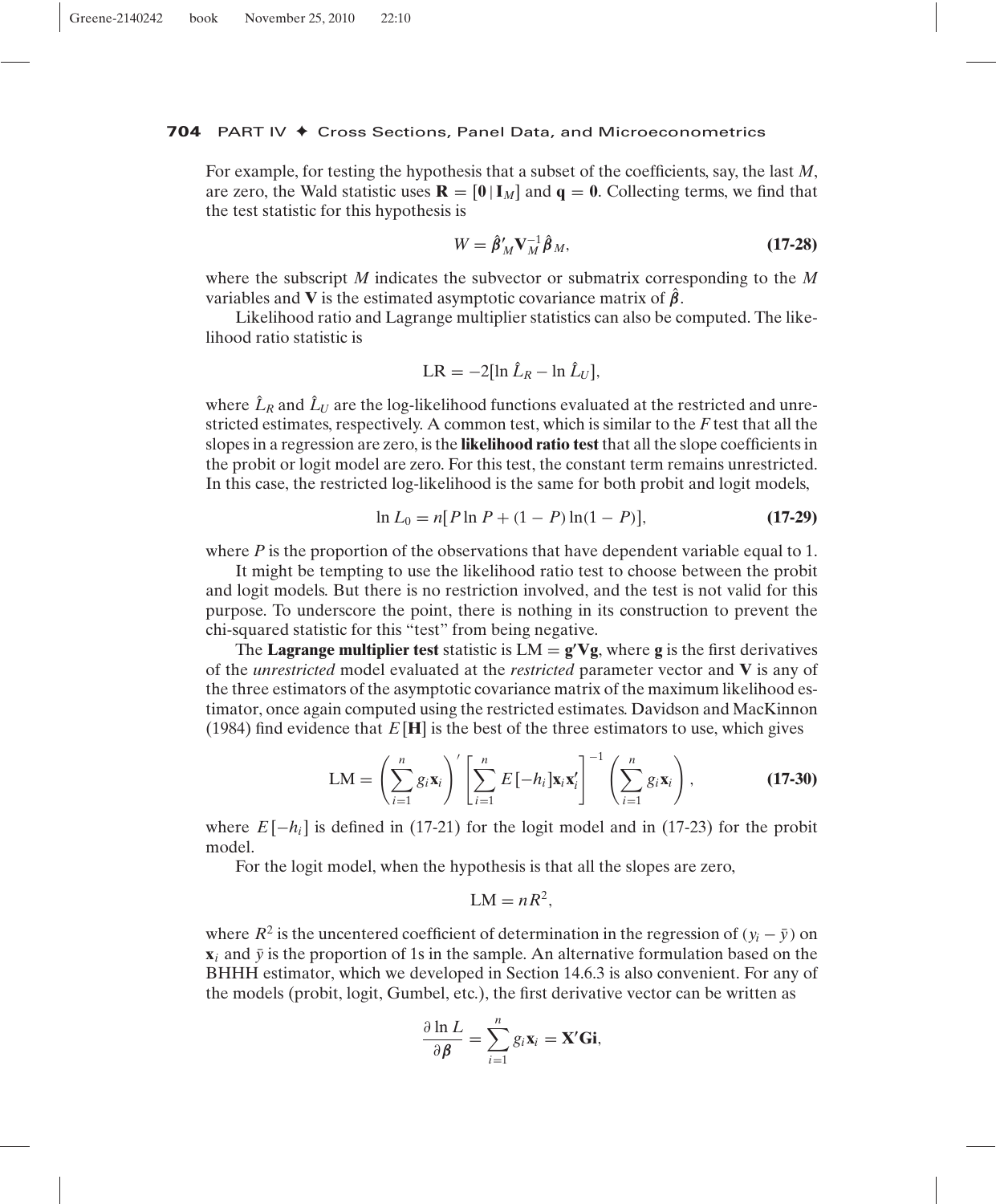For example, for testing the hypothesis that a subset of the coefficients, say, the last $M$, are zero, the Wald statistic uses $\mathbf{R} = [\mathbf{0} \,|\, \mathbf{I}_M]$ and $\mathbf{q} = \mathbf{0}$. Collecting terms, we find that the test statistic for this hypothesis is

$$W = \hat{\boldsymbol{\beta}}_M' \mathbf{V}_M^{-1} \hat{\boldsymbol{\beta}}_M, \tag{17-28}$$

where the subscript $M$ indicates the subvector or submatrix corresponding to the $M$ variables and $\mathbf{V}$ is the estimated asymptotic covariance matrix of $\hat{\boldsymbol{\beta}}$.

Likelihood ratio and Lagrange multiplier statistics can also be computed. The likelihood ratio statistic is

$$\text{LR} = -2[\ln \hat{L}_R - \ln \hat{L}_U],$$

where $\hat{L}_R$ and $\hat{L}_U$ are the log-likelihood functions evaluated at the restricted and unrestricted estimates, respectively. A common test, which is similar to the $F$ test that all the slopes in a regression are zero, is the **likelihood ratio test** that all the slope coefficients in the probit or logit model are zero. For this test, the constant term remains unrestricted. In this case, the restricted log-likelihood is the same for both probit and logit models,

$$\ln L_0 = n[P \ln P + (1 - P) \ln(1 - P)], \tag{17-29}$$

where $P$ is the proportion of the observations that have dependent variable equal to 1.

It might be tempting to use the likelihood ratio test to choose between the probit and logit models. But there is no restriction involved, and the test is not valid for this purpose. To underscore the point, there is nothing in its construction to prevent the chi-squared statistic for this "test" from being negative.

The **Lagrange multiplier test** statistic is $\text{LM} = \mathbf{g}'\mathbf{V}\mathbf{g}$, where $\mathbf{g}$ is the first derivatives of the *unrestricted* model evaluated at the *restricted* parameter vector and $\mathbf{V}$ is any of the three estimators of the asymptotic covariance matrix of the maximum likelihood estimator, once again computed using the restricted estimates. Davidson and MacKinnon (1984) find evidence that $E[\mathbf{H}]$ is the best of the three estimators to use, which gives

$$\text{LM} = \left(\sum_{i=1}^{n} g_i \mathbf{x}_i\right)' \left[\sum_{i=1}^{n} E[-h_i] \mathbf{x}_i \mathbf{x}_i'\right]^{-1} \left(\sum_{i=1}^{n} g_i \mathbf{x}_i\right), \tag{17-30}$$

where $E[-h_i]$ is defined in (17-21) for the logit model and in (17-23) for the probit model.

For the logit model, when the hypothesis is that all the slopes are zero,

$$\text{LM} = nR^2,$$

where $R^2$ is the uncentered coefficient of determination in the regression of $(y_i - \bar{y})$ on $\mathbf{x}_i$ and $\bar{y}$ is the proportion of 1s in the sample. An alternative formulation based on the BHHH estimator, which we developed in Section 14.6.3 is also convenient. For any of the models (probit, logit, Gumbel, etc.), the first derivative vector can be written as

$$\frac{\partial \ln L}{\partial \boldsymbol{\beta}} = \sum_{i=1}^{n} g_i \mathbf{x}_i = \mathbf{X}'\mathbf{G}\mathbf{i},$$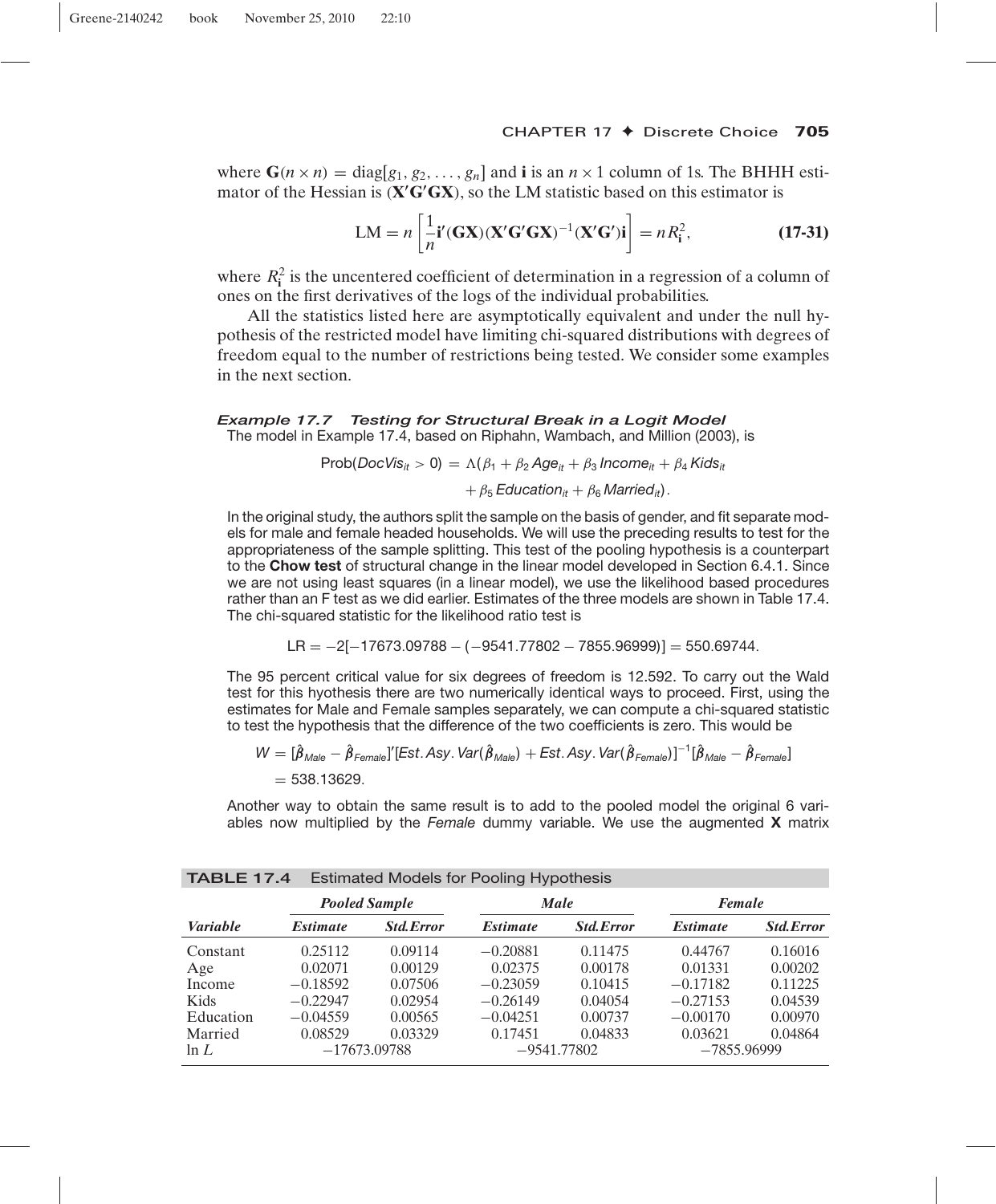where $\mathbf{G}(n \times n) = \text{diag}[g_1, g_2, \ldots, g_n]$ and $\mathbf{i}$ is an $n \times 1$ column of 1s. The BHHH estimator of the Hessian is $(\mathbf{X}'\mathbf{G}'\mathbf{G}\mathbf{X})$, so the LM statistic based on this estimator is

$$\text{LM} = n\left[\frac{1}{n}\mathbf{i}'(\mathbf{G}\mathbf{X})(\mathbf{X}'\mathbf{G}'\mathbf{G}\mathbf{X})^{-1}(\mathbf{X}'\mathbf{G}')\mathbf{i}\right] = nR_{\mathbf{i}}^2, \tag{17-31}$$

where $R_{\mathbf{i}}^2$ is the uncentered coefficient of determination in a regression of a column of ones on the first derivatives of the logs of the individual probabilities.

All the statistics listed here are asymptotically equivalent and under the null hypothesis of the restricted model have limiting chi-squared distributions with degrees of freedom equal to the number of restrictions being tested. We consider some examples in the next section.

### *Example 17.7 Testing for Structural Break in a Logit Model*

The model in Example 17.4, based on Riphahn, Wambach, and Million (2003), is

$$\text{Prob}(DocVis_{it} > 0) = \Lambda(\beta_1 + \beta_2\, Age_{it} + \beta_3\, Income_{it} + \beta_4\, Kids_{it} + \beta_5\, Education_{it} + \beta_6\, Married_{it}).$$

In the original study, the authors split the sample on the basis of gender, and fit separate models for male and female headed households. We will use the preceding results to test for the appropriateness of the sample splitting. This test of the pooling hypothesis is a counterpart to the **Chow test** of structural change in the linear model developed in Section 6.4.1. Since we are not using least squares (in a linear model), we use the likelihood based procedures rather than an F test as we did earlier. Estimates of the three models are shown in Table 17.4. The chi-squared statistic for the likelihood ratio test is

$$\text{LR} = -2[-17673.09788 - (-9541.77802 - 7855.96999)] = 550.69744.$$

The 95 percent critical value for six degrees of freedom is 12.592. To carry out the Wald test for this hyothesis there are two numerically identical ways to proceed. First, using the estimates for Male and Female samples separately, we can compute a chi-squared statistic to test the hypothesis that the difference of the two coefficients is zero. This would be

$$W = [\hat{\boldsymbol{\beta}}_{Male} - \hat{\boldsymbol{\beta}}_{Female}]'[Est.Asy.Var(\hat{\boldsymbol{\beta}}_{Male}) + Est.Asy.Var(\hat{\boldsymbol{\beta}}_{Female})]^{-1}[\hat{\boldsymbol{\beta}}_{Male} - \hat{\boldsymbol{\beta}}_{Female}]$$
$$= 538.13629.$$

Another way to obtain the same result is to add to the pooled model the original 6 variables now multiplied by the *Female* dummy variable. We use the augmented **X** matrix

**TABLE 17.4** Estimated Models for Pooling Hypothesis

| | *Pooled Sample* | | *Male* | | *Female* | |
|---|---|---|---|---|---|---|
| *Variable* | *Estimate* | *Std.Error* | *Estimate* | *Std.Error* | *Estimate* | *Std.Error* |
| Constant | 0.25112 | 0.09114 | −0.20881 | 0.11475 | 0.44767 | 0.16016 |
| Age | 0.02071 | 0.00129 | 0.02375 | 0.00178 | 0.01331 | 0.00202 |
| Income | −0.18592 | 0.07506 | −0.23059 | 0.10415 | −0.17182 | 0.11225 |
| Kids | −0.22947 | 0.02954 | −0.26149 | 0.04054 | −0.27153 | 0.04539 |
| Education | −0.04559 | 0.00565 | −0.04251 | 0.00737 | −0.00170 | 0.00970 |
| Married | 0.08529 | 0.03329 | 0.17451 | 0.04833 | 0.03621 | 0.04864 |
| ln $L$ | −17673.09788 | | −9541.77802 | | −7855.96999 | |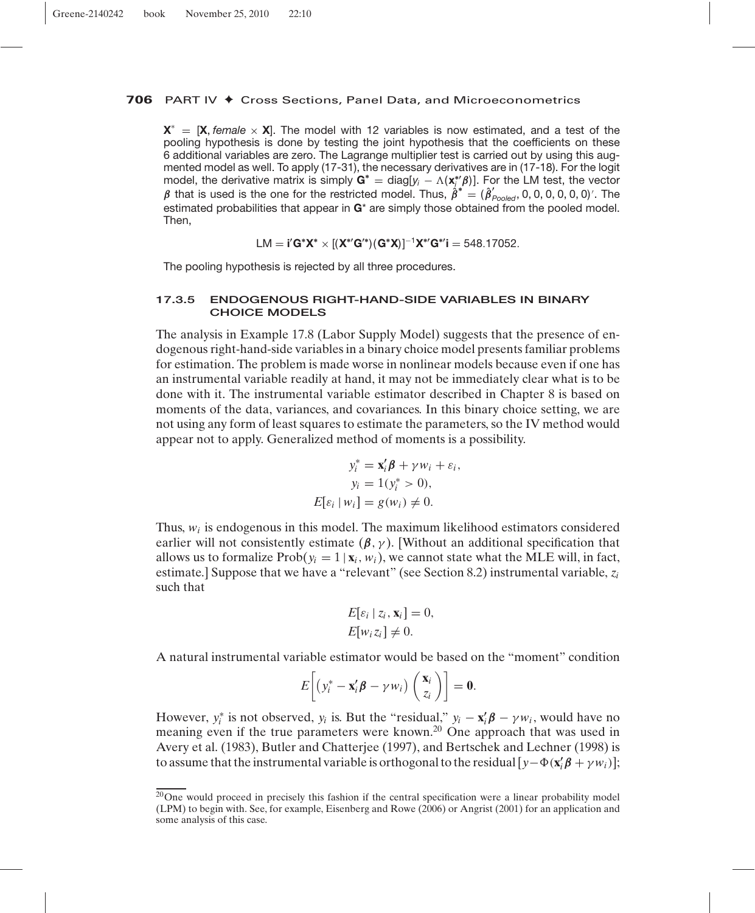$\mathbf{X}^* = [\mathbf{X}, female \times \mathbf{X}]$. The model with 12 variables is now estimated, and a test of the pooling hypothesis is done by testing the joint hypothesis that the coefficients on these 6 additional variables are zero. The Lagrange multiplier test is carried out by using this augmented model as well. To apply (17-31), the necessary derivatives are in (17-18). For the logit model, the derivative matrix is simply $\mathbf{G}^* = \text{diag}[y_i - \Lambda(\mathbf{x}_i^{*\prime}\boldsymbol{\beta})]$. For the LM test, the vector $\boldsymbol{\beta}$ that is used is the one for the restricted model. Thus, $\hat{\boldsymbol{\beta}}^* = (\hat{\boldsymbol{\beta}}'_{Pooled}, 0, 0, 0, 0, 0, 0)'$. The estimated probabilities that appear in $\mathbf{G}^*$ are simply those obtained from the pooled model. Then,

$$\text{LM} = \mathbf{i}'\mathbf{G}^*\mathbf{X}^* \times [(\mathbf{X}^{*\prime}\mathbf{G}'^*)(\mathbf{G}^*\mathbf{X})]^{-1}\mathbf{X}^{*\prime}\mathbf{G}^{*\prime}\mathbf{i} = 548.17052.$$

The pooling hypothesis is rejected by all three procedures.

### 17.3.5 ENDOGENOUS RIGHT-HAND-SIDE VARIABLES IN BINARY CHOICE MODELS

The analysis in Example 17.8 (Labor Supply Model) suggests that the presence of endogenous right-hand-side variables in a binary choice model presents familiar problems for estimation. The problem is made worse in nonlinear models because even if one has an instrumental variable readily at hand, it may not be immediately clear what is to be done with it. The instrumental variable estimator described in Chapter 8 is based on moments of the data, variances, and covariances. In this binary choice setting, we are not using any form of least squares to estimate the parameters, so the IV method would appear not to apply. Generalized method of moments is a possibility.

$$\begin{aligned} y_i^* &= \mathbf{x}_i'\boldsymbol{\beta} + \gamma w_i + \varepsilon_i, \\ y_i &= 1(y_i^* > 0), \\ E[\varepsilon_i \mid w_i] &= g(w_i) \neq 0. \end{aligned}$$

Thus, $w_i$ is endogenous in this model. The maximum likelihood estimators considered earlier will not consistently estimate $(\boldsymbol{\beta}, \gamma)$. [Without an additional specification that allows us to formalize $\text{Prob}(y_i = 1 \mid \mathbf{x}_i, w_i)$, we cannot state what the MLE will, in fact, estimate.] Suppose that we have a "relevant" (see Section 8.2) instrumental variable, $z_i$ such that

$$\begin{aligned} E[\varepsilon_i \mid z_i, \mathbf{x}_i] &= 0, \\ E[w_i z_i] &\neq 0. \end{aligned}$$

A natural instrumental variable estimator would be based on the "moment" condition

$$E\left[\left(y_i^* - \mathbf{x}_i'\boldsymbol{\beta} - \gamma w_i\right)\begin{pmatrix}\mathbf{x}_i \\ z_i\end{pmatrix}\right] = \mathbf{0}.$$

However, $y_i^*$ is not observed, $y_i$ is. But the "residual," $y_i - \mathbf{x}_i'\boldsymbol{\beta} - \gamma w_i$, would have no meaning even if the true parameters were known.[20] One approach that was used in Avery et al. (1983), Butler and Chatterjee (1997), and Bertschek and Lechner (1998) is to assume that the instrumental variable is orthogonal to the residual $[y - \Phi(\mathbf{x}_i'\boldsymbol{\beta} + \gamma w_i)]$;

[20]One would proceed in precisely this fashion if the central specification were a linear probability model (LPM) to begin with. See, for example, Eisenberg and Rowe (2006) or Angrist (2001) for an application and some analysis of this case.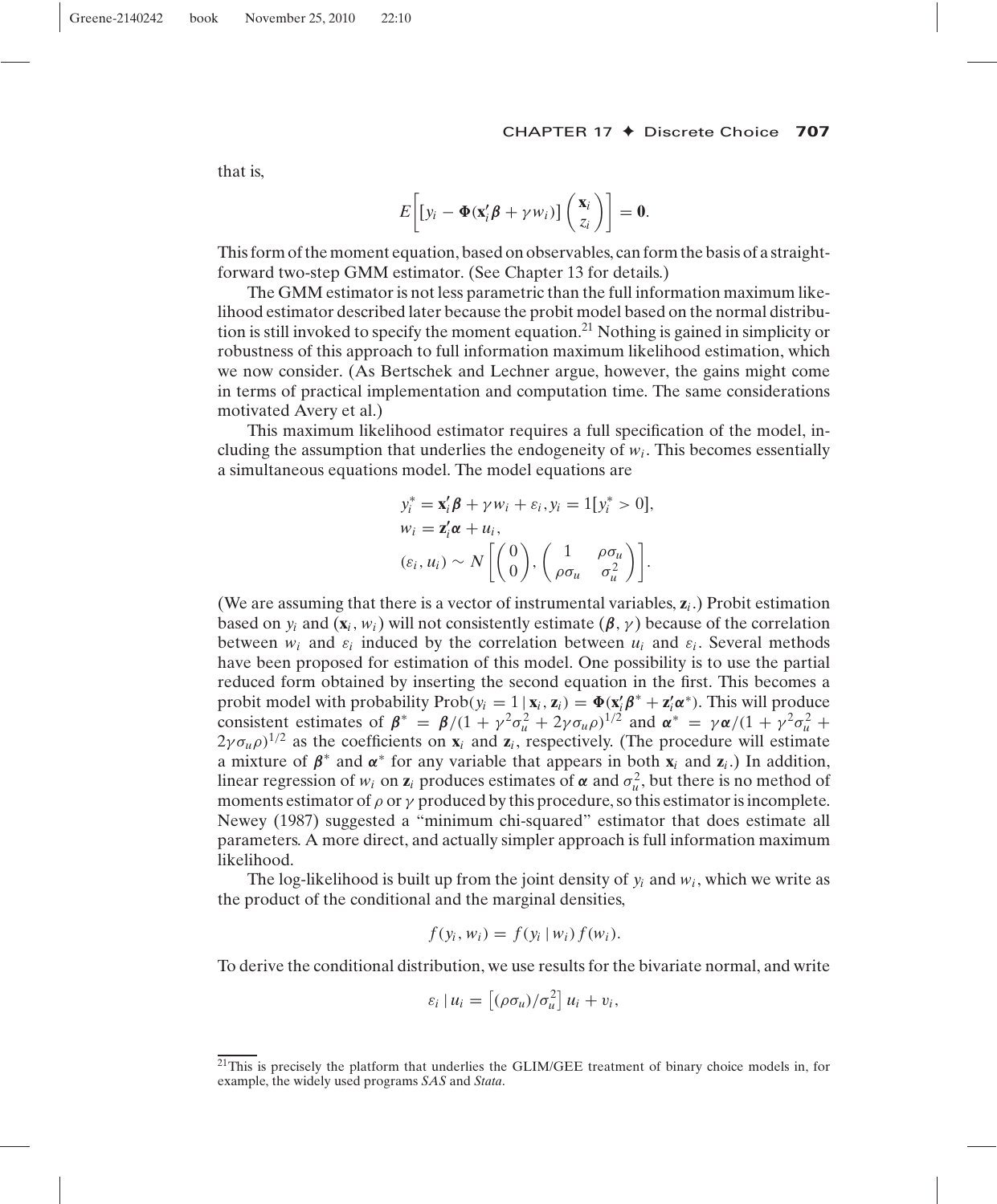that is,

$$E\left[\left[y_i - \Phi(\mathbf{x}_i'\boldsymbol{\beta} + \gamma w_i)\right]\begin{pmatrix}\mathbf{x}_i \\ z_i\end{pmatrix}\right] = \mathbf{0}.$$

This form of the moment equation, based on observables, can form the basis of a straightforward two-step GMM estimator. (See Chapter 13 for details.)

The GMM estimator is not less parametric than the full information maximum likelihood estimator described later because the probit model based on the normal distribution is still invoked to specify the moment equation.[21] Nothing is gained in simplicity or robustness of this approach to full information maximum likelihood estimation, which we now consider. (As Bertschek and Lechner argue, however, the gains might come in terms of practical implementation and computation time. The same considerations motivated Avery et al.)

This maximum likelihood estimator requires a full specification of the model, including the assumption that underlies the endogeneity of $w_i$. This becomes essentially a simultaneous equations model. The model equations are

$$\begin{aligned}
&y_i^* = \mathbf{x}_i'\boldsymbol{\beta} + \gamma w_i + \varepsilon_i, y_i = 1[y_i^* > 0],\\
&w_i = \mathbf{z}_i'\boldsymbol{\alpha} + u_i,\\
&(\varepsilon_i, u_i) \sim N\left[\begin{pmatrix}0\\0\end{pmatrix}, \begin{pmatrix}1 & \rho\sigma_u\\ \rho\sigma_u & \sigma_u^2\end{pmatrix}\right].
\end{aligned}$$

(We are assuming that there is a vector of instrumental variables, $\mathbf{z}_i$.) Probit estimation based on $y_i$ and $(\mathbf{x}_i, w_i)$ will not consistently estimate $(\boldsymbol{\beta}, \gamma)$ because of the correlation between $w_i$ and $\varepsilon_i$ induced by the correlation between $u_i$ and $\varepsilon_i$. Several methods have been proposed for estimation of this model. One possibility is to use the partial reduced form obtained by inserting the second equation in the first. This becomes a probit model with probability $\text{Prob}(y_i = 1 \mid \mathbf{x}_i, \mathbf{z}_i) = \Phi(\mathbf{x}_i'\boldsymbol{\beta}^* + \mathbf{z}_i'\boldsymbol{\alpha}^*)$. This will produce consistent estimates of $\boldsymbol{\beta}^* = \boldsymbol{\beta}/(1 + \gamma^2\sigma_u^2 + 2\gamma\sigma_u\rho)^{1/2}$ and $\boldsymbol{\alpha}^* = \gamma\boldsymbol{\alpha}/(1 + \gamma^2\sigma_u^2 + 2\gamma\sigma_u\rho)^{1/2}$ as the coefficients on $\mathbf{x}_i$ and $\mathbf{z}_i$, respectively. (The procedure will estimate a mixture of $\boldsymbol{\beta}^*$ and $\boldsymbol{\alpha}^*$ for any variable that appears in both $\mathbf{x}_i$ and $\mathbf{z}_i$.) In addition, linear regression of $w_i$ on $\mathbf{z}_i$ produces estimates of $\boldsymbol{\alpha}$ and $\sigma_u^2$, but there is no method of moments estimator of $\rho$ or $\gamma$ produced by this procedure, so this estimator is incomplete. Newey (1987) suggested a "minimum chi-squared" estimator that does estimate all parameters. A more direct, and actually simpler approach is full information maximum likelihood.

The log-likelihood is built up from the joint density of $y_i$ and $w_i$, which we write as the product of the conditional and the marginal densities,

$$f(y_i, w_i) = f(y_i \mid w_i) f(w_i).$$

To derive the conditional distribution, we use results for the bivariate normal, and write

$$\varepsilon_i \mid u_i = \left[(\rho\sigma_u)/\sigma_u^2\right] u_i + v_i,$$

---

[21] This is precisely the platform that underlies the GLIM/GEE treatment of binary choice models in, for example, the widely used programs *SAS* and *Stata*.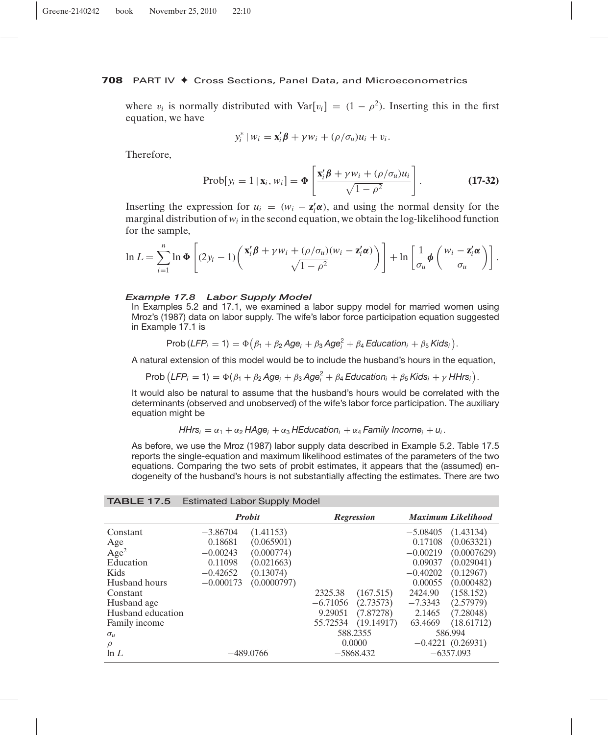where $v_i$ is normally distributed with $\text{Var}[v_i] = (1 - \rho^2)$. Inserting this in the first equation, we have

$$y_i^* \mid w_i = \mathbf{x}_i'\boldsymbol{\beta} + \gamma w_i + (\rho/\sigma_u)u_i + v_i.$$

Therefore,

$$\text{Prob}[y_i = 1 \mid \mathbf{x}_i, w_i] = \Phi\left[\frac{\mathbf{x}_i'\boldsymbol{\beta} + \gamma w_i + (\rho/\sigma_u)u_i}{\sqrt{1-\rho^2}}\right]. \tag{17-32}$$

Inserting the expression for $u_i = (w_i - \mathbf{z}_i'\boldsymbol{\alpha})$, and using the normal density for the marginal distribution of $w_i$ in the second equation, we obtain the log-likelihood function for the sample,

$$\ln L = \sum_{i=1}^{n} \ln \Phi\left[(2y_i - 1)\left(\frac{\mathbf{x}_i'\boldsymbol{\beta} + \gamma w_i + (\rho/\sigma_u)(w_i - \mathbf{z}_i'\boldsymbol{\alpha})}{\sqrt{1-\rho^2}}\right)\right] + \ln\left[\frac{1}{\sigma_u}\phi\left(\frac{w_i - \mathbf{z}_i'\boldsymbol{\alpha}}{\sigma_u}\right)\right].$$

***Example 17.8 Labor Supply Model***

In Examples 5.2 and 17.1, we examined a labor suppy model for married women using Mroz's (1987) data on labor supply. The wife's labor force participation equation suggested in Example 17.1 is

$$\text{Prob}\,(LFP_i = 1) = \Phi\big(\beta_1 + \beta_2\,Age_i + \beta_3\,Age_i^2 + \beta_4\,Education_i + \beta_5\,Kids_i\big).$$

A natural extension of this model would be to include the husband's hours in the equation,

$$\text{Prob}\,\big(LFP_i = 1\big) = \Phi\big(\beta_1 + \beta_2\,Age_i + \beta_3\,Age_i^2 + \beta_4\,Education_i + \beta_5\,Kids_i + \gamma\,HHrs_i\big).$$

It would also be natural to assume that the husband's hours would be correlated with the determinants (observed and unobserved) of the wife's labor force participation. The auxiliary equation might be

$$HHrs_i = \alpha_1 + \alpha_2\,HAge_i + \alpha_3\,HEducation_i + \alpha_4\,Family\ Income_i + u_i.$$

As before, we use the Mroz (1987) labor supply data described in Example 5.2. Table 17.5 reports the single-equation and maximum likelihood estimates of the parameters of the two equations. Comparing the two sets of probit estimates, it appears that the (assumed) endogeneity of the husband's hours is not substantially affecting the estimates. There are two

**TABLE 17.5** Estimated Labor Supply Model

| | *Probit* | | *Regression* | | *Maximum Likelihood* | |
|---|---|---|---|---|---|---|
| Constant | −3.86704 | (1.41153) | | | −5.08405 | (1.43134) |
| Age | 0.18681 | (0.065901) | | | 0.17108 | (0.063321) |
| Age$^2$ | −0.00243 | (0.000774) | | | −0.00219 | (0.0007629) |
| Education | 0.11098 | (0.021663) | | | 0.09037 | (0.029041) |
| Kids | −0.42652 | (0.13074) | | | −0.40202 | (0.12967) |
| Husband hours | −0.000173 | (0.0000797) | | | 0.00055 | (0.000482) |
| Constant | | | 2325.38 | (167.515) | 2424.90 | (158.152) |
| Husband age | | | −6.71056 | (2.73573) | −7.3343 | (2.57979) |
| Husband education | | | 9.29051 | (7.87278) | 2.1465 | (7.28048) |
| Family income | | | 55.72534 | (19.14917) | 63.4669 | (18.61712) |
| $\sigma_u$ | | | 588.2355 | | 586.994 | |
| $\rho$ | | | 0.0000 | | −0.4221 | (0.26931) |
| $\ln L$ | −489.0766 | | −5868.432 | | −6357.093 | |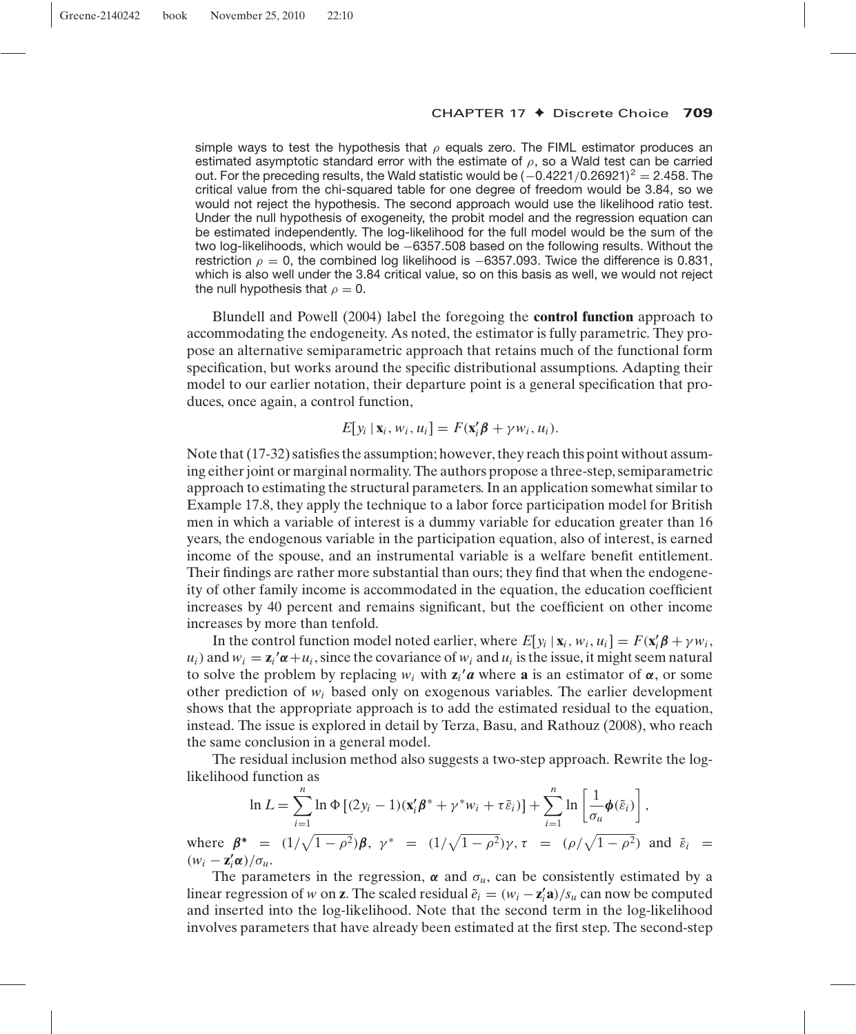simple ways to test the hypothesis that $\rho$ equals zero. The FIML estimator produces an estimated asymptotic standard error with the estimate of $\rho$, so a Wald test can be carried out. For the preceding results, the Wald statistic would be $(-0.4221/0.26921)^2 = 2.458$. The critical value from the chi-squared table for one degree of freedom would be 3.84, so we would not reject the hypothesis. The second approach would use the likelihood ratio test. Under the null hypothesis of exogeneity, the probit model and the regression equation can be estimated independently. The log-likelihood for the full model would be the sum of the two log-likelihoods, which would be $-6357.508$ based on the following results. Without the restriction $\rho = 0$, the combined log likelihood is $-6357.093$. Twice the difference is 0.831, which is also well under the 3.84 critical value, so on this basis as well, we would not reject the null hypothesis that $\rho = 0$.

Blundell and Powell (2004) label the foregoing the **control function** approach to accommodating the endogeneity. As noted, the estimator is fully parametric. They propose an alternative semiparametric approach that retains much of the functional form specification, but works around the specific distributional assumptions. Adapting their model to our earlier notation, their departure point is a general specification that produces, once again, a control function,

$$E[y_i \mid \mathbf{x}_i, w_i, u_i] = F(\mathbf{x}_i'\boldsymbol{\beta} + \gamma w_i, u_i).$$

Note that (17-32) satisfies the assumption; however, they reach this point without assuming either joint or marginal normality. The authors propose a three-step, semiparametric approach to estimating the structural parameters. In an application somewhat similar to Example 17.8, they apply the technique to a labor force participation model for British men in which a variable of interest is a dummy variable for education greater than 16 years, the endogenous variable in the participation equation, also of interest, is earned income of the spouse, and an instrumental variable is a welfare benefit entitlement. Their findings are rather more substantial than ours; they find that when the endogeneity of other family income is accommodated in the equation, the education coefficient increases by 40 percent and remains significant, but the coefficient on other income increases by more than tenfold.

In the control function model noted earlier, where $E[y_i \mid \mathbf{x}_i, w_i, u_i] = F(\mathbf{x}_i'\boldsymbol{\beta} + \gamma w_i, u_i)$ and $w_i = \mathbf{z}_i'\boldsymbol{\alpha} + u_i$, since the covariance of $w_i$ and $u_i$ is the issue, it might seem natural to solve the problem by replacing $w_i$ with $\mathbf{z}_i'\boldsymbol{a}$ where $\mathbf{a}$ is an estimator of $\boldsymbol{\alpha}$, or some other prediction of $w_i$ based only on exogenous variables. The earlier development shows that the appropriate approach is to add the estimated residual to the equation, instead. The issue is explored in detail by Terza, Basu, and Rathouz (2008), who reach the same conclusion in a general model.

The residual inclusion method also suggests a two-step approach. Rewrite the log-likelihood function as

$$\ln L = \sum_{i=1}^{n} \ln \Phi\left[(2y_i - 1)(\mathbf{x}_i'\boldsymbol{\beta}^* + \gamma^* w_i + \tau\tilde{\varepsilon}_i)\right] + \sum_{i=1}^{n} \ln\left[\frac{1}{\sigma_u}\boldsymbol{\phi}(\tilde{\varepsilon}_i)\right],$$

where $\boldsymbol{\beta}^* = (1/\sqrt{1-\rho^2})\boldsymbol{\beta}$, $\gamma^* = (1/\sqrt{1-\rho^2})\gamma$, $\tau = (\rho/\sqrt{1-\rho^2})$ and $\tilde{\varepsilon}_i = (w_i - \mathbf{z}_i'\boldsymbol{\alpha})/\sigma_u$.

The parameters in the regression, $\boldsymbol{\alpha}$ and $\sigma_u$, can be consistently estimated by a linear regression of $w$ on $\mathbf{z}$. The scaled residual $\tilde{e}_i = (w_i - \mathbf{z}_i'\mathbf{a})/s_u$ can now be computed and inserted into the log-likelihood. Note that the second term in the log-likelihood involves parameters that have already been estimated at the first step. The second-step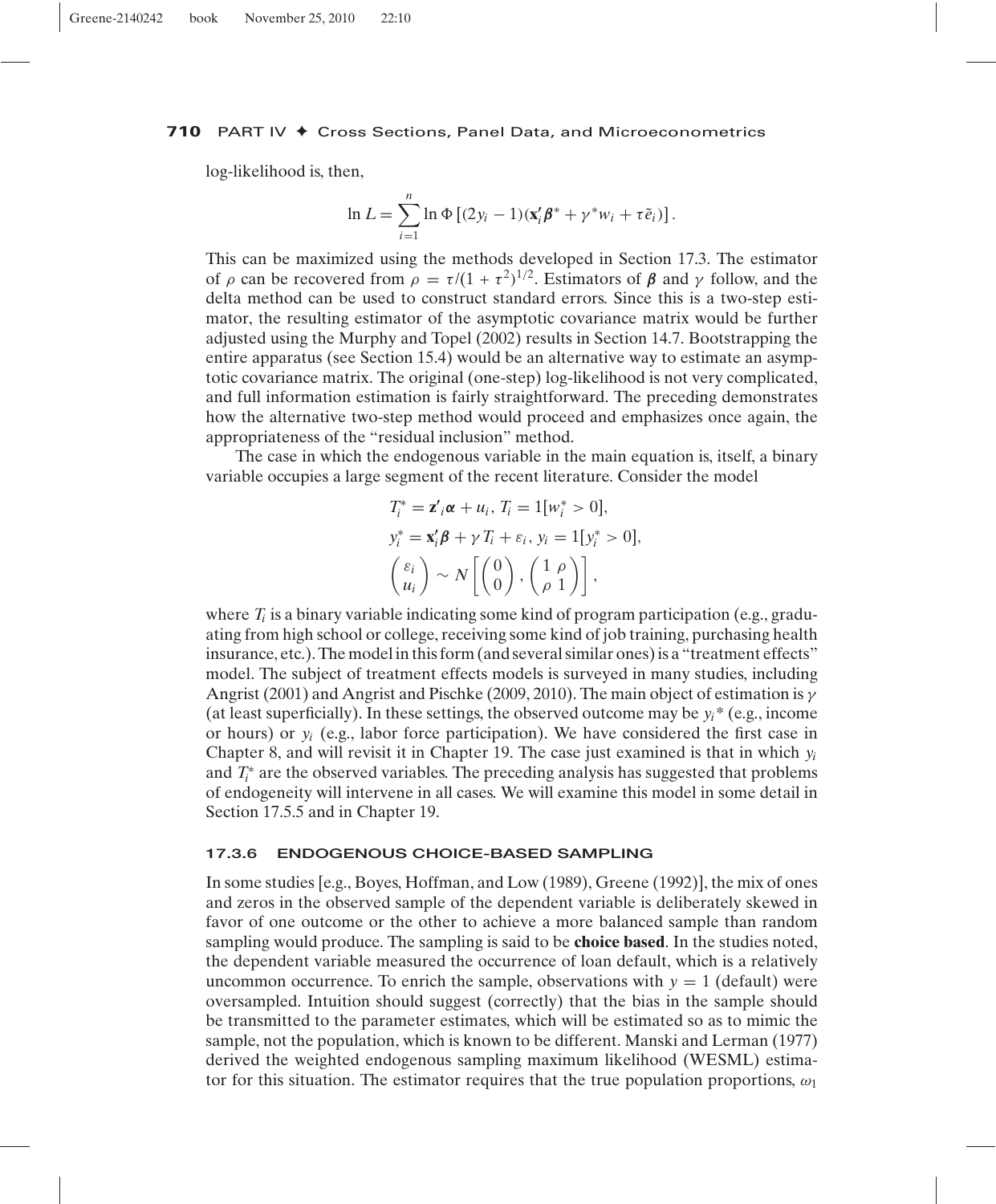log-likelihood is, then,

$$\ln L = \sum_{i=1}^{n} \ln \Phi \left[(2y_i - 1)(\mathbf{x}_i'\boldsymbol{\beta}^* + \gamma^* w_i + \tau \tilde{e}_i)\right].$$

This can be maximized using the methods developed in Section 17.3. The estimator of $\rho$ can be recovered from $\rho = \tau/(1 + \tau^2)^{1/2}$. Estimators of $\boldsymbol{\beta}$ and $\gamma$ follow, and the delta method can be used to construct standard errors. Since this is a two-step estimator, the resulting estimator of the asymptotic covariance matrix would be further adjusted using the Murphy and Topel (2002) results in Section 14.7. Bootstrapping the entire apparatus (see Section 15.4) would be an alternative way to estimate an asymptotic covariance matrix. The original (one-step) log-likelihood is not very complicated, and full information estimation is fairly straightforward. The preceding demonstrates how the alternative two-step method would proceed and emphasizes once again, the appropriateness of the "residual inclusion" method.

The case in which the endogenous variable in the main equation is, itself, a binary variable occupies a large segment of the recent literature. Consider the model

$$T_i^* = \mathbf{z}'_i\boldsymbol{\alpha} + u_i,\ T_i = 1[w_i^* > 0],$$
$$y_i^* = \mathbf{x}_i'\boldsymbol{\beta} + \gamma T_i + \varepsilon_i,\ y_i = 1[y_i^* > 0],$$
$$\begin{pmatrix} \varepsilon_i \\ u_i \end{pmatrix} \sim N\left[\begin{pmatrix} 0 \\ 0 \end{pmatrix}, \begin{pmatrix} 1 & \rho \\ \rho & 1 \end{pmatrix}\right],$$

where $T_i$ is a binary variable indicating some kind of program participation (e.g., graduating from high school or college, receiving some kind of job training, purchasing health insurance, etc.). The model in this form (and several similar ones) is a "treatment effects" model. The subject of treatment effects models is surveyed in many studies, including Angrist (2001) and Angrist and Pischke (2009, 2010). The main object of estimation is $\gamma$ (at least superficially). In these settings, the observed outcome may be $y_i$* (e.g., income or hours) or $y_i$ (e.g., labor force participation). We have considered the first case in Chapter 8, and will revisit it in Chapter 19. The case just examined is that in which $y_i$ and $T_i^*$ are the observed variables. The preceding analysis has suggested that problems of endogeneity will intervene in all cases. We will examine this model in some detail in Section 17.5.5 and in Chapter 19.

### 17.3.6 ENDOGENOUS CHOICE-BASED SAMPLING

In some studies [e.g., Boyes, Hoffman, and Low (1989), Greene (1992)], the mix of ones and zeros in the observed sample of the dependent variable is deliberately skewed in favor of one outcome or the other to achieve a more balanced sample than random sampling would produce. The sampling is said to be **choice based**. In the studies noted, the dependent variable measured the occurrence of loan default, which is a relatively uncommon occurrence. To enrich the sample, observations with $y = 1$ (default) were oversampled. Intuition should suggest (correctly) that the bias in the sample should be transmitted to the parameter estimates, which will be estimated so as to mimic the sample, not the population, which is known to be different. Manski and Lerman (1977) derived the weighted endogenous sampling maximum likelihood (WESML) estimator for this situation. The estimator requires that the true population proportions, $\omega_1$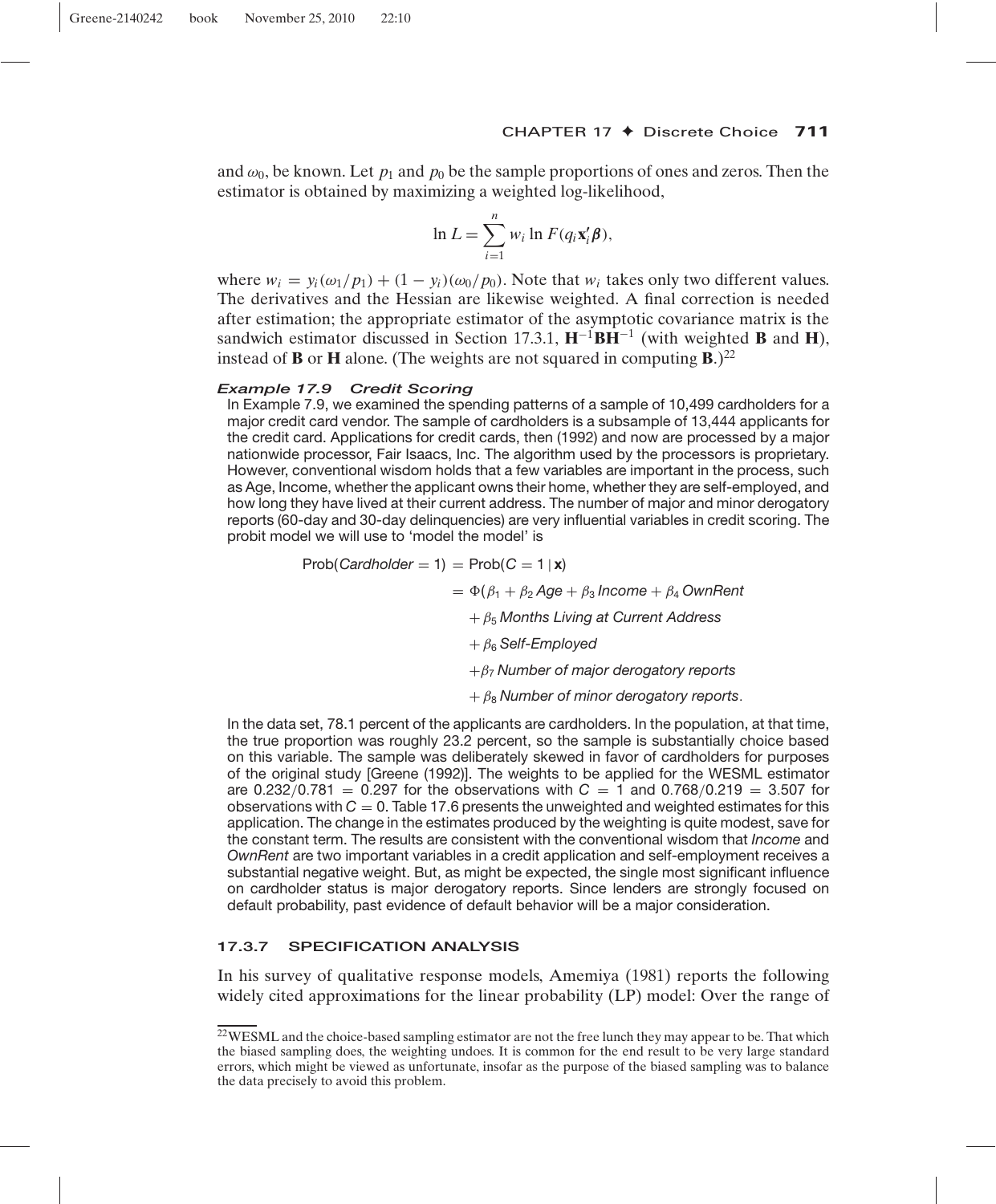and $\omega_0$, be known. Let $p_1$ and $p_0$ be the sample proportions of ones and zeros. Then the estimator is obtained by maximizing a weighted log-likelihood,

$$\ln L = \sum_{i=1}^{n} w_i \ln F(q_i \mathbf{x}_i' \boldsymbol{\beta}),$$

where $w_i = y_i(\omega_1/p_1) + (1 - y_i)(\omega_0/p_0)$. Note that $w_i$ takes only two different values. The derivatives and the Hessian are likewise weighted. A final correction is needed after estimation; the appropriate estimator of the asymptotic covariance matrix is the sandwich estimator discussed in Section 17.3.1, $\mathbf{H}^{-1}\mathbf{B}\mathbf{H}^{-1}$ (with weighted $\mathbf{B}$ and $\mathbf{H}$), instead of $\mathbf{B}$ or $\mathbf{H}$ alone. (The weights are not squared in computing $\mathbf{B}$.)[22]

***Example 17.9 Credit Scoring***

In Example 7.9, we examined the spending patterns of a sample of 10,499 cardholders for a major credit card vendor. The sample of cardholders is a subsample of 13,444 applicants for the credit card. Applications for credit cards, then (1992) and now are processed by a major nationwide processor, Fair Isaacs, Inc. The algorithm used by the processors is proprietary. However, conventional wisdom holds that a few variables are important in the process, such as Age, Income, whether the applicant owns their home, whether they are self-employed, and how long they have lived at their current address. The number of major and minor derogatory reports (60-day and 30-day delinquencies) are very influential variables in credit scoring. The probit model we will use to 'model the model' is

$$\begin{aligned}
\text{Prob}(\textit{Cardholder} = 1) &= \text{Prob}(C = 1 \mid \mathbf{x}) \\
&= \Phi(\beta_1 + \beta_2\,\textit{Age} + \beta_3\,\textit{Income} + \beta_4\,\textit{OwnRent} \\
&\quad + \beta_5\,\textit{Months Living at Current Address} \\
&\quad + \beta_6\,\textit{Self-Employed} \\
&\quad + \beta_7\,\textit{Number of major derogatory reports} \\
&\quad + \beta_8\,\textit{Number of minor derogatory reports}.
\end{aligned}$$

In the data set, 78.1 percent of the applicants are cardholders. In the population, at that time, the true proportion was roughly 23.2 percent, so the sample is substantially choice based on this variable. The sample was deliberately skewed in favor of cardholders for purposes of the original study [Greene (1992)]. The weights to be applied for the WESML estimator are $0.232/0.781 = 0.297$ for the observations with $C = 1$ and $0.768/0.219 = 3.507$ for observations with $C = 0$. Table 17.6 presents the unweighted and weighted estimates for this application. The change in the estimates produced by the weighting is quite modest, save for the constant term. The results are consistent with the conventional wisdom that *Income* and *OwnRent* are two important variables in a credit application and self-employment receives a substantial negative weight. But, as might be expected, the single most significant influence on cardholder status is major derogatory reports. Since lenders are strongly focused on default probability, past evidence of default behavior will be a major consideration.

### 17.3.7 SPECIFICATION ANALYSIS

In his survey of qualitative response models, Amemiya (1981) reports the following widely cited approximations for the linear probability (LP) model: Over the range of

[22] WESML and the choice-based sampling estimator are not the free lunch they may appear to be. That which the biased sampling does, the weighting undoes. It is common for the end result to be very large standard errors, which might be viewed as unfortunate, insofar as the purpose of the biased sampling was to balance the data precisely to avoid this problem.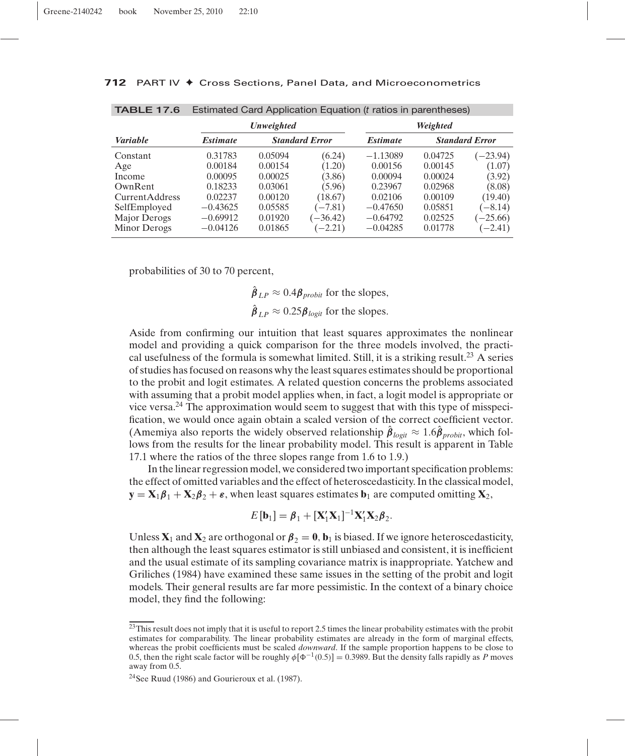**TABLE 17.6** Estimated Card Application Equation (*t* ratios in parentheses)

| | *Unweighted* | | | *Weighted* | | |
|---|---|---|---|---|---|---|
| ***Variable*** | ***Estimate*** | ***Standard Error*** | | ***Estimate*** | ***Standard Error*** | |
| Constant | 0.31783 | 0.05094 | (6.24) | −1.13089 | 0.04725 | (−23.94) |
| Age | 0.00184 | 0.00154 | (1.20) | 0.00156 | 0.00145 | (1.07) |
| Income | 0.00095 | 0.00025 | (3.86) | 0.00094 | 0.00024 | (3.92) |
| OwnRent | 0.18233 | 0.03061 | (5.96) | 0.23967 | 0.02968 | (8.08) |
| CurrentAddress | 0.02237 | 0.00120 | (18.67) | 0.02106 | 0.00109 | (19.40) |
| SelfEmployed | −0.43625 | 0.05585 | (−7.81) | −0.47650 | 0.05851 | (−8.14) |
| Major Derogs | −0.69912 | 0.01920 | (−36.42) | −0.64792 | 0.02525 | (−25.66) |
| Minor Derogs | −0.04126 | 0.01865 | (−2.21) | −0.04285 | 0.01778 | (−2.41) |

probabilities of 30 to 70 percent,

$$\hat{\boldsymbol{\beta}}_{LP} \approx 0.4\boldsymbol{\beta}_{probit} \text{ for the slopes,}$$

$$\hat{\boldsymbol{\beta}}_{LP} \approx 0.25\boldsymbol{\beta}_{logit} \text{ for the slopes.}$$

Aside from confirming our intuition that least squares approximates the nonlinear model and providing a quick comparison for the three models involved, the practical usefulness of the formula is somewhat limited. Still, it is a striking result.[23] A series of studies has focused on reasons why the least squares estimates should be proportional to the probit and logit estimates. A related question concerns the problems associated with assuming that a probit model applies when, in fact, a logit model is appropriate or vice versa.[24] The approximation would seem to suggest that with this type of misspecification, we would once again obtain a scaled version of the correct coefficient vector. (Amemiya also reports the widely observed relationship $\hat{\boldsymbol{\beta}}_{logit} \approx 1.6\hat{\boldsymbol{\beta}}_{probit}$, which follows from the results for the linear probability model. This result is apparent in Table 17.1 where the ratios of the three slopes range from 1.6 to 1.9.)

In the linear regression model, we considered two important specification problems: the effect of omitted variables and the effect of heteroscedasticity. In the classical model, $\mathbf{y} = \mathbf{X}_1\boldsymbol{\beta}_1 + \mathbf{X}_2\boldsymbol{\beta}_2 + \boldsymbol{\varepsilon}$, when least squares estimates $\mathbf{b}_1$ are computed omitting $\mathbf{X}_2$,

$$E[\mathbf{b}_1] = \boldsymbol{\beta}_1 + [\mathbf{X}_1'\mathbf{X}_1]^{-1}\mathbf{X}_1'\mathbf{X}_2\boldsymbol{\beta}_2.$$

Unless $\mathbf{X}_1$ and $\mathbf{X}_2$ are orthogonal or $\boldsymbol{\beta}_2 = \mathbf{0}$, $\mathbf{b}_1$ is biased. If we ignore heteroscedasticity, then although the least squares estimator is still unbiased and consistent, it is inefficient and the usual estimate of its sampling covariance matrix is inappropriate. Yatchew and Griliches (1984) have examined these same issues in the setting of the probit and logit models. Their general results are far more pessimistic. In the context of a binary choice model, they find the following:

[23] This result does not imply that it is useful to report 2.5 times the linear probability estimates with the probit estimates for comparability. The linear probability estimates are already in the form of marginal effects, whereas the probit coefficients must be scaled *downward*. If the sample proportion happens to be close to 0.5, then the right scale factor will be roughly $\phi[\Phi^{-1}(0.5)] = 0.3989$. But the density falls rapidly as $P$ moves away from 0.5.

[24] See Ruud (1986) and Gourieroux et al. (1987).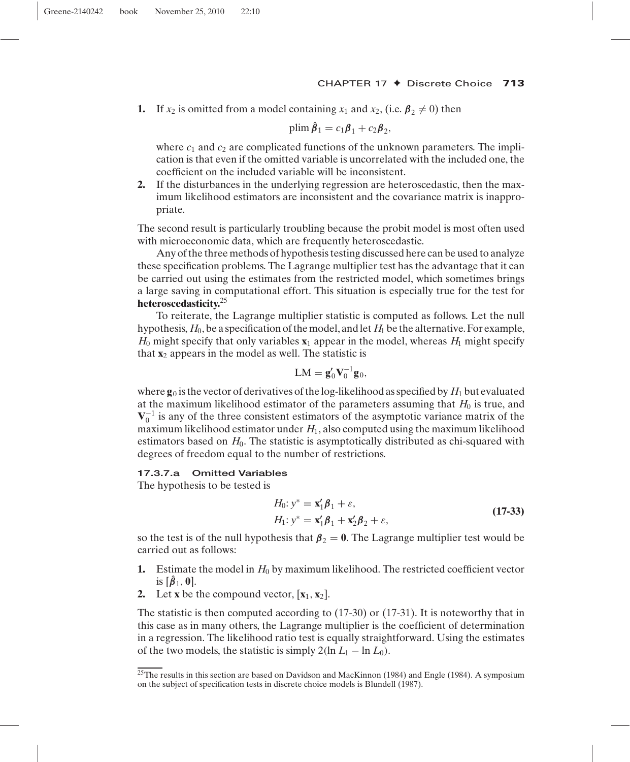1. If $x_2$ is omitted from a model containing $x_1$ and $x_2$, (i.e. $\boldsymbol{\beta}_2 \neq 0$) then

$$\text{plim}\, \hat{\boldsymbol{\beta}}_1 = c_1\boldsymbol{\beta}_1 + c_2\boldsymbol{\beta}_2,$$

where $c_1$ and $c_2$ are complicated functions of the unknown parameters. The implication is that even if the omitted variable is uncorrelated with the included one, the coefficient on the included variable will be inconsistent.

2. If the disturbances in the underlying regression are heteroscedastic, then the maximum likelihood estimators are inconsistent and the covariance matrix is inappropriate.

The second result is particularly troubling because the probit model is most often used with microeconomic data, which are frequently heteroscedastic.

Any of the three methods of hypothesis testing discussed here can be used to analyze these specification problems. The Lagrange multiplier test has the advantage that it can be carried out using the estimates from the restricted model, which sometimes brings a large saving in computational effort. This situation is especially true for the test for **heteroscedasticity.**[25]

To reiterate, the Lagrange multiplier statistic is computed as follows. Let the null hypothesis, $H_0$, be a specification of the model, and let $H_1$ be the alternative. For example, $H_0$ might specify that only variables $\mathbf{x}_1$ appear in the model, whereas $H_1$ might specify that $\mathbf{x}_2$ appears in the model as well. The statistic is

$$\text{LM} = \mathbf{g}_0'\mathbf{V}_0^{-1}\mathbf{g}_0,$$

where $\mathbf{g}_0$ is the vector of derivatives of the log-likelihood as specified by $H_1$ but evaluated at the maximum likelihood estimator of the parameters assuming that $H_0$ is true, and $\mathbf{V}_0^{-1}$ is any of the three consistent estimators of the asymptotic variance matrix of the maximum likelihood estimator under $H_1$, also computed using the maximum likelihood estimators based on $H_0$. The statistic is asymptotically distributed as chi-squared with degrees of freedom equal to the number of restrictions.

#### 17.3.7.a Omitted Variables

The hypothesis to be tested is

$$\begin{aligned} H_0&: y^* = \mathbf{x}_1'\boldsymbol{\beta}_1 + \varepsilon, \\ H_1&: y^* = \mathbf{x}_1'\boldsymbol{\beta}_1 + \mathbf{x}_2'\boldsymbol{\beta}_2 + \varepsilon, \end{aligned} \tag{17-33}$$

so the test is of the null hypothesis that $\boldsymbol{\beta}_2 = \mathbf{0}$. The Lagrange multiplier test would be carried out as follows:

1. Estimate the model in $H_0$ by maximum likelihood. The restricted coefficient vector is $[\hat{\boldsymbol{\beta}}_1, \mathbf{0}]$.
2. Let $\mathbf{x}$ be the compound vector, $[\mathbf{x}_1, \mathbf{x}_2]$.

The statistic is then computed according to (17-30) or (17-31). It is noteworthy that in this case as in many others, the Lagrange multiplier is the coefficient of determination in a regression. The likelihood ratio test is equally straightforward. Using the estimates of the two models, the statistic is simply $2(\ln L_1 - \ln L_0)$.

[25] The results in this section are based on Davidson and MacKinnon (1984) and Engle (1984). A symposium on the subject of specification tests in discrete choice models is Blundell (1987).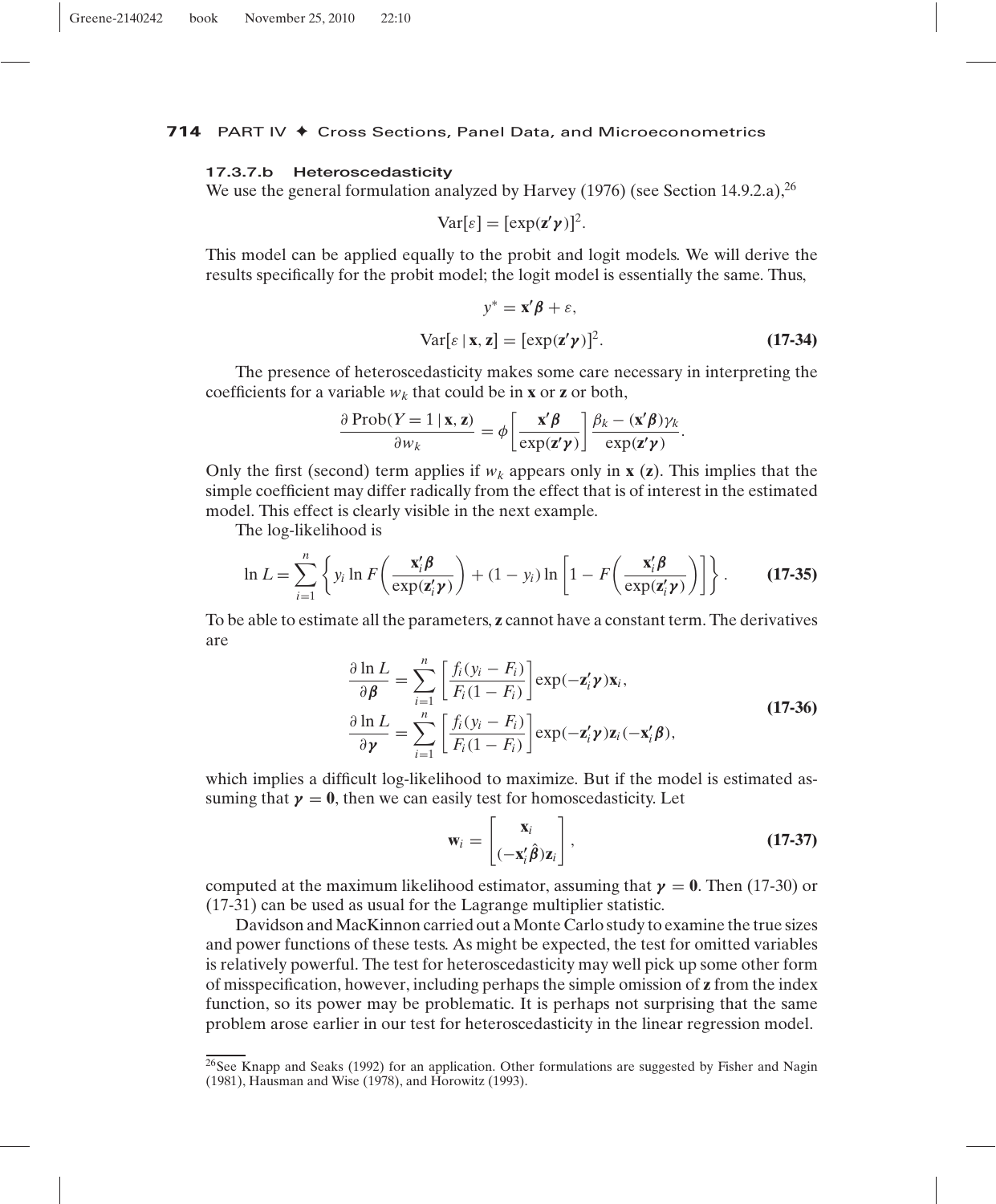#### 17.3.7.b Heteroscedasticity

We use the general formulation analyzed by Harvey (1976) (see Section 14.9.2.a),[26]

$$\text{Var}[\varepsilon] = [\exp(\mathbf{z}'\boldsymbol{\gamma})]^2.$$

This model can be applied equally to the probit and logit models. We will derive the results specifically for the probit model; the logit model is essentially the same. Thus,

$$y^* = \mathbf{x}'\boldsymbol{\beta} + \varepsilon,$$
$$\text{Var}[\varepsilon \,|\, \mathbf{x}, \mathbf{z}] = [\exp(\mathbf{z}'\boldsymbol{\gamma})]^2. \tag{17-34}$$

The presence of heteroscedasticity makes some care necessary in interpreting the coefficients for a variable $w_k$ that could be in $\mathbf{x}$ or $\mathbf{z}$ or both,

$$\frac{\partial \,\text{Prob}(Y = 1 \,|\, \mathbf{x}, \mathbf{z})}{\partial w_k} = \phi\left[\frac{\mathbf{x}'\boldsymbol{\beta}}{\exp(\mathbf{z}'\boldsymbol{\gamma})}\right] \frac{\beta_k - (\mathbf{x}'\boldsymbol{\beta})\gamma_k}{\exp(\mathbf{z}'\boldsymbol{\gamma})}.$$

Only the first (second) term applies if $w_k$ appears only in $\mathbf{x}$ ($\mathbf{z}$). This implies that the simple coefficient may differ radically from the effect that is of interest in the estimated model. This effect is clearly visible in the next example.

The log-likelihood is

$$\ln L = \sum_{i=1}^{n} \left\{ y_i \ln F\left(\frac{\mathbf{x}_i'\boldsymbol{\beta}}{\exp(\mathbf{z}_i'\boldsymbol{\gamma})}\right) + (1 - y_i) \ln \left[1 - F\left(\frac{\mathbf{x}_i'\boldsymbol{\beta}}{\exp(\mathbf{z}_i'\boldsymbol{\gamma})}\right)\right] \right\}. \tag{17-35}$$

To be able to estimate all the parameters, $\mathbf{z}$ cannot have a constant term. The derivatives are

$$\begin{aligned}
\frac{\partial \ln L}{\partial \boldsymbol{\beta}} &= \sum_{i=1}^{n} \left[\frac{f_i(y_i - F_i)}{F_i(1 - F_i)}\right] \exp(-\mathbf{z}_i'\boldsymbol{\gamma})\mathbf{x}_i, \\
\frac{\partial \ln L}{\partial \boldsymbol{\gamma}} &= \sum_{i=1}^{n} \left[\frac{f_i(y_i - F_i)}{F_i(1 - F_i)}\right] \exp(-\mathbf{z}_i'\boldsymbol{\gamma})\mathbf{z}_i(-\mathbf{x}_i'\boldsymbol{\beta}),
\end{aligned} \tag{17-36}$$

which implies a difficult log-likelihood to maximize. But if the model is estimated assuming that $\boldsymbol{\gamma} = \mathbf{0}$, then we can easily test for homoscedasticity. Let

$$\mathbf{w}_i = \begin{bmatrix} \mathbf{x}_i \\ (-\mathbf{x}_i'\hat{\boldsymbol{\beta}})\mathbf{z}_i \end{bmatrix}, \tag{17-37}$$

computed at the maximum likelihood estimator, assuming that $\boldsymbol{\gamma} = \mathbf{0}$. Then (17-30) or (17-31) can be used as usual for the Lagrange multiplier statistic.

Davidson and MacKinnon carried out a Monte Carlo study to examine the true sizes and power functions of these tests. As might be expected, the test for omitted variables is relatively powerful. The test for heteroscedasticity may well pick up some other form of misspecification, however, including perhaps the simple omission of $\mathbf{z}$ from the index function, so its power may be problematic. It is perhaps not surprising that the same problem arose earlier in our test for heteroscedasticity in the linear regression model.

[26] See Knapp and Seaks (1992) for an application. Other formulations are suggested by Fisher and Nagin (1981), Hausman and Wise (1978), and Horowitz (1993).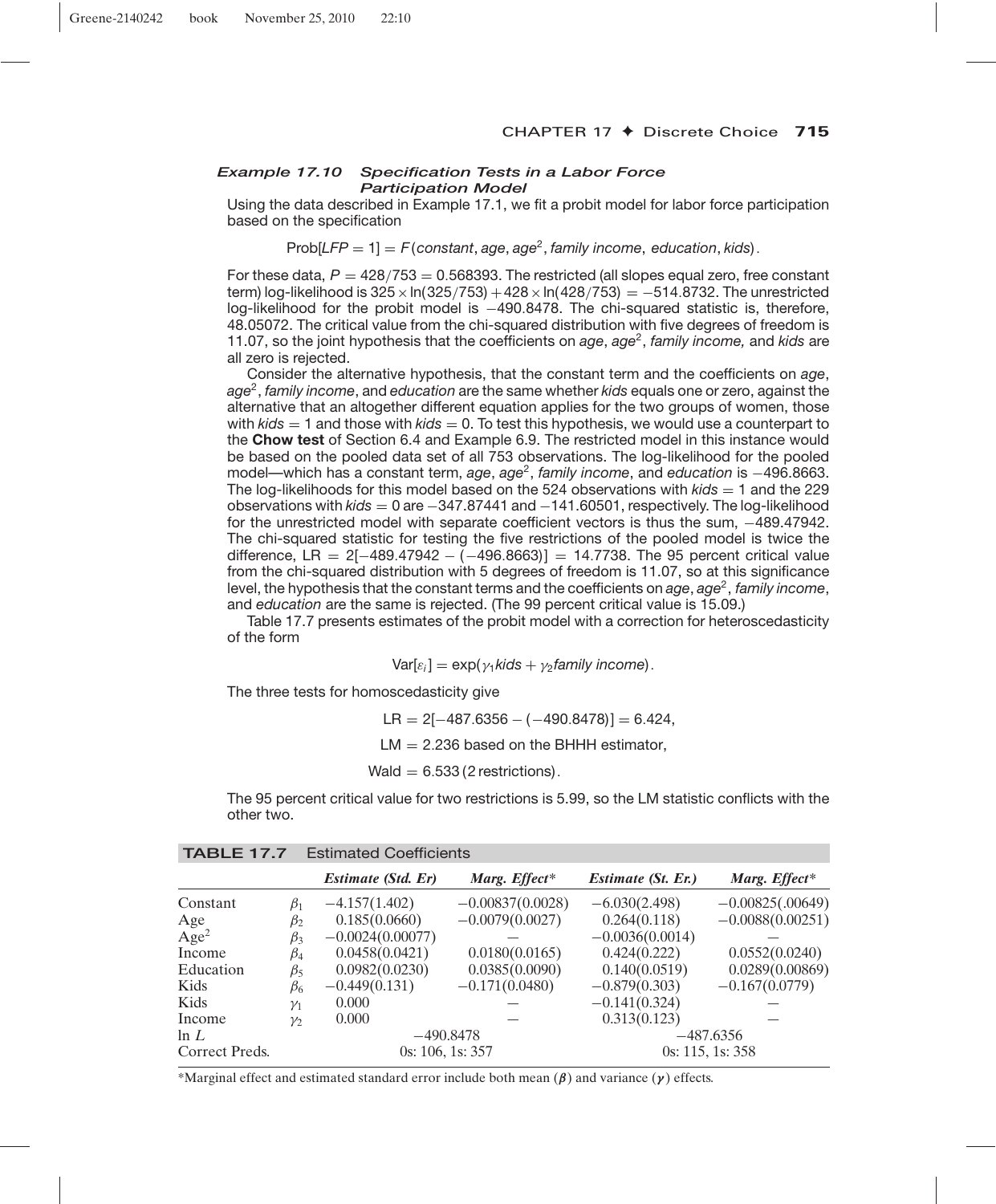### *Example 17.10 Specification Tests in a Labor Force Participation Model*

Using the data described in Example 17.1, we fit a probit model for labor force participation based on the specification

$$\text{Prob}[LFP = 1] = F(constant, age, age^2, family\ income, education, kids).$$

For these data, $P = 428/753 = 0.568393$. The restricted (all slopes equal zero, free constant term) log-likelihood is $325 \times \ln(325/753) + 428 \times \ln(428/753) = -514.8732$. The unrestricted log-likelihood for the probit model is $-490.8478$. The chi-squared statistic is, therefore, 48.05072. The critical value from the chi-squared distribution with five degrees of freedom is 11.07, so the joint hypothesis that the coefficients on *age*, *age*$^2$, *family income,* and *kids* are all zero is rejected.

Consider the alternative hypothesis, that the constant term and the coefficients on *age*, *age*$^2$, *family income*, and *education* are the same whether *kids* equals one or zero, against the alternative that an altogether different equation applies for the two groups of women, those with $kids = 1$ and those with $kids = 0$. To test this hypothesis, we would use a counterpart to the **Chow test** of Section 6.4 and Example 6.9. The restricted model in this instance would be based on the pooled data set of all 753 observations. The log-likelihood for the pooled model—which has a constant term, *age*, *age*$^2$, *family income*, and *education* is $-496.8663$. The log-likelihoods for this model based on the 524 observations with $kids = 1$ and the 229 observations with $kids = 0$ are $-347.87441$ and $-141.60501$, respectively. The log-likelihood for the unrestricted model with separate coefficient vectors is thus the sum, $-489.47942$. The chi-squared statistic for testing the five restrictions of the pooled model is twice the difference, $\text{LR} = 2[-489.47942 - (-496.8663)] = 14.7738$. The 95 percent critical value from the chi-squared distribution with 5 degrees of freedom is 11.07, so at this significance level, the hypothesis that the constant terms and the coefficients on *age*, *age*$^2$, *family income*, and *education* are the same is rejected. (The 99 percent critical value is 15.09.)

Table 17.7 presents estimates of the probit model with a correction for heteroscedasticity of the form

$$\text{Var}[\varepsilon_i] = \exp(\gamma_1 kids + \gamma_2 family\ income).$$

The three tests for homoscedasticity give

$$\text{LR} = 2[-487.6356 - (-490.8478)] = 6.424,$$

$$\text{LM} = 2.236 \text{ based on the BHHH estimator},$$

$$\text{Wald} = 6.533 \text{ (2 restrictions)}.$$

The 95 percent critical value for two restrictions is 5.99, so the LM statistic conflicts with the other two.

**TABLE 17.7** Estimated Coefficients

| | | *Estimate (Std. Er)* | *Marg. Effect\** | *Estimate (St. Er.)* | *Marg. Effect\** |
|---|---|---|---|---|---|
| Constant | $\beta_1$ | −4.157(1.402) | −0.00837(0.0028) | −6.030(2.498) | −0.00825(.00649) |
| Age | $\beta_2$ | 0.185(0.0660) | −0.0079(0.0027) | 0.264(0.118) | −0.0088(0.00251) |
| Age$^2$ | $\beta_3$ | −0.0024(0.00077) | — | −0.0036(0.0014) | — |
| Income | $\beta_4$ | 0.0458(0.0421) | 0.0180(0.0165) | 0.424(0.222) | 0.0552(0.0240) |
| Education | $\beta_5$ | 0.0982(0.0230) | 0.0385(0.0090) | 0.140(0.0519) | 0.0289(0.00869) |
| Kids | $\beta_6$ | −0.449(0.131) | −0.171(0.0480) | −0.879(0.303) | −0.167(0.0779) |
| Kids | $\gamma_1$ | 0.000 | — | −0.141(0.324) | — |
| Income | $\gamma_2$ | 0.000 | — | 0.313(0.123) | — |
| ln $L$ | | −490.8478 | | −487.6356 | |
| Correct Preds. | | 0s: 106, 1s: 357 | | 0s: 115, 1s: 358 | |

\*Marginal effect and estimated standard error include both mean ($\boldsymbol{\beta}$) and variance ($\boldsymbol{\gamma}$) effects.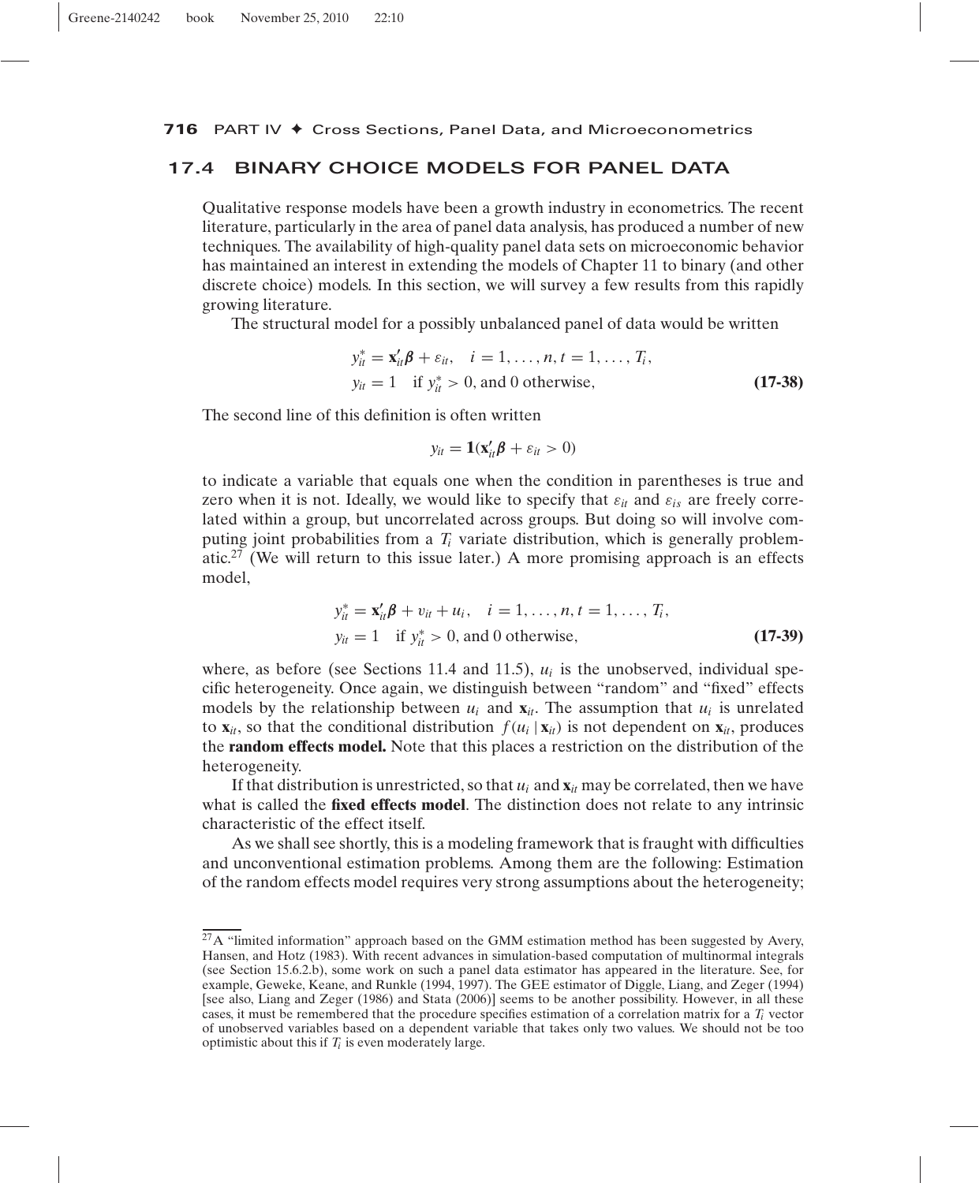## 17.4 BINARY CHOICE MODELS FOR PANEL DATA

Qualitative response models have been a growth industry in econometrics. The recent literature, particularly in the area of panel data analysis, has produced a number of new techniques. The availability of high-quality panel data sets on microeconomic behavior has maintained an interest in extending the models of Chapter 11 to binary (and other discrete choice) models. In this section, we will survey a few results from this rapidly growing literature.

The structural model for a possibly unbalanced panel of data would be written

$$\begin{aligned} y_{it}^* &= \mathbf{x}_{it}'\boldsymbol{\beta} + \varepsilon_{it}, \quad i = 1, \ldots, n, t = 1, \ldots, T_i, \\ y_{it} &= 1 \quad \text{if } y_{it}^* > 0, \text{ and 0 otherwise,} \end{aligned} \tag{17-38}$$

The second line of this definition is often written

$$y_{it} = \mathbf{1}(\mathbf{x}_{it}'\boldsymbol{\beta} + \varepsilon_{it} > 0)$$

to indicate a variable that equals one when the condition in parentheses is true and zero when it is not. Ideally, we would like to specify that $\varepsilon_{it}$ and $\varepsilon_{is}$ are freely correlated within a group, but uncorrelated across groups. But doing so will involve computing joint probabilities from a $T_i$ variate distribution, which is generally problematic.[27] (We will return to this issue later.) A more promising approach is an effects model,

$$\begin{aligned} y_{it}^* &= \mathbf{x}_{it}'\boldsymbol{\beta} + v_{it} + u_i, \quad i = 1, \ldots, n, t = 1, \ldots, T_i, \\ y_{it} &= 1 \quad \text{if } y_{it}^* > 0, \text{ and 0 otherwise,} \end{aligned} \tag{17-39}$$

where, as before (see Sections 11.4 and 11.5), $u_i$ is the unobserved, individual specific heterogeneity. Once again, we distinguish between "random" and "fixed" effects models by the relationship between $u_i$ and $\mathbf{x}_{it}$. The assumption that $u_i$ is unrelated to $\mathbf{x}_{it}$, so that the conditional distribution $f(u_i \mid \mathbf{x}_{it})$ is not dependent on $\mathbf{x}_{it}$, produces the **random effects model.** Note that this places a restriction on the distribution of the heterogeneity.

If that distribution is unrestricted, so that $u_i$ and $\mathbf{x}_{it}$ may be correlated, then we have what is called the **fixed effects model**. The distinction does not relate to any intrinsic characteristic of the effect itself.

As we shall see shortly, this is a modeling framework that is fraught with difficulties and unconventional estimation problems. Among them are the following: Estimation of the random effects model requires very strong assumptions about the heterogeneity;

---

[27] A "limited information" approach based on the GMM estimation method has been suggested by Avery, Hansen, and Hotz (1983). With recent advances in simulation-based computation of multinormal integrals (see Section 15.6.2.b), some work on such a panel data estimator has appeared in the literature. See, for example, Geweke, Keane, and Runkle (1994, 1997). The GEE estimator of Diggle, Liang, and Zeger (1994) [see also, Liang and Zeger (1986) and Stata (2006)] seems to be another possibility. However, in all these cases, it must be remembered that the procedure specifies estimation of a correlation matrix for a $T_i$ vector of unobserved variables based on a dependent variable that takes only two values. We should not be too optimistic about this if $T_i$ is even moderately large.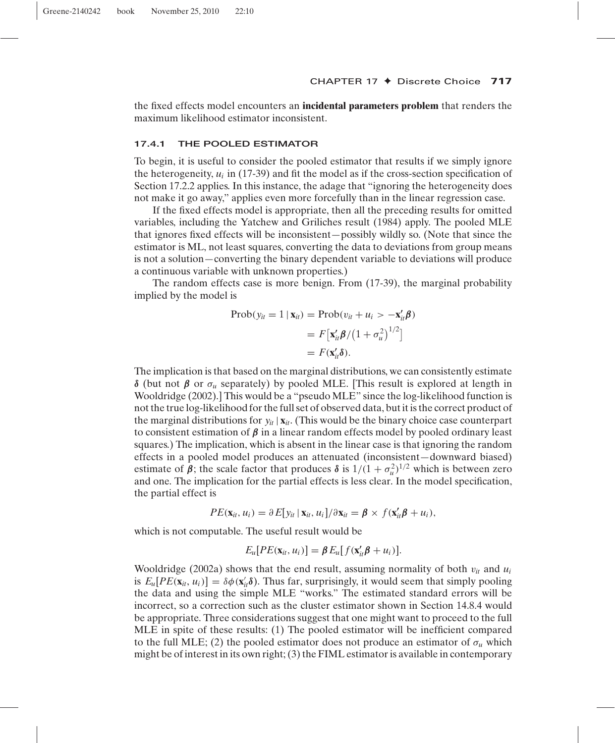the fixed effects model encounters an **incidental parameters problem** that renders the maximum likelihood estimator inconsistent.

### 17.4.1 THE POOLED ESTIMATOR

To begin, it is useful to consider the pooled estimator that results if we simply ignore the heterogeneity, $u_i$ in (17-39) and fit the model as if the cross-section specification of Section 17.2.2 applies. In this instance, the adage that "ignoring the heterogeneity does not make it go away," applies even more forcefully than in the linear regression case.

If the fixed effects model is appropriate, then all the preceding results for omitted variables, including the Yatchew and Griliches result (1984) apply. The pooled MLE that ignores fixed effects will be inconsistent—possibly wildly so. (Note that since the estimator is ML, not least squares, converting the data to deviations from group means is not a solution—converting the binary dependent variable to deviations will produce a continuous variable with unknown properties.)

The random effects case is more benign. From (17-39), the marginal probability implied by the model is

$$
\begin{aligned}
\text{Prob}(y_{it} = 1 \mid \mathbf{x}_{it}) &= \text{Prob}(v_{it} + u_i > -\mathbf{x}_{it}'\boldsymbol{\beta}) \\
&= F\left[\mathbf{x}_{it}'\boldsymbol{\beta}/\left(1 + \sigma_u^2\right)^{1/2}\right] \\
&= F(\mathbf{x}_{it}'\boldsymbol{\delta}).
\end{aligned}
$$

The implication is that based on the marginal distributions, we can consistently estimate $\boldsymbol{\delta}$ (but not $\boldsymbol{\beta}$ or $\sigma_u$ separately) by pooled MLE. [This result is explored at length in Wooldridge (2002).] This would be a "pseudo MLE" since the log-likelihood function is not the true log-likelihood for the full set of observed data, but it is the correct product of the marginal distributions for $y_{it} \mid \mathbf{x}_{it}$. (This would be the binary choice case counterpart to consistent estimation of $\boldsymbol{\beta}$ in a linear random effects model by pooled ordinary least squares.) The implication, which is absent in the linear case is that ignoring the random effects in a pooled model produces an attenuated (inconsistent—downward biased) estimate of $\boldsymbol{\beta}$; the scale factor that produces $\boldsymbol{\delta}$ is $1/(1 + \sigma_u^2)^{1/2}$ which is between zero and one. The implication for the partial effects is less clear. In the model specification, the partial effect is

$$
PE(\mathbf{x}_{it}, u_i) = \partial E[y_{it} \mid \mathbf{x}_{it}, u_i]/\partial \mathbf{x}_{it} = \boldsymbol{\beta} \times f(\mathbf{x}_{it}'\boldsymbol{\beta} + u_i),
$$

which is not computable. The useful result would be

$$
E_u[PE(\mathbf{x}_{it}, u_i)] = \boldsymbol{\beta} E_u[f(\mathbf{x}_{it}'\boldsymbol{\beta} + u_i)].
$$

Wooldridge (2002a) shows that the end result, assuming normality of both $v_{it}$ and $u_i$ is $E_u[PE(\mathbf{x}_{it}, u_i)] = \delta\phi(\mathbf{x}_{it}'\boldsymbol{\delta})$. Thus far, surprisingly, it would seem that simply pooling the data and using the simple MLE "works." The estimated standard errors will be incorrect, so a correction such as the cluster estimator shown in Section 14.8.4 would be appropriate. Three considerations suggest that one might want to proceed to the full MLE in spite of these results: (1) The pooled estimator will be inefficient compared to the full MLE; (2) the pooled estimator does not produce an estimator of $\sigma_u$ which might be of interest in its own right; (3) the FIML estimator is available in contemporary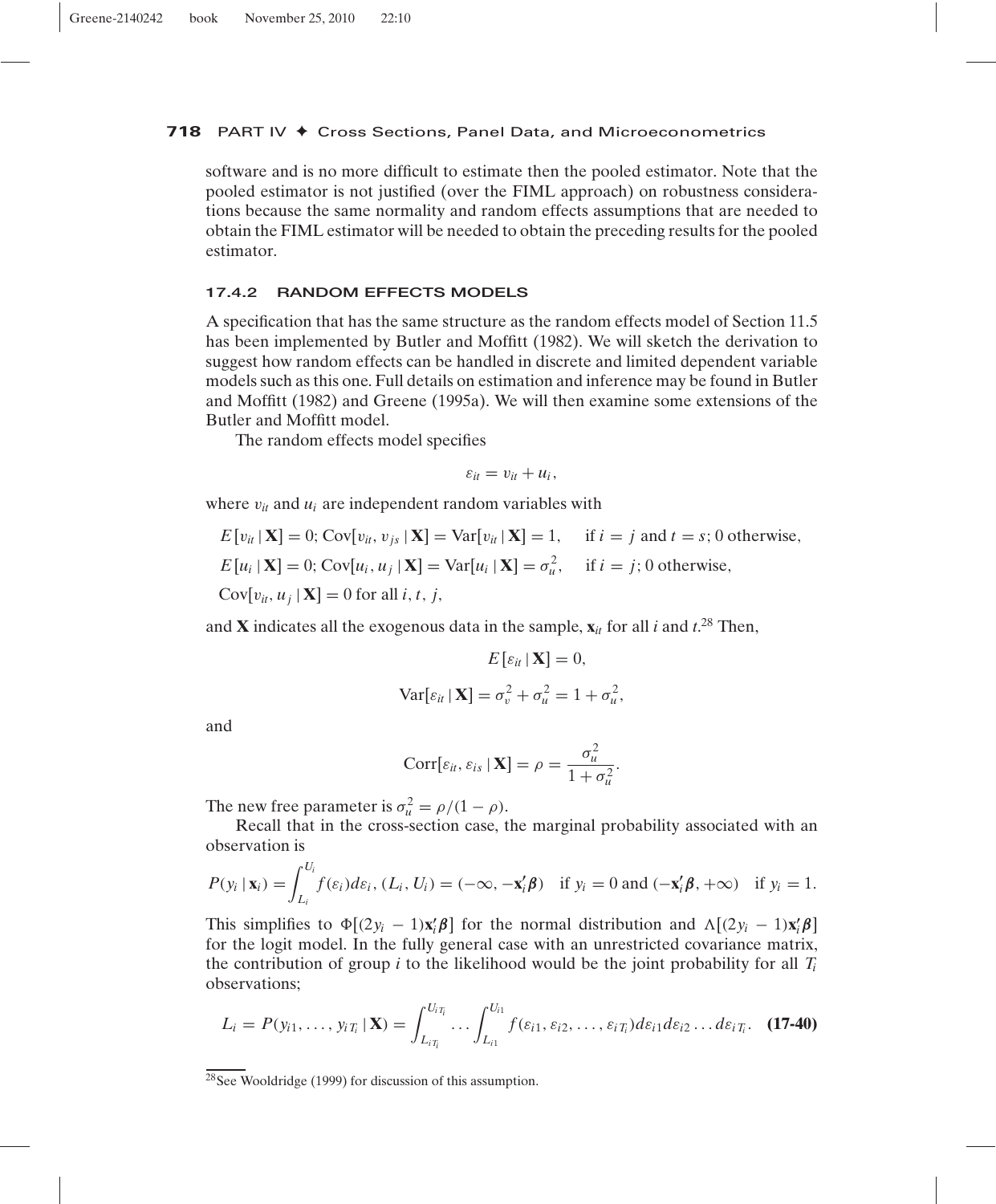software and is no more difficult to estimate then the pooled estimator. Note that the pooled estimator is not justified (over the FIML approach) on robustness considerations because the same normality and random effects assumptions that are needed to obtain the FIML estimator will be needed to obtain the preceding results for the pooled estimator.

### 17.4.2 RANDOM EFFECTS MODELS

A specification that has the same structure as the random effects model of Section 11.5 has been implemented by Butler and Moffitt (1982). We will sketch the derivation to suggest how random effects can be handled in discrete and limited dependent variable models such as this one. Full details on estimation and inference may be found in Butler and Moffitt (1982) and Greene (1995a). We will then examine some extensions of the Butler and Moffitt model.

The random effects model specifies

$$\varepsilon_{it} = v_{it} + u_i,$$

where $v_{it}$ and $u_i$ are independent random variables with

$$E[v_{it} \mid \mathbf{X}] = 0;\ \text{Cov}[v_{it}, v_{js} \mid \mathbf{X}] = \text{Var}[v_{it} \mid \mathbf{X}] = 1, \quad \text{if } i = j \text{ and } t = s;\ 0 \text{ otherwise},$$

$$E[u_i \mid \mathbf{X}] = 0;\ \text{Cov}[u_i, u_j \mid \mathbf{X}] = \text{Var}[u_i \mid \mathbf{X}] = \sigma_u^2, \quad \text{if } i = j;\ 0 \text{ otherwise},$$

$$\text{Cov}[v_{it}, u_j \mid \mathbf{X}] = 0 \text{ for all } i, t, j,$$

and $\mathbf{X}$ indicates all the exogenous data in the sample, $\mathbf{x}_{it}$ for all $i$ and $t$.[28] Then,

$$E[\varepsilon_{it} \mid \mathbf{X}] = 0,$$

$$\text{Var}[\varepsilon_{it} \mid \mathbf{X}] = \sigma_v^2 + \sigma_u^2 = 1 + \sigma_u^2,$$

and

$$\text{Corr}[\varepsilon_{it}, \varepsilon_{is} \mid \mathbf{X}] = \rho = \frac{\sigma_u^2}{1 + \sigma_u^2}.$$

The new free parameter is $\sigma_u^2 = \rho/(1 - \rho)$.

Recall that in the cross-section case, the marginal probability associated with an observation is

$$P(y_i \mid \mathbf{x}_i) = \int_{L_i}^{U_i} f(\varepsilon_i) d\varepsilon_i,\ (L_i, U_i) = (-\infty, -\mathbf{x}_i'\boldsymbol{\beta}) \quad \text{if } y_i = 0 \text{ and } (-\mathbf{x}_i'\boldsymbol{\beta}, +\infty) \quad \text{if } y_i = 1.$$

This simplifies to $\Phi[(2y_i - 1)\mathbf{x}_i'\boldsymbol{\beta}]$ for the normal distribution and $\Lambda[(2y_i - 1)\mathbf{x}_i'\boldsymbol{\beta}]$ for the logit model. In the fully general case with an unrestricted covariance matrix, the contribution of group $i$ to the likelihood would be the joint probability for all $T_i$ observations;

$$L_i = P(y_{i1}, \ldots, y_{iT_i} \mid \mathbf{X}) = \int_{L_{iT_i}}^{U_{iT_i}} \cdots \int_{L_{i1}}^{U_{i1}} f(\varepsilon_{i1}, \varepsilon_{i2}, \ldots, \varepsilon_{iT_i}) d\varepsilon_{i1} d\varepsilon_{i2} \ldots d\varepsilon_{iT_i}. \quad \textbf{(17-40)}$$

[28] See Wooldridge (1999) for discussion of this assumption.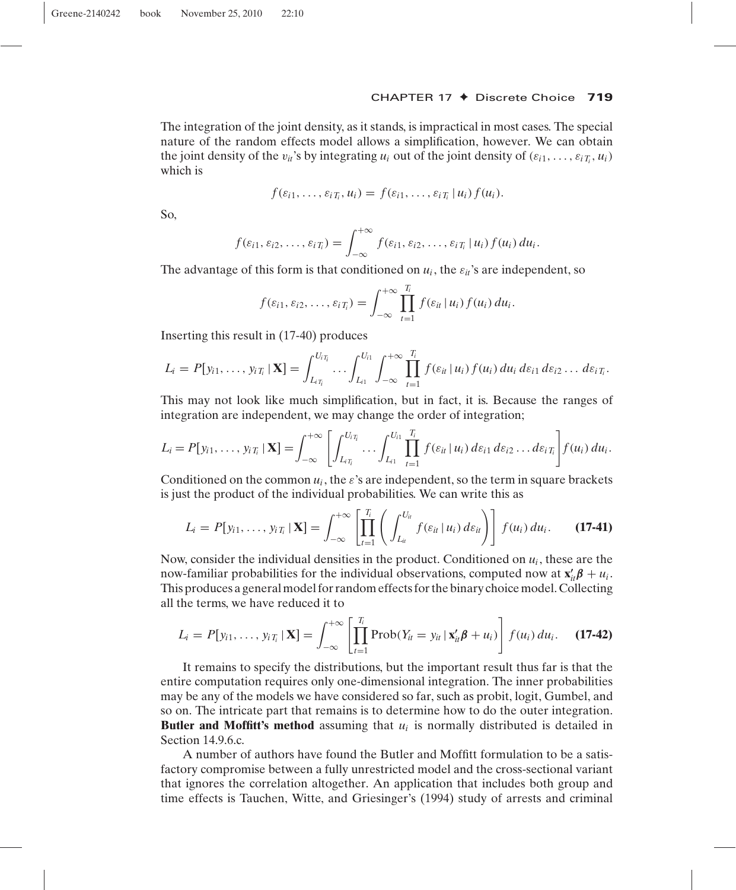The integration of the joint density, as it stands, is impractical in most cases. The special nature of the random effects model allows a simplification, however. We can obtain the joint density of the $v_{it}$'s by integrating $u_i$ out of the joint density of $(\varepsilon_{i1}, \ldots, \varepsilon_{iT_i}, u_i)$ which is

$$f(\varepsilon_{i1}, \ldots, \varepsilon_{iT_i}, u_i) = f(\varepsilon_{i1}, \ldots, \varepsilon_{iT_i} \,|\, u_i) f(u_i).$$

So,

$$f(\varepsilon_{i1}, \varepsilon_{i2}, \ldots, \varepsilon_{iT_i}) = \int_{-\infty}^{+\infty} f(\varepsilon_{i1}, \varepsilon_{i2}, \ldots, \varepsilon_{iT_i} \,|\, u_i) f(u_i)\, du_i.$$

The advantage of this form is that conditioned on $u_i$, the $\varepsilon_{it}$'s are independent, so

$$f(\varepsilon_{i1}, \varepsilon_{i2}, \ldots, \varepsilon_{iT_i}) = \int_{-\infty}^{+\infty} \prod_{t=1}^{T_i} f(\varepsilon_{it} \,|\, u_i) f(u_i)\, du_i.$$

Inserting this result in (17-40) produces

$$L_i = P[y_{i1}, \ldots, y_{iT_i} \,|\, \mathbf{X}] = \int_{L_{iT_i}}^{U_{iT_i}} \cdots \int_{L_{i1}}^{U_{i1}} \int_{-\infty}^{+\infty} \prod_{t=1}^{T_i} f(\varepsilon_{it} \,|\, u_i) f(u_i)\, du_i\, d\varepsilon_{i1}\, d\varepsilon_{i2} \ldots d\varepsilon_{iT_i}.$$

This may not look like much simplification, but in fact, it is. Because the ranges of integration are independent, we may change the order of integration;

$$L_i = P[y_{i1}, \ldots, y_{iT_i} \,|\, \mathbf{X}] = \int_{-\infty}^{+\infty} \left[ \int_{L_{iT_i}}^{U_{iT_i}} \cdots \int_{L_{i1}}^{U_{i1}} \prod_{t=1}^{T_i} f(\varepsilon_{it} \,|\, u_i)\, d\varepsilon_{i1}\, d\varepsilon_{i2} \ldots d\varepsilon_{iT_i} \right] f(u_i)\, du_i.$$

Conditioned on the common $u_i$, the $\varepsilon$'s are independent, so the term in square brackets is just the product of the individual probabilities. We can write this as

$$L_i = P[y_{i1}, \ldots, y_{iT_i} \,|\, \mathbf{X}] = \int_{-\infty}^{+\infty} \left[ \prod_{t=1}^{T_i} \left( \int_{L_{it}}^{U_{it}} f(\varepsilon_{it} \,|\, u_i)\, d\varepsilon_{it} \right) \right] f(u_i)\, du_i. \qquad \textbf{(17-41)}$$

Now, consider the individual densities in the product. Conditioned on $u_i$, these are the now-familiar probabilities for the individual observations, computed now at $\mathbf{x}_{it}'\boldsymbol{\beta} + u_i$. This produces a general model for random effects for the binary choice model. Collecting all the terms, we have reduced it to

$$L_i = P[y_{i1}, \ldots, y_{iT_i} \,|\, \mathbf{X}] = \int_{-\infty}^{+\infty} \left[ \prod_{t=1}^{T_i} \text{Prob}(Y_{it} = y_{it} \,|\, \mathbf{x}_{it}'\boldsymbol{\beta} + u_i) \right] f(u_i)\, du_i. \qquad \textbf{(17-42)}$$

It remains to specify the distributions, but the important result thus far is that the entire computation requires only one-dimensional integration. The inner probabilities may be any of the models we have considered so far, such as probit, logit, Gumbel, and so on. The intricate part that remains is to determine how to do the outer integration. **Butler and Moffitt's method** assuming that $u_i$ is normally distributed is detailed in Section 14.9.6.c.

A number of authors have found the Butler and Moffitt formulation to be a satisfactory compromise between a fully unrestricted model and the cross-sectional variant that ignores the correlation altogether. An application that includes both group and time effects is Tauchen, Witte, and Griesinger's (1994) study of arrests and criminal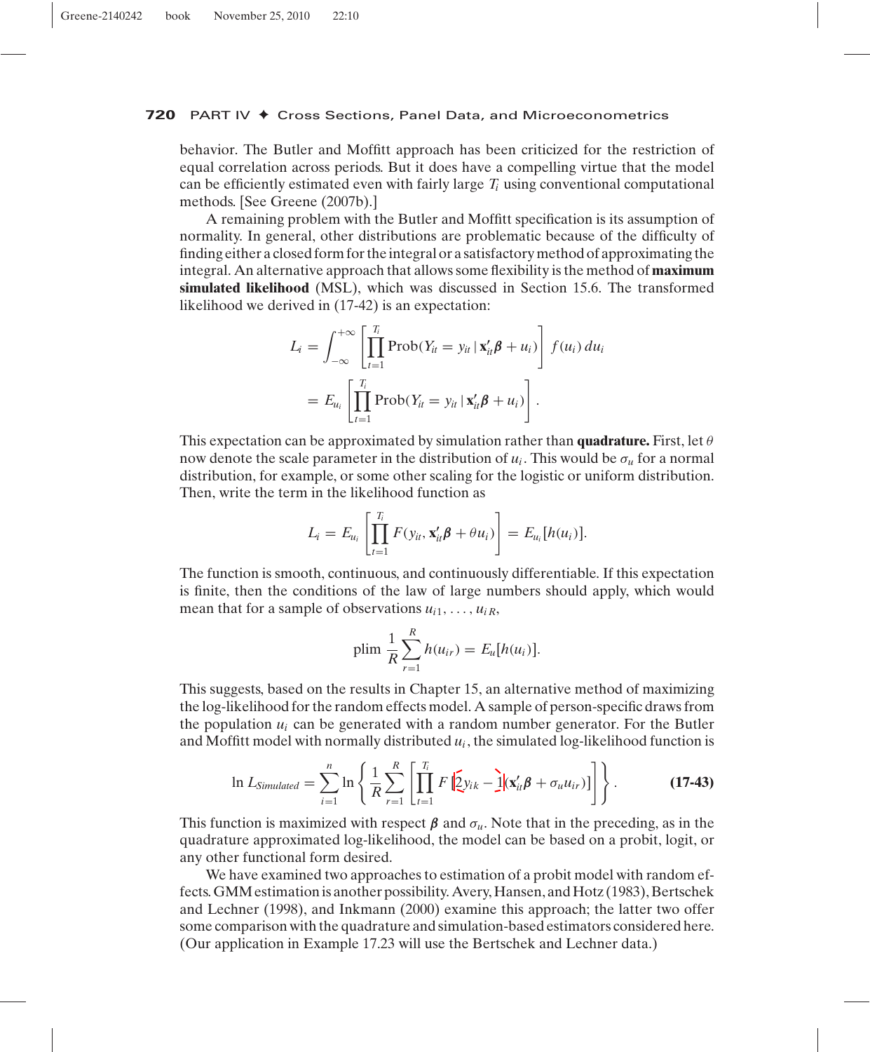behavior. The Butler and Moffitt approach has been criticized for the restriction of equal correlation across periods. But it does have a compelling virtue that the model can be efficiently estimated even with fairly large $T_i$ using conventional computational methods. [See Greene (2007b).]

A remaining problem with the Butler and Moffitt specification is its assumption of normality. In general, other distributions are problematic because of the difficulty of finding either a closed form for the integral or a satisfactory method of approximating the integral. An alternative approach that allows some flexibility is the method of **maximum simulated likelihood** (MSL), which was discussed in Section 15.6. The transformed likelihood we derived in (17-42) is an expectation:

$$L_i = \int_{-\infty}^{+\infty} \left[ \prod_{t=1}^{T_i} \text{Prob}(Y_{it} = y_{it} \,|\, \mathbf{x}_{it}'\boldsymbol{\beta} + u_i) \right] f(u_i)\, du_i$$

$$= E_{u_i} \left[ \prod_{t=1}^{T_i} \text{Prob}(Y_{it} = y_{it} \,|\, \mathbf{x}_{it}'\boldsymbol{\beta} + u_i) \right].$$

This expectation can be approximated by simulation rather than **quadrature.** First, let $\theta$ now denote the scale parameter in the distribution of $u_i$. This would be $\sigma_u$ for a normal distribution, for example, or some other scaling for the logistic or uniform distribution. Then, write the term in the likelihood function as

$$L_i = E_{u_i} \left[ \prod_{t=1}^{T_i} F(y_{it}, \mathbf{x}_{it}'\boldsymbol{\beta} + \theta u_i) \right] = E_{u_i}[h(u_i)].$$

The function is smooth, continuous, and continuously differentiable. If this expectation is finite, then the conditions of the law of large numbers should apply, which would mean that for a sample of observations $u_{i1}, \ldots, u_{iR}$,

$$\text{plim}\ \frac{1}{R} \sum_{r=1}^{R} h(u_{ir}) = E_u[h(u_i)].$$

This suggests, based on the results in Chapter 15, an alternative method of maximizing the log-likelihood for the random effects model. A sample of person-specific draws from the population $u_i$ can be generated with a random number generator. For the Butler and Moffitt model with normally distributed $u_i$, the simulated log-likelihood function is

$$\ln L_{Simulated} = \sum_{i=1}^{n} \ln \left\{ \frac{1}{R} \sum_{r=1}^{R} \left[ \prod_{t=1}^{T_i} F\left[(2y_{ik} - 1)(\mathbf{x}_{it}'\boldsymbol{\beta} + \sigma_u u_{ir})\right] \right] \right\}. \tag{17-43}$$

This function is maximized with respect $\boldsymbol{\beta}$ and $\sigma_u$. Note that in the preceding, as in the quadrature approximated log-likelihood, the model can be based on a probit, logit, or any other functional form desired.

We have examined two approaches to estimation of a probit model with random effects. GMM estimation is another possibility. Avery, Hansen, and Hotz (1983), Bertschek and Lechner (1998), and Inkmann (2000) examine this approach; the latter two offer some comparison with the quadrature and simulation-based estimators considered here. (Our application in Example 17.23 will use the Bertschek and Lechner data.)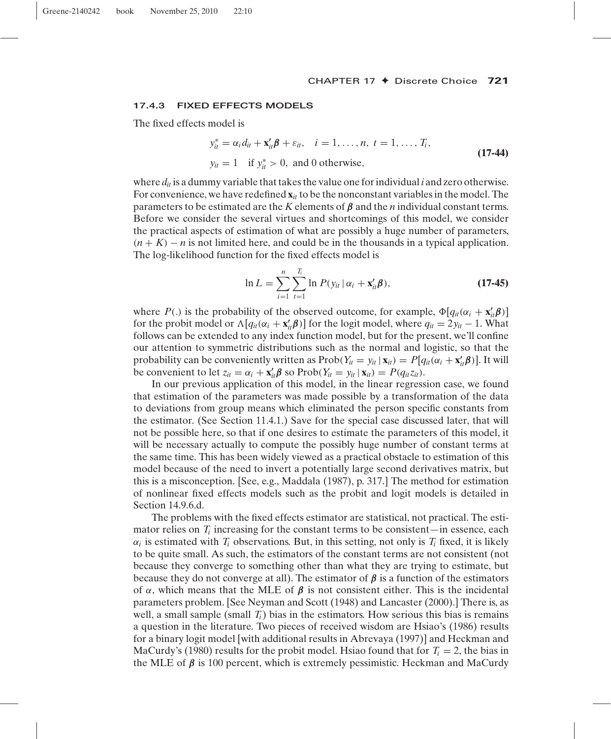### 17.4.3 FIXED EFFECTS MODELS

The fixed effects model is

$$y_{it}^* = \alpha_i d_{it} + \mathbf{x}_{it}'\boldsymbol{\beta} + \varepsilon_{it}, \quad i = 1, \ldots, n, \ t = 1, \ldots, T_i,$$
$$y_{it} = 1 \quad \text{if } y_{it}^* > 0, \text{ and 0 otherwise,} \tag{17-44}$$

where $d_{it}$ is a dummy variable that takes the value one for individual $i$ and zero otherwise. For convenience, we have redefined $\mathbf{x}_{it}$ to be the nonconstant variables in the model. The parameters to be estimated are the $K$ elements of $\boldsymbol{\beta}$ and the $n$ individual constant terms. Before we consider the several virtues and shortcomings of this model, we consider the practical aspects of estimation of what are possibly a huge number of parameters, $(n + K) - n$ is not limited here, and could be in the thousands in a typical application. The log-likelihood function for the fixed effects model is

$$\ln L = \sum_{i=1}^{n} \sum_{t=1}^{T_i} \ln P(y_{it} \mid \alpha_i + \mathbf{x}_{it}'\boldsymbol{\beta}), \tag{17-45}$$

where $P(.)$ is the probability of the observed outcome, for example, $\Phi[q_{it}(\alpha_i + \mathbf{x}_{it}'\boldsymbol{\beta})]$ for the probit model or $\Lambda[q_{it}(\alpha_i + \mathbf{x}_{it}'\boldsymbol{\beta})]$ for the logit model, where $q_{it} = 2y_{it} - 1$. What follows can be extended to any index function model, but for the present, we'll confine our attention to symmetric distributions such as the normal and logistic, so that the probability can be conveniently written as $\text{Prob}(Y_{it} = y_{it} \mid \mathbf{x}_{it}) = P[q_{it}(\alpha_i + \mathbf{x}_{it}'\boldsymbol{\beta})]$. It will be convenient to let $z_{it} = \alpha_i + \mathbf{x}_{it}'\boldsymbol{\beta}$ so $\text{Prob}(Y_{it} = y_{it} \mid \mathbf{x}_{it}) = P(q_{it} z_{it})$.

In our previous application of this model, in the linear regression case, we found that estimation of the parameters was made possible by a transformation of the data to deviations from group means which eliminated the person specific constants from the estimator. (See Section 11.4.1.) Save for the special case discussed later, that will not be possible here, so that if one desires to estimate the parameters of this model, it will be necessary actually to compute the possibly huge number of constant terms at the same time. This has been widely viewed as a practical obstacle to estimation of this model because of the need to invert a potentially large second derivatives matrix, but this is a misconception. [See, e.g., Maddala (1987), p. 317.] The method for estimation of nonlinear fixed effects models such as the probit and logit models is detailed in Section 14.9.6.d.

The problems with the fixed effects estimator are statistical, not practical. The estimator relies on $T_i$ increasing for the constant terms to be consistent—in essence, each $\alpha_i$ is estimated with $T_i$ observations. But, in this setting, not only is $T_i$ fixed, it is likely to be quite small. As such, the estimators of the constant terms are not consistent (not because they converge to something other than what they are trying to estimate, but because they do not converge at all). The estimator of $\boldsymbol{\beta}$ is a function of the estimators of $\alpha$, which means that the MLE of $\boldsymbol{\beta}$ is not consistent either. This is the incidental parameters problem. [See Neyman and Scott (1948) and Lancaster (2000).] There is, as well, a small sample (small $T_i$) bias in the estimators. How serious this bias is remains a question in the literature. Two pieces of received wisdom are Hsiao's (1986) results for a binary logit model [with additional results in Abrevaya (1997)] and Heckman and MaCurdy's (1980) results for the probit model. Hsiao found that for $T_i = 2$, the bias in the MLE of $\boldsymbol{\beta}$ is 100 percent, which is extremely pessimistic. Heckman and MaCurdy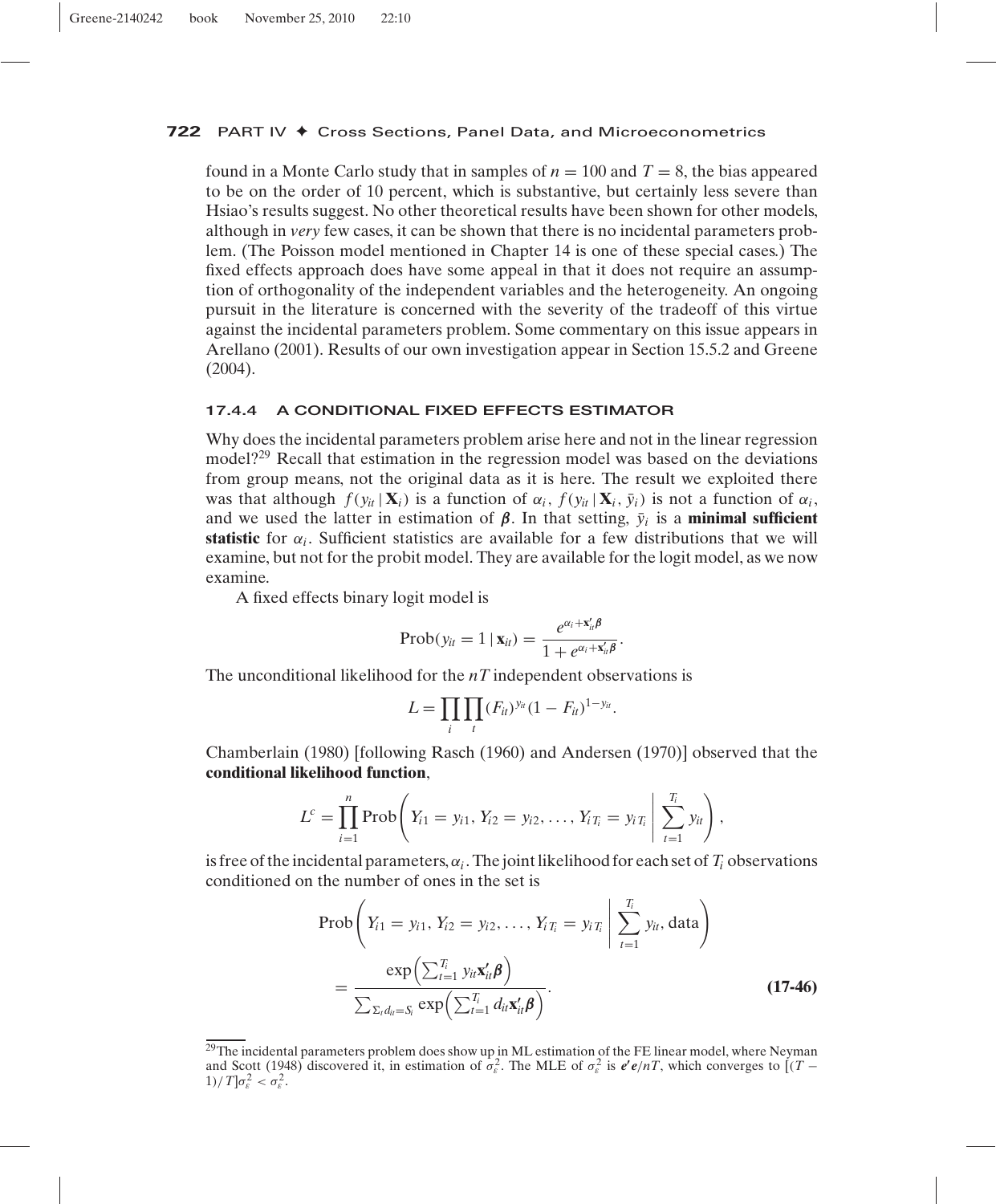found in a Monte Carlo study that in samples of $n = 100$ and $T = 8$, the bias appeared to be on the order of 10 percent, which is substantive, but certainly less severe than Hsiao's results suggest. No other theoretical results have been shown for other models, although in *very* few cases, it can be shown that there is no incidental parameters problem. (The Poisson model mentioned in Chapter 14 is one of these special cases.) The fixed effects approach does have some appeal in that it does not require an assumption of orthogonality of the independent variables and the heterogeneity. An ongoing pursuit in the literature is concerned with the severity of the tradeoff of this virtue against the incidental parameters problem. Some commentary on this issue appears in Arellano (2001). Results of our own investigation appear in Section 15.5.2 and Greene (2004).

### 17.4.4 A CONDITIONAL FIXED EFFECTS ESTIMATOR

Why does the incidental parameters problem arise here and not in the linear regression model?[29] Recall that estimation in the regression model was based on the deviations from group means, not the original data as it is here. The result we exploited there was that although $f(y_{it} \mid \mathbf{X}_i)$ is a function of $\alpha_i$, $f(y_{it} \mid \mathbf{X}_i, \bar{y}_i)$ is not a function of $\alpha_i$, and we used the latter in estimation of $\boldsymbol{\beta}$. In that setting, $\bar{y}_i$ is a **minimal sufficient statistic** for $\alpha_i$. Sufficient statistics are available for a few distributions that we will examine, but not for the probit model. They are available for the logit model, as we now examine.

A fixed effects binary logit model is

$$\text{Prob}(y_{it} = 1 \mid \mathbf{x}_{it}) = \frac{e^{\alpha_i + \mathbf{x}_{it}'\boldsymbol{\beta}}}{1 + e^{\alpha_i + \mathbf{x}_{it}'\boldsymbol{\beta}}}.$$

The unconditional likelihood for the $nT$ independent observations is

$$L = \prod_i \prod_t (F_{it})^{y_{it}} (1 - F_{it})^{1-y_{it}}.$$

Chamberlain (1980) [following Rasch (1960) and Andersen (1970)] observed that the **conditional likelihood function**,

$$L^c = \prod_{i=1}^{n} \text{Prob}\left( Y_{i1} = y_{i1}, Y_{i2} = y_{i2}, \ldots, Y_{iT_i} = y_{iT_i} \;\middle|\; \sum_{t=1}^{T_i} y_{it} \right),$$

is free of the incidental parameters, $\alpha_i$. The joint likelihood for each set of $T_i$ observations conditioned on the number of ones in the set is

$$\begin{aligned}
&\text{Prob}\left( Y_{i1} = y_{i1}, Y_{i2} = y_{i2}, \ldots, Y_{iT_i} = y_{iT_i} \;\middle|\; \sum_{t=1}^{T_i} y_{it}, \text{data} \right) \\
&= \frac{\exp\left( \sum_{t=1}^{T_i} y_{it}\mathbf{x}_{it}'\boldsymbol{\beta} \right)}{\sum_{\Sigma_t d_{it} = S_i} \exp\left( \sum_{t=1}^{T_i} d_{it}\mathbf{x}_{it}'\boldsymbol{\beta} \right)}. \qquad \textbf{(17-46)}
\end{aligned}$$

---

[29] The incidental parameters problem does show up in ML estimation of the FE linear model, where Neyman and Scott (1948) discovered it, in estimation of $\sigma_\varepsilon^2$. The MLE of $\sigma_\varepsilon^2$ is $\mathbf{e}'\mathbf{e}/nT$, which converges to $[(T - 1)/T]\sigma_\varepsilon^2 < \sigma_\varepsilon^2$.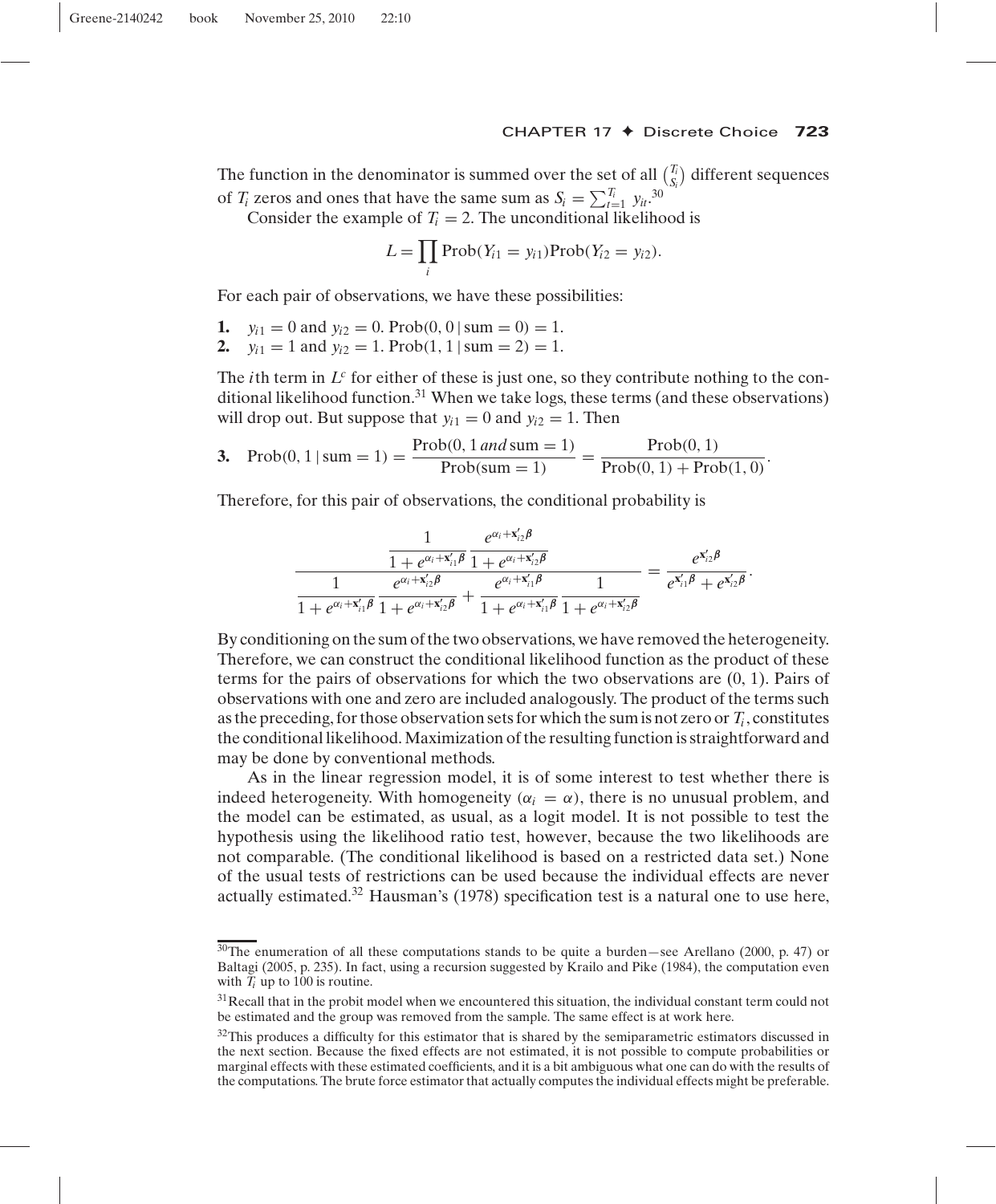The function in the denominator is summed over the set of all $\binom{T_i}{S_i}$ different sequences of $T_i$ zeros and ones that have the same sum as $S_i = \sum_{t=1}^{T_i} y_{it}$.[30]

Consider the example of $T_i = 2$. The unconditional likelihood is

$$L = \prod_i \text{Prob}(Y_{i1} = y_{i1})\text{Prob}(Y_{i2} = y_{i2}).$$

For each pair of observations, we have these possibilities:

1. $y_{i1} = 0$ and $y_{i2} = 0$. $\text{Prob}(0, 0 \mid \text{sum} = 0) = 1$.
2. $y_{i1} = 1$ and $y_{i2} = 1$. $\text{Prob}(1, 1 \mid \text{sum} = 2) = 1$.

The $i$th term in $L^c$ for either of these is just one, so they contribute nothing to the conditional likelihood function.[31] When we take logs, these terms (and these observations) will drop out. But suppose that $y_{i1} = 0$ and $y_{i2} = 1$. Then

3. $\text{Prob}(0, 1 \mid \text{sum} = 1) = \dfrac{\text{Prob}(0, 1 \textit{ and } \text{sum} = 1)}{\text{Prob}(\text{sum} = 1)} = \dfrac{\text{Prob}(0, 1)}{\text{Prob}(0, 1) + \text{Prob}(1, 0)}.$

Therefore, for this pair of observations, the conditional probability is

$$\frac{\dfrac{1}{1 + e^{\alpha_i + \mathbf{x}_{i1}'\boldsymbol{\beta}}} \dfrac{e^{\alpha_i + \mathbf{x}_{i2}'\boldsymbol{\beta}}}{1 + e^{\alpha_i + \mathbf{x}_{i2}'\boldsymbol{\beta}}}}{\dfrac{1}{1 + e^{\alpha_i + \mathbf{x}_{i1}'\boldsymbol{\beta}}} \dfrac{e^{\alpha_i + \mathbf{x}_{i2}'\boldsymbol{\beta}}}{1 + e^{\alpha_i + \mathbf{x}_{i2}'\boldsymbol{\beta}}} + \dfrac{e^{\alpha_i + \mathbf{x}_{i1}'\boldsymbol{\beta}}}{1 + e^{\alpha_i + \mathbf{x}_{i1}'\boldsymbol{\beta}}} \dfrac{1}{1 + e^{\alpha_i + \mathbf{x}_{i2}'\boldsymbol{\beta}}}} = \frac{e^{\mathbf{x}_{i2}'\boldsymbol{\beta}}}{e^{\mathbf{x}_{i1}'\boldsymbol{\beta}} + e^{\mathbf{x}_{i2}'\boldsymbol{\beta}}}.$$

By conditioning on the sum of the two observations, we have removed the heterogeneity. Therefore, we can construct the conditional likelihood function as the product of these terms for the pairs of observations for which the two observations are (0, 1). Pairs of observations with one and zero are included analogously. The product of the terms such as the preceding, for those observation sets for which the sum is not zero or $T_i$, constitutes the conditional likelihood. Maximization of the resulting function is straightforward and may be done by conventional methods.

As in the linear regression model, it is of some interest to test whether there is indeed heterogeneity. With homogeneity ($\alpha_i = \alpha$), there is no unusual problem, and the model can be estimated, as usual, as a logit model. It is not possible to test the hypothesis using the likelihood ratio test, however, because the two likelihoods are not comparable. (The conditional likelihood is based on a restricted data set.) None of the usual tests of restrictions can be used because the individual effects are never actually estimated.[32] Hausman's (1978) specification test is a natural one to use here,

---

[30] The enumeration of all these computations stands to be quite a burden—see Arellano (2000, p. 47) or Baltagi (2005, p. 235). In fact, using a recursion suggested by Krailo and Pike (1984), the computation even with $T_i$ up to 100 is routine.

[31] Recall that in the probit model when we encountered this situation, the individual constant term could not be estimated and the group was removed from the sample. The same effect is at work here.

[32] This produces a difficulty for this estimator that is shared by the semiparametric estimators discussed in the next section. Because the fixed effects are not estimated, it is not possible to compute probabilities or marginal effects with these estimated coefficients, and it is a bit ambiguous what one can do with the results of the computations. The brute force estimator that actually computes the individual effects might be preferable.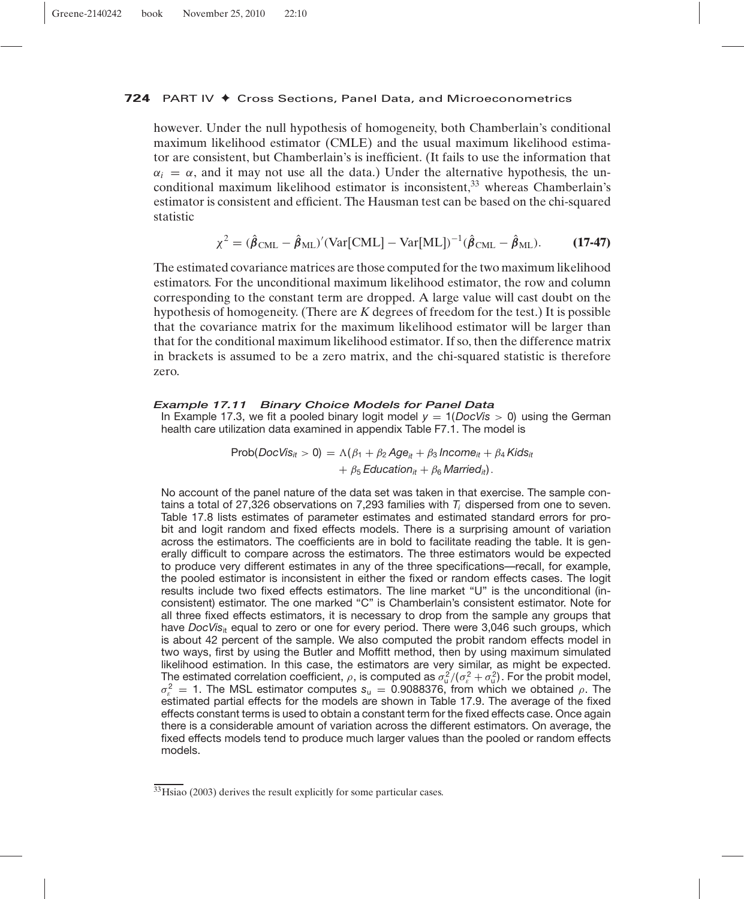however. Under the null hypothesis of homogeneity, both Chamberlain's conditional maximum likelihood estimator (CMLE) and the usual maximum likelihood estimator are consistent, but Chamberlain's is inefficient. (It fails to use the information that $\alpha_i = \alpha$, and it may not use all the data.) Under the alternative hypothesis, the unconditional maximum likelihood estimator is inconsistent,[33] whereas Chamberlain's estimator is consistent and efficient. The Hausman test can be based on the chi-squared statistic

$$\chi^2 = (\hat{\boldsymbol{\beta}}_{\text{CML}} - \hat{\boldsymbol{\beta}}_{\text{ML}})'(\text{Var}[\text{CML}] - \text{Var}[\text{ML}])^{-1}(\hat{\boldsymbol{\beta}}_{\text{CML}} - \hat{\boldsymbol{\beta}}_{\text{ML}}). \tag{17-47}$$

The estimated covariance matrices are those computed for the two maximum likelihood estimators. For the unconditional maximum likelihood estimator, the row and column corresponding to the constant term are dropped. A large value will cast doubt on the hypothesis of homogeneity. (There are $K$ degrees of freedom for the test.) It is possible that the covariance matrix for the maximum likelihood estimator will be larger than that for the conditional maximum likelihood estimator. If so, then the difference matrix in brackets is assumed to be a zero matrix, and the chi-squared statistic is therefore zero.

#### *Example 17.11 Binary Choice Models for Panel Data*

In Example 17.3, we fit a pooled binary logit model $y = 1(DocVis > 0)$ using the German health care utilization data examined in appendix Table F7.1. The model is

$$\text{Prob}(DocVis_{it} > 0) = \Lambda(\beta_1 + \beta_2\, Age_{it} + \beta_3\, Income_{it} + \beta_4\, Kids_{it} + \beta_5\, Education_{it} + \beta_6\, Married_{it}).$$

No account of the panel nature of the data set was taken in that exercise. The sample contains a total of 27,326 observations on 7,293 families with $T_i$ dispersed from one to seven. Table 17.8 lists estimates of parameter estimates and estimated standard errors for probit and logit random and fixed effects models. There is a surprising amount of variation across the estimators. The coefficients are in bold to facilitate reading the table. It is generally difficult to compare across the estimators. The three estimators would be expected to produce very different estimates in any of the three specifications—recall, for example, the pooled estimator is inconsistent in either the fixed or random effects cases. The logit results include two fixed effects estimators. The line market "U" is the unconditional (inconsistent) estimator. The one marked "C" is Chamberlain's consistent estimator. Note for all three fixed effects estimators, it is necessary to drop from the sample any groups that have $DocVis_{it}$ equal to zero or one for every period. There were 3,046 such groups, which is about 42 percent of the sample. We also computed the probit random effects model in two ways, first by using the Butler and Moffitt method, then by using maximum simulated likelihood estimation. In this case, the estimators are very similar, as might be expected. The estimated correlation coefficient, $\rho$, is computed as $\sigma_u^2/(\sigma_\varepsilon^2 + \sigma_u^2)$. For the probit model, $\sigma_\varepsilon^2 = 1$. The MSL estimator computes $s_u = 0.9088376$, from which we obtained $\rho$. The estimated partial effects for the models are shown in Table 17.9. The average of the fixed effects constant terms is used to obtain a constant term for the fixed effects case. Once again there is a considerable amount of variation across the different estimators. On average, the fixed effects models tend to produce much larger values than the pooled or random effects models.

[33] Hsiao (2003) derives the result explicitly for some particular cases.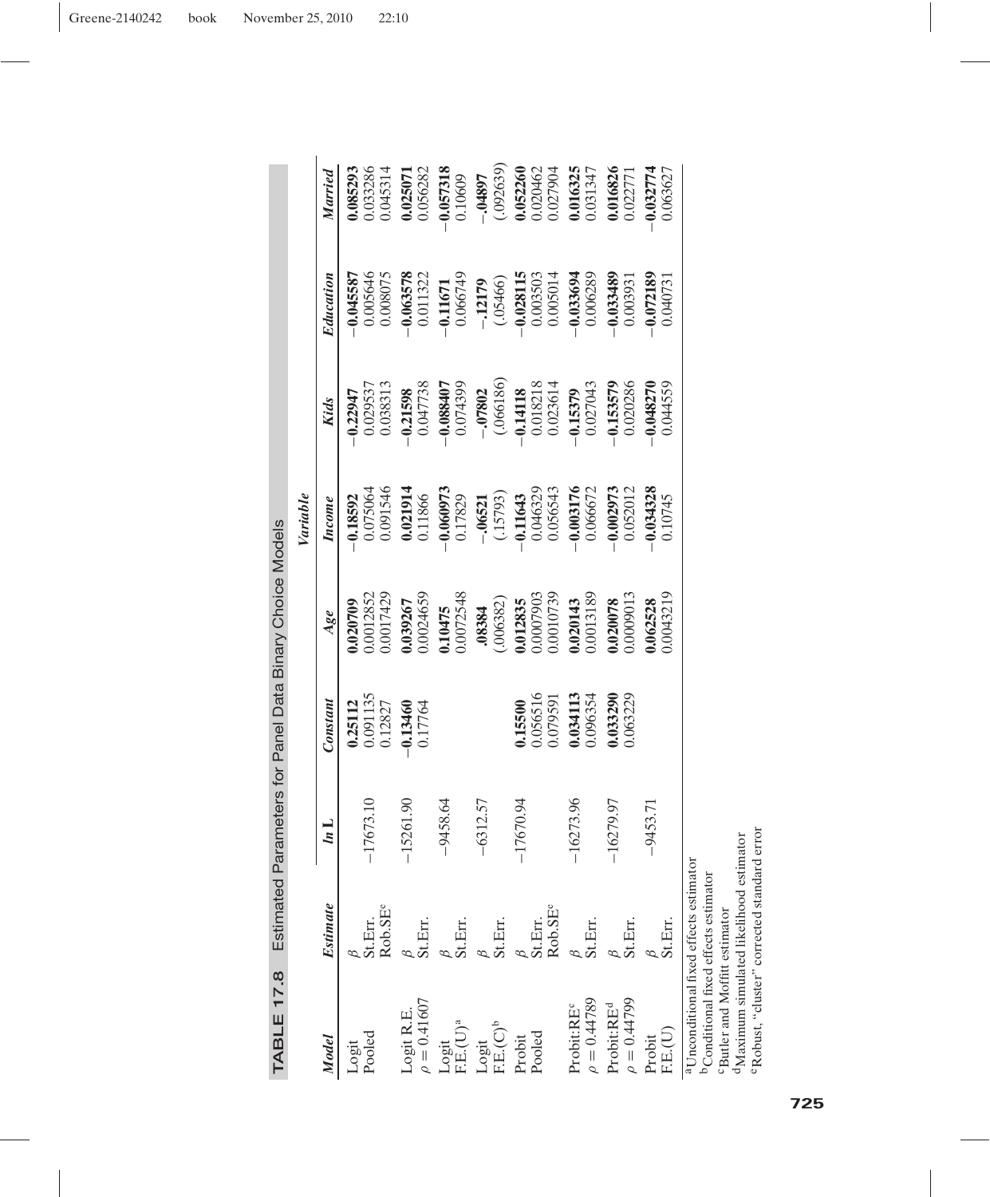**TABLE 17.8** Estimated Parameters for Panel Data Binary Choice Models

| Model | Estimate | ln L | Constant | Age | Income | Kids | Education | Married |
|---|---|---|---|---|---|---|---|---|
| Logit | $\beta$ | | **0.25112** | **0.020709** | **−0.18592** | **−0.22947** | **−0.045587** | **0.085293** |
| Pooled | St.Err. | −17673.10 | 0.091135 | 0.0012852 | 0.075064 | 0.029537 | 0.005646 | 0.033286 |
| | Rob.SE[e] | | 0.12827 | 0.0017429 | 0.091546 | 0.038313 | 0.008075 | 0.045314 |
| Logit R.E. | $\beta$ | | **−0.13460** | **0.039267** | **0.021914** | **−0.21598** | **−0.063578** | **0.025071** |
| $\rho = 0.41607$ | St.Err. | −15261.90 | 0.17764 | 0.0024659 | 0.11866 | 0.047738 | 0.011322 | 0.056282 |
| Logit | $\beta$ | | | **0.10475** | **−0.060973** | **−0.088407** | **−0.11671** | **−0.057318** |
| F.E.(U)[a] | St.Err. | −9458.64 | | 0.0072548 | 0.17829 | 0.074399 | 0.066749 | 0.10609 |
| Logit | $\beta$ | | | **.08384** | **−.06521** | **−.07802** | **−.12179** | **−.04897** |
| F.E.(C)[b] | St.Err. | −6312.57 | | (.006382) | (.15793) | (.066186) | (.05466) | (.092639) |
| Probit | $\beta$ | | **0.15500** | **0.012835** | **−0.11643** | **−0.14118** | **−0.028115** | **0.052260** |
| Pooled | St.Err. | −17670.94 | 0.056516 | 0.0007903 | 0.046329 | 0.018218 | 0.003503 | 0.020462 |
| | Rob.SE[e] | | 0.079591 | 0.0010739 | 0.056543 | 0.023614 | 0.005014 | 0.027904 |
| Probit:RE[c] | $\beta$ | | **0.034113** | **0.020143** | **−0.003176** | **−0.15379** | **−0.033694** | **0.016325** |
| $\rho = 0.44789$ | St.Err. | −16273.96 | 0.096354 | 0.0013189 | 0.066672 | 0.027043 | 0.006289 | 0.031347 |
| Probit:RE[d] | $\beta$ | | **0.033290** | **0.020078** | **−0.002973** | **−0.153579** | **−0.033489** | **0.016826** |
| $\rho = 0.44799$ | St.Err. | −16279.97 | 0.063229 | 0.0009013 | 0.052012 | 0.020286 | 0.003931 | 0.022771 |
| Probit | $\beta$ | | | **0.062528** | **−0.034328** | **−0.048270** | **−0.072189** | **−0.032774** |
| F.E.(U) | St.Err. | −9453.71 | | 0.0043219 | 0.10745 | 0.044559 | 0.040731 | 0.063627 |

[a]Unconditional fixed effects estimator
[b]Conditional fixed effects estimator
[c]Butler and Moffitt estimator
[d]Maximum simulated likelihood estimator
[e]Robust, "cluster" corrected standard error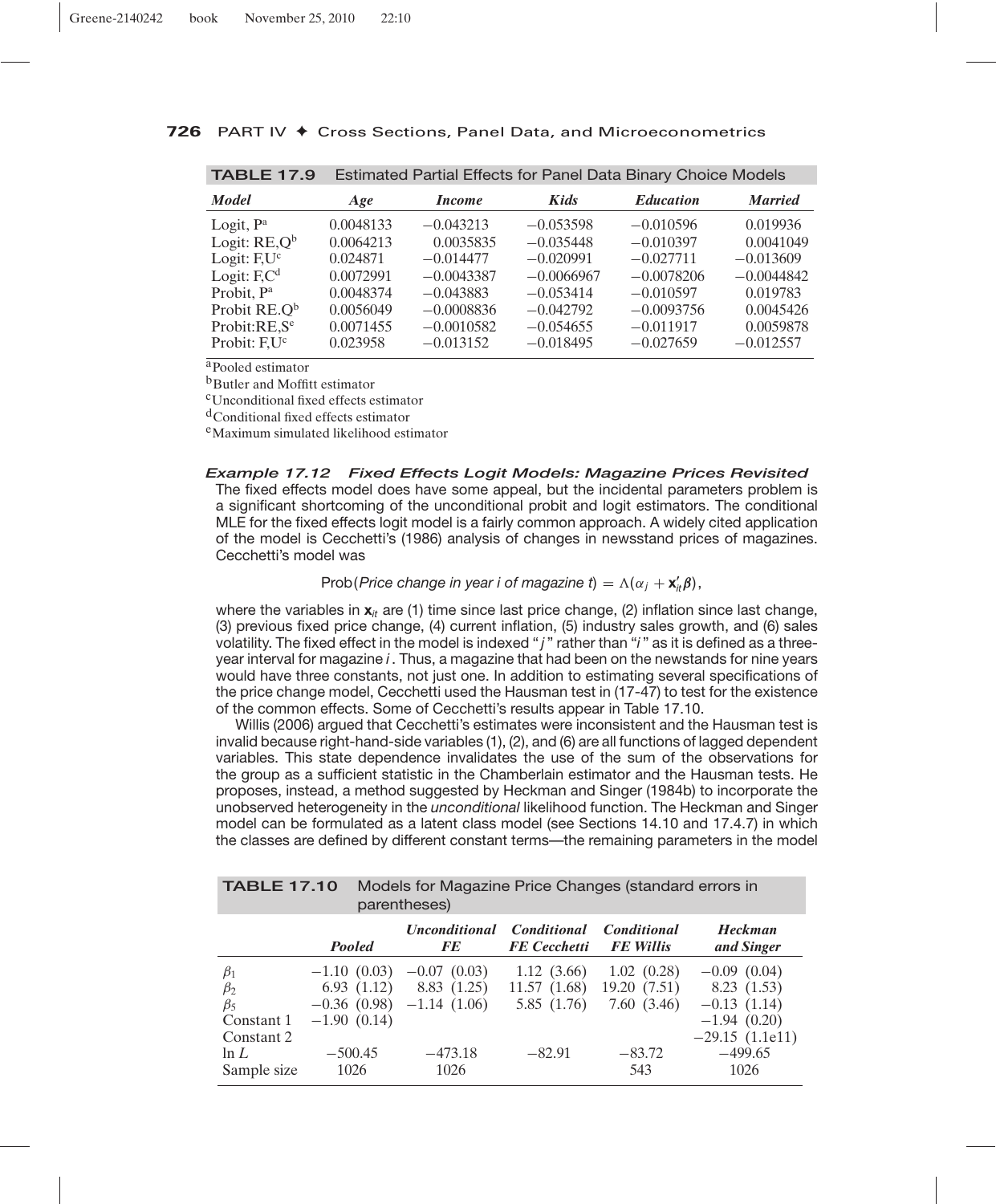**TABLE 17.9** Estimated Partial Effects for Panel Data Binary Choice Models

| *Model* | *Age* | *Income* | *Kids* | *Education* | *Married* |
|---|---|---|---|---|---|
| Logit, P[a] | 0.0048133 | −0.043213 | −0.053598 | −0.010596 | 0.019936 |
| Logit: RE,Q[b] | 0.0064213 | 0.0035835 | −0.035448 | −0.010397 | 0.0041049 |
| Logit: F,U[c] | 0.024871 | −0.014477 | −0.020991 | −0.027711 | −0.013609 |
| Logit: F,C[d] | 0.0072991 | −0.0043387 | −0.0066967 | −0.0078206 | −0.0044842 |
| Probit, P[a] | 0.0048374 | −0.043883 | −0.053414 | −0.010597 | 0.019783 |
| Probit RE.Q[b] | 0.0056049 | −0.0008836 | −0.042792 | −0.0093756 | 0.0045426 |
| Probit:RE,S[e] | 0.0071455 | −0.0010582 | −0.054655 | −0.011917 | 0.0059878 |
| Probit: F,U[c] | 0.023958 | −0.013152 | −0.018495 | −0.027659 | −0.012557 |

[a]Pooled estimator
[b]Butler and Moffitt estimator
[c]Unconditional fixed effects estimator
[d]Conditional fixed effects estimator
[e]Maximum simulated likelihood estimator

### *Example 17.12 Fixed Effects Logit Models: Magazine Prices Revisited*

The fixed effects model does have some appeal, but the incidental parameters problem is a significant shortcoming of the unconditional probit and logit estimators. The conditional MLE for the fixed effects logit model is a fairly common approach. A widely cited application of the model is Cecchetti's (1986) analysis of changes in newsstand prices of magazines. Cecchetti's model was

$$\text{Prob}(\textit{Price change in year i of magazine t}) = \Lambda(\alpha_j + \mathbf{x}_{it}'\boldsymbol{\beta}),$$

where the variables in $\mathbf{x}_{it}$ are (1) time since last price change, (2) inflation since last change, (3) previous fixed price change, (4) current inflation, (5) industry sales growth, and (6) sales volatility. The fixed effect in the model is indexed "$j$" rather than "$i$" as it is defined as a three-year interval for magazine $i$. Thus, a magazine that had been on the newstands for nine years would have three constants, not just one. In addition to estimating several specifications of the price change model, Cecchetti used the Hausman test in (17-47) to test for the existence of the common effects. Some of Cecchetti's results appear in Table 17.10.

Willis (2006) argued that Cecchetti's estimates were inconsistent and the Hausman test is invalid because right-hand-side variables (1), (2), and (6) are all functions of lagged dependent variables. This state dependence invalidates the use of the sum of the observations for the group as a sufficient statistic in the Chamberlain estimator and the Hausman tests. He proposes, instead, a method suggested by Heckman and Singer (1984b) to incorporate the unobserved heterogeneity in the *unconditional* likelihood function. The Heckman and Singer model can be formulated as a latent class model (see Sections 14.10 and 17.4.7) in which the classes are defined by different constant terms—the remaining parameters in the model

**TABLE 17.10** Models for Magazine Price Changes (standard errors in parentheses)

| | *Pooled* | *Unconditional FE* | *Conditional FE Cecchetti* | *Conditional FE Willis* | *Heckman and Singer* |
|---|---|---|---|---|---|
| $\beta_1$ | −1.10 (0.03) | −0.07 (0.03) | 1.12 (3.66) | 1.02 (0.28) | −0.09 (0.04) |
| $\beta_2$ | 6.93 (1.12) | 8.83 (1.25) | 11.57 (1.68) | 19.20 (7.51) | 8.23 (1.53) |
| $\beta_5$ | −0.36 (0.98) | −1.14 (1.06) | 5.85 (1.76) | 7.60 (3.46) | −0.13 (1.14) |
| Constant 1 | −1.90 (0.14) | | | | −1.94 (0.20) |
| Constant 2 | | | | | −29.15 (1.1e11) |
| $\ln L$ | −500.45 | −473.18 | −82.91 | −83.72 | −499.65 |
| Sample size | 1026 | 1026 | | 543 | 1026 |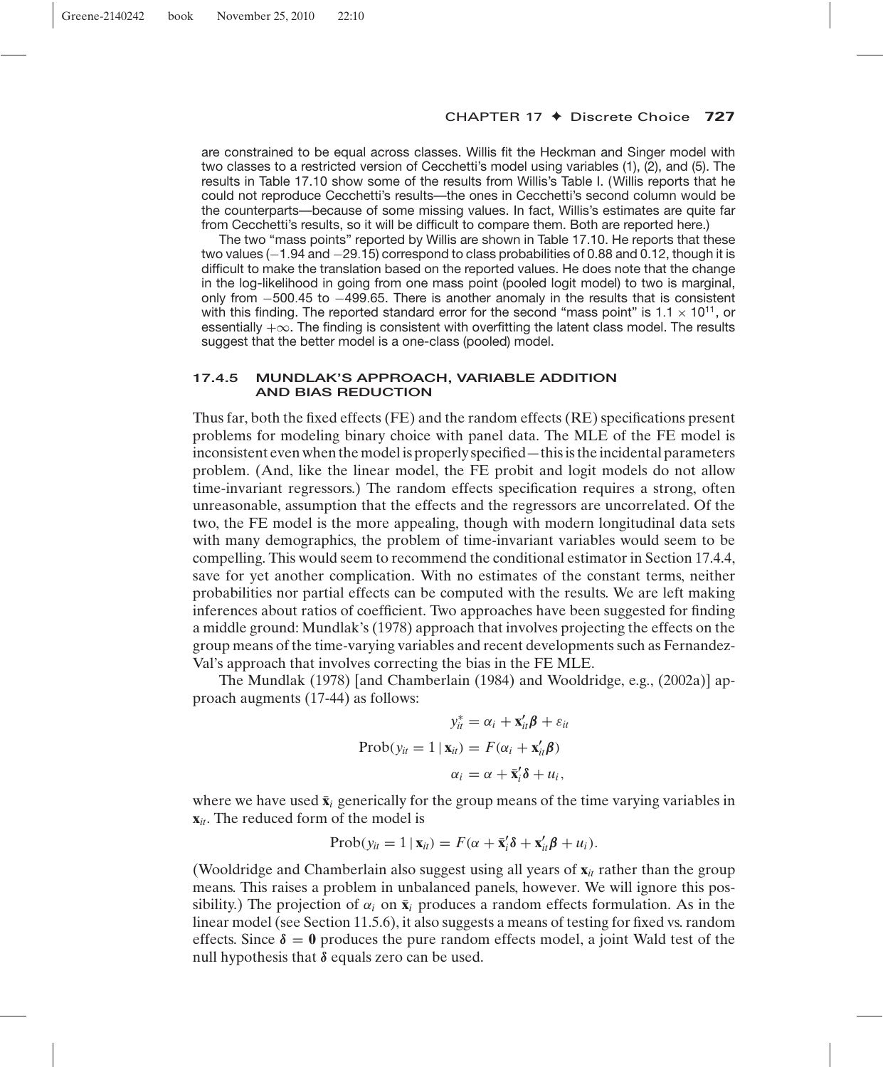are constrained to be equal across classes. Willis fit the Heckman and Singer model with two classes to a restricted version of Cecchetti's model using variables (1), (2), and (5). The results in Table 17.10 show some of the results from Willis's Table I. (Willis reports that he could not reproduce Cecchetti's results—the ones in Cecchetti's second column would be the counterparts—because of some missing values. In fact, Willis's estimates are quite far from Cecchetti's results, so it will be difficult to compare them. Both are reported here.)

The two "mass points" reported by Willis are shown in Table 17.10. He reports that these two values ($-1.94$ and $-29.15$) correspond to class probabilities of 0.88 and 0.12, though it is difficult to make the translation based on the reported values. He does note that the change in the log-likelihood in going from one mass point (pooled logit model) to two is marginal, only from $-500.45$ to $-499.65$. There is another anomaly in the results that is consistent with this finding. The reported standard error for the second "mass point" is $1.1 \times 10^{11}$, or essentially $+\infty$. The finding is consistent with overfitting the latent class model. The results suggest that the better model is a one-class (pooled) model.

### 17.4.5 MUNDLAK'S APPROACH, VARIABLE ADDITION AND BIAS REDUCTION

Thus far, both the fixed effects (FE) and the random effects (RE) specifications present problems for modeling binary choice with panel data. The MLE of the FE model is inconsistent even when the model is properly specified—this is the incidental parameters problem. (And, like the linear model, the FE probit and logit models do not allow time-invariant regressors.) The random effects specification requires a strong, often unreasonable, assumption that the effects and the regressors are uncorrelated. Of the two, the FE model is the more appealing, though with modern longitudinal data sets with many demographics, the problem of time-invariant variables would seem to be compelling. This would seem to recommend the conditional estimator in Section 17.4.4, save for yet another complication. With no estimates of the constant terms, neither probabilities nor partial effects can be computed with the results. We are left making inferences about ratios of coefficient. Two approaches have been suggested for finding a middle ground: Mundlak's (1978) approach that involves projecting the effects on the group means of the time-varying variables and recent developments such as Fernandez-Val's approach that involves correcting the bias in the FE MLE.

The Mundlak (1978) [and Chamberlain (1984) and Wooldridge, e.g., (2002a)] approach augments (17-44) as follows:

$$
\begin{aligned}
y_{it}^* &= \alpha_i + \mathbf{x}_{it}'\boldsymbol{\beta} + \varepsilon_{it} \\
\text{Prob}(y_{it} = 1 \mid \mathbf{x}_{it}) &= F(\alpha_i + \mathbf{x}_{it}'\boldsymbol{\beta}) \\
\alpha_i &= \alpha + \bar{\mathbf{x}}_i'\boldsymbol{\delta} + u_i,
\end{aligned}
$$

where we have used $\bar{\mathbf{x}}_i$ generically for the group means of the time varying variables in $\mathbf{x}_{it}$. The reduced form of the model is

$$
\text{Prob}(y_{it} = 1 \mid \mathbf{x}_{it}) = F(\alpha + \bar{\mathbf{x}}_i'\boldsymbol{\delta} + \mathbf{x}_{it}'\boldsymbol{\beta} + u_i).
$$

(Wooldridge and Chamberlain also suggest using all years of $\mathbf{x}_{it}$ rather than the group means. This raises a problem in unbalanced panels, however. We will ignore this possibility.) The projection of $\alpha_i$ on $\bar{\mathbf{x}}_i$ produces a random effects formulation. As in the linear model (see Section 11.5.6), it also suggests a means of testing for fixed vs. random effects. Since $\boldsymbol{\delta} = \mathbf{0}$ produces the pure random effects model, a joint Wald test of the null hypothesis that $\boldsymbol{\delta}$ equals zero can be used.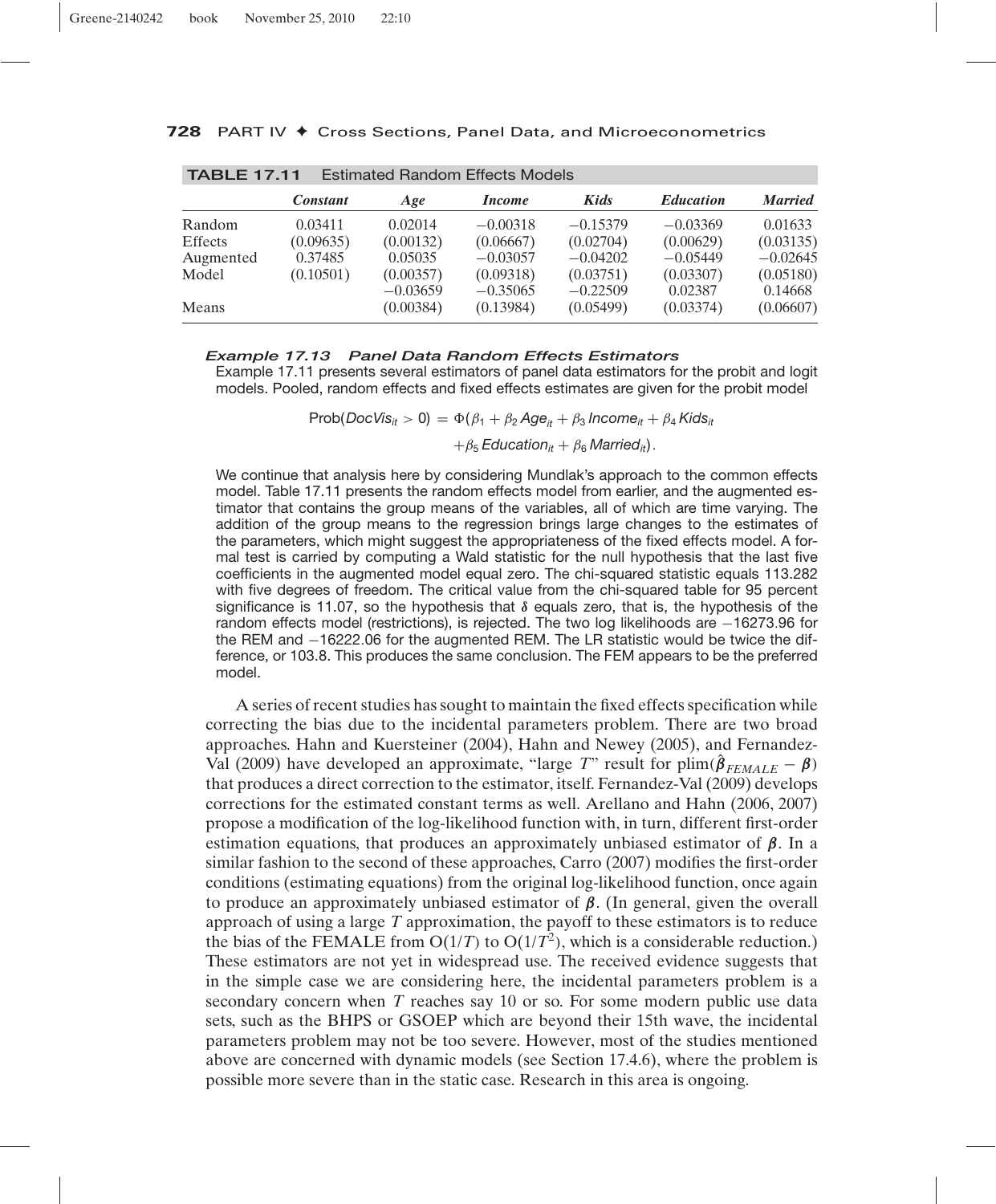**TABLE 17.11** Estimated Random Effects Models

| | *Constant* | *Age* | *Income* | *Kids* | *Education* | *Married* |
|---|---|---|---|---|---|---|
| Random | 0.03411 | 0.02014 | −0.00318 | −0.15379 | −0.03369 | 0.01633 |
| Effects | (0.09635) | (0.00132) | (0.06667) | (0.02704) | (0.00629) | (0.03135) |
| Augmented | 0.37485 | 0.05035 | −0.03057 | −0.04202 | −0.05449 | −0.02645 |
| Model | (0.10501) | (0.00357) | (0.09318) | (0.03751) | (0.03307) | (0.05180) |
| | | −0.03659 | −0.35065 | −0.22509 | 0.02387 | 0.14668 |
| Means | | (0.00384) | (0.13984) | (0.05499) | (0.03374) | (0.06607) |

***Example 17.13 Panel Data Random Effects Estimators***

Example 17.11 presents several estimators of panel data estimators for the probit and logit models. Pooled, random effects and fixed effects estimates are given for the probit model

$$\text{Prob}(DocVis_{it} > 0) = \Phi(\beta_1 + \beta_2\, Age_{it} + \beta_3\, Income_{it} + \beta_4\, Kids_{it} + \beta_5\, Education_{it} + \beta_6\, Married_{it}).$$

We continue that analysis here by considering Mundlak's approach to the common effects model. Table 17.11 presents the random effects model from earlier, and the augmented estimator that contains the group means of the variables, all of which are time varying. The addition of the group means to the regression brings large changes to the estimates of the parameters, which might suggest the appropriateness of the fixed effects model. A formal test is carried by computing a Wald statistic for the null hypothesis that the last five coefficients in the augmented model equal zero. The chi-squared statistic equals 113.282 with five degrees of freedom. The critical value from the chi-squared table for 95 percent significance is 11.07, so the hypothesis that $\boldsymbol{\delta}$ equals zero, that is, the hypothesis of the random effects model (restrictions), is rejected. The two log likelihoods are −16273.96 for the REM and −16222.06 for the augmented REM. The LR statistic would be twice the difference, or 103.8. This produces the same conclusion. The FEM appears to be the preferred model.

A series of recent studies has sought to maintain the fixed effects specification while correcting the bias due to the incidental parameters problem. There are two broad approaches. Hahn and Kuersteiner (2004), Hahn and Newey (2005), and Fernandez-Val (2009) have developed an approximate, "large $T$" result for $\text{plim}(\hat{\boldsymbol{\beta}}_{FEMALE} - \boldsymbol{\beta})$ that produces a direct correction to the estimator, itself. Fernandez-Val (2009) develops corrections for the estimated constant terms as well. Arellano and Hahn (2006, 2007) propose a modification of the log-likelihood function with, in turn, different first-order estimation equations, that produces an approximately unbiased estimator of $\boldsymbol{\beta}$. In a similar fashion to the second of these approaches, Carro (2007) modifies the first-order conditions (estimating equations) from the original log-likelihood function, once again to produce an approximately unbiased estimator of $\boldsymbol{\beta}$. (In general, given the overall approach of using a large $T$ approximation, the payoff to these estimators is to reduce the bias of the FEMALE from $O(1/T)$ to $O(1/T^2)$, which is a considerable reduction.) These estimators are not yet in widespread use. The received evidence suggests that in the simple case we are considering here, the incidental parameters problem is a secondary concern when $T$ reaches say 10 or so. For some modern public use data sets, such as the BHPS or GSOEP which are beyond their 15th wave, the incidental parameters problem may not be too severe. However, most of the studies mentioned above are concerned with dynamic models (see Section 17.4.6), where the problem is possible more severe than in the static case. Research in this area is ongoing.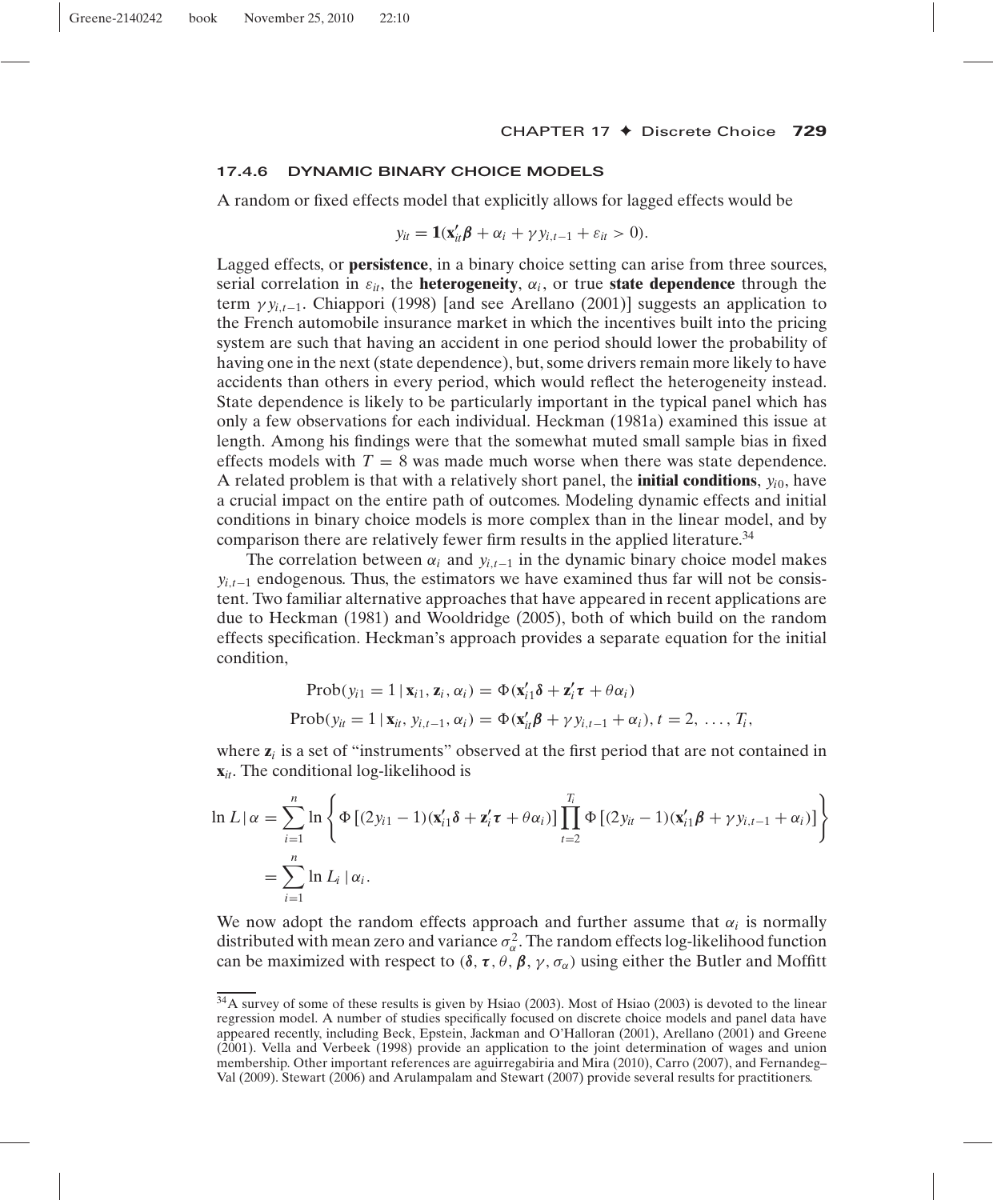### 17.4.6 DYNAMIC BINARY CHOICE MODELS

A random or fixed effects model that explicitly allows for lagged effects would be

$$y_{it} = \mathbf{1}(\mathbf{x}_{it}'\boldsymbol{\beta} + \alpha_i + \gamma y_{i,t-1} + \varepsilon_{it} > 0).$$

Lagged effects, or **persistence**, in a binary choice setting can arise from three sources, serial correlation in $\varepsilon_{it}$, the **heterogeneity**, $\alpha_i$, or true **state dependence** through the term $\gamma y_{i,t-1}$. Chiappori (1998) [and see Arellano (2001)] suggests an application to the French automobile insurance market in which the incentives built into the pricing system are such that having an accident in one period should lower the probability of having one in the next (state dependence), but, some drivers remain more likely to have accidents than others in every period, which would reflect the heterogeneity instead. State dependence is likely to be particularly important in the typical panel which has only a few observations for each individual. Heckman (1981a) examined this issue at length. Among his findings were that the somewhat muted small sample bias in fixed effects models with $T = 8$ was made much worse when there was state dependence. A related problem is that with a relatively short panel, the **initial conditions**, $y_{i0}$, have a crucial impact on the entire path of outcomes. Modeling dynamic effects and initial conditions in binary choice models is more complex than in the linear model, and by comparison there are relatively fewer firm results in the applied literature.[34]

The correlation between $\alpha_i$ and $y_{i,t-1}$ in the dynamic binary choice model makes $y_{i,t-1}$ endogenous. Thus, the estimators we have examined thus far will not be consistent. Two familiar alternative approaches that have appeared in recent applications are due to Heckman (1981) and Wooldridge (2005), both of which build on the random effects specification. Heckman's approach provides a separate equation for the initial condition,

$$\text{Prob}(y_{i1} = 1 \mid \mathbf{x}_{i1}, \mathbf{z}_i, \alpha_i) = \Phi(\mathbf{x}_{i1}'\boldsymbol{\delta} + \mathbf{z}_i'\boldsymbol{\tau} + \theta\alpha_i)$$

$$\text{Prob}(y_{it} = 1 \mid \mathbf{x}_{it}, y_{i,t-1}, \alpha_i) = \Phi(\mathbf{x}_{it}'\boldsymbol{\beta} + \gamma y_{i,t-1} + \alpha_i), t = 2, \ldots, T_i,$$

where $\mathbf{z}_i$ is a set of "instruments" observed at the first period that are not contained in $\mathbf{x}_{it}$. The conditional log-likelihood is

$$\begin{aligned}
\ln L \mid \alpha &= \sum_{i=1}^{n} \ln \left\{ \Phi\left[(2y_{i1} - 1)(\mathbf{x}_{i1}'\boldsymbol{\delta} + \mathbf{z}_i'\boldsymbol{\tau} + \theta\alpha_i)\right] \prod_{t=2}^{T_i} \Phi\left[(2y_{it} - 1)(\mathbf{x}_{i1}'\boldsymbol{\beta} + \gamma y_{i,t-1} + \alpha_i)\right] \right\} \\
&= \sum_{i=1}^{n} \ln L_i \mid \alpha_i.
\end{aligned}$$

We now adopt the random effects approach and further assume that $\alpha_i$ is normally distributed with mean zero and variance $\sigma_\alpha^2$. The random effects log-likelihood function can be maximized with respect to $(\boldsymbol{\delta}, \boldsymbol{\tau}, \theta, \boldsymbol{\beta}, \gamma, \sigma_\alpha)$ using either the Butler and Moffitt

[34] A survey of some of these results is given by Hsiao (2003). Most of Hsiao (2003) is devoted to the linear regression model. A number of studies specifically focused on discrete choice models and panel data have appeared recently, including Beck, Epstein, Jackman and O'Halloran (2001), Arellano (2001) and Greene (2001). Vella and Verbeek (1998) provide an application to the joint determination of wages and union membership. Other important references are aguirregabiria and Mira (2010), Carro (2007), and Fernandeg–Val (2009). Stewart (2006) and Arulampalam and Stewart (2007) provide several results for practitioners.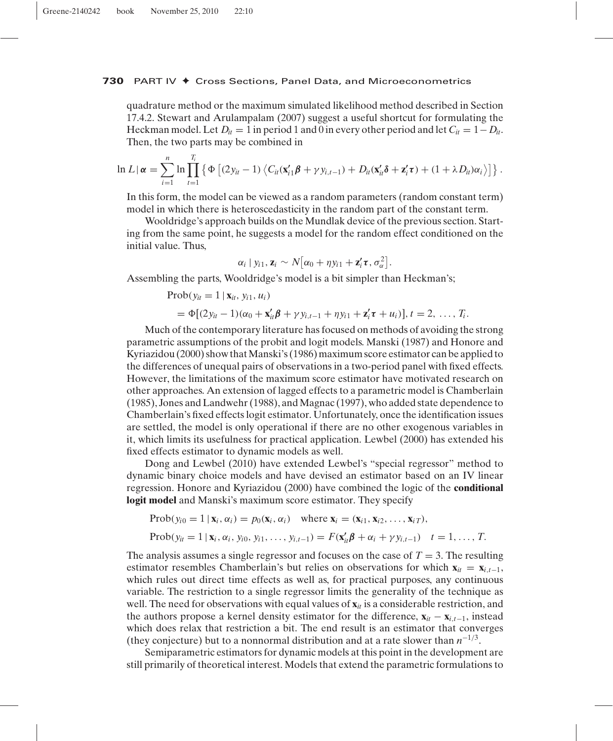quadrature method or the maximum simulated likelihood method described in Section 17.4.2. Stewart and Arulampalam (2007) suggest a useful shortcut for formulating the Heckman model. Let $D_{it} = 1$ in period 1 and 0 in every other period and let $C_{it} = 1 - D_{it}$. Then, the two parts may be combined in

$$\ln L \mid \boldsymbol{\alpha} = \sum_{i=1}^{n} \ln \prod_{t=1}^{T_i} \left\{ \Phi\left[(2y_{it} - 1)\left\langle C_{it}(\mathbf{x}_{i1}'\boldsymbol{\beta} + \gamma y_{i,t-1}) + D_{it}(\mathbf{x}_{it}'\boldsymbol{\delta} + \mathbf{z}_i'\boldsymbol{\tau}) + (1 + \lambda D_{it})\alpha_i \right\rangle\right]\right\}.$$

In this form, the model can be viewed as a random parameters (random constant term) model in which there is heteroscedasticity in the random part of the constant term.

Wooldridge's approach builds on the Mundlak device of the previous section. Starting from the same point, he suggests a model for the random effect conditioned on the initial value. Thus,

$$\alpha_i \mid y_{i1}, \mathbf{z}_i \sim N\left[\alpha_0 + \eta y_{i1} + \mathbf{z}_i'\boldsymbol{\tau}, \sigma_\alpha^2\right].$$

Assembling the parts, Wooldridge's model is a bit simpler than Heckman's;

$$\begin{aligned}
&\text{Prob}(y_{it} = 1 \mid \mathbf{x}_{it}, y_{i1}, u_i) \\
&\quad = \Phi[(2y_{it} - 1)(\alpha_0 + \mathbf{x}_{it}'\boldsymbol{\beta} + \gamma y_{i,t-1} + \eta y_{i1} + \mathbf{z}_i'\boldsymbol{\tau} + u_i)], t = 2, \ldots, T_i.
\end{aligned}$$

Much of the contemporary literature has focused on methods of avoiding the strong parametric assumptions of the probit and logit models. Manski (1987) and Honore and Kyriazidou (2000) show that Manski's (1986) maximum score estimator can be applied to the differences of unequal pairs of observations in a two-period panel with fixed effects. However, the limitations of the maximum score estimator have motivated research on other approaches. An extension of lagged effects to a parametric model is Chamberlain (1985), Jones and Landwehr (1988), and Magnac (1997), who added state dependence to Chamberlain's fixed effects logit estimator. Unfortunately, once the identification issues are settled, the model is only operational if there are no other exogenous variables in it, which limits its usefulness for practical application. Lewbel (2000) has extended his fixed effects estimator to dynamic models as well.

Dong and Lewbel (2010) have extended Lewbel's "special regressor" method to dynamic binary choice models and have devised an estimator based on an IV linear regression. Honore and Kyriazidou (2000) have combined the logic of the **conditional logit model** and Manski's maximum score estimator. They specify

$$\text{Prob}(y_{i0} = 1 \mid \mathbf{x}_i, \alpha_i) = p_0(\mathbf{x}_i, \alpha_i) \quad \text{where } \mathbf{x}_i = (\mathbf{x}_{i1}, \mathbf{x}_{i2}, \ldots, \mathbf{x}_{iT}),$$

$$\text{Prob}(y_{it} = 1 \mid \mathbf{x}_i, \alpha_i, y_{i0}, y_{i1}, \ldots, y_{i,t-1}) = F(\mathbf{x}_{it}'\boldsymbol{\beta} + \alpha_i + \gamma y_{i,t-1}) \quad t = 1, \ldots, T.$$

The analysis assumes a single regressor and focuses on the case of $T = 3$. The resulting estimator resembles Chamberlain's but relies on observations for which $\mathbf{x}_{it} = \mathbf{x}_{i,t-1}$, which rules out direct time effects as well as, for practical purposes, any continuous variable. The restriction to a single regressor limits the generality of the technique as well. The need for observations with equal values of $\mathbf{x}_{it}$ is a considerable restriction, and the authors propose a kernel density estimator for the difference, $\mathbf{x}_{it} - \mathbf{x}_{i,t-1}$, instead which does relax that restriction a bit. The end result is an estimator that converges (they conjecture) but to a nonnormal distribution and at a rate slower than $n^{-1/3}$.

Semiparametric estimators for dynamic models at this point in the development are still primarily of theoretical interest. Models that extend the parametric formulations to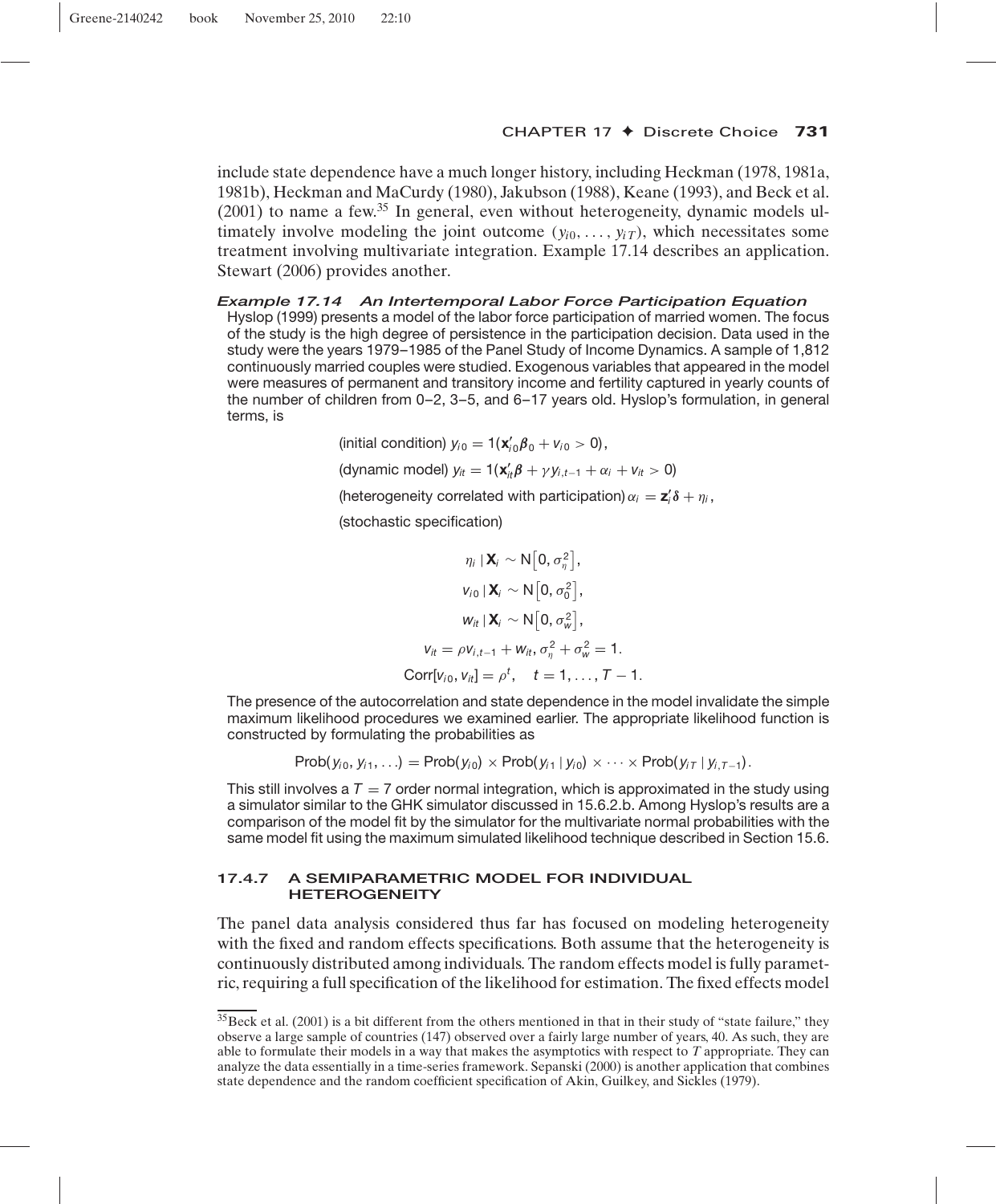include state dependence have a much longer history, including Heckman (1978, 1981a, 1981b), Heckman and MaCurdy (1980), Jakubson (1988), Keane (1993), and Beck et al. (2001) to name a few.[35] In general, even without heterogeneity, dynamic models ultimately involve modeling the joint outcome $(y_{i0}, \ldots, y_{iT})$, which necessitates some treatment involving multivariate integration. Example 17.14 describes an application. Stewart (2006) provides another.

***Example 17.14 An Intertemporal Labor Force Participation Equation***

Hyslop (1999) presents a model of the labor force participation of married women. The focus of the study is the high degree of persistence in the participation decision. Data used in the study were the years 1979–1985 of the Panel Study of Income Dynamics. A sample of 1,812 continuously married couples were studied. Exogenous variables that appeared in the model were measures of permanent and transitory income and fertility captured in yearly counts of the number of children from 0–2, 3–5, and 6–17 years old. Hyslop's formulation, in general terms, is

(initial condition) $y_{i0} = 1(\mathbf{x}_{i0}'\boldsymbol{\beta}_0 + v_{i0} > 0)$,

(dynamic model) $y_{it} = 1(\mathbf{x}_{it}'\boldsymbol{\beta} + \gamma y_{i,t-1} + \alpha_i + v_{it} > 0)$

(heterogeneity correlated with participation) $\alpha_i = \mathbf{z}_i'\boldsymbol{\delta} + \eta_i$,

(stochastic specification)

$$\eta_i \mid \mathbf{X}_i \sim \mathrm{N}\left[0, \sigma_\eta^2\right],$$

$$v_{i0} \mid \mathbf{X}_i \sim \mathrm{N}\left[0, \sigma_0^2\right],$$

$$w_{it} \mid \mathbf{X}_i \sim \mathrm{N}\left[0, \sigma_w^2\right],$$

$$v_{it} = \rho v_{i,t-1} + w_{it}, \sigma_\eta^2 + \sigma_w^2 = 1.$$

$$\mathrm{Corr}[v_{i0}, v_{it}] = \rho^t, \quad t = 1, \ldots, T-1.$$

The presence of the autocorrelation and state dependence in the model invalidate the simple maximum likelihood procedures we examined earlier. The appropriate likelihood function is constructed by formulating the probabilities as

$$\mathrm{Prob}(y_{i0}, y_{i1}, \ldots) = \mathrm{Prob}(y_{i0}) \times \mathrm{Prob}(y_{i1} \mid y_{i0}) \times \cdots \times \mathrm{Prob}(y_{iT} \mid y_{i,T-1}).$$

This still involves a $T = 7$ order normal integration, which is approximated in the study using a simulator similar to the GHK simulator discussed in 15.6.2.b. Among Hyslop's results are a comparison of the model fit by the simulator for the multivariate normal probabilities with the same model fit using the maximum simulated likelihood technique described in Section 15.6.

### 17.4.7 A SEMIPARAMETRIC MODEL FOR INDIVIDUAL HETEROGENEITY

The panel data analysis considered thus far has focused on modeling heterogeneity with the fixed and random effects specifications. Both assume that the heterogeneity is continuously distributed among individuals. The random effects model is fully parametric, requiring a full specification of the likelihood for estimation. The fixed effects model

[35] Beck et al. (2001) is a bit different from the others mentioned in that in their study of "state failure," they observe a large sample of countries (147) observed over a fairly large number of years, 40. As such, they are able to formulate their models in a way that makes the asymptotics with respect to $T$ appropriate. They can analyze the data essentially in a time-series framework. Sepanski (2000) is another application that combines state dependence and the random coefficient specification of Akin, Guilkey, and Sickles (1979).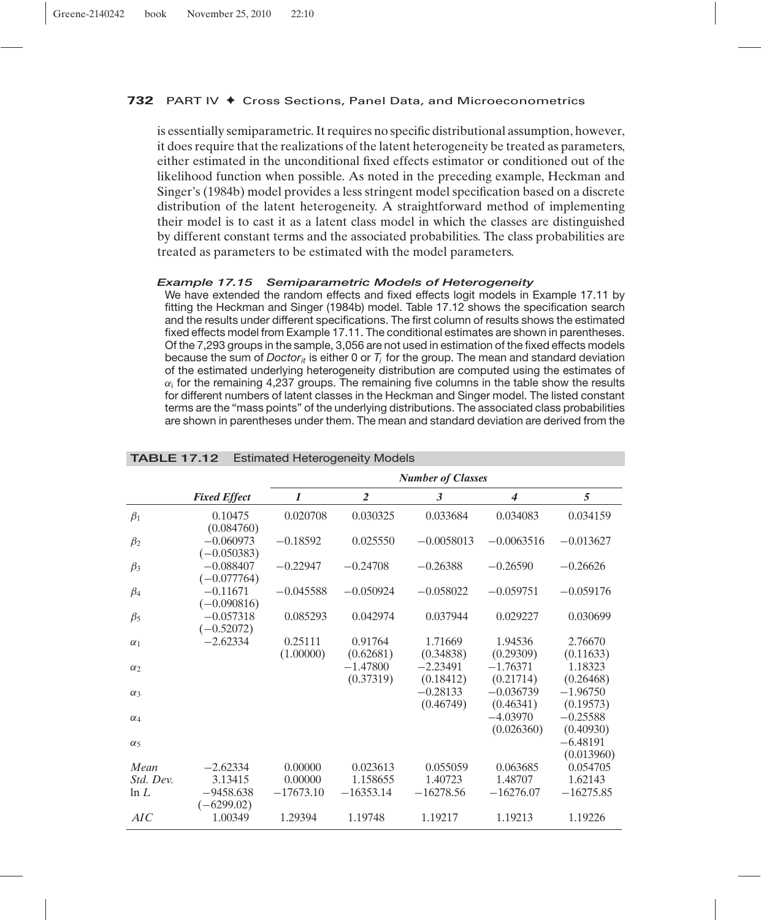is essentially semiparametric. It requires no specific distributional assumption, however, it does require that the realizations of the latent heterogeneity be treated as parameters, either estimated in the unconditional fixed effects estimator or conditioned out of the likelihood function when possible. As noted in the preceding example, Heckman and Singer's (1984b) model provides a less stringent model specification based on a discrete distribution of the latent heterogeneity. A straightforward method of implementing their model is to cast it as a latent class model in which the classes are distinguished by different constant terms and the associated probabilities. The class probabilities are treated as parameters to be estimated with the model parameters.

### *Example 17.15 Semiparametric Models of Heterogeneity*

We have extended the random effects and fixed effects logit models in Example 17.11 by fitting the Heckman and Singer (1984b) model. Table 17.12 shows the specification search and the results under different specifications. The first column of results shows the estimated fixed effects model from Example 17.11. The conditional estimates are shown in parentheses. Of the 7,293 groups in the sample, 3,056 are not used in estimation of the fixed effects models because the sum of $Doctor_{it}$ is either 0 or $T_i$ for the group. The mean and standard deviation of the estimated underlying heterogeneity distribution are computed using the estimates of $\alpha_i$ for the remaining 4,237 groups. The remaining five columns in the table show the results for different numbers of latent classes in the Heckman and Singer model. The listed constant terms are the "mass points" of the underlying distributions. The associated class probabilities are shown in parentheses under them. The mean and standard deviation are derived from the

**TABLE 17.12** Estimated Heterogeneity Models

| | | Number of Classes | | | | |
|---|---|---|---|---|---|---|
| | ***Fixed Effect*** | ***1*** | ***2*** | ***3*** | ***4*** | ***5*** |
| $\beta_1$ | 0.10475 (0.084760) | 0.020708 | 0.030325 | 0.033684 | 0.034083 | 0.034159 |
| $\beta_2$ | −0.060973 (−0.050383) | −0.18592 | 0.025550 | −0.0058013 | −0.0063516 | −0.013627 |
| $\beta_3$ | −0.088407 (−0.077764) | −0.22947 | −0.24708 | −0.26388 | −0.26590 | −0.26626 |
| $\beta_4$ | −0.11671 (−0.090816) | −0.045588 | −0.050924 | −0.058022 | −0.059751 | −0.059176 |
| $\beta_5$ | −0.057318 (−0.52072) | 0.085293 | 0.042974 | 0.037944 | 0.029227 | 0.030699 |
| $\alpha_1$ | −2.62334 | 0.25111 (1.00000) | 0.91764 (0.62681) | 1.71669 (0.34838) | 1.94536 (0.29309) | 2.76670 (0.11633) |
| $\alpha_2$ | | | −1.47800 (0.37319) | −2.23491 (0.18412) | −1.76371 (0.21714) | 1.18323 (0.26468) |
| $\alpha_3$ | | | | −0.28133 (0.46749) | −0.036739 (0.46341) | −1.96750 (0.19573) |
| $\alpha_4$ | | | | | −4.03970 (0.026360) | −0.25588 (0.40930) |
| $\alpha_5$ | | | | | | −6.48191 (0.013960) |
| *Mean* | −2.62334 | 0.00000 | 0.023613 | 0.055059 | 0.063685 | 0.054705 |
| *Std. Dev.* | 3.13415 | 0.00000 | 1.158655 | 1.40723 | 1.48707 | 1.62143 |
| $\ln L$ | −9458.638 (−6299.02) | −17673.10 | −16353.14 | −16278.56 | −16276.07 | −16275.85 |
| *AIC* | 1.00349 | 1.29394 | 1.19748 | 1.19217 | 1.19213 | 1.19226 |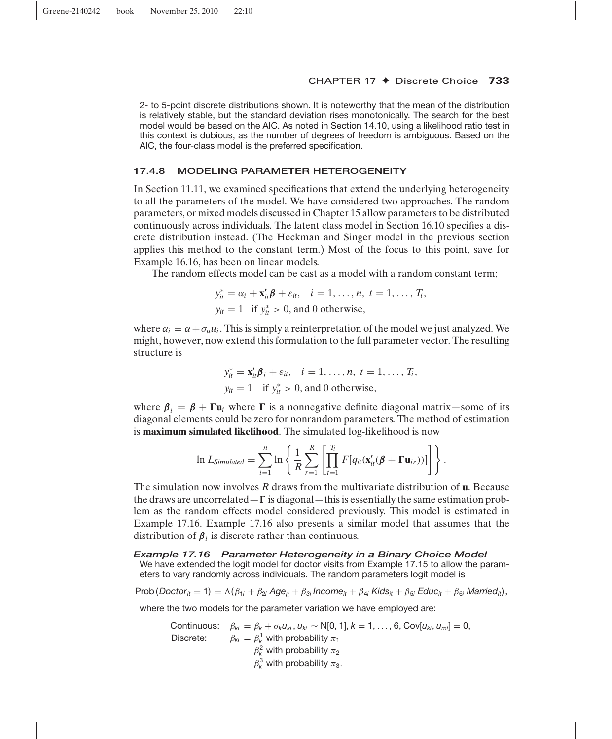2- to 5-point discrete distributions shown. It is noteworthy that the mean of the distribution is relatively stable, but the standard deviation rises monotonically. The search for the best model would be based on the AIC. As noted in Section 14.10, using a likelihood ratio test in this context is dubious, as the number of degrees of freedom is ambiguous. Based on the AIC, the four-class model is the preferred specification.

### 17.4.8 MODELING PARAMETER HETEROGENEITY

In Section 11.11, we examined specifications that extend the underlying heterogeneity to all the parameters of the model. We have considered two approaches. The random parameters, or mixed models discussed in Chapter 15 allow parameters to be distributed continuously across individuals. The latent class model in Section 16.10 specifies a discrete distribution instead. (The Heckman and Singer model in the previous section applies this method to the constant term.) Most of the focus to this point, save for Example 16.16, has been on linear models.

The random effects model can be cast as a model with a random constant term;

$$y_{it}^* = \alpha_i + \mathbf{x}_{it}'\boldsymbol{\beta} + \varepsilon_{it}, \quad i = 1, \ldots, n, \; t = 1, \ldots, T_i,$$
$$y_{it} = 1 \quad \text{if } y_{it}^* > 0, \text{ and 0 otherwise},$$

where $\alpha_i = \alpha + \sigma_u u_i$. This is simply a reinterpretation of the model we just analyzed. We might, however, now extend this formulation to the full parameter vector. The resulting structure is

$$y_{it}^* = \mathbf{x}_{it}'\boldsymbol{\beta}_i + \varepsilon_{it}, \quad i = 1, \ldots, n, \; t = 1, \ldots, T_i,$$
$$y_{it} = 1 \quad \text{if } y_{it}^* > 0, \text{ and 0 otherwise},$$

where $\boldsymbol{\beta}_i = \boldsymbol{\beta} + \boldsymbol{\Gamma}\mathbf{u}_i$ where $\boldsymbol{\Gamma}$ is a nonnegative definite diagonal matrix—some of its diagonal elements could be zero for nonrandom parameters. The method of estimation is **maximum simulated likelihood**. The simulated log-likelihood is now

$$\ln L_{Simulated} = \sum_{i=1}^{n} \ln \left\{ \frac{1}{R} \sum_{r=1}^{R} \left[ \prod_{t=1}^{T_i} F[q_{it}(\mathbf{x}_{it}'(\boldsymbol{\beta} + \boldsymbol{\Gamma}\mathbf{u}_{ir}))] \right] \right\}.$$

The simulation now involves $R$ draws from the multivariate distribution of $\mathbf{u}$. Because the draws are uncorrelated—$\boldsymbol{\Gamma}$ is diagonal—this is essentially the same estimation problem as the random effects model considered previously. This model is estimated in Example 17.16. Example 17.16 also presents a similar model that assumes that the distribution of $\boldsymbol{\beta}_i$ is discrete rather than continuous.

***Example 17.16 Parameter Heterogeneity in a Binary Choice Model***

We have extended the logit model for doctor visits from Example 17.15 to allow the parameters to vary randomly across individuals. The random parameters logit model is

$$\text{Prob}\,(Doctor_{it} = 1) = \Lambda(\beta_{1i} + \beta_{2i}\, Age_{it} + \beta_{3i}\, Income_{it} + \beta_{4i}\, Kids_{it} + \beta_{5i}\, Educ_{it} + \beta_{6i}\, Married_{it}),$$

where the two models for the parameter variation we have employed are:

Continuous: $\beta_{ki} = \beta_k + \sigma_k u_{ki},\, u_{ki} \sim N[0, 1], k = 1, \ldots, 6, \text{Cov}[u_{ki}, u_{mi}] = 0,$

Discrete: $\beta_{ki} = \beta_k^1$ with probability $\pi_1$
$\beta_k^2$ with probability $\pi_2$
$\beta_k^3$ with probability $\pi_3$.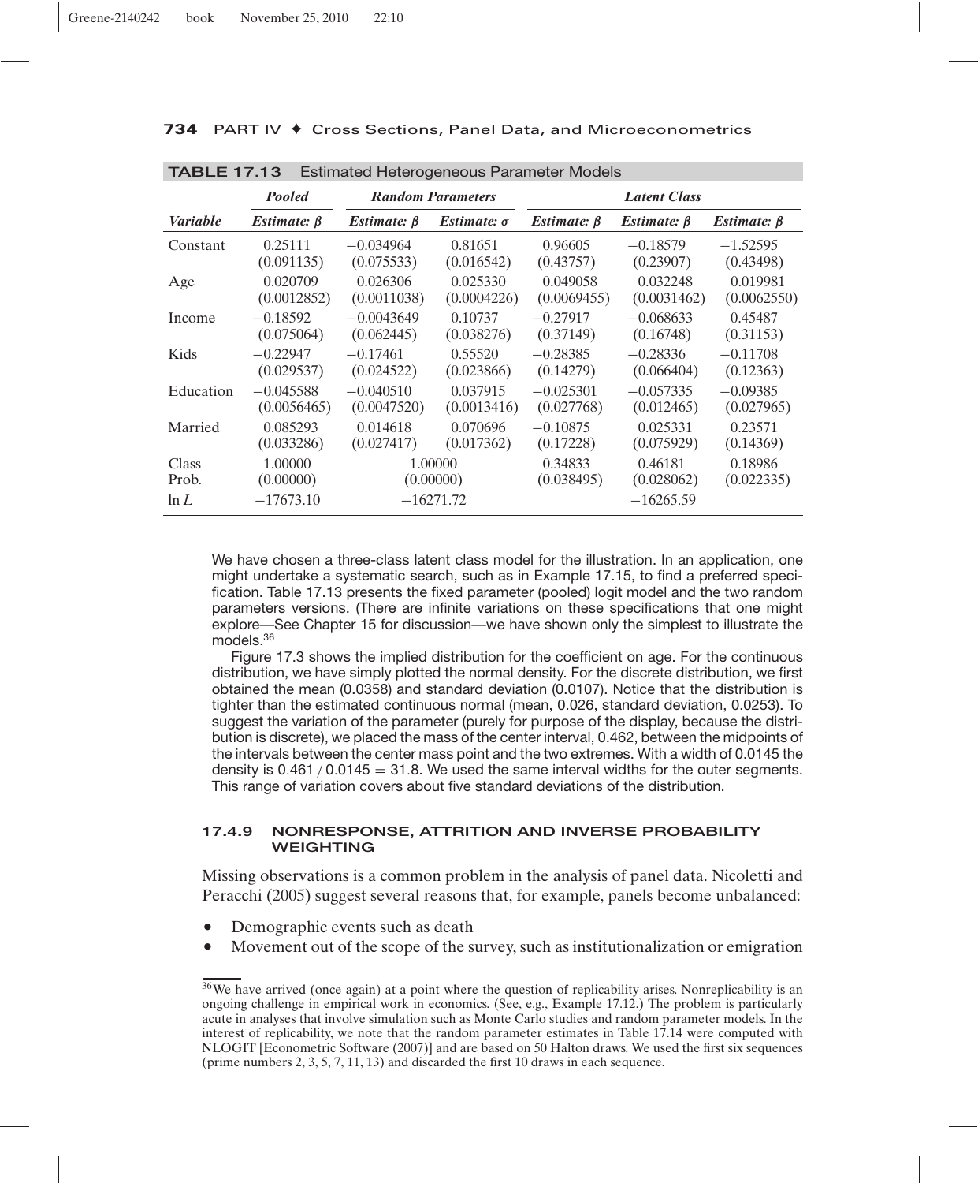**TABLE 17.13** Estimated Heterogeneous Parameter Models

| | *Pooled* | *Random Parameters* | | *Latent Class* | | |
|---|---|---|---|---|---|---|
| ***Variable*** | ***Estimate: β*** | ***Estimate: β*** | ***Estimate: σ*** | ***Estimate: β*** | ***Estimate: β*** | ***Estimate: β*** |
| Constant | 0.25111 (0.091135) | −0.034964 (0.075533) | 0.81651 (0.016542) | 0.96605 (0.43757) | −0.18579 (0.23907) | −1.52595 (0.43498) |
| Age | 0.020709 (0.0012852) | 0.026306 (0.0011038) | 0.025330 (0.0004226) | 0.049058 (0.0069455) | 0.032248 (0.0031462) | 0.019981 (0.0062550) |
| Income | −0.18592 (0.075064) | −0.0043649 (0.062445) | 0.10737 (0.038276) | −0.27917 (0.37149) | −0.068633 (0.16748) | 0.45487 (0.31153) |
| Kids | −0.22947 (0.029537) | −0.17461 (0.024522) | 0.55520 (0.023866) | −0.28385 (0.14279) | −0.28336 (0.066404) | −0.11708 (0.12363) |
| Education | −0.045588 (0.0056465) | −0.040510 (0.0047520) | 0.037915 (0.0013416) | −0.025301 (0.027768) | −0.057335 (0.012465) | −0.09385 (0.027965) |
| Married | 0.085293 (0.033286) | 0.014618 (0.027417) | 0.070696 (0.017362) | −0.10875 (0.17228) | 0.025331 (0.075929) | 0.23571 (0.14369) |
| Class Prob. | 1.00000 (0.00000) | 1.00000 (0.00000) | | 0.34833 (0.038495) | 0.46181 (0.028062) | 0.18986 (0.022335) |
| $\ln L$ | −17673.10 | −16271.72 | | | −16265.59 | |

We have chosen a three-class latent class model for the illustration. In an application, one might undertake a systematic search, such as in Example 17.15, to find a preferred specification. Table 17.13 presents the fixed parameter (pooled) logit model and the two random parameters versions. (There are infinite variations on these specifications that one might explore—See Chapter 15 for discussion—we have shown only the simplest to illustrate the models.[36]

Figure 17.3 shows the implied distribution for the coefficient on age. For the continuous distribution, we have simply plotted the normal density. For the discrete distribution, we first obtained the mean (0.0358) and standard deviation (0.0107). Notice that the distribution is tighter than the estimated continuous normal (mean, 0.026, standard deviation, 0.0253). To suggest the variation of the parameter (purely for purpose of the display, because the distribution is discrete), we placed the mass of the center interval, 0.462, between the midpoints of the intervals between the center mass point and the two extremes. With a width of 0.0145 the density is $0.461 / 0.0145 = 31.8$. We used the same interval widths for the outer segments. This range of variation covers about five standard deviations of the distribution.

### 17.4.9 NONRESPONSE, ATTRITION AND INVERSE PROBABILITY WEIGHTING

Missing observations is a common problem in the analysis of panel data. Nicoletti and Peracchi (2005) suggest several reasons that, for example, panels become unbalanced:

- Demographic events such as death
- Movement out of the scope of the survey, such as institutionalization or emigration

[36] We have arrived (once again) at a point where the question of replicability arises. Nonreplicability is an ongoing challenge in empirical work in economics. (See, e.g., Example 17.12.) The problem is particularly acute in analyses that involve simulation such as Monte Carlo studies and random parameter models. In the interest of replicability, we note that the random parameter estimates in Table 17.14 were computed with NLOGIT [Econometric Software (2007)] and are based on 50 Halton draws. We used the first six sequences (prime numbers 2, 3, 5, 7, 11, 13) and discarded the first 10 draws in each sequence.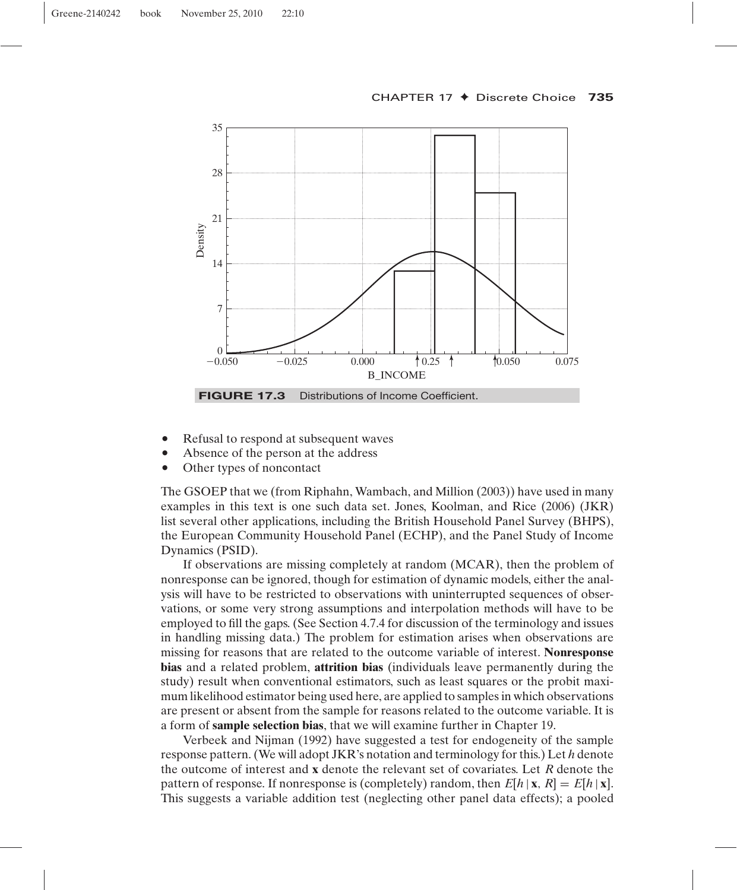**FIGURE 17.3** Distributions of Income Coefficient.

- Refusal to respond at subsequent waves
- Absence of the person at the address
- Other types of noncontact

The GSOEP that we (from Riphahn, Wambach, and Million (2003)) have used in many examples in this text is one such data set. Jones, Koolman, and Rice (2006) (JKR) list several other applications, including the British Household Panel Survey (BHPS), the European Community Household Panel (ECHP), and the Panel Study of Income Dynamics (PSID).

If observations are missing completely at random (MCAR), then the problem of nonresponse can be ignored, though for estimation of dynamic models, either the analysis will have to be restricted to observations with uninterrupted sequences of observations, or some very strong assumptions and interpolation methods will have to be employed to fill the gaps. (See Section 4.7.4 for discussion of the terminology and issues in handling missing data.) The problem for estimation arises when observations are missing for reasons that are related to the outcome variable of interest. **Nonresponse bias** and a related problem, **attrition bias** (individuals leave permanently during the study) result when conventional estimators, such as least squares or the probit maximum likelihood estimator being used here, are applied to samples in which observations are present or absent from the sample for reasons related to the outcome variable. It is a form of **sample selection bias**, that we will examine further in Chapter 19.

Verbeek and Nijman (1992) have suggested a test for endogeneity of the sample response pattern. (We will adopt JKR's notation and terminology for this.) Let $h$ denote the outcome of interest and $\mathbf{x}$ denote the relevant set of covariates. Let $R$ denote the pattern of response. If nonresponse is (completely) random, then $E[h \mid \mathbf{x}, R] = E[h \mid \mathbf{x}]$. This suggests a variable addition test (neglecting other panel data effects); a pooled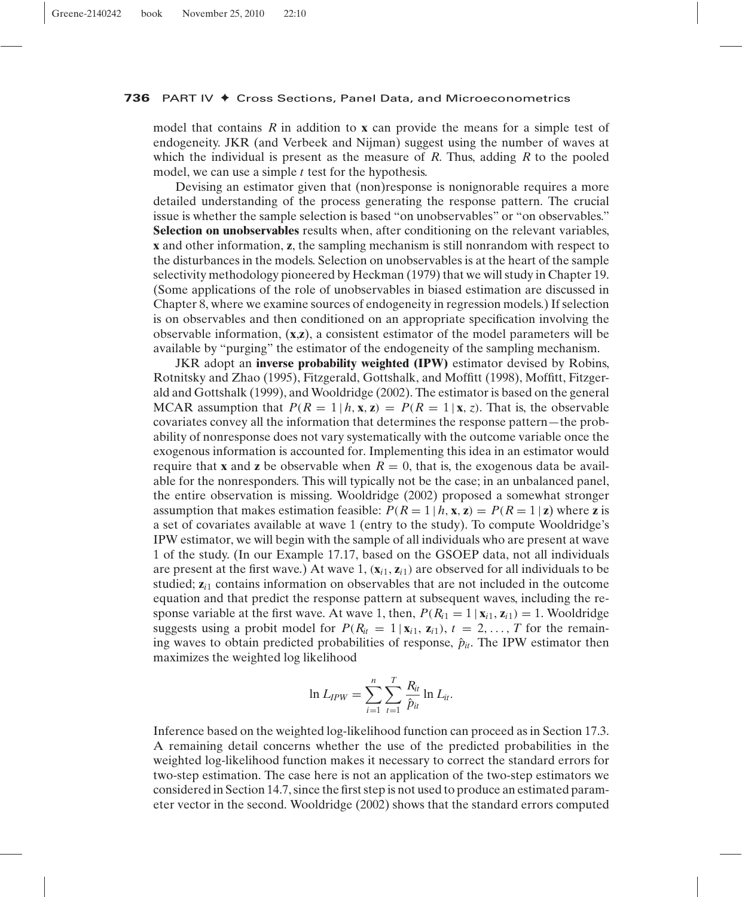model that contains $R$ in addition to $\mathbf{x}$ can provide the means for a simple test of endogeneity. JKR (and Verbeek and Nijman) suggest using the number of waves at which the individual is present as the measure of $R$. Thus, adding $R$ to the pooled model, we can use a simple $t$ test for the hypothesis.

Devising an estimator given that (non)response is nonignorable requires a more detailed understanding of the process generating the response pattern. The crucial issue is whether the sample selection is based "on unobservables" or "on observables." **Selection on unobservables** results when, after conditioning on the relevant variables, $\mathbf{x}$ and other information, $\mathbf{z}$, the sampling mechanism is still nonrandom with respect to the disturbances in the models. Selection on unobservables is at the heart of the sample selectivity methodology pioneered by Heckman (1979) that we will study in Chapter 19. (Some applications of the role of unobservables in biased estimation are discussed in Chapter 8, where we examine sources of endogeneity in regression models.) If selection is on observables and then conditioned on an appropriate specification involving the observable information, $(\mathbf{x},\mathbf{z})$, a consistent estimator of the model parameters will be available by "purging" the estimator of the endogeneity of the sampling mechanism.

JKR adopt an **inverse probability weighted (IPW)** estimator devised by Robins, Rotnitsky and Zhao (1995), Fitzgerald, Gottshalk, and Moffitt (1998), Moffitt, Fitzgerald and Gottshalk (1999), and Wooldridge (2002). The estimator is based on the general MCAR assumption that $P(R = 1 \mid h, \mathbf{x}, \mathbf{z}) = P(R = 1 \mid \mathbf{x}, z)$. That is, the observable covariates convey all the information that determines the response pattern—the probability of nonresponse does not vary systematically with the outcome variable once the exogenous information is accounted for. Implementing this idea in an estimator would require that $\mathbf{x}$ and $\mathbf{z}$ be observable when $R = 0$, that is, the exogenous data be available for the nonresponders. This will typically not be the case; in an unbalanced panel, the entire observation is missing. Wooldridge (2002) proposed a somewhat stronger assumption that makes estimation feasible: $P(R = 1 \mid h, \mathbf{x}, \mathbf{z}) = P(R = 1 \mid \mathbf{z})$ where $\mathbf{z}$ is a set of covariates available at wave 1 (entry to the study). To compute Wooldridge's IPW estimator, we will begin with the sample of all individuals who are present at wave 1 of the study. (In our Example 17.17, based on the GSOEP data, not all individuals are present at the first wave.) At wave 1, $(\mathbf{x}_{i1}, \mathbf{z}_{i1})$ are observed for all individuals to be studied; $\mathbf{z}_{i1}$ contains information on observables that are not included in the outcome equation and that predict the response pattern at subsequent waves, including the response variable at the first wave. At wave 1, then, $P(R_{i1} = 1 \mid \mathbf{x}_{i1}, \mathbf{z}_{i1}) = 1$. Wooldridge suggests using a probit model for $P(R_{it} = 1 \mid \mathbf{x}_{i1}, \mathbf{z}_{i1})$, $t = 2, \ldots, T$ for the remaining waves to obtain predicted probabilities of response, $\hat{p}_{it}$. The IPW estimator then maximizes the weighted log likelihood

$$\ln L_{IPW} = \sum_{i=1}^{n} \sum_{t=1}^{T} \frac{R_{it}}{\hat{p}_{it}} \ln L_{it}.$$

Inference based on the weighted log-likelihood function can proceed as in Section 17.3. A remaining detail concerns whether the use of the predicted probabilities in the weighted log-likelihood function makes it necessary to correct the standard errors for two-step estimation. The case here is not an application of the two-step estimators we considered in Section 14.7, since the first step is not used to produce an estimated parameter vector in the second. Wooldridge (2002) shows that the standard errors computed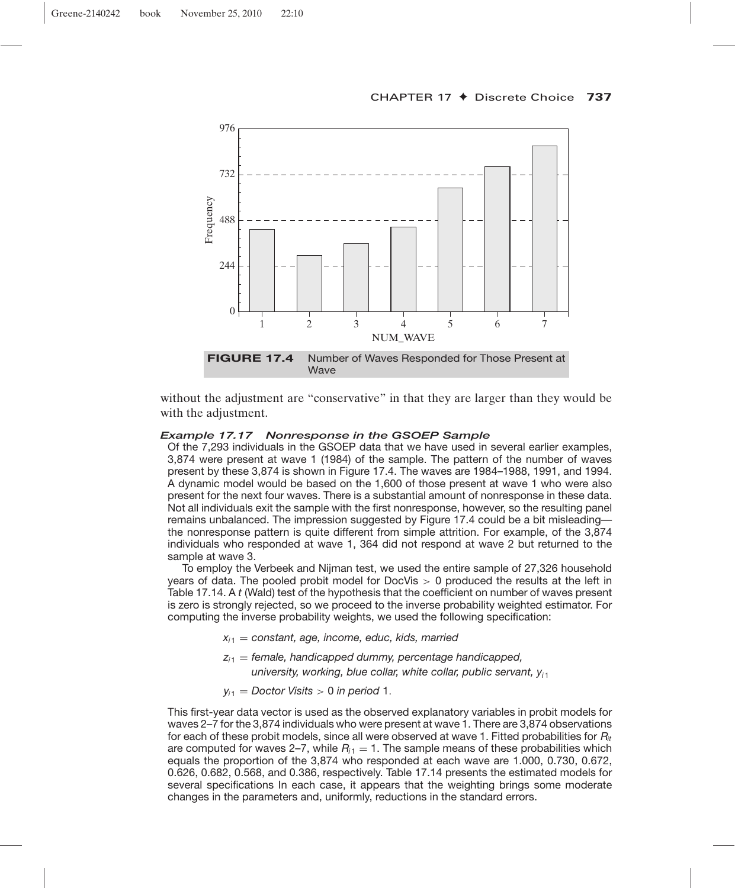**FIGURE 17.4** Number of Waves Responded for Those Present at Wave

without the adjustment are "conservative" in that they are larger than they would be with the adjustment.

***Example 17.17 Nonresponse in the GSOEP Sample***

Of the 7,293 individuals in the GSOEP data that we have used in several earlier examples, 3,874 were present at wave 1 (1984) of the sample. The pattern of the number of waves present by these 3,874 is shown in Figure 17.4. The waves are 1984–1988, 1991, and 1994. A dynamic model would be based on the 1,600 of those present at wave 1 who were also present for the next four waves. There is a substantial amount of nonresponse in these data. Not all individuals exit the sample with the first nonresponse, however, so the resulting panel remains unbalanced. The impression suggested by Figure 17.4 could be a bit misleading—the nonresponse pattern is quite different from simple attrition. For example, of the 3,874 individuals who responded at wave 1, 364 did not respond at wave 2 but returned to the sample at wave 3.

To employ the Verbeek and Nijman test, we used the entire sample of 27,326 household years of data. The pooled probit model for DocVis $> 0$ produced the results at the left in Table 17.14. A $t$ (Wald) test of the hypothesis that the coefficient on number of waves present is zero is strongly rejected, so we proceed to the inverse probability weighted estimator. For computing the inverse probability weights, we used the following specification:

$x_{i1}$ = *constant, age, income, educ, kids, married*

$z_{i1}$ = *female, handicapped dummy, percentage handicapped, university, working, blue collar, white collar, public servant,* $y_{i1}$

$y_{i1}$ = *Doctor Visits* $> 0$ *in period* 1.

This first-year data vector is used as the observed explanatory variables in probit models for waves 2–7 for the 3,874 individuals who were present at wave 1. There are 3,874 observations for each of these probit models, since all were observed at wave 1. Fitted probabilities for $R_{it}$ are computed for waves 2–7, while $R_{i1} = 1$. The sample means of these probabilities which equals the proportion of the 3,874 who responded at each wave are 1.000, 0.730, 0.672, 0.626, 0.682, 0.568, and 0.386, respectively. Table 17.14 presents the estimated models for several specifications In each case, it appears that the weighting brings some moderate changes in the parameters and, uniformly, reductions in the standard errors.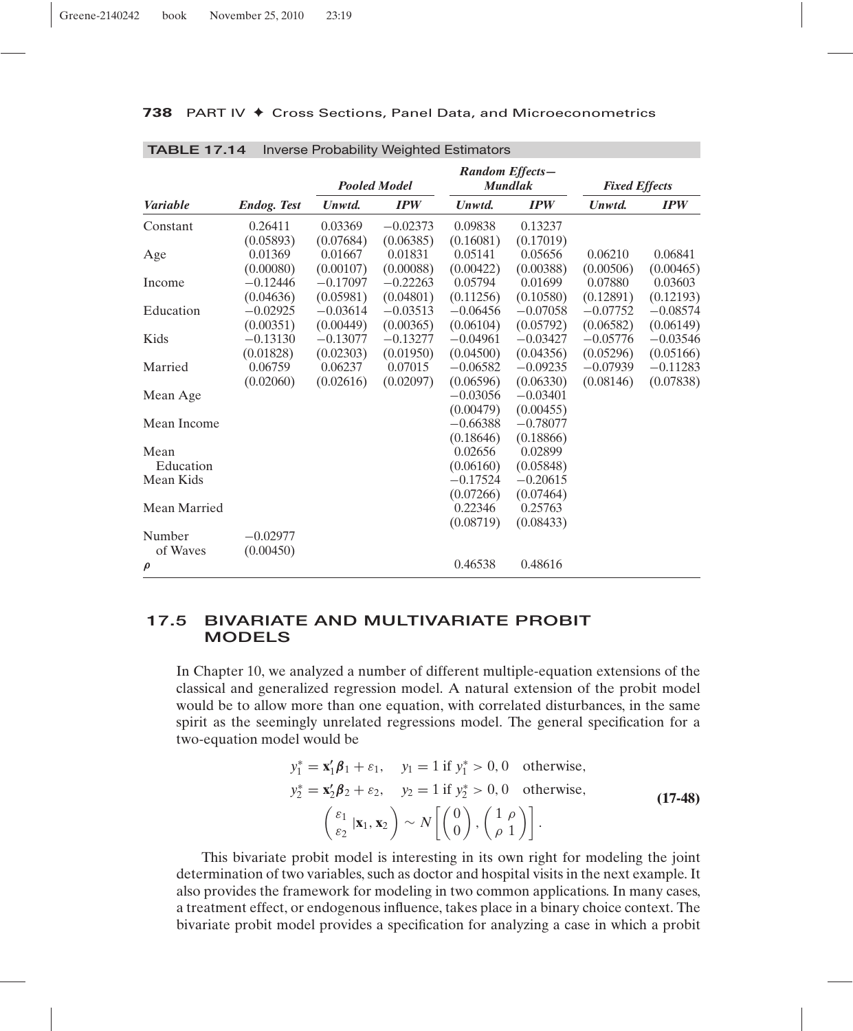**TABLE 17.14** Inverse Probability Weighted Estimators

| Variable | Endog. Test | Pooled Model | | Random Effects—Mundlak | | Fixed Effects | |
|---|---|---|---|---|---|---|---|
| | | *Unwtd.* | *IPW* | *Unwtd.* | *IPW* | *Unwtd.* | *IPW* |
| Constant | 0.26411 | 0.03369 | −0.02373 | 0.09838 | 0.13237 | | |
| | (0.05893) | (0.07684) | (0.06385) | (0.16081) | (0.17019) | | |
| Age | 0.01369 | 0.01667 | 0.01831 | 0.05141 | 0.05656 | 0.06210 | 0.06841 |
| | (0.00080) | (0.00107) | (0.00088) | (0.00422) | (0.00388) | (0.00506) | (0.00465) |
| Income | −0.12446 | −0.17097 | −0.22263 | 0.05794 | 0.01699 | 0.07880 | 0.03603 |
| | (0.04636) | (0.05981) | (0.04801) | (0.11256) | (0.10580) | (0.12891) | (0.12193) |
| Education | −0.02925 | −0.03614 | −0.03513 | −0.06456 | −0.07058 | −0.07752 | −0.08574 |
| | (0.00351) | (0.00449) | (0.00365) | (0.06104) | (0.05792) | (0.06582) | (0.06149) |
| Kids | −0.13130 | −0.13077 | −0.13277 | −0.04961 | −0.03427 | −0.05776 | −0.03546 |
| | (0.01828) | (0.02303) | (0.01950) | (0.04500) | (0.04356) | (0.05296) | (0.05166) |
| Married | 0.06759 | 0.06237 | 0.07015 | −0.06582 | −0.09235 | −0.07939 | −0.11283 |
| | (0.02060) | (0.02616) | (0.02097) | (0.06596) | (0.06330) | (0.08146) | (0.07838) |
| Mean Age | | | | −0.03056 | −0.03401 | | |
| | | | | (0.00479) | (0.00455) | | |
| Mean Income | | | | −0.66388 | −0.78077 | | |
| | | | | (0.18646) | (0.18866) | | |
| Mean Education | | | | 0.02656 | 0.02899 | | |
| | | | | (0.06160) | (0.05848) | | |
| Mean Kids | | | | −0.17524 | −0.20615 | | |
| | | | | (0.07266) | (0.07464) | | |
| Mean Married | | | | 0.22346 | 0.25763 | | |
| | | | | (0.08719) | (0.08433) | | |
| Number of Waves | −0.02977 | | | | | | |
| | (0.00450) | | | | | | |
| $\rho$ | | | | 0.46538 | 0.48616 | | |

## 17.5 BIVARIATE AND MULTIVARIATE PROBIT MODELS

In Chapter 10, we analyzed a number of different multiple-equation extensions of the classical and generalized regression model. A natural extension of the probit model would be to allow more than one equation, with correlated disturbances, in the same spirit as the seemingly unrelated regressions model. The general specification for a two-equation model would be

$$
\begin{aligned}
y_1^* &= \mathbf{x}_1'\boldsymbol{\beta}_1 + \varepsilon_1, \quad y_1 = 1 \text{ if } y_1^* > 0, 0 \quad \text{otherwise,} \\
y_2^* &= \mathbf{x}_2'\boldsymbol{\beta}_2 + \varepsilon_2, \quad y_2 = 1 \text{ if } y_2^* > 0, 0 \quad \text{otherwise,} \\
&\begin{pmatrix} \varepsilon_1 \\ \varepsilon_2 \end{pmatrix} |\mathbf{x}_1, \mathbf{x}_2 \sim N\left[\begin{pmatrix} 0 \\ 0 \end{pmatrix}, \begin{pmatrix} 1 & \rho \\ \rho & 1 \end{pmatrix}\right].
\end{aligned}
\tag{17-48}
$$

This bivariate probit model is interesting in its own right for modeling the joint determination of two variables, such as doctor and hospital visits in the next example. It also provides the framework for modeling in two common applications. In many cases, a treatment effect, or endogenous influence, takes place in a binary choice context. The bivariate probit model provides a specification for analyzing a case in which a probit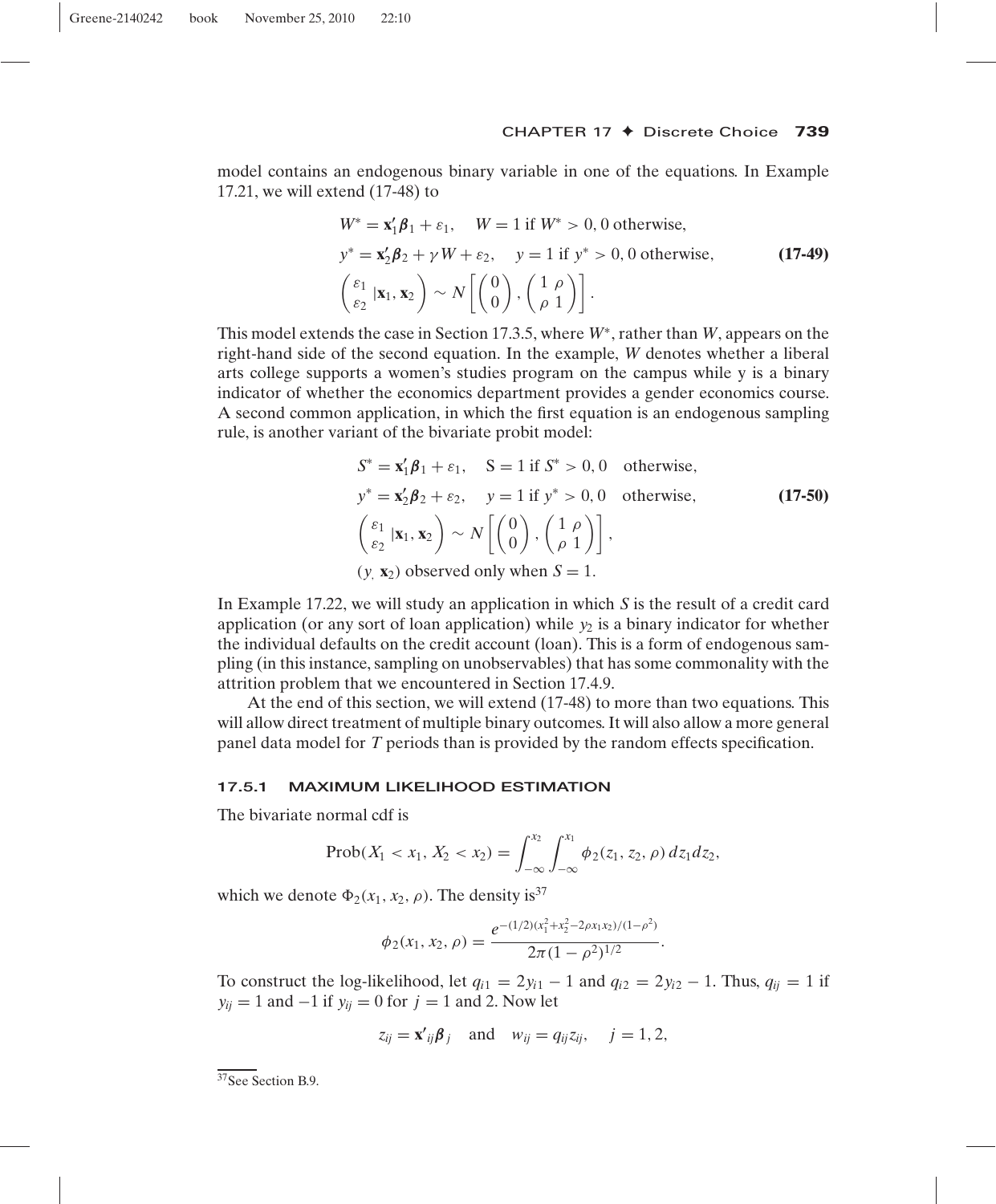model contains an endogenous binary variable in one of the equations. In Example 17.21, we will extend (17-48) to

$$
\begin{aligned}
&W^* = \mathbf{x}_1'\boldsymbol{\beta}_1 + \varepsilon_1, \quad W = 1 \text{ if } W^* > 0, 0 \text{ otherwise,} \\
&y^* = \mathbf{x}_2'\boldsymbol{\beta}_2 + \gamma W + \varepsilon_2, \quad y = 1 \text{ if } y^* > 0, 0 \text{ otherwise,} \\
&\begin{pmatrix} \varepsilon_1 \\ \varepsilon_2 \end{pmatrix} |\mathbf{x}_1, \mathbf{x}_2 \sim N\left[\begin{pmatrix} 0 \\ 0 \end{pmatrix}, \begin{pmatrix} 1 & \rho \\ \rho & 1 \end{pmatrix}\right].
\end{aligned} \tag{17-49}
$$

This model extends the case in Section 17.3.5, where $W^*$, rather than $W$, appears on the right-hand side of the second equation. In the example, $W$ denotes whether a liberal arts college supports a women's studies program on the campus while y is a binary indicator of whether the economics department provides a gender economics course. A second common application, in which the first equation is an endogenous sampling rule, is another variant of the bivariate probit model:

$$
\begin{aligned}
&S^* = \mathbf{x}_1'\boldsymbol{\beta}_1 + \varepsilon_1, \quad \text{S} = 1 \text{ if } S^* > 0, 0 \quad \text{otherwise,} \\
&y^* = \mathbf{x}_2'\boldsymbol{\beta}_2 + \varepsilon_2, \quad y = 1 \text{ if } y^* > 0, 0 \quad \text{otherwise,} \\
&\begin{pmatrix} \varepsilon_1 \\ \varepsilon_2 \end{pmatrix} |\mathbf{x}_1, \mathbf{x}_2 \sim N\left[\begin{pmatrix} 0 \\ 0 \end{pmatrix}, \begin{pmatrix} 1 & \rho \\ \rho & 1 \end{pmatrix}\right], \\
&(y, \mathbf{x}_2) \text{ observed only when } S = 1.
\end{aligned} \tag{17-50}
$$

In Example 17.22, we will study an application in which $S$ is the result of a credit card application (or any sort of loan application) while $y_2$ is a binary indicator for whether the individual defaults on the credit account (loan). This is a form of endogenous sampling (in this instance, sampling on unobservables) that has some commonality with the attrition problem that we encountered in Section 17.4.9.

At the end of this section, we will extend (17-48) to more than two equations. This will allow direct treatment of multiple binary outcomes. It will also allow a more general panel data model for $T$ periods than is provided by the random effects specification.

### 17.5.1 MAXIMUM LIKELIHOOD ESTIMATION

The bivariate normal cdf is

$$
\text{Prob}(X_1 < x_1, X_2 < x_2) = \int_{-\infty}^{x_2}\int_{-\infty}^{x_1} \phi_2(z_1, z_2, \rho)\, dz_1 dz_2,
$$

which we denote $\Phi_2(x_1, x_2, \rho)$. The density is[37]

$$
\phi_2(x_1, x_2, \rho) = \frac{e^{-(1/2)(x_1^2 + x_2^2 - 2\rho x_1 x_2)/(1-\rho^2)}}{2\pi(1-\rho^2)^{1/2}}.
$$

To construct the log-likelihood, let $q_{i1} = 2y_{i1} - 1$ and $q_{i2} = 2y_{i2} - 1$. Thus, $q_{ij} = 1$ if $y_{ij} = 1$ and $-1$ if $y_{ij} = 0$ for $j = 1$ and 2. Now let

$$
z_{ij} = \mathbf{x'}_{ij}\boldsymbol{\beta}_j \quad \text{and} \quad w_{ij} = q_{ij}z_{ij}, \quad j = 1, 2,
$$

[37] See Section B.9.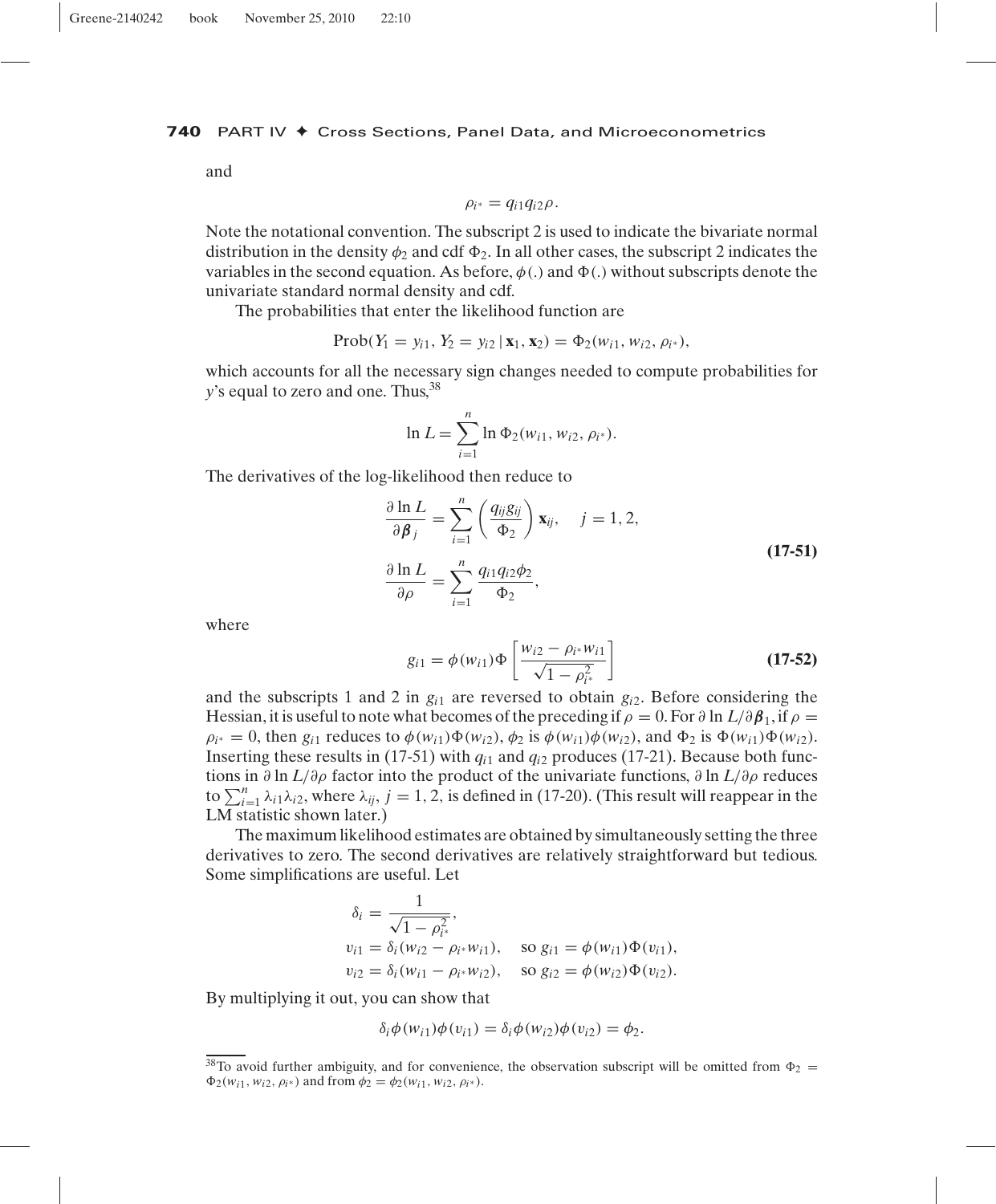and

$$\rho_{i^*} = q_{i1}q_{i2}\rho.$$

Note the notational convention. The subscript 2 is used to indicate the bivariate normal distribution in the density $\phi_2$ and cdf $\Phi_2$. In all other cases, the subscript 2 indicates the variables in the second equation. As before, $\phi(.)$ and $\Phi(.)$ without subscripts denote the univariate standard normal density and cdf.

The probabilities that enter the likelihood function are

$$\text{Prob}(Y_1 = y_{i1}, Y_2 = y_{i2} \,|\, \mathbf{x}_1, \mathbf{x}_2) = \Phi_2(w_{i1}, w_{i2}, \rho_{i^*}),$$

which accounts for all the necessary sign changes needed to compute probabilities for $y$'s equal to zero and one. Thus,[38]

$$\ln L = \sum_{i=1}^{n} \ln \Phi_2(w_{i1}, w_{i2}, \rho_{i^*}).$$

The derivatives of the log-likelihood then reduce to

$$\begin{aligned} \frac{\partial \ln L}{\partial \boldsymbol{\beta}_j} &= \sum_{i=1}^{n} \left( \frac{q_{ij} g_{ij}}{\Phi_2} \right) \mathbf{x}_{ij}, \quad j = 1, 2, \\ \frac{\partial \ln L}{\partial \rho} &= \sum_{i=1}^{n} \frac{q_{i1} q_{i2} \phi_2}{\Phi_2}, \end{aligned} \tag{17-51}$$

where

$$g_{i1} = \phi(w_{i1}) \Phi \left[ \frac{w_{i2} - \rho_{i^*} w_{i1}}{\sqrt{1 - \rho_{i^*}^2}} \right] \tag{17-52}$$

and the subscripts 1 and 2 in $g_{i1}$ are reversed to obtain $g_{i2}$. Before considering the Hessian, it is useful to note what becomes of the preceding if $\rho = 0$. For $\partial \ln L / \partial \boldsymbol{\beta}_1$, if $\rho = \rho_{i^*} = 0$, then $g_{i1}$ reduces to $\phi(w_{i1})\Phi(w_{i2})$, $\phi_2$ is $\phi(w_{i1})\phi(w_{i2})$, and $\Phi_2$ is $\Phi(w_{i1})\Phi(w_{i2})$. Inserting these results in (17-51) with $q_{i1}$ and $q_{i2}$ produces (17-21). Because both functions in $\partial \ln L / \partial \rho$ factor into the product of the univariate functions, $\partial \ln L / \partial \rho$ reduces to $\sum_{i=1}^{n} \lambda_{i1} \lambda_{i2}$, where $\lambda_{ij}$, $j = 1, 2$, is defined in (17-20). (This result will reappear in the LM statistic shown later.)

The maximum likelihood estimates are obtained by simultaneously setting the three derivatives to zero. The second derivatives are relatively straightforward but tedious. Some simplifications are useful. Let

$$\begin{aligned} \delta_i &= \frac{1}{\sqrt{1 - \rho_{i^*}^2}}, \\ v_{i1} &= \delta_i (w_{i2} - \rho_{i^*} w_{i1}), \quad \text{so } g_{i1} = \phi(w_{i1}) \Phi(v_{i1}), \\ v_{i2} &= \delta_i (w_{i1} - \rho_{i^*} w_{i2}), \quad \text{so } g_{i2} = \phi(w_{i2}) \Phi(v_{i2}). \end{aligned}$$

By multiplying it out, you can show that

$$\delta_i \phi(w_{i1}) \phi(v_{i1}) = \delta_i \phi(w_{i2}) \phi(v_{i2}) = \phi_2.$$

[38] To avoid further ambiguity, and for convenience, the observation subscript will be omitted from $\Phi_2 = \Phi_2(w_{i1}, w_{i2}, \rho_{i^*})$ and from $\phi_2 = \phi_2(w_{i1}, w_{i2}, \rho_{i^*})$.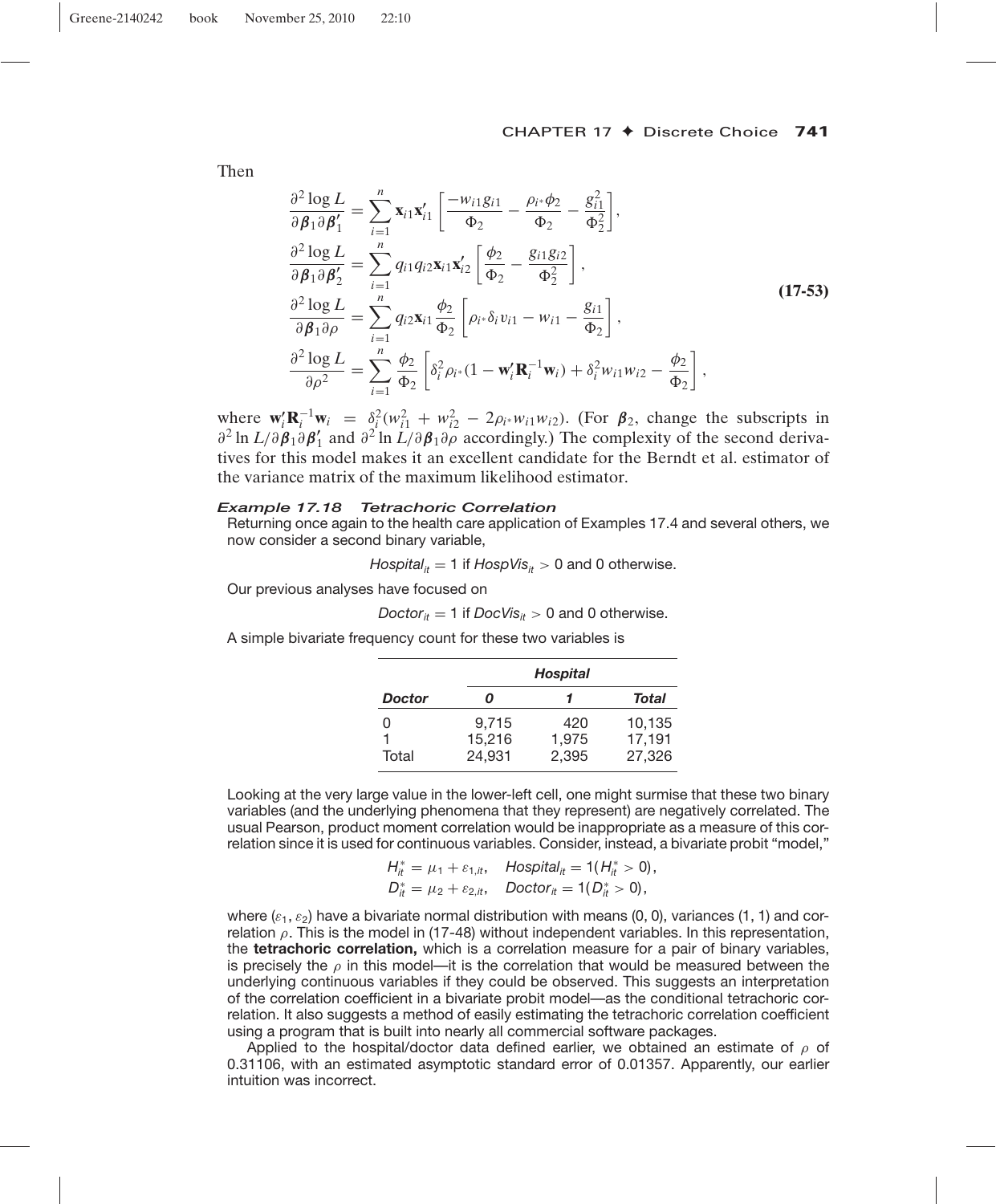Then

$$
\begin{aligned}
\frac{\partial^2 \log L}{\partial \boldsymbol{\beta}_1 \partial \boldsymbol{\beta}_1'} &= \sum_{i=1}^{n} \mathbf{x}_{i1}\mathbf{x}_{i1}' \left[ \frac{-w_{i1} g_{i1}}{\Phi_2} - \frac{\rho_{i*}\phi_2}{\Phi_2} - \frac{g_{i1}^2}{\Phi_2^2} \right], \\
\frac{\partial^2 \log L}{\partial \boldsymbol{\beta}_1 \partial \boldsymbol{\beta}_2'} &= \sum_{i=1}^{n} q_{i1} q_{i2} \mathbf{x}_{i1}\mathbf{x}_{i2}' \left[ \frac{\phi_2}{\Phi_2} - \frac{g_{i1} g_{i2}}{\Phi_2^2} \right], \\
\frac{\partial^2 \log L}{\partial \boldsymbol{\beta}_1 \partial \rho} &= \sum_{i=1}^{n} q_{i2} \mathbf{x}_{i1} \frac{\phi_2}{\Phi_2} \left[ \rho_{i*} \delta_i v_{i1} - w_{i1} - \frac{g_{i1}}{\Phi_2} \right], \\
\frac{\partial^2 \log L}{\partial \rho^2} &= \sum_{i=1}^{n} \frac{\phi_2}{\Phi_2} \left[ \delta_i^2 \rho_{i*} (1 - \mathbf{w}_i' \mathbf{R}_i^{-1} \mathbf{w}_i) + \delta_i^2 w_{i1} w_{i2} - \frac{\phi_2}{\Phi_2} \right],
\end{aligned}
\tag{17-53}
$$

where $\mathbf{w}_i'\mathbf{R}_i^{-1}\mathbf{w}_i = \delta_i^2(w_{i1}^2 + w_{i2}^2 - 2\rho_{i*}w_{i1}w_{i2})$. (For $\boldsymbol{\beta}_2$, change the subscripts in $\partial^2 \ln L/\partial\boldsymbol{\beta}_1\partial\boldsymbol{\beta}_1'$ and $\partial^2 \ln L/\partial\boldsymbol{\beta}_1\partial\rho$ accordingly.) The complexity of the second derivatives for this model makes it an excellent candidate for the Berndt et al. estimator of the variance matrix of the maximum likelihood estimator.

#### *Example 17.18 Tetrachoric Correlation*

Returning once again to the health care application of Examples 17.4 and several others, we now consider a second binary variable,

$$Hospital_{it} = 1 \text{ if } HospVis_{it} > 0 \text{ and 0 otherwise.}$$

Our previous analyses have focused on

$$Doctor_{it} = 1 \text{ if } DocVis_{it} > 0 \text{ and 0 otherwise.}$$

A simple bivariate frequency count for these two variables is

| | *Hospital* | | |
|---|---|---|---|
| ***Doctor*** | ***0*** | ***1*** | ***Total*** |
| 0 | 9,715 | 420 | 10,135 |
| 1 | 15,216 | 1,975 | 17,191 |
| Total | 24,931 | 2,395 | 27,326 |

Looking at the very large value in the lower-left cell, one might surmise that these two binary variables (and the underlying phenomena that they represent) are negatively correlated. The usual Pearson, product moment correlation would be inappropriate as a measure of this correlation since it is used for continuous variables. Consider, instead, a bivariate probit "model,"

$$
\begin{aligned}
H_{it}^* &= \mu_1 + \varepsilon_{1,it}, \quad Hospital_{it} = 1(H_{it}^* > 0), \\
D_{it}^* &= \mu_2 + \varepsilon_{2,it}, \quad Doctor_{it} = 1(D_{it}^* > 0),
\end{aligned}
$$

where $(\varepsilon_1, \varepsilon_2)$ have a bivariate normal distribution with means (0, 0), variances (1, 1) and correlation $\rho$. This is the model in (17-48) without independent variables. In this representation, the **tetrachoric correlation,** which is a correlation measure for a pair of binary variables, is precisely the $\rho$ in this model—it is the correlation that would be measured between the underlying continuous variables if they could be observed. This suggests an interpretation of the correlation coefficient in a bivariate probit model—as the conditional tetrachoric correlation. It also suggests a method of easily estimating the tetrachoric correlation coefficient using a program that is built into nearly all commercial software packages.

Applied to the hospital/doctor data defined earlier, we obtained an estimate of $\rho$ of 0.31106, with an estimated asymptotic standard error of 0.01357. Apparently, our earlier intuition was incorrect.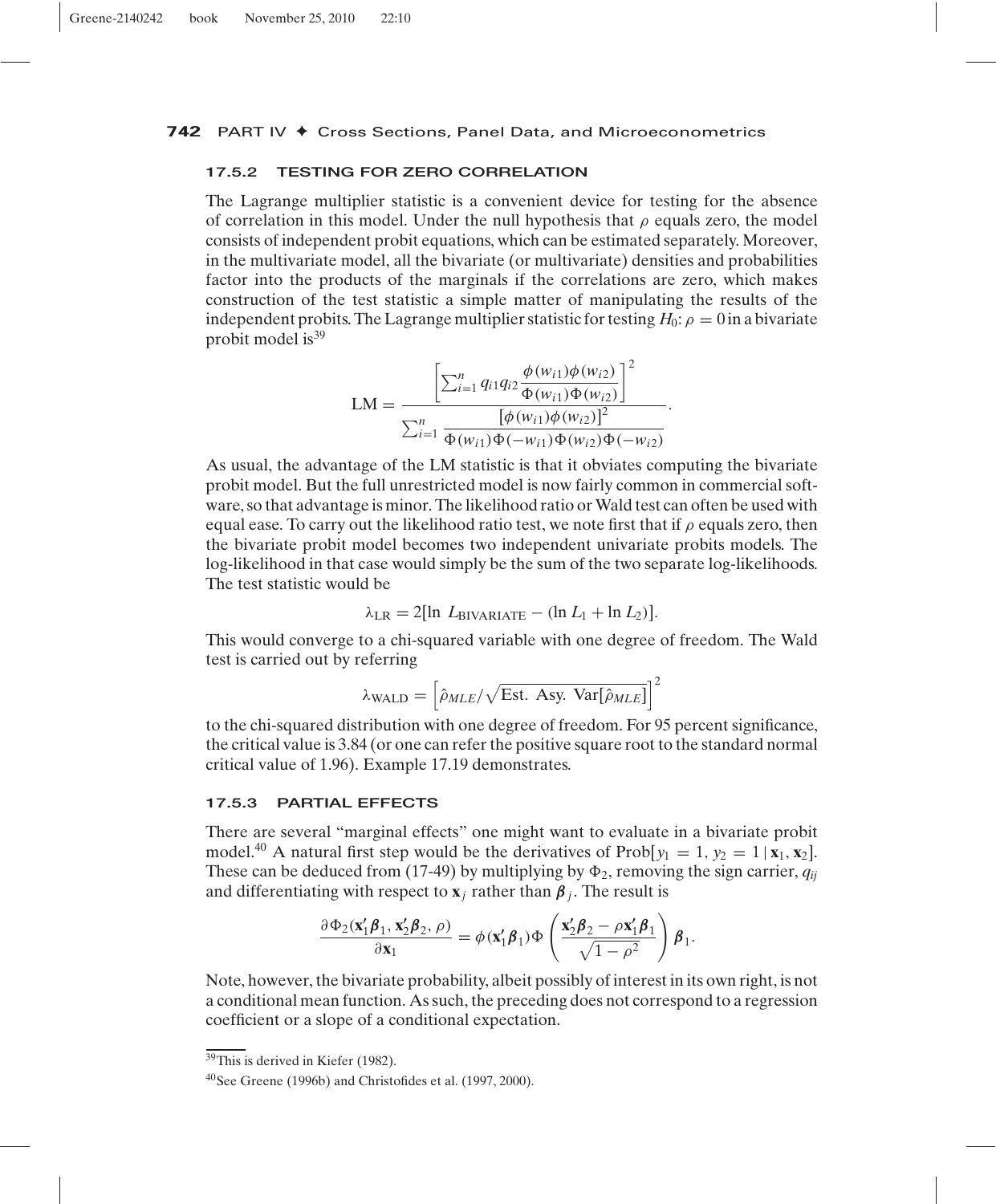### 17.5.2 TESTING FOR ZERO CORRELATION

The Lagrange multiplier statistic is a convenient device for testing for the absence of correlation in this model. Under the null hypothesis that $\rho$ equals zero, the model consists of independent probit equations, which can be estimated separately. Moreover, in the multivariate model, all the bivariate (or multivariate) densities and probabilities factor into the products of the marginals if the correlations are zero, which makes construction of the test statistic a simple matter of manipulating the results of the independent probits. The Lagrange multiplier statistic for testing $H_0: \rho = 0$ in a bivariate probit model is[39]

$$\text{LM} = \frac{\left[\sum_{i=1}^{n} q_{i1} q_{i2} \dfrac{\phi(w_{i1})\phi(w_{i2})}{\Phi(w_{i1})\Phi(w_{i2})}\right]^2}{\sum_{i=1}^{n} \dfrac{[\phi(w_{i1})\phi(w_{i2})]^2}{\Phi(w_{i1})\Phi(-w_{i1})\Phi(w_{i2})\Phi(-w_{i2})}}.$$

As usual, the advantage of the LM statistic is that it obviates computing the bivariate probit model. But the full unrestricted model is now fairly common in commercial software, so that advantage is minor. The likelihood ratio or Wald test can often be used with equal ease. To carry out the likelihood ratio test, we note first that if $\rho$ equals zero, then the bivariate probit model becomes two independent univariate probits models. The log-likelihood in that case would simply be the sum of the two separate log-likelihoods. The test statistic would be

$$\lambda_{\text{LR}} = 2[\ln L_{\text{BIVARIATE}} - (\ln L_1 + \ln L_2)].$$

This would converge to a chi-squared variable with one degree of freedom. The Wald test is carried out by referring

$$\lambda_{\text{WALD}} = \left[\hat{\rho}_{MLE} / \sqrt{\text{Est. Asy. Var}[\hat{\rho}_{MLE}]}\right]^2$$

to the chi-squared distribution with one degree of freedom. For 95 percent significance, the critical value is 3.84 (or one can refer the positive square root to the standard normal critical value of 1.96). Example 17.19 demonstrates.

### 17.5.3 PARTIAL EFFECTS

There are several "marginal effects" one might want to evaluate in a bivariate probit model.[40] A natural first step would be the derivatives of $\text{Prob}[y_1 = 1, y_2 = 1 \,|\, \mathbf{x}_1, \mathbf{x}_2]$. These can be deduced from (17-49) by multiplying by $\Phi_2$, removing the sign carrier, $q_{ij}$ and differentiating with respect to $\mathbf{x}_j$ rather than $\boldsymbol{\beta}_j$. The result is

$$\frac{\partial \Phi_2(\mathbf{x}_1'\boldsymbol{\beta}_1, \mathbf{x}_2'\boldsymbol{\beta}_2, \rho)}{\partial \mathbf{x}_1} = \phi(\mathbf{x}_1'\boldsymbol{\beta}_1)\Phi\left(\frac{\mathbf{x}_2'\boldsymbol{\beta}_2 - \rho\mathbf{x}_1'\boldsymbol{\beta}_1}{\sqrt{1-\rho^2}}\right)\boldsymbol{\beta}_1.$$

Note, however, the bivariate probability, albeit possibly of interest in its own right, is not a conditional mean function. As such, the preceding does not correspond to a regression coefficient or a slope of a conditional expectation.

[39] This is derived in Kiefer (1982).

[40] See Greene (1996b) and Christofides et al. (1997, 2000).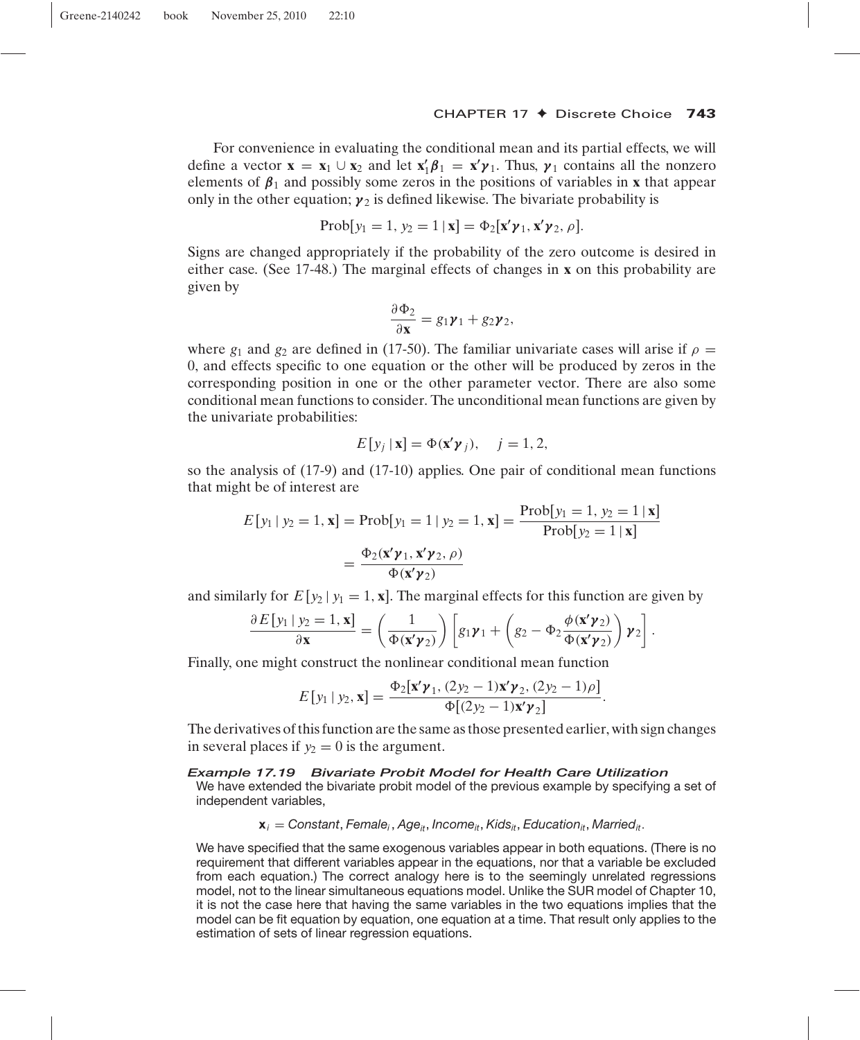For convenience in evaluating the conditional mean and its partial effects, we will define a vector $\mathbf{x} = \mathbf{x}_1 \cup \mathbf{x}_2$ and let $\mathbf{x}_1'\boldsymbol{\beta}_1 = \mathbf{x}'\boldsymbol{\gamma}_1$. Thus, $\boldsymbol{\gamma}_1$ contains all the nonzero elements of $\boldsymbol{\beta}_1$ and possibly some zeros in the positions of variables in $\mathbf{x}$ that appear only in the other equation; $\boldsymbol{\gamma}_2$ is defined likewise. The bivariate probability is

$$\text{Prob}[y_1 = 1, y_2 = 1 \,|\, \mathbf{x}] = \Phi_2[\mathbf{x}'\boldsymbol{\gamma}_1, \mathbf{x}'\boldsymbol{\gamma}_2, \rho].$$

Signs are changed appropriately if the probability of the zero outcome is desired in either case. (See 17-48.) The marginal effects of changes in $\mathbf{x}$ on this probability are given by

$$\frac{\partial \Phi_2}{\partial \mathbf{x}} = g_1\boldsymbol{\gamma}_1 + g_2\boldsymbol{\gamma}_2,$$

where $g_1$ and $g_2$ are defined in (17-50). The familiar univariate cases will arise if $\rho = 0$, and effects specific to one equation or the other will be produced by zeros in the corresponding position in one or the other parameter vector. There are also some conditional mean functions to consider. The unconditional mean functions are given by the univariate probabilities:

$$E[y_j \,|\, \mathbf{x}] = \Phi(\mathbf{x}'\boldsymbol{\gamma}_j), \quad j = 1, 2,$$

so the analysis of (17-9) and (17-10) applies. One pair of conditional mean functions that might be of interest are

$$E[y_1 \,|\, y_2 = 1, \mathbf{x}] = \text{Prob}[y_1 = 1 \,|\, y_2 = 1, \mathbf{x}] = \frac{\text{Prob}[y_1 = 1, y_2 = 1 \,|\, \mathbf{x}]}{\text{Prob}[y_2 = 1 \,|\, \mathbf{x}]}$$

$$= \frac{\Phi_2(\mathbf{x}'\boldsymbol{\gamma}_1, \mathbf{x}'\boldsymbol{\gamma}_2, \rho)}{\Phi(\mathbf{x}'\boldsymbol{\gamma}_2)}$$

and similarly for $E[y_2 \,|\, y_1 = 1, \mathbf{x}]$. The marginal effects for this function are given by

$$\frac{\partial E[y_1 \,|\, y_2 = 1, \mathbf{x}]}{\partial \mathbf{x}} = \left(\frac{1}{\Phi(\mathbf{x}'\boldsymbol{\gamma}_2)}\right)\left[g_1\boldsymbol{\gamma}_1 + \left(g_2 - \Phi_2\frac{\phi(\mathbf{x}'\boldsymbol{\gamma}_2)}{\Phi(\mathbf{x}'\boldsymbol{\gamma}_2)}\right)\boldsymbol{\gamma}_2\right].$$

Finally, one might construct the nonlinear conditional mean function

$$E[y_1 \,|\, y_2, \mathbf{x}] = \frac{\Phi_2[\mathbf{x}'\boldsymbol{\gamma}_1, (2y_2 - 1)\mathbf{x}'\boldsymbol{\gamma}_2, (2y_2 - 1)\rho]}{\Phi[(2y_2 - 1)\mathbf{x}'\boldsymbol{\gamma}_2]}.$$

The derivatives of this function are the same as those presented earlier, with sign changes in several places if $y_2 = 0$ is the argument.

***Example 17.19 Bivariate Probit Model for Health Care Utilization***

We have extended the bivariate probit model of the previous example by specifying a set of independent variables,

$$\mathbf{x}_i = \textit{Constant}, \textit{Female}_i, \textit{Age}_{it}, \textit{Income}_{it}, \textit{Kids}_{it}, \textit{Education}_{it}, \textit{Married}_{it}.$$

We have specified that the same exogenous variables appear in both equations. (There is no requirement that different variables appear in the equations, nor that a variable be excluded from each equation.) The correct analogy here is to the seemingly unrelated regressions model, not to the linear simultaneous equations model. Unlike the SUR model of Chapter 10, it is not the case here that having the same variables in the two equations implies that the model can be fit equation by equation, one equation at a time. That result only applies to the estimation of sets of linear regression equations.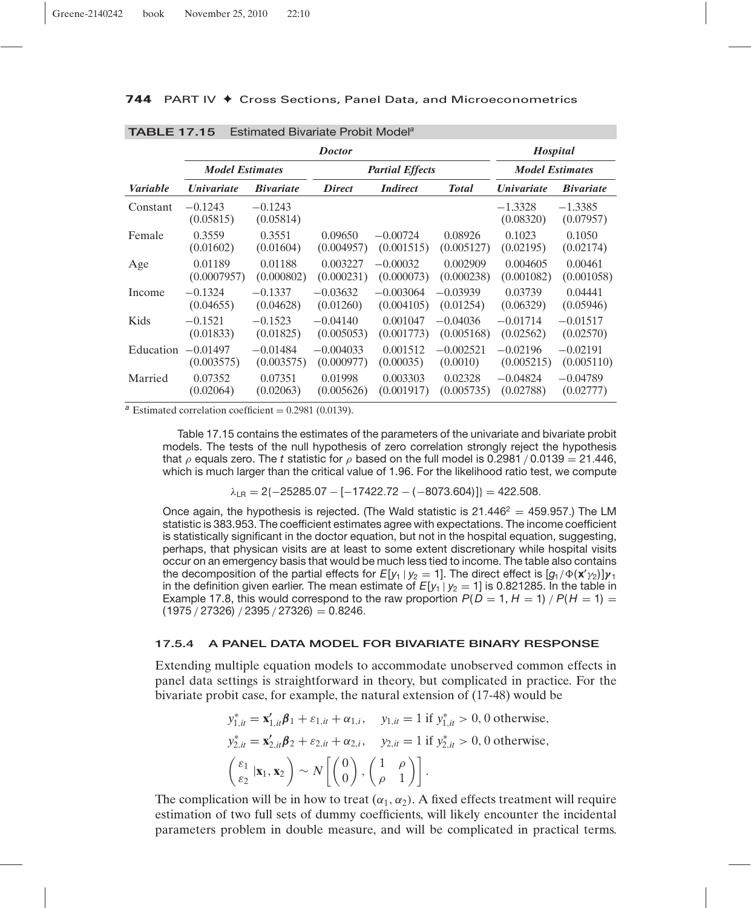**TABLE 17.15** Estimated Bivariate Probit Model[a]

| | *Doctor* | | | | | *Hospital* | |
|---|---|---|---|---|---|---|---|
| | *Model Estimates* | | *Partial Effects* | | | *Model Estimates* | |
| *Variable* | *Univariate* | *Bivariate* | *Direct* | *Indirect* | *Total* | *Univariate* | *Bivariate* |
| Constant | −0.1243 (0.05815) | −0.1243 (0.05814) | | | | −1.3328 (0.08320) | −1.3385 (0.07957) |
| Female | 0.3559 (0.01602) | 0.3551 (0.01604) | 0.09650 (0.004957) | −0.00724 (0.001515) | 0.08926 (0.005127) | 0.1023 (0.02195) | 0.1050 (0.02174) |
| Age | 0.01189 (0.0007957) | 0.01188 (0.000802) | 0.003227 (0.000231) | −0.00032 (0.000073) | 0.002909 (0.000238) | 0.004605 (0.001082) | 0.00461 (0.001058) |
| Income | −0.1324 (0.04655) | −0.1337 (0.04628) | −0.03632 (0.01260) | −0.003064 (0.004105) | −0.03939 (0.01254) | 0.03739 (0.06329) | 0.04441 (0.05946) |
| Kids | −0.1521 (0.01833) | −0.1523 (0.01825) | −0.04140 (0.005053) | 0.001047 (0.001773) | −0.04036 (0.005168) | −0.01714 (0.02562) | −0.01517 (0.02570) |
| Education | −0.01497 (0.003575) | −0.01484 (0.003575) | −0.004033 (0.000977) | 0.001512 (0.00035) | −0.002521 (0.0010) | −0.02196 (0.005215) | −0.02191 (0.005110) |
| Married | 0.07352 (0.02064) | 0.07351 (0.02063) | 0.01998 (0.005626) | 0.003303 (0.001917) | 0.02328 (0.005735) | −0.04824 (0.02788) | −0.04789 (0.02777) |

[a] Estimated correlation coefficient = 0.2981 (0.0139).

Table 17.15 contains the estimates of the parameters of the univariate and bivariate probit models. The tests of the null hypothesis of zero correlation strongly reject the hypothesis that $\rho$ equals zero. The $t$ statistic for $\rho$ based on the full model is $0.2981 / 0.0139 = 21.446$, which is much larger than the critical value of 1.96. For the likelihood ratio test, we compute

$$\lambda_{LR} = 2\{-25285.07 - [-17422.72 - (-8073.604)]\} = 422.508.$$

Once again, the hypothesis is rejected. (The Wald statistic is $21.446^2 = 459.957$.) The LM statistic is 383.953. The coefficient estimates agree with expectations. The income coefficient is statistically significant in the doctor equation, but not in the hospital equation, suggesting, perhaps, that physican visits are at least to some extent discretionary while hospital visits occur on an emergency basis that would be much less tied to income. The table also contains the decomposition of the partial effects for $E[y_1 \mid y_2 = 1]$. The direct effect is $[g_1 / \Phi(\mathbf{x}'\gamma_2)]\boldsymbol{\gamma}_1$ in the definition given earlier. The mean estimate of $E[y_1 \mid y_2 = 1]$ is 0.821285. In the table in Example 17.8, this would correspond to the raw proportion $P(D = 1, H = 1) / P(H = 1) = (1975 / 27326) / 2395 / 27326) = 0.8246$.

### 17.5.4 A PANEL DATA MODEL FOR BIVARIATE BINARY RESPONSE

Extending multiple equation models to accommodate unobserved common effects in panel data settings is straightforward in theory, but complicated in practice. For the bivariate probit case, for example, the natural extension of (17-48) would be

$$y_{1,it}^* = \mathbf{x}_{1,it}'\boldsymbol{\beta}_1 + \varepsilon_{1,it} + \alpha_{1,i}, \quad y_{1,it} = 1 \text{ if } y_{1,it}^* > 0, 0 \text{ otherwise},$$

$$y_{2,it}^* = \mathbf{x}_{2,it}'\boldsymbol{\beta}_2 + \varepsilon_{2,it} + \alpha_{2,i}, \quad y_{2,it} = 1 \text{ if } y_{2,it}^* > 0, 0 \text{ otherwise},$$

$$\begin{pmatrix} \varepsilon_1 \\ \varepsilon_2 \end{pmatrix} |\mathbf{x}_1, \mathbf{x}_2 \sim N\left[\begin{pmatrix} 0 \\ 0 \end{pmatrix}, \begin{pmatrix} 1 & \rho \\ \rho & 1 \end{pmatrix}\right].$$

The complication will be in how to treat $(\alpha_1, \alpha_2)$. A fixed effects treatment will require estimation of two full sets of dummy coefficients, will likely encounter the incidental parameters problem in double measure, and will be complicated in practical terms.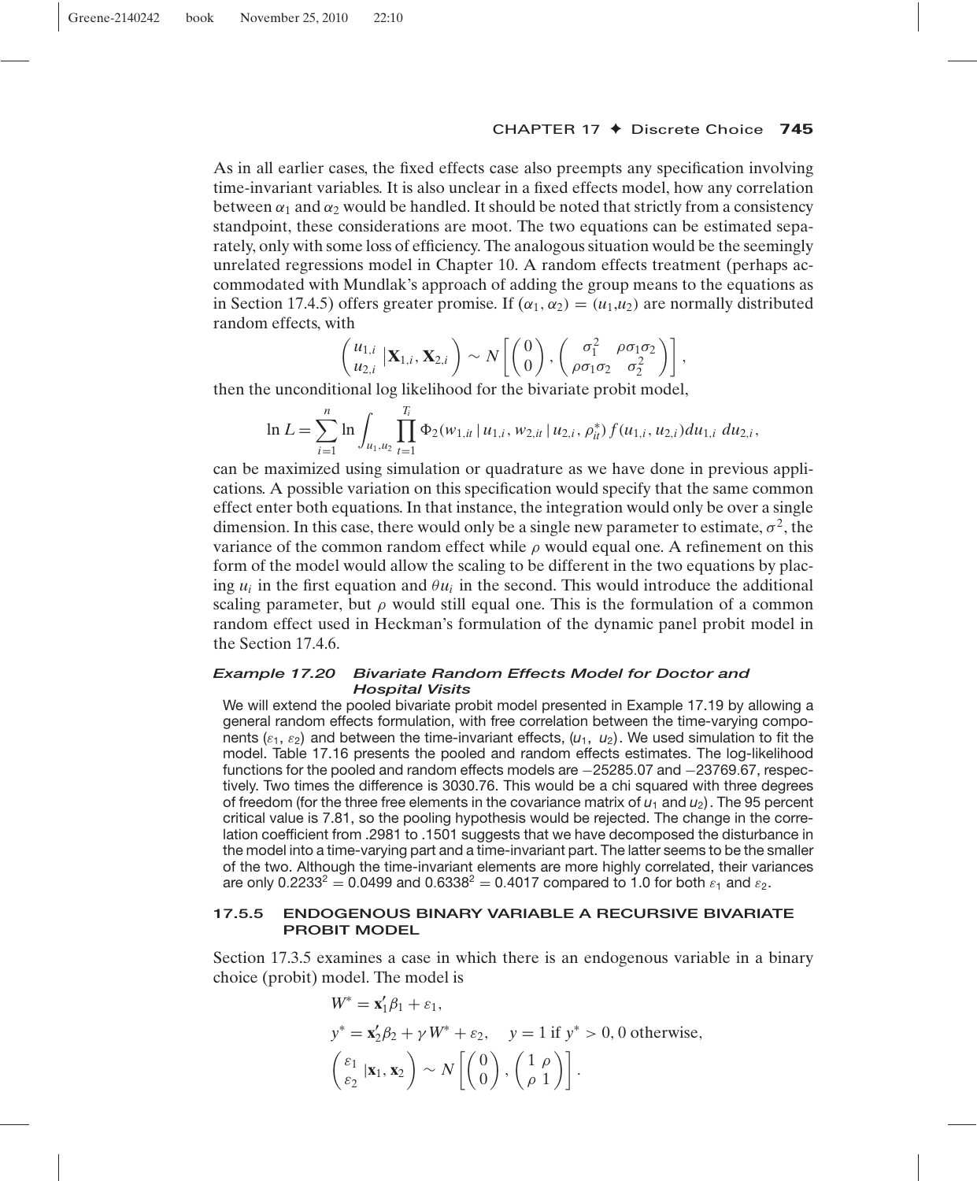As in all earlier cases, the fixed effects case also preempts any specification involving time-invariant variables. It is also unclear in a fixed effects model, how any correlation between $\alpha_1$ and $\alpha_2$ would be handled. It should be noted that strictly from a consistency standpoint, these considerations are moot. The two equations can be estimated separately, only with some loss of efficiency. The analogous situation would be the seemingly unrelated regressions model in Chapter 10. A random effects treatment (perhaps accommodated with Mundlak's approach of adding the group means to the equations as in Section 17.4.5) offers greater promise. If $(\alpha_1, \alpha_2) = (u_1, u_2)$ are normally distributed random effects, with

$$\begin{pmatrix} u_{1,i} \\ u_{2,i} \end{pmatrix} |\mathbf{X}_{1,i}, \mathbf{X}_{2,i} \sim N\left[\begin{pmatrix} 0 \\ 0 \end{pmatrix}, \begin{pmatrix} \sigma_1^2 & \rho\sigma_1\sigma_2 \\ \rho\sigma_1\sigma_2 & \sigma_2^2 \end{pmatrix}\right],$$

then the unconditional log likelihood for the bivariate probit model,

$$\ln L = \sum_{i=1}^{n} \ln \int_{u_1, u_2} \prod_{t=1}^{T_i} \Phi_2(w_{1,it} \mid u_{1,i}, w_{2,it} \mid u_{2,i}, \rho_{it}^*) f(u_{1,i}, u_{2,i}) du_{1,i}\, du_{2,i},$$

can be maximized using simulation or quadrature as we have done in previous applications. A possible variation on this specification would specify that the same common effect enter both equations. In that instance, the integration would only be over a single dimension. In this case, there would only be a single new parameter to estimate, $\sigma^2$, the variance of the common random effect while $\rho$ would equal one. A refinement on this form of the model would allow the scaling to be different in the two equations by placing $u_i$ in the first equation and $\theta u_i$ in the second. This would introduce the additional scaling parameter, but $\rho$ would still equal one. This is the formulation of a common random effect used in Heckman's formulation of the dynamic panel probit model in the Section 17.4.6.

**Example 17.20 Bivariate Random Effects Model for Doctor and Hospital Visits**

We will extend the pooled bivariate probit model presented in Example 17.19 by allowing a general random effects formulation, with free correlation between the time-varying components $(\varepsilon_1, \varepsilon_2)$ and between the time-invariant effects, $(u_1, u_2)$. We used simulation to fit the model. Table 17.16 presents the pooled and random effects estimates. The log-likelihood functions for the pooled and random effects models are $-25285.07$ and $-23769.67$, respectively. Two times the difference is 3030.76. This would be a chi squared with three degrees of freedom (for the three free elements in the covariance matrix of $u_1$ and $u_2$). The 95 percent critical value is 7.81, so the pooling hypothesis would be rejected. The change in the correlation coefficient from .2981 to .1501 suggests that we have decomposed the disturbance in the model into a time-varying part and a time-invariant part. The latter seems to be the smaller of the two. Although the time-invariant elements are more highly correlated, their variances are only $0.2233^2 = 0.0499$ and $0.6338^2 = 0.4017$ compared to 1.0 for both $\varepsilon_1$ and $\varepsilon_2$.

### 17.5.5 ENDOGENOUS BINARY VARIABLE A RECURSIVE BIVARIATE PROBIT MODEL

Section 17.3.5 examines a case in which there is an endogenous variable in a binary choice (probit) model. The model is

$$W^* = \mathbf{x}_1'\beta_1 + \varepsilon_1,$$

$$y^* = \mathbf{x}_2'\beta_2 + \gamma W^* + \varepsilon_2, \quad y = 1 \text{ if } y^* > 0, 0 \text{ otherwise},$$

$$\begin{pmatrix} \varepsilon_1 \\ \varepsilon_2 \end{pmatrix} |\mathbf{x}_1, \mathbf{x}_2 \sim N\left[\begin{pmatrix} 0 \\ 0 \end{pmatrix}, \begin{pmatrix} 1 & \rho \\ \rho & 1 \end{pmatrix}\right].$$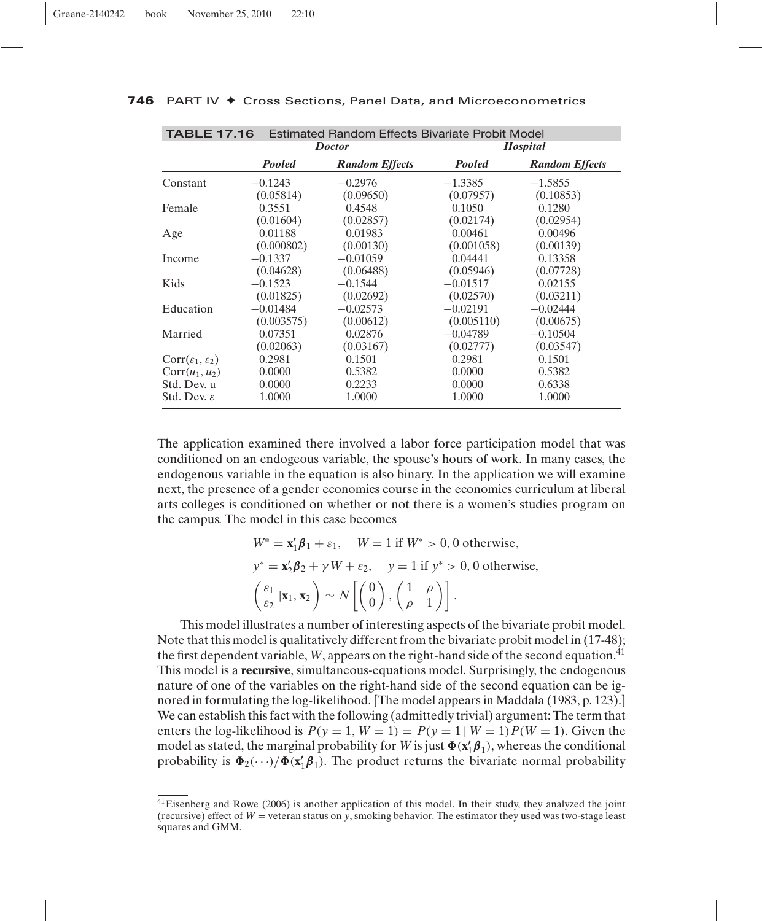**TABLE 17.16** Estimated Random Effects Bivariate Probit Model

| | *Doctor* | | *Hospital* | |
|---|---|---|---|---|
| | ***Pooled*** | ***Random Effects*** | ***Pooled*** | ***Random Effects*** |
| Constant | −0.1243 | −0.2976 | −1.3385 | −1.5855 |
| | (0.05814) | (0.09650) | (0.07957) | (0.10853) |
| Female | 0.3551 | 0.4548 | 0.1050 | 0.1280 |
| | (0.01604) | (0.02857) | (0.02174) | (0.02954) |
| Age | 0.01188 | 0.01983 | 0.00461 | 0.00496 |
| | (0.000802) | (0.00130) | (0.001058) | (0.00139) |
| Income | −0.1337 | −0.01059 | 0.04441 | 0.13358 |
| | (0.04628) | (0.06488) | (0.05946) | (0.07728) |
| Kids | −0.1523 | −0.1544 | −0.01517 | 0.02155 |
| | (0.01825) | (0.02692) | (0.02570) | (0.03211) |
| Education | −0.01484 | −0.02573 | −0.02191 | −0.02444 |
| | (0.003575) | (0.00612) | (0.005110) | (0.00675) |
| Married | 0.07351 | 0.02876 | −0.04789 | −0.10504 |
| | (0.02063) | (0.03167) | (0.02777) | (0.03547) |
| $\text{Corr}(\varepsilon_1, \varepsilon_2)$ | 0.2981 | 0.1501 | 0.2981 | 0.1501 |
| $\text{Corr}(u_1, u_2)$ | 0.0000 | 0.5382 | 0.0000 | 0.5382 |
| Std. Dev. u | 0.0000 | 0.2233 | 0.0000 | 0.6338 |
| Std. Dev. $\varepsilon$ | 1.0000 | 1.0000 | 1.0000 | 1.0000 |

The application examined there involved a labor force participation model that was conditioned on an endogeous variable, the spouse's hours of work. In many cases, the endogenous variable in the equation is also binary. In the application we will examine next, the presence of a gender economics course in the economics curriculum at liberal arts colleges is conditioned on whether or not there is a women's studies program on the campus. The model in this case becomes

$$W^* = \mathbf{x}_1'\boldsymbol{\beta}_1 + \varepsilon_1, \quad W = 1 \text{ if } W^* > 0, 0 \text{ otherwise,}$$

$$y^* = \mathbf{x}_2'\boldsymbol{\beta}_2 + \gamma W + \varepsilon_2, \quad y = 1 \text{ if } y^* > 0, 0 \text{ otherwise,}$$

$$\begin{pmatrix} \varepsilon_1 \\ \varepsilon_2 \end{pmatrix} |\mathbf{x}_1, \mathbf{x}_2 \sim N\left[\begin{pmatrix} 0 \\ 0 \end{pmatrix}, \begin{pmatrix} 1 & \rho \\ \rho & 1 \end{pmatrix}\right].$$

This model illustrates a number of interesting aspects of the bivariate probit model. Note that this model is qualitatively different from the bivariate probit model in (17-48); the first dependent variable, $W$, appears on the right-hand side of the second equation.[41] This model is a **recursive**, simultaneous-equations model. Surprisingly, the endogenous nature of one of the variables on the right-hand side of the second equation can be ignored in formulating the log-likelihood. [The model appears in Maddala (1983, p. 123).] We can establish this fact with the following (admittedly trivial) argument: The term that enters the log-likelihood is $P(y = 1, W = 1) = P(y = 1 \,|\, W = 1)P(W = 1)$. Given the model as stated, the marginal probability for $W$ is just $\boldsymbol{\Phi}(\mathbf{x}_1'\boldsymbol{\beta}_1)$, whereas the conditional probability is $\boldsymbol{\Phi}_2(\cdots)/\boldsymbol{\Phi}(\mathbf{x}_1'\boldsymbol{\beta}_1)$. The product returns the bivariate normal probability

[41] Eisenberg and Rowe (2006) is another application of this model. In their study, they analyzed the joint (recursive) effect of $W$ = veteran status on $y$, smoking behavior. The estimator they used was two-stage least squares and GMM.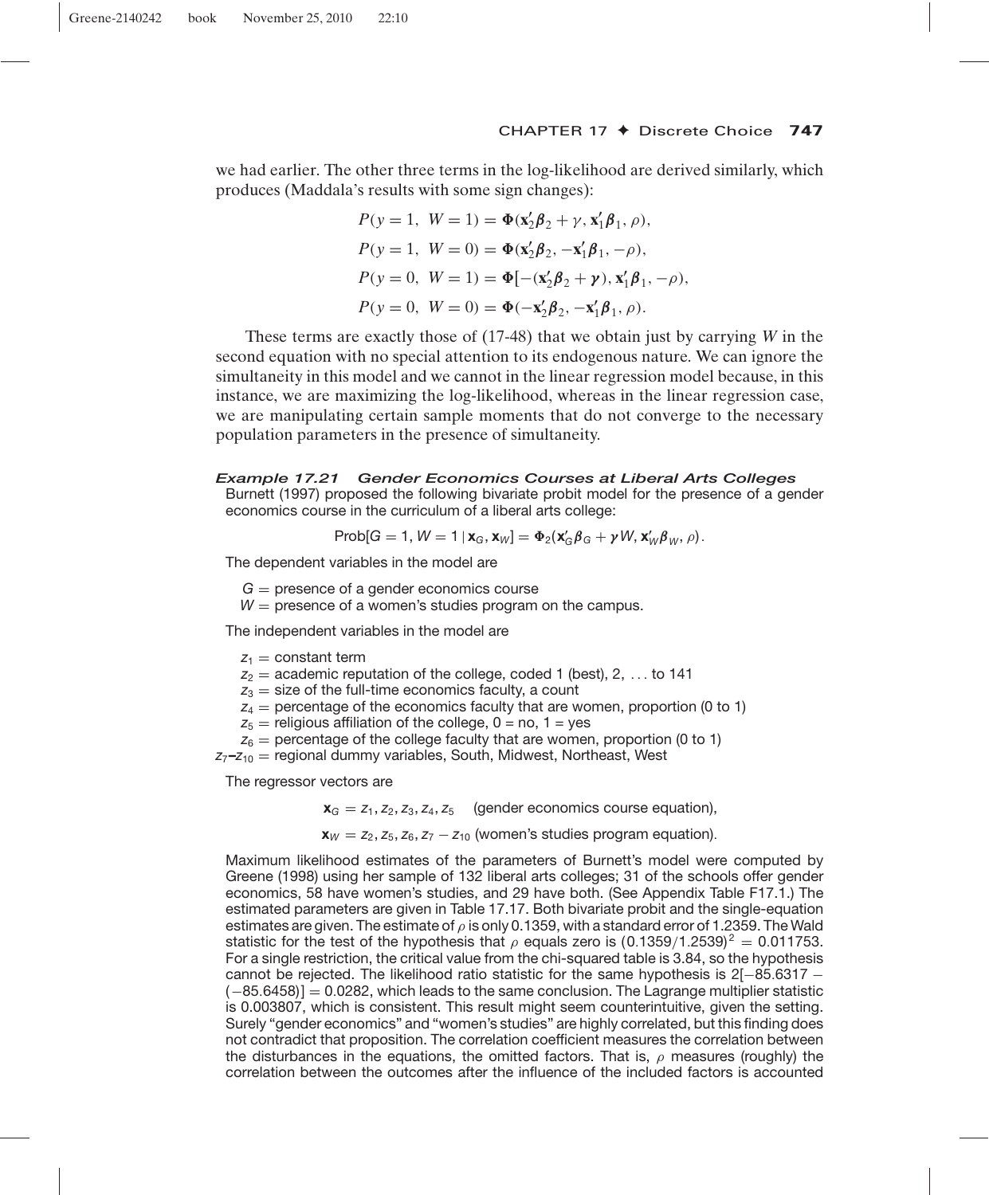we had earlier. The other three terms in the log-likelihood are derived similarly, which produces (Maddala's results with some sign changes):

$$
\begin{aligned}
P(y = 1,\ W = 1) &= \Phi(\mathbf{x}_2'\boldsymbol{\beta}_2 + \gamma, \mathbf{x}_1'\boldsymbol{\beta}_1, \rho),\\
P(y = 1,\ W = 0) &= \Phi(\mathbf{x}_2'\boldsymbol{\beta}_2, -\mathbf{x}_1'\boldsymbol{\beta}_1, -\rho),\\
P(y = 0,\ W = 1) &= \Phi[-(\mathbf{x}_2'\boldsymbol{\beta}_2 + \boldsymbol{\gamma}), \mathbf{x}_1'\boldsymbol{\beta}_1, -\rho),\\
P(y = 0,\ W = 0) &= \Phi(-\mathbf{x}_2'\boldsymbol{\beta}_2, -\mathbf{x}_1'\boldsymbol{\beta}_1, \rho).
\end{aligned}
$$

These terms are exactly those of (17-48) that we obtain just by carrying *W* in the second equation with no special attention to its endogenous nature. We can ignore the simultaneity in this model and we cannot in the linear regression model because, in this instance, we are maximizing the log-likelihood, whereas in the linear regression case, we are manipulating certain sample moments that do not converge to the necessary population parameters in the presence of simultaneity.

***Example 17.21 Gender Economics Courses at Liberal Arts Colleges***

Burnett (1997) proposed the following bivariate probit model for the presence of a gender economics course in the curriculum of a liberal arts college:

$$\text{Prob}[G = 1, W = 1 \mid \mathbf{x}_G, \mathbf{x}_W] = \Phi_2(\mathbf{x}_G'\boldsymbol{\beta}_G + \gamma W, \mathbf{x}_W'\boldsymbol{\beta}_W, \rho).$$

The dependent variables in the model are

$G$ = presence of a gender economics course
$W$ = presence of a women's studies program on the campus.

The independent variables in the model are

$z_1$ = constant term
$z_2$ = academic reputation of the college, coded 1 (best), 2, ... to 141
$z_3$ = size of the full-time economics faculty, a count
$z_4$ = percentage of the economics faculty that are women, proportion (0 to 1)
$z_5$ = religious affiliation of the college, 0 = no, 1 = yes
$z_6$ = percentage of the college faculty that are women, proportion (0 to 1)
$z_7$–$z_{10}$ = regional dummy variables, South, Midwest, Northeast, West

The regressor vectors are

$$\mathbf{x}_G = z_1, z_2, z_3, z_4, z_5 \quad \text{(gender economics course equation)},$$

$$\mathbf{x}_W = z_2, z_5, z_6, z_7 - z_{10} \text{ (women's studies program equation)}.$$

Maximum likelihood estimates of the parameters of Burnett's model were computed by Greene (1998) using her sample of 132 liberal arts colleges; 31 of the schools offer gender economics, 58 have women's studies, and 29 have both. (See Appendix Table F17.1.) The estimated parameters are given in Table 17.17. Both bivariate probit and the single-equation estimates are given. The estimate of $\rho$ is only 0.1359, with a standard error of 1.2359. The Wald statistic for the test of the hypothesis that $\rho$ equals zero is $(0.1359/1.2539)^2 = 0.011753$. For a single restriction, the critical value from the chi-squared table is 3.84, so the hypothesis cannot be rejected. The likelihood ratio statistic for the same hypothesis is $2[-85.6317 - (-85.6458)] = 0.0282$, which leads to the same conclusion. The Lagrange multiplier statistic is 0.003807, which is consistent. This result might seem counterintuitive, given the setting. Surely "gender economics" and "women's studies" are highly correlated, but this finding does not contradict that proposition. The correlation coefficient measures the correlation between the disturbances in the equations, the omitted factors. That is, $\rho$ measures (roughly) the correlation between the outcomes after the influence of the included factors is accounted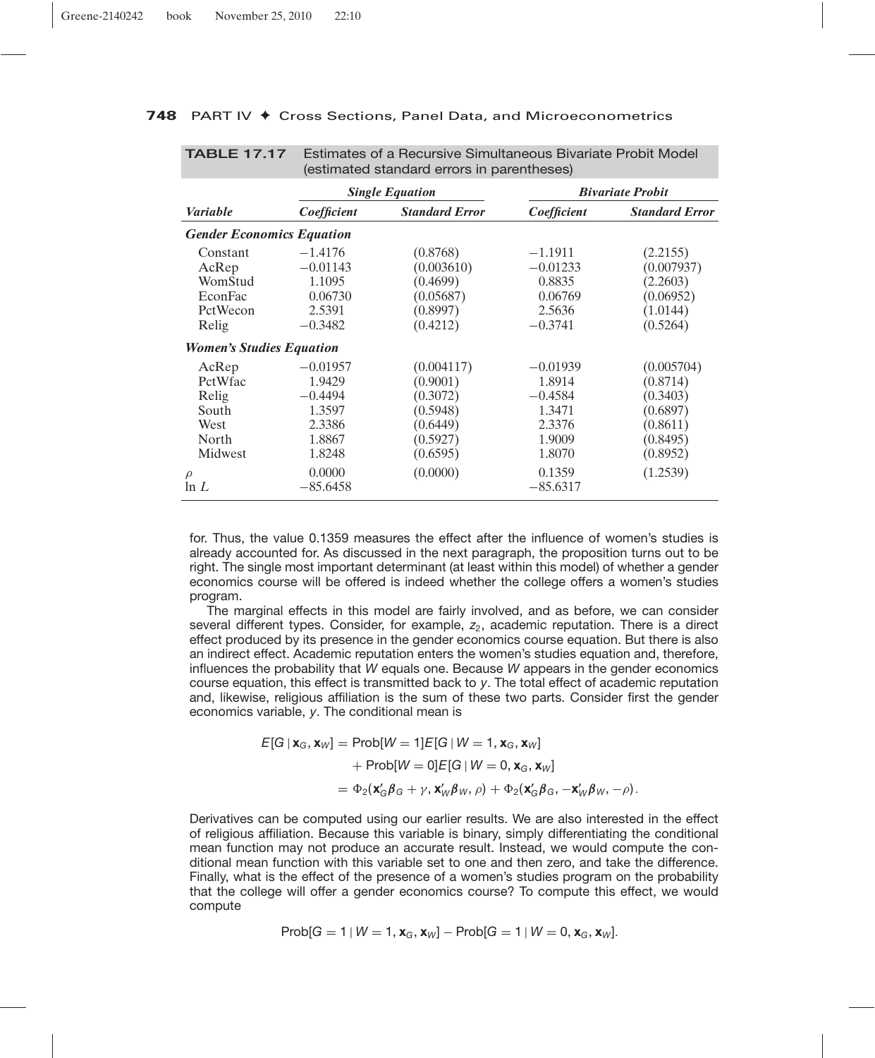**TABLE 17.17** Estimates of a Recursive Simultaneous Bivariate Probit Model (estimated standard errors in parentheses)

| | *Single Equation* | | *Bivariate Probit* | |
|---|---|---|---|---|
| ***Variable*** | ***Coefficient*** | ***Standard Error*** | ***Coefficient*** | ***Standard Error*** |
| ***Gender Economics Equation*** | | | | |
| Constant | −1.4176 | (0.8768) | −1.1911 | (2.2155) |
| AcRep | −0.01143 | (0.003610) | −0.01233 | (0.007937) |
| WomStud | 1.1095 | (0.4699) | 0.8835 | (2.2603) |
| EconFac | 0.06730 | (0.05687) | 0.06769 | (0.06952) |
| PctWecon | 2.5391 | (0.8997) | 2.5636 | (1.0144) |
| Relig | −0.3482 | (0.4212) | −0.3741 | (0.5264) |
| ***Women's Studies Equation*** | | | | |
| AcRep | −0.01957 | (0.004117) | −0.01939 | (0.005704) |
| PctWfac | 1.9429 | (0.9001) | 1.8914 | (0.8714) |
| Relig | −0.4494 | (0.3072) | −0.4584 | (0.3403) |
| South | 1.3597 | (0.5948) | 1.3471 | (0.6897) |
| West | 2.3386 | (0.6449) | 2.3376 | (0.8611) |
| North | 1.8867 | (0.5927) | 1.9009 | (0.8495) |
| Midwest | 1.8248 | (0.6595) | 1.8070 | (0.8952) |
| $\rho$ | 0.0000 | (0.0000) | 0.1359 | (1.2539) |
| $\ln L$ | −85.6458 | | −85.6317 | |

for. Thus, the value 0.1359 measures the effect after the influence of women's studies is already accounted for. As discussed in the next paragraph, the proposition turns out to be right. The single most important determinant (at least within this model) of whether a gender economics course will be offered is indeed whether the college offers a women's studies program.

The marginal effects in this model are fairly involved, and as before, we can consider several different types. Consider, for example, $z_2$, academic reputation. There is a direct effect produced by its presence in the gender economics course equation. But there is also an indirect effect. Academic reputation enters the women's studies equation and, therefore, influences the probability that $W$ equals one. Because $W$ appears in the gender economics course equation, this effect is transmitted back to $y$. The total effect of academic reputation and, likewise, religious affiliation is the sum of these two parts. Consider first the gender economics variable, $y$. The conditional mean is

$$
\begin{aligned}
E[G \mid \mathbf{x}_G, \mathbf{x}_W] &= \text{Prob}[W = 1]E[G \mid W = 1, \mathbf{x}_G, \mathbf{x}_W] \\
&\quad + \text{Prob}[W = 0]E[G \mid W = 0, \mathbf{x}_G, \mathbf{x}_W] \\
&= \Phi_2(\mathbf{x}_G'\boldsymbol{\beta}_G + \gamma, \mathbf{x}_W'\boldsymbol{\beta}_W, \rho) + \Phi_2(\mathbf{x}_G'\boldsymbol{\beta}_G, -\mathbf{x}_W'\boldsymbol{\beta}_W, -\rho).
\end{aligned}
$$

Derivatives can be computed using our earlier results. We are also interested in the effect of religious affiliation. Because this variable is binary, simply differentiating the conditional mean function may not produce an accurate result. Instead, we would compute the conditional mean function with this variable set to one and then zero, and take the difference. Finally, what is the effect of the presence of a women's studies program on the probability that the college will offer a gender economics course? To compute this effect, we would compute

$$
\text{Prob}[G = 1 \mid W = 1, \mathbf{x}_G, \mathbf{x}_W] - \text{Prob}[G = 1 \mid W = 0, \mathbf{x}_G, \mathbf{x}_W].
$$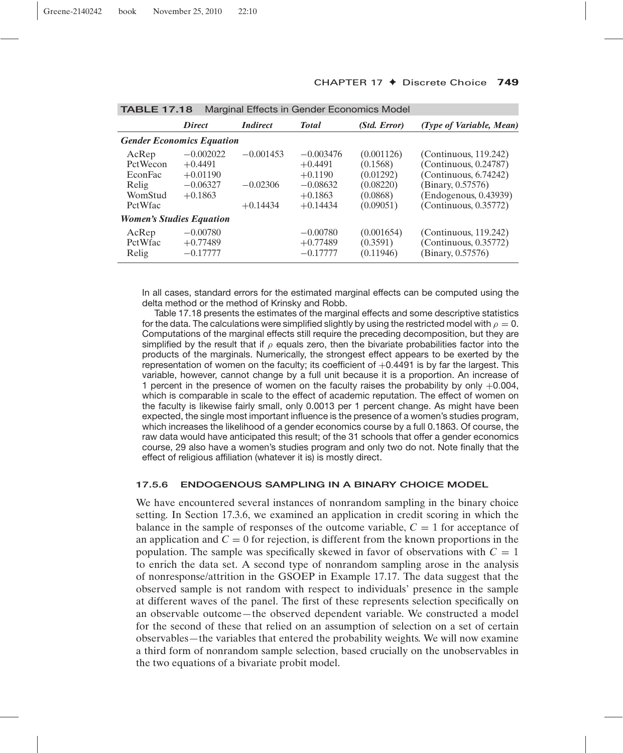**TABLE 17.18** Marginal Effects in Gender Economics Model

| | *Direct* | *Indirect* | *Total* | *(Std. Error)* | *(Type of Variable, Mean)* |
|---|---|---|---|---|---|
| ***Gender Economics Equation*** | | | | | |
| AcRep | −0.002022 | −0.001453 | −0.003476 | (0.001126) | (Continuous, 119.242) |
| PctWecon | +0.4491 | | +0.4491 | (0.1568) | (Continuous, 0.24787) |
| EconFac | +0.01190 | | +0.1190 | (0.01292) | (Continuous, 6.74242) |
| Relig | −0.06327 | −0.02306 | −0.08632 | (0.08220) | (Binary, 0.57576) |
| WomStud | +0.1863 | | +0.1863 | (0.0868) | (Endogenous, 0.43939) |
| PctWfac | | +0.14434 | +0.14434 | (0.09051) | (Continuous, 0.35772) |
| ***Women's Studies Equation*** | | | | | |
| AcRep | −0.00780 | | −0.00780 | (0.001654) | (Continuous, 119.242) |
| PctWfac | +0.77489 | | +0.77489 | (0.3591) | (Continuous, 0.35772) |
| Relig | −0.17777 | | −0.17777 | (0.11946) | (Binary, 0.57576) |

In all cases, standard errors for the estimated marginal effects can be computed using the delta method or the method of Krinsky and Robb.

Table 17.18 presents the estimates of the marginal effects and some descriptive statistics for the data. The calculations were simplified slightly by using the restricted model with $\rho = 0$. Computations of the marginal effects still require the preceding decomposition, but they are simplified by the result that if $\rho$ equals zero, then the bivariate probabilities factor into the products of the marginals. Numerically, the strongest effect appears to be exerted by the representation of women on the faculty; its coefficient of +0.4491 is by far the largest. This variable, however, cannot change by a full unit because it is a proportion. An increase of 1 percent in the presence of women on the faculty raises the probability by only +0.004, which is comparable in scale to the effect of academic reputation. The effect of women on the faculty is likewise fairly small, only 0.0013 per 1 percent change. As might have been expected, the single most important influence is the presence of a women's studies program, which increases the likelihood of a gender economics course by a full 0.1863. Of course, the raw data would have anticipated this result; of the 31 schools that offer a gender economics course, 29 also have a women's studies program and only two do not. Note finally that the effect of religious affiliation (whatever it is) is mostly direct.

### 17.5.6 ENDOGENOUS SAMPLING IN A BINARY CHOICE MODEL

We have encountered several instances of nonrandom sampling in the binary choice setting. In Section 17.3.6, we examined an application in credit scoring in which the balance in the sample of responses of the outcome variable, $C = 1$ for acceptance of an application and $C = 0$ for rejection, is different from the known proportions in the population. The sample was specifically skewed in favor of observations with $C = 1$ to enrich the data set. A second type of nonrandom sampling arose in the analysis of nonresponse/attrition in the GSOEP in Example 17.17. The data suggest that the observed sample is not random with respect to individuals' presence in the sample at different waves of the panel. The first of these represents selection specifically on an observable outcome—the observed dependent variable. We constructed a model for the second of these that relied on an assumption of selection on a set of certain observables—the variables that entered the probability weights. We will now examine a third form of nonrandom sample selection, based crucially on the unobservables in the two equations of a bivariate probit model.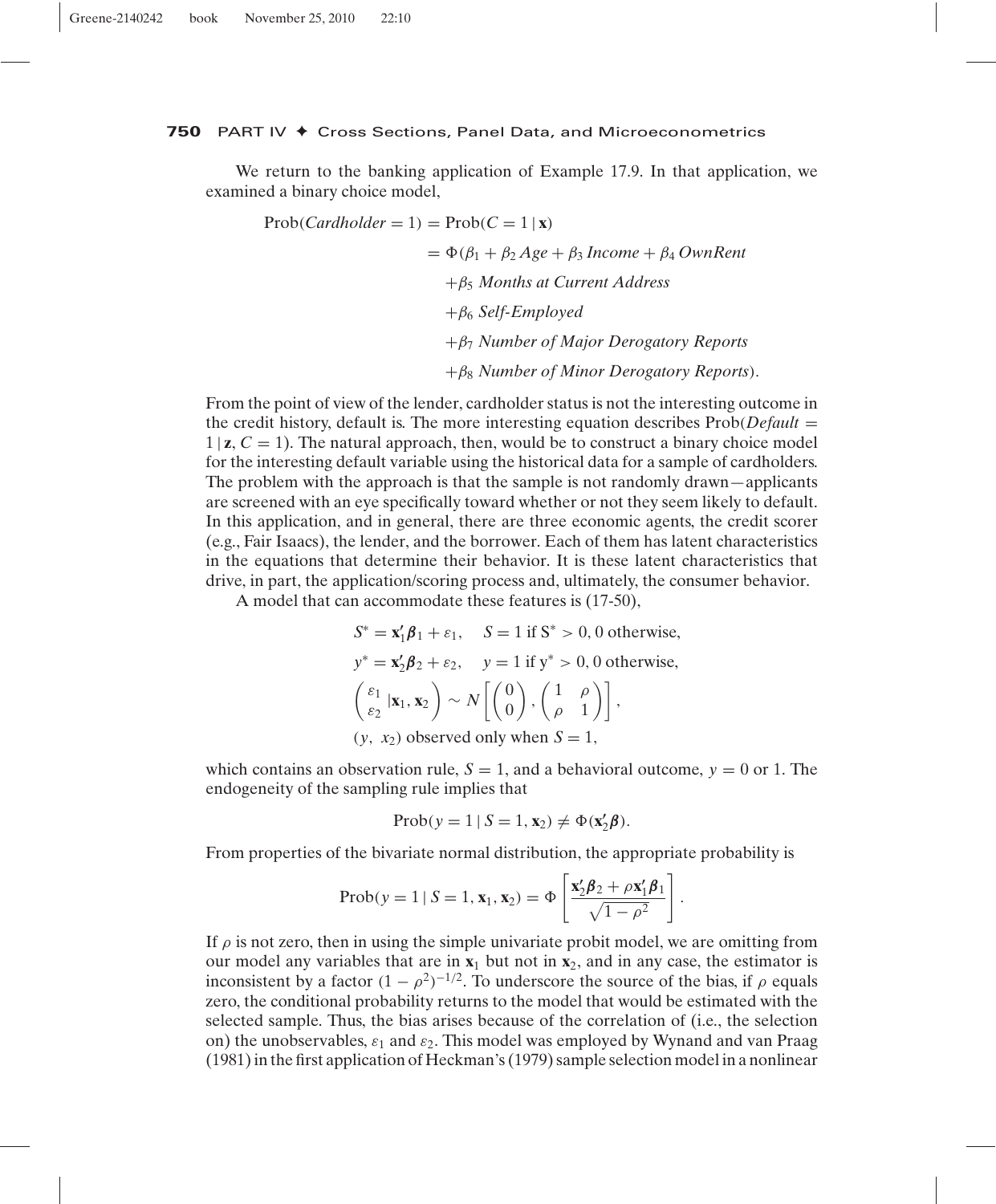We return to the banking application of Example 17.9. In that application, we examined a binary choice model,

$$
\begin{aligned}
\text{Prob}(\textit{Cardholder} = 1) &= \text{Prob}(C = 1 \mid \mathbf{x}) \\
&= \Phi(\beta_1 + \beta_2\, \textit{Age} + \beta_3\, \textit{Income} + \beta_4\, \textit{OwnRent} \\
&\quad + \beta_5\, \textit{Months at Current Address} \\
&\quad + \beta_6\, \textit{Self-Employed} \\
&\quad + \beta_7\, \textit{Number of Major Derogatory Reports} \\
&\quad + \beta_8\, \textit{Number of Minor Derogatory Reports}).
\end{aligned}
$$

From the point of view of the lender, cardholder status is not the interesting outcome in the credit history, default is. The more interesting equation describes Prob($\textit{Default} = 1 \mid \mathbf{z}, C = 1$). The natural approach, then, would be to construct a binary choice model for the interesting default variable using the historical data for a sample of cardholders. The problem with the approach is that the sample is not randomly drawn—applicants are screened with an eye specifically toward whether or not they seem likely to default. In this application, and in general, there are three economic agents, the credit scorer (e.g., Fair Isaacs), the lender, and the borrower. Each of them has latent characteristics in the equations that determine their behavior. It is these latent characteristics that drive, in part, the application/scoring process and, ultimately, the consumer behavior.

A model that can accommodate these features is (17-50),

$$
\begin{aligned}
&S^* = \mathbf{x}_1'\boldsymbol{\beta}_1 + \varepsilon_1, \quad S = 1 \text{ if } S^* > 0, \text{ 0 otherwise}, \\
&y^* = \mathbf{x}_2'\boldsymbol{\beta}_2 + \varepsilon_2, \quad y = 1 \text{ if } y^* > 0, \text{ 0 otherwise}, \\
&\begin{pmatrix} \varepsilon_1 \\ \varepsilon_2 \end{pmatrix} \Big| \mathbf{x}_1, \mathbf{x}_2 \sim N\left[\begin{pmatrix} 0 \\ 0 \end{pmatrix}, \begin{pmatrix} 1 & \rho \\ \rho & 1 \end{pmatrix}\right], \\
&(y,\ x_2) \text{ observed only when } S = 1,
\end{aligned}
$$

which contains an observation rule, $S = 1$, and a behavioral outcome, $y = 0$ or 1. The endogeneity of the sampling rule implies that

$$
\text{Prob}(y = 1 \mid S = 1, \mathbf{x}_2) \neq \Phi(\mathbf{x}_2'\boldsymbol{\beta}).
$$

From properties of the bivariate normal distribution, the appropriate probability is

$$
\text{Prob}(y = 1 \mid S = 1, \mathbf{x}_1, \mathbf{x}_2) = \Phi\left[\frac{\mathbf{x}_2'\boldsymbol{\beta}_2 + \rho\mathbf{x}_1'\boldsymbol{\beta}_1}{\sqrt{1 - \rho^2}}\right].
$$

If $\rho$ is not zero, then in using the simple univariate probit model, we are omitting from our model any variables that are in $\mathbf{x}_1$ but not in $\mathbf{x}_2$, and in any case, the estimator is inconsistent by a factor $(1 - \rho^2)^{-1/2}$. To underscore the source of the bias, if $\rho$ equals zero, the conditional probability returns to the model that would be estimated with the selected sample. Thus, the bias arises because of the correlation of (i.e., the selection on) the unobservables, $\varepsilon_1$ and $\varepsilon_2$. This model was employed by Wynand and van Praag (1981) in the first application of Heckman's (1979) sample selection model in a nonlinear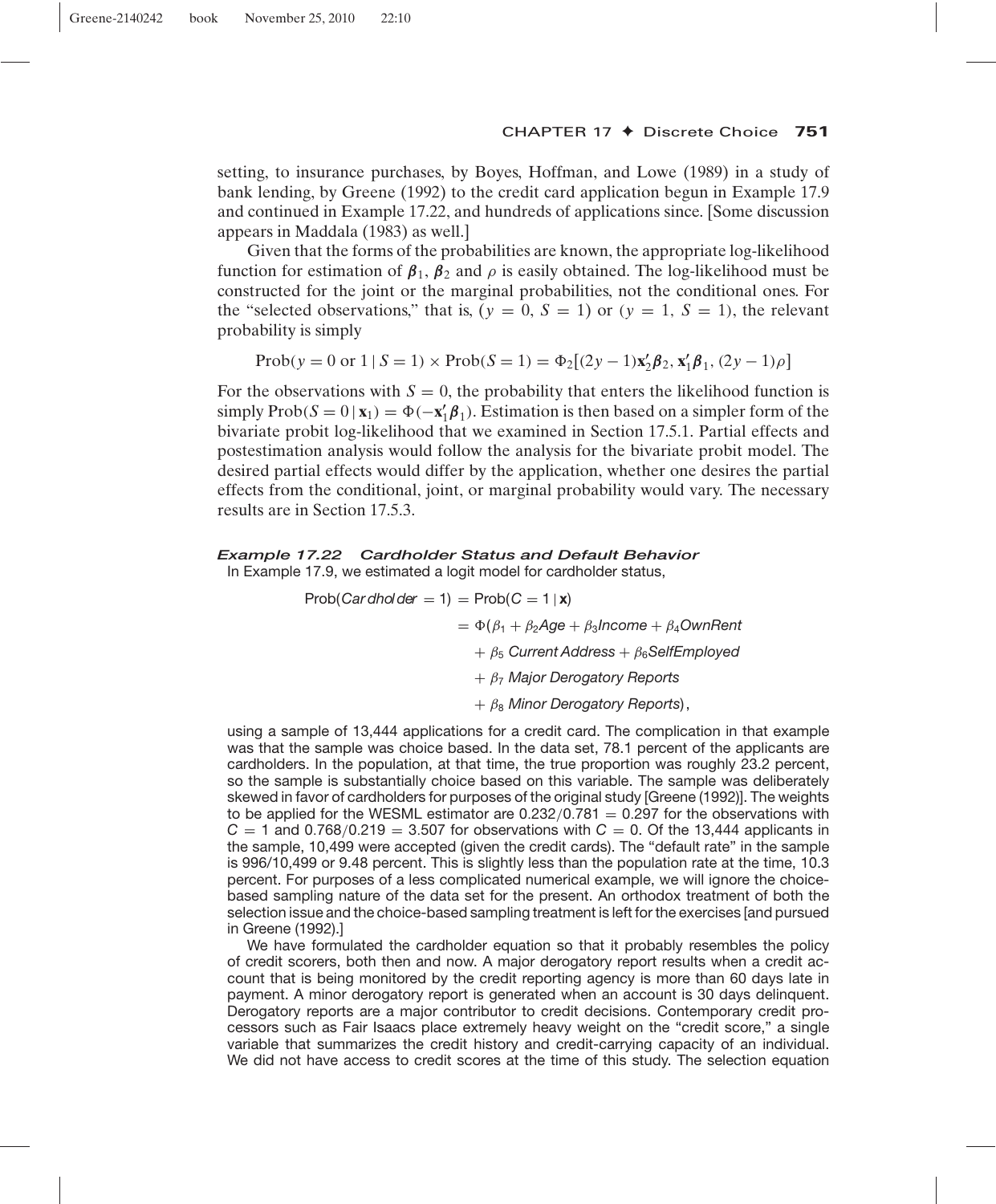setting, to insurance purchases, by Boyes, Hoffman, and Lowe (1989) in a study of bank lending, by Greene (1992) to the credit card application begun in Example 17.9 and continued in Example 17.22, and hundreds of applications since. [Some discussion appears in Maddala (1983) as well.]

Given that the forms of the probabilities are known, the appropriate log-likelihood function for estimation of $\boldsymbol{\beta}_1$, $\boldsymbol{\beta}_2$ and $\rho$ is easily obtained. The log-likelihood must be constructed for the joint or the marginal probabilities, not the conditional ones. For the "selected observations," that is, $(y = 0, S = 1)$ or $(y = 1, S = 1)$, the relevant probability is simply

$$\text{Prob}(y = 0 \text{ or } 1 \mid S = 1) \times \text{Prob}(S = 1) = \Phi_2[(2y-1)\mathbf{x}_2'\boldsymbol{\beta}_2, \mathbf{x}_1'\boldsymbol{\beta}_1, (2y-1)\rho]$$

For the observations with $S = 0$, the probability that enters the likelihood function is simply $\text{Prob}(S = 0 \mid \mathbf{x}_1) = \Phi(-\mathbf{x}_1'\boldsymbol{\beta}_1)$. Estimation is then based on a simpler form of the bivariate probit log-likelihood that we examined in Section 17.5.1. Partial effects and postestimation analysis would follow the analysis for the bivariate probit model. The desired partial effects would differ by the application, whether one desires the partial effects from the conditional, joint, or marginal probability would vary. The necessary results are in Section 17.5.3.

### *Example 17.22 Cardholder Status and Default Behavior*

In Example 17.9, we estimated a logit model for cardholder status,

$$\begin{aligned}
\text{Prob}(\mathit{Cardholder} = 1) &= \text{Prob}(C = 1 \mid \mathbf{x}) \\
&= \Phi(\beta_1 + \beta_2 \mathit{Age} + \beta_3 \mathit{Income} + \beta_4 \mathit{OwnRent} \\
&\quad + \beta_5\ \mathit{Current\ Address} + \beta_6 \mathit{SelfEmployed} \\
&\quad + \beta_7\ \mathit{Major\ Derogatory\ Reports} \\
&\quad + \beta_8\ \mathit{Minor\ Derogatory\ Reports}),
\end{aligned}$$

using a sample of 13,444 applications for a credit card. The complication in that example was that the sample was choice based. In the data set, 78.1 percent of the applicants are cardholders. In the population, at that time, the true proportion was roughly 23.2 percent, so the sample is substantially choice based on this variable. The sample was deliberately skewed in favor of cardholders for purposes of the original study [Greene (1992)]. The weights to be applied for the WESML estimator are $0.232/0.781 = 0.297$ for the observations with $C = 1$ and $0.768/0.219 = 3.507$ for observations with $C = 0$. Of the 13,444 applicants in the sample, 10,499 were accepted (given the credit cards). The "default rate" in the sample is 996/10,499 or 9.48 percent. This is slightly less than the population rate at the time, 10.3 percent. For purposes of a less complicated numerical example, we will ignore the choice-based sampling nature of the data set for the present. An orthodox treatment of both the selection issue and the choice-based sampling treatment is left for the exercises [and pursued in Greene (1992).]

We have formulated the cardholder equation so that it probably resembles the policy of credit scorers, both then and now. A major derogatory report results when a credit account that is being monitored by the credit reporting agency is more than 60 days late in payment. A minor derogatory report is generated when an account is 30 days delinquent. Derogatory reports are a major contributor to credit decisions. Contemporary credit processors such as Fair Isaacs place extremely heavy weight on the "credit score," a single variable that summarizes the credit history and credit-carrying capacity of an individual. We did not have access to credit scores at the time of this study. The selection equation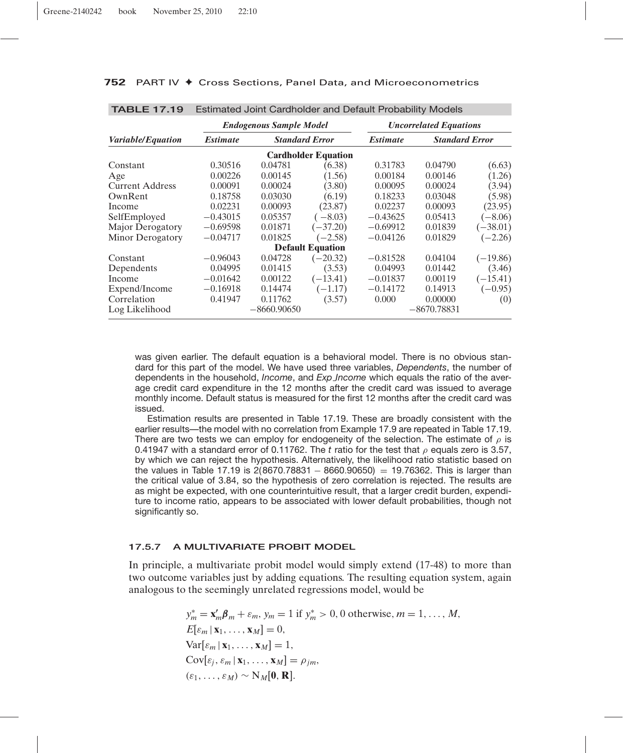**TABLE 17.19** Estimated Joint Cardholder and Default Probability Models

| | *Endogenous Sample Model* | | | *Uncorrelated Equations* | | |
|---|---|---|---|---|---|---|
| ***Variable/Equation*** | ***Estimate*** | ***Standard Error*** | | ***Estimate*** | ***Standard Error*** | |
| | | **Cardholder Equation** | | | | |
| Constant | 0.30516 | 0.04781 | (6.38) | 0.31783 | 0.04790 | (6.63) |
| Age | 0.00226 | 0.00145 | (1.56) | 0.00184 | 0.00146 | (1.26) |
| Current Address | 0.00091 | 0.00024 | (3.80) | 0.00095 | 0.00024 | (3.94) |
| OwnRent | 0.18758 | 0.03030 | (6.19) | 0.18233 | 0.03048 | (5.98) |
| Income | 0.02231 | 0.00093 | (23.87) | 0.02237 | 0.00093 | (23.95) |
| SelfEmployed | −0.43015 | 0.05357 | (−8.03) | −0.43625 | 0.05413 | (−8.06) |
| Major Derogatory | −0.69598 | 0.01871 | (−37.20) | −0.69912 | 0.01839 | (−38.01) |
| Minor Derogatory | −0.04717 | 0.01825 | (−2.58) | −0.04126 | 0.01829 | (−2.26) |
| | | **Default Equation** | | | | |
| Constant | −0.96043 | 0.04728 | (−20.32) | −0.81528 | 0.04104 | (−19.86) |
| Dependents | 0.04995 | 0.01415 | (3.53) | 0.04993 | 0.01442 | (3.46) |
| Income | −0.01642 | 0.00122 | (−13.41) | −0.01837 | 0.00119 | (−15.41) |
| Expend/Income | −0.16918 | 0.14474 | (−1.17) | −0.14172 | 0.14913 | (−0.95) |
| Correlation | 0.41947 | 0.11762 | (3.57) | 0.000 | 0.00000 | (0) |
| Log Likelihood | | −8660.90650 | | | −8670.78831 | |

was given earlier. The default equation is a behavioral model. There is no obvious standard for this part of the model. We have used three variables, *Dependents*, the number of dependents in the household, *Income*, and *Exp_Income* which equals the ratio of the average credit card expenditure in the 12 months after the credit card was issued to average monthly income. Default status is measured for the first 12 months after the credit card was issued.

Estimation results are presented in Table 17.19. These are broadly consistent with the earlier results—the model with no correlation from Example 17.9 are repeated in Table 17.19. There are two tests we can employ for endogeneity of the selection. The estimate of $\rho$ is 0.41947 with a standard error of 0.11762. The $t$ ratio for the test that $\rho$ equals zero is 3.57, by which we can reject the hypothesis. Alternatively, the likelihood ratio statistic based on the values in Table 17.19 is $2(8670.78831 - 8660.90650) = 19.76362$. This is larger than the critical value of 3.84, so the hypothesis of zero correlation is rejected. The results are as might be expected, with one counterintuitive result, that a larger credit burden, expenditure to income ratio, appears to be associated with lower default probabilities, though not significantly so.

### 17.5.7 A MULTIVARIATE PROBIT MODEL

In principle, a multivariate probit model would simply extend (17-48) to more than two outcome variables just by adding equations. The resulting equation system, again analogous to the seemingly unrelated regressions model, would be

$$
\begin{aligned}
&y_m^* = \mathbf{x}_m'\boldsymbol{\beta}_m + \varepsilon_m,\ y_m = 1 \text{ if } y_m^* > 0,\ 0 \text{ otherwise},\ m = 1, \ldots, M,\\
&E[\varepsilon_m \,|\, \mathbf{x}_1, \ldots, \mathbf{x}_M] = 0,\\
&\text{Var}[\varepsilon_m \,|\, \mathbf{x}_1, \ldots, \mathbf{x}_M] = 1,\\
&\text{Cov}[\varepsilon_j, \varepsilon_m \,|\, \mathbf{x}_1, \ldots, \mathbf{x}_M] = \rho_{jm},\\
&(\varepsilon_1, \ldots, \varepsilon_M) \sim \text{N}_M[\mathbf{0}, \mathbf{R}].
\end{aligned}
$$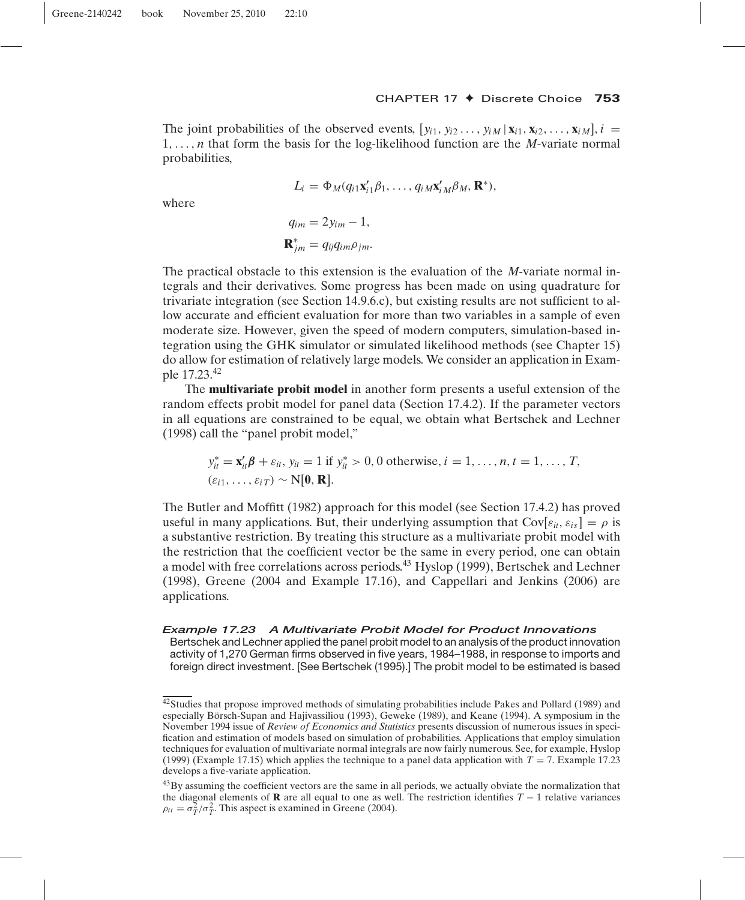The joint probabilities of the observed events, $[y_{i1}, y_{i2} \ldots, y_{iM} \mid \mathbf{x}_{i1}, \mathbf{x}_{i2}, \ldots, \mathbf{x}_{iM}], i = 1, \ldots, n$ that form the basis for the log-likelihood function are the $M$-variate normal probabilities,

$$L_i = \Phi_M(q_{i1}\mathbf{x}_{i1}'\beta_1, \ldots, q_{iM}\mathbf{x}_{iM}'\beta_M, \mathbf{R}^*),$$

where

$$q_{im} = 2y_{im} - 1,$$
$$\mathbf{R}^*_{jm} = q_{ij}q_{im}\rho_{jm}.$$

The practical obstacle to this extension is the evaluation of the $M$-variate normal integrals and their derivatives. Some progress has been made on using quadrature for trivariate integration (see Section 14.9.6.c), but existing results are not sufficient to allow accurate and efficient evaluation for more than two variables in a sample of even moderate size. However, given the speed of modern computers, simulation-based integration using the GHK simulator or simulated likelihood methods (see Chapter 15) do allow for estimation of relatively large models. We consider an application in Example 17.23.[42]

The **multivariate probit model** in another form presents a useful extension of the random effects probit model for panel data (Section 17.4.2). If the parameter vectors in all equations are constrained to be equal, we obtain what Bertschek and Lechner (1998) call the "panel probit model,"

$$y_{it}^* = \mathbf{x}_{it}'\boldsymbol{\beta} + \varepsilon_{it}, \; y_{it} = 1 \text{ if } y_{it}^* > 0, 0 \text{ otherwise}, i = 1, \ldots, n, t = 1, \ldots, T,$$
$$(\varepsilon_{i1}, \ldots, \varepsilon_{iT}) \sim \mathrm{N}[\mathbf{0}, \mathbf{R}].$$

The Butler and Moffitt (1982) approach for this model (see Section 17.4.2) has proved useful in many applications. But, their underlying assumption that $\mathrm{Cov}[\varepsilon_{it}, \varepsilon_{is}] = \rho$ is a substantive restriction. By treating this structure as a multivariate probit model with the restriction that the coefficient vector be the same in every period, one can obtain a model with free correlations across periods.[43] Hyslop (1999), Bertschek and Lechner (1998), Greene (2004 and Example 17.16), and Cappellari and Jenkins (2006) are applications.

***Example 17.23 A Multivariate Probit Model for Product Innovations***

Bertschek and Lechner applied the panel probit model to an analysis of the product innovation activity of 1,270 German firms observed in five years, 1984–1988, in response to imports and foreign direct investment. [See Bertschek (1995).] The probit model to be estimated is based

---

[42] Studies that propose improved methods of simulating probabilities include Pakes and Pollard (1989) and especially Börsch-Supan and Hajivassiliou (1993), Geweke (1989), and Keane (1994). A symposium in the November 1994 issue of *Review of Economics and Statistics* presents discussion of numerous issues in specification and estimation of models based on simulation of probabilities. Applications that employ simulation techniques for evaluation of multivariate normal integrals are now fairly numerous. See, for example, Hyslop (1999) (Example 17.15) which applies the technique to a panel data application with $T = 7$. Example 17.23 develops a five-variate application.

[43] By assuming the coefficient vectors are the same in all periods, we actually obviate the normalization that the diagonal elements of $\mathbf{R}$ are all equal to one as well. The restriction identifies $T - 1$ relative variances $\rho_{tt} = \sigma_T^2/\sigma_T^2$. This aspect is examined in Greene (2004).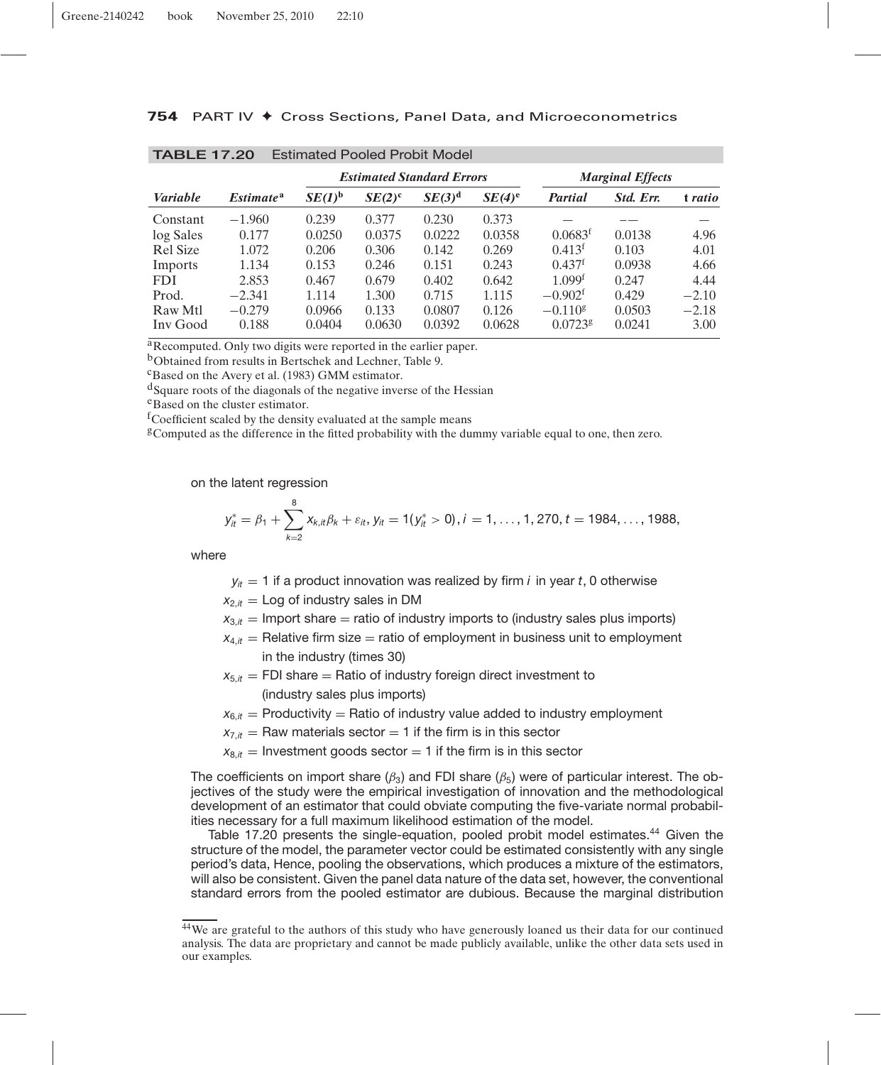**TABLE 17.20** Estimated Pooled Probit Model

| | | Estimated Standard Errors | | | | Marginal Effects | | |
|---|---|---|---|---|---|---|---|---|
| *Variable* | *Estimate*[a] | *SE(1)*[b] | *SE(2)*[c] | *SE(3)*[d] | *SE(4)*[e] | *Partial* | *Std. Err.* | **t** *ratio* |
| Constant | −1.960 | 0.239 | 0.377 | 0.230 | 0.373 | — | —— | — |
| log Sales | 0.177 | 0.0250 | 0.0375 | 0.0222 | 0.0358 | 0.0683[f] | 0.0138 | 4.96 |
| Rel Size | 1.072 | 0.206 | 0.306 | 0.142 | 0.269 | 0.413[f] | 0.103 | 4.01 |
| Imports | 1.134 | 0.153 | 0.246 | 0.151 | 0.243 | 0.437[f] | 0.0938 | 4.66 |
| FDI | 2.853 | 0.467 | 0.679 | 0.402 | 0.642 | 1.099[f] | 0.247 | 4.44 |
| Prod. | −2.341 | 1.114 | 1.300 | 0.715 | 1.115 | −0.902[f] | 0.429 | −2.10 |
| Raw Mtl | −0.279 | 0.0966 | 0.133 | 0.0807 | 0.126 | −0.110[g] | 0.0503 | −2.18 |
| Inv Good | 0.188 | 0.0404 | 0.0630 | 0.0392 | 0.0628 | 0.0723[g] | 0.0241 | 3.00 |

[a] Recomputed. Only two digits were reported in the earlier paper.
[b] Obtained from results in Bertschek and Lechner, Table 9.
[c] Based on the Avery et al. (1983) GMM estimator.
[d] Square roots of the diagonals of the negative inverse of the Hessian
[e] Based on the cluster estimator.
[f] Coefficient scaled by the density evaluated at the sample means
[g] Computed as the difference in the fitted probability with the dummy variable equal to one, then zero.

on the latent regression

$$y_{it}^* = \beta_1 + \sum_{k=2}^{8} x_{k,it}\beta_k + \varepsilon_{it},\ y_{it} = 1(y_{it}^* > 0),\ i = 1, \ldots, 1,270,\ t = 1984, \ldots, 1988,$$

where

- $y_{it} = 1$ if a product innovation was realized by firm $i$ in year $t$, 0 otherwise
- $x_{2,it} =$ Log of industry sales in DM
- $x_{3,it} =$ Import share $=$ ratio of industry imports to (industry sales plus imports)
- $x_{4,it} =$ Relative firm size $=$ ratio of employment in business unit to employment in the industry (times 30)
- $x_{5,it} =$ FDI share $=$ Ratio of industry foreign direct investment to (industry sales plus imports)
- $x_{6,it} =$ Productivity $=$ Ratio of industry value added to industry employment
- $x_{7,it} =$ Raw materials sector $= 1$ if the firm is in this sector
- $x_{8,it} =$ Investment goods sector $= 1$ if the firm is in this sector

The coefficients on import share ($\beta_3$) and FDI share ($\beta_5$) were of particular interest. The objectives of the study were the empirical investigation of innovation and the methodological development of an estimator that could obviate computing the five-variate normal probabilities necessary for a full maximum likelihood estimation of the model.

Table 17.20 presents the single-equation, pooled probit model estimates.[44] Given the structure of the model, the parameter vector could be estimated consistently with any single period's data, Hence, pooling the observations, which produces a mixture of the estimators, will also be consistent. Given the panel data nature of the data set, however, the conventional standard errors from the pooled estimator are dubious. Because the marginal distribution

[44] We are grateful to the authors of this study who have generously loaned us their data for our continued analysis. The data are proprietary and cannot be made publicly available, unlike the other data sets used in our examples.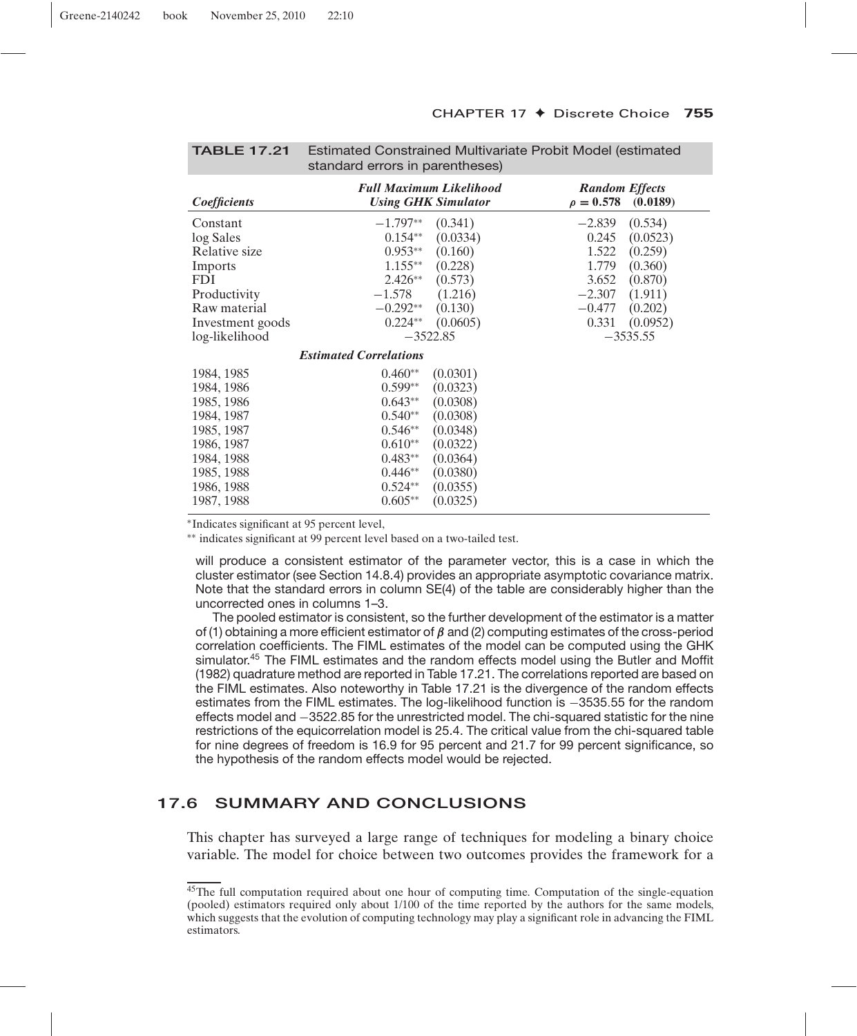**TABLE 17.21** Estimated Constrained Multivariate Probit Model (estimated standard errors in parentheses)

| *Coefficients* | *Full Maximum Likelihood Using GHK Simulator* | | *Random Effects* $\rho = 0.578$ | **(0.0189)** |
|---|---|---|---|---|
| Constant | −1.797** | (0.341) | −2.839 | (0.534) |
| log Sales | 0.154** | (0.0334) | 0.245 | (0.0523) |
| Relative size | 0.953** | (0.160) | 1.522 | (0.259) |
| Imports | 1.155** | (0.228) | 1.779 | (0.360) |
| FDI | 2.426** | (0.573) | 3.652 | (0.870) |
| Productivity | −1.578 | (1.216) | −2.307 | (1.911) |
| Raw material | −0.292** | (0.130) | −0.477 | (0.202) |
| Investment goods | 0.224** | (0.0605) | 0.331 | (0.0952) |
| log-likelihood | −3522.85 | | −3535.55 | |
| | ***Estimated Correlations*** | | | |
| 1984, 1985 | 0.460** | (0.0301) | | |
| 1984, 1986 | 0.599** | (0.0323) | | |
| 1985, 1986 | 0.643** | (0.0308) | | |
| 1984, 1987 | 0.540** | (0.0308) | | |
| 1985, 1987 | 0.546** | (0.0348) | | |
| 1986, 1987 | 0.610** | (0.0322) | | |
| 1984, 1988 | 0.483** | (0.0364) | | |
| 1985, 1988 | 0.446** | (0.0380) | | |
| 1986, 1988 | 0.524** | (0.0355) | | |
| 1987, 1988 | 0.605** | (0.0325) | | |

*Indicates significant at 95 percent level,
** indicates significant at 99 percent level based on a two-tailed test.

will produce a consistent estimator of the parameter vector, this is a case in which the cluster estimator (see Section 14.8.4) provides an appropriate asymptotic covariance matrix. Note that the standard errors in column SE(4) of the table are considerably higher than the uncorrected ones in columns 1–3.

The pooled estimator is consistent, so the further development of the estimator is a matter of (1) obtaining a more efficient estimator of $\boldsymbol{\beta}$ and (2) computing estimates of the cross-period correlation coefficients. The FIML estimates of the model can be computed using the GHK simulator.[45] The FIML estimates and the random effects model using the Butler and Moffit (1982) quadrature method are reported in Table 17.21. The correlations reported are based on the FIML estimates. Also noteworthy in Table 17.21 is the divergence of the random effects estimates from the FIML estimates. The log-likelihood function is −3535.55 for the random effects model and −3522.85 for the unrestricted model. The chi-squared statistic for the nine restrictions of the equicorrelation model is 25.4. The critical value from the chi-squared table for nine degrees of freedom is 16.9 for 95 percent and 21.7 for 99 percent significance, so the hypothesis of the random effects model would be rejected.

## 17.6 SUMMARY AND CONCLUSIONS

This chapter has surveyed a large range of techniques for modeling a binary choice variable. The model for choice between two outcomes provides the framework for a

[45] The full computation required about one hour of computing time. Computation of the single-equation (pooled) estimators required only about 1/100 of the time reported by the authors for the same models, which suggests that the evolution of computing technology may play a significant role in advancing the FIML estimators.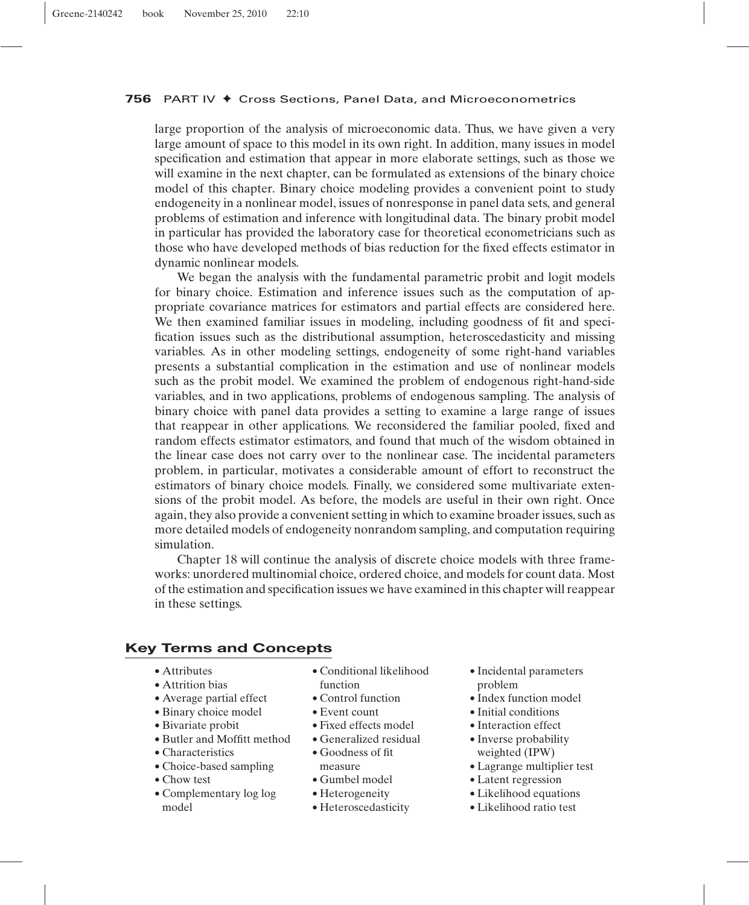large proportion of the analysis of microeconomic data. Thus, we have given a very large amount of space to this model in its own right. In addition, many issues in model specification and estimation that appear in more elaborate settings, such as those we will examine in the next chapter, can be formulated as extensions of the binary choice model of this chapter. Binary choice modeling provides a convenient point to study endogeneity in a nonlinear model, issues of nonresponse in panel data sets, and general problems of estimation and inference with longitudinal data. The binary probit model in particular has provided the laboratory case for theoretical econometricians such as those who have developed methods of bias reduction for the fixed effects estimator in dynamic nonlinear models.

We began the analysis with the fundamental parametric probit and logit models for binary choice. Estimation and inference issues such as the computation of appropriate covariance matrices for estimators and partial effects are considered here. We then examined familiar issues in modeling, including goodness of fit and specification issues such as the distributional assumption, heteroscedasticity and missing variables. As in other modeling settings, endogeneity of some right-hand variables presents a substantial complication in the estimation and use of nonlinear models such as the probit model. We examined the problem of endogenous right-hand-side variables, and in two applications, problems of endogenous sampling. The analysis of binary choice with panel data provides a setting to examine a large range of issues that reappear in other applications. We reconsidered the familiar pooled, fixed and random effects estimator estimators, and found that much of the wisdom obtained in the linear case does not carry over to the nonlinear case. The incidental parameters problem, in particular, motivates a considerable amount of effort to reconstruct the estimators of binary choice models. Finally, we considered some multivariate extensions of the probit model. As before, the models are useful in their own right. Once again, they also provide a convenient setting in which to examine broader issues, such as more detailed models of endogeneity nonrandom sampling, and computation requiring simulation.

Chapter 18 will continue the analysis of discrete choice models with three frameworks: unordered multinomial choice, ordered choice, and models for count data. Most of the estimation and specification issues we have examined in this chapter will reappear in these settings.

## Key Terms and Concepts

- Attributes
- Attrition bias
- Average partial effect
- Binary choice model
- Bivariate probit
- Butler and Moffitt method
- Characteristics
- Choice-based sampling
- Chow test
- Complementary log log model
- Conditional likelihood function
- Control function
- Event count
- Fixed effects model
- Generalized residual
- Goodness of fit measure
- Gumbel model
- Heterogeneity
- Heteroscedasticity
- Incidental parameters problem
- Index function model
- Initial conditions
- Interaction effect
- Inverse probability weighted (IPW)
- Lagrange multiplier test
- Latent regression
- Likelihood equations
- Likelihood ratio test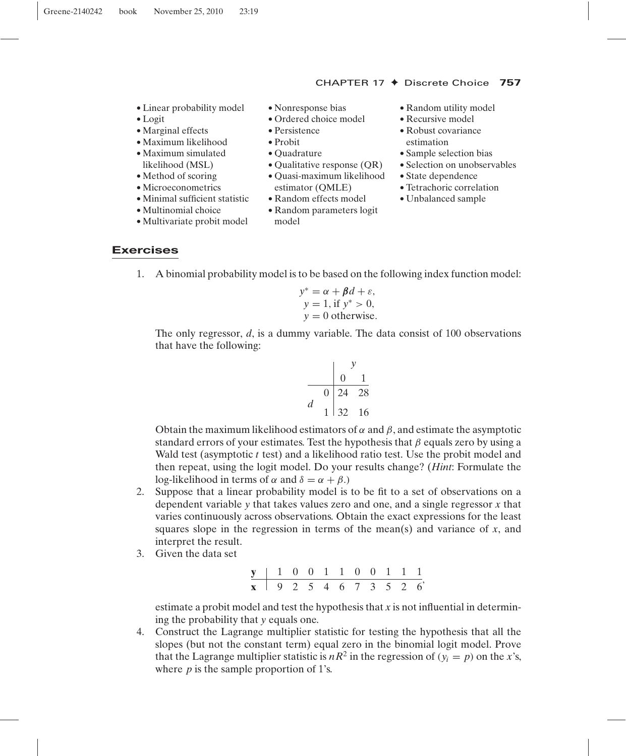- Linear probability model
- Logit
- Marginal effects
- Maximum likelihood
- Maximum simulated likelihood (MSL)
- Method of scoring
- Microeconometrics
- Minimal sufficient statistic
- Multinomial choice
- Multivariate probit model
- Nonresponse bias
- Ordered choice model
- Persistence
- Probit
- Quadrature
- Qualitative response (QR)
- Quasi-maximum likelihood estimator (QMLE)
- Random effects model
- Random parameters logit model
- Random utility model
- Recursive model
- Robust covariance estimation
- Sample selection bias
- Selection on unobservables
- State dependence
- Tetrachoric correlation
- Unbalanced sample

## Exercises

1. A binomial probability model is to be based on the following index function model:

$$y^* = \alpha + \boldsymbol{\beta} d + \varepsilon,$$
$$y = 1, \text{ if } y^* > 0,$$
$$y = 0 \text{ otherwise.}$$

The only regressor, $d$, is a dummy variable. The data consist of 100 observations that have the following:

| | | $y$ | |
|---|---|---|---|
| | | 0 | 1 |
| $d$ | 0 | 24 | 28 |
| | 1 | 32 | 16 |

Obtain the maximum likelihood estimators of $\alpha$ and $\beta$, and estimate the asymptotic standard errors of your estimates. Test the hypothesis that $\beta$ equals zero by using a Wald test (asymptotic $t$ test) and a likelihood ratio test. Use the probit model and then repeat, using the logit model. Do your results change? (*Hint*: Formulate the log-likelihood in terms of $\alpha$ and $\delta = \alpha + \beta$.)

2. Suppose that a linear probability model is to be fit to a set of observations on a dependent variable $y$ that takes values zero and one, and a single regressor $x$ that varies continuously across observations. Obtain the exact expressions for the least squares slope in the regression in terms of the mean(s) and variance of $x$, and interpret the result.

3. Given the data set

| **y** | 1 | 0 | 0 | 1 | 1 | 0 | 0 | 1 | 1 | 1 |
|---|---|---|---|---|---|---|---|---|---|---|
| **x** | 9 | 2 | 5 | 4 | 6 | 7 | 3 | 5 | 2 | 6 |

estimate a probit model and test the hypothesis that $x$ is not influential in determining the probability that $y$ equals one.

4. Construct the Lagrange multiplier statistic for testing the hypothesis that all the slopes (but not the constant term) equal zero in the binomial logit model. Prove that the Lagrange multiplier statistic is $nR^2$ in the regression of $(y_i = p)$ on the $x$'s, where $p$ is the sample proportion of 1's.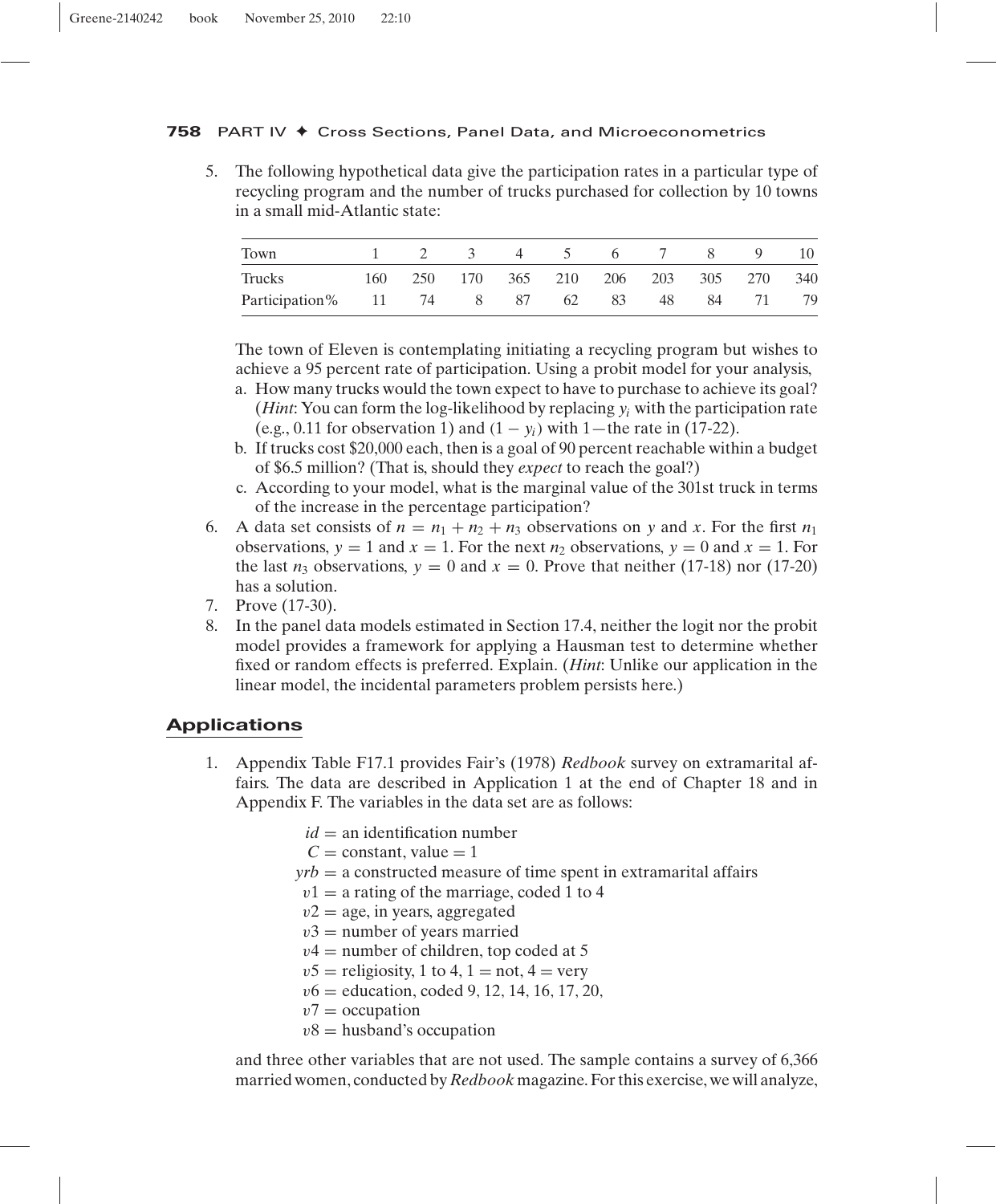5. The following hypothetical data give the participation rates in a particular type of recycling program and the number of trucks purchased for collection by 10 towns in a small mid-Atlantic state:

| Town | 1 | 2 | 3 | 4 | 5 | 6 | 7 | 8 | 9 | 10 |
|---|---|---|---|---|---|---|---|---|---|---|
| Trucks | 160 | 250 | 170 | 365 | 210 | 206 | 203 | 305 | 270 | 340 |
| Participation% | 11 | 74 | 8 | 87 | 62 | 83 | 48 | 84 | 71 | 79 |

The town of Eleven is contemplating initiating a recycling program but wishes to achieve a 95 percent rate of participation. Using a probit model for your analysis,

a. How many trucks would the town expect to have to purchase to achieve its goal? (*Hint*: You can form the log-likelihood by replacing $y_i$ with the participation rate (e.g., 0.11 for observation 1) and $(1 - y_i)$ with 1—the rate in (17-22).

b. If trucks cost \$20,000 each, then is a goal of 90 percent reachable within a budget of \$6.5 million? (That is, should they *expect* to reach the goal?)

c. According to your model, what is the marginal value of the 301st truck in terms of the increase in the percentage participation?

6. A data set consists of $n = n_1 + n_2 + n_3$ observations on $y$ and $x$. For the first $n_1$ observations, $y = 1$ and $x = 1$. For the next $n_2$ observations, $y = 0$ and $x = 1$. For the last $n_3$ observations, $y = 0$ and $x = 0$. Prove that neither (17-18) nor (17-20) has a solution.

7. Prove (17-30).

8. In the panel data models estimated in Section 17.4, neither the logit nor the probit model provides a framework for applying a Hausman test to determine whether fixed or random effects is preferred. Explain. (*Hint*: Unlike our application in the linear model, the incidental parameters problem persists here.)

## Applications

1. Appendix Table F17.1 provides Fair's (1978) *Redbook* survey on extramarital affairs. The data are described in Application 1 at the end of Chapter 18 and in Appendix F. The variables in the data set are as follows:

$id$ = an identification number
$C$ = constant, value = 1
$yrb$ = a constructed measure of time spent in extramarital affairs
$v1$ = a rating of the marriage, coded 1 to 4
$v2$ = age, in years, aggregated
$v3$ = number of years married
$v4$ = number of children, top coded at 5
$v5$ = religiosity, 1 to 4, 1 = not, 4 = very
$v6$ = education, coded 9, 12, 14, 16, 17, 20,
$v7$ = occupation
$v8$ = husband's occupation

and three other variables that are not used. The sample contains a survey of 6,366 married women, conducted by *Redbook* magazine. For this exercise, we will analyze,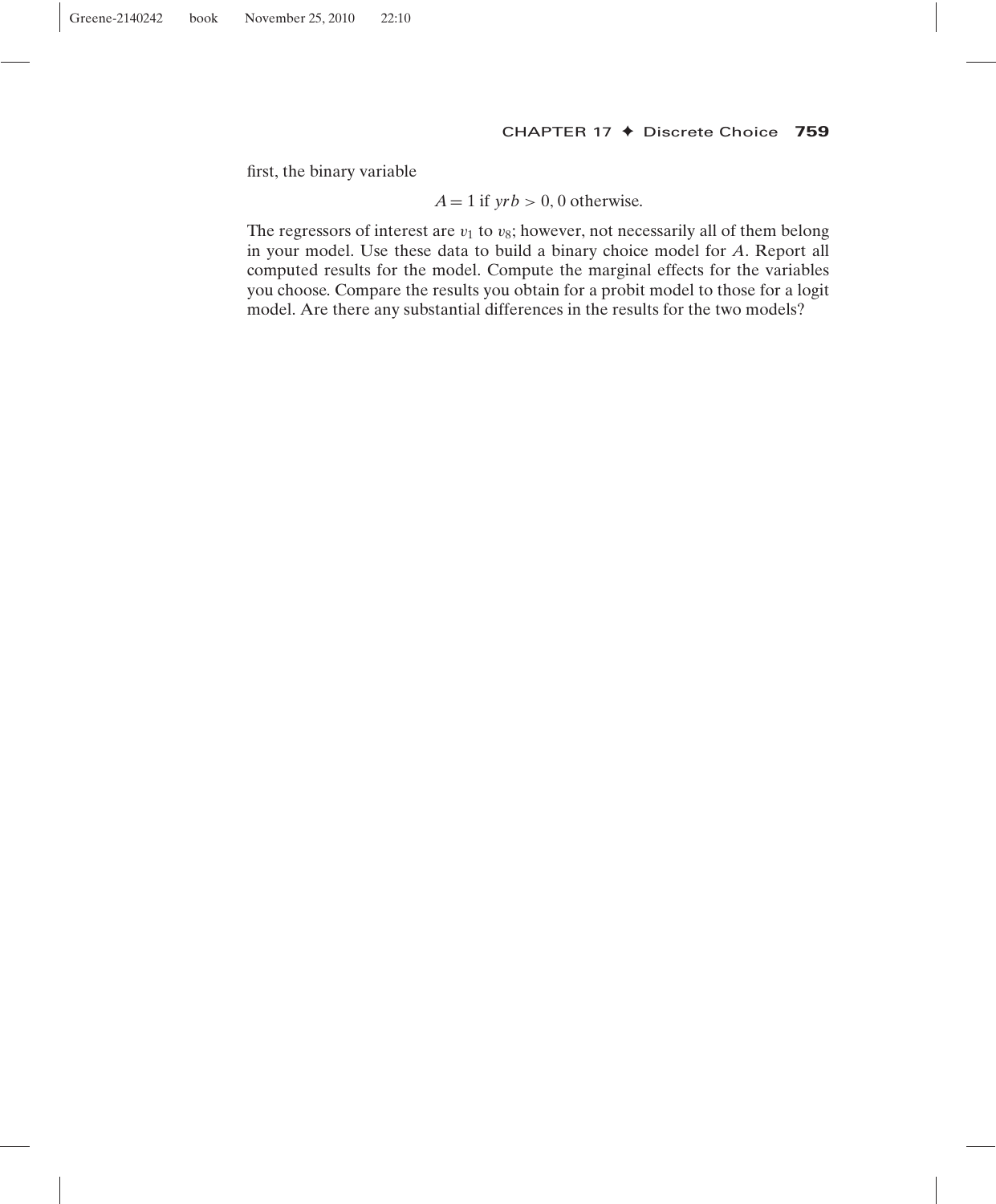first, the binary variable

$$A = 1 \text{ if } yrb > 0, 0 \text{ otherwise.}$$

The regressors of interest are $v_1$ to $v_8$; however, not necessarily all of them belong in your model. Use these data to build a binary choice model for $A$. Report all computed results for the model. Compute the marginal effects for the variables you choose. Compare the results you obtain for a probit model to those for a logit model. Are there any substantial differences in the results for the two models?